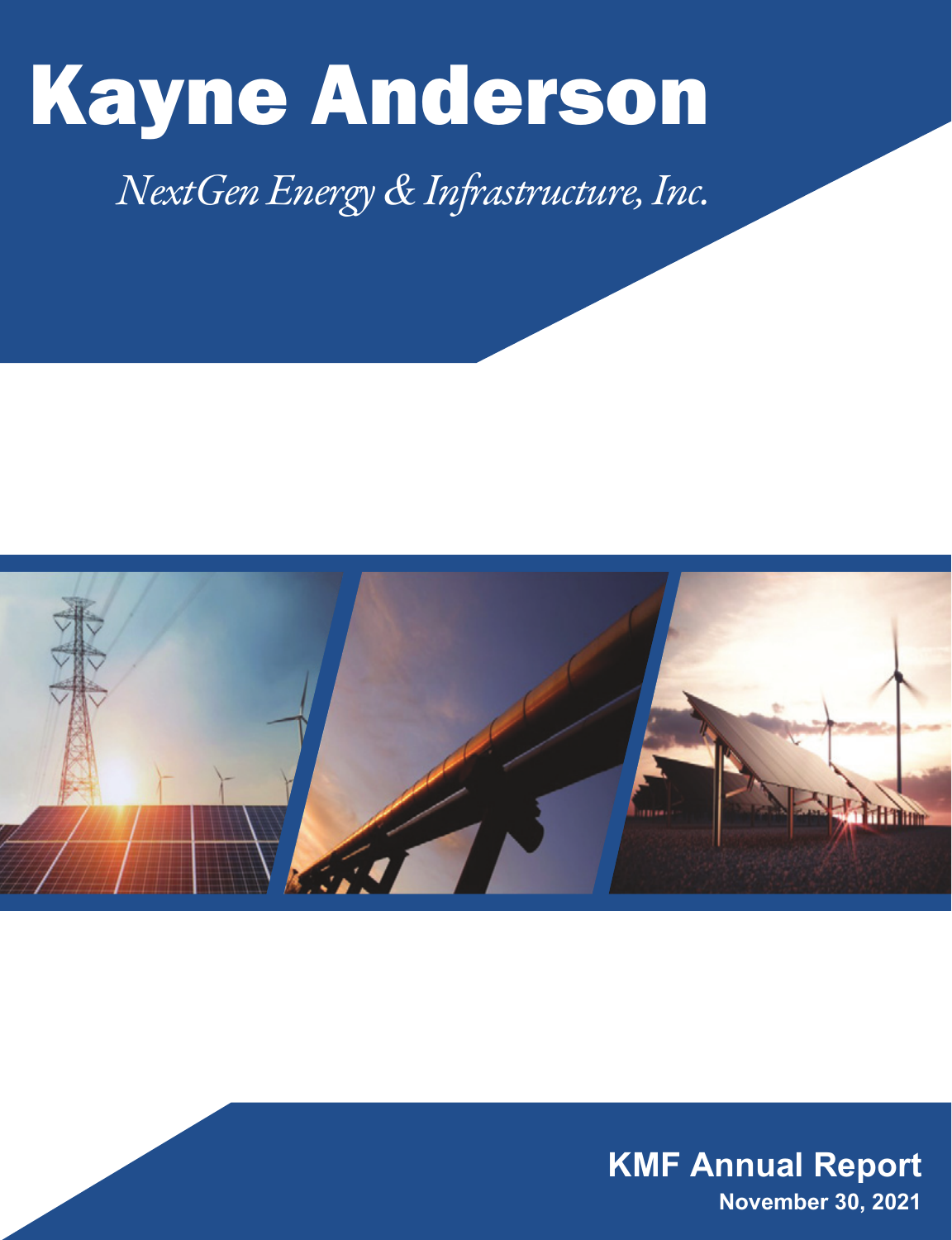# Kayne Anderson

*NextGen Energy & Infrastructure, Inc.*

**KMF Annual Report**

**November 30, 2021**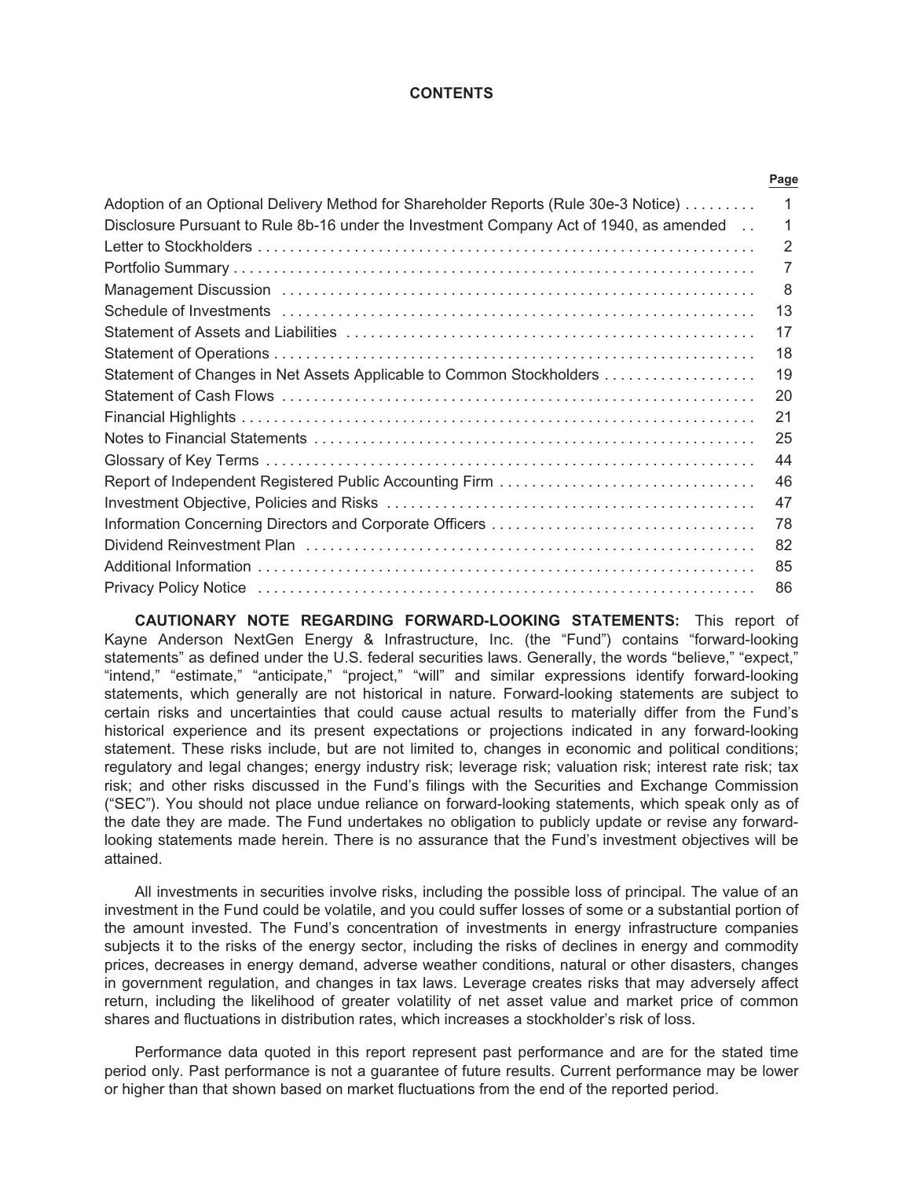# CONTENTS

| | Page |
|---|---|
| Adoption of an Optional Delivery Method for Shareholder Reports (Rule 30e-3 Notice) | 1 |
| Disclosure Pursuant to Rule 8b-16 under the Investment Company Act of 1940, as amended | 1 |
| Letter to Stockholders | 2 |
| Portfolio Summary | 7 |
| Management Discussion | 8 |
| Schedule of Investments | 13 |
| Statement of Assets and Liabilities | 17 |
| Statement of Operations | 18 |
| Statement of Changes in Net Assets Applicable to Common Stockholders | 19 |
| Statement of Cash Flows | 20 |
| Financial Highlights | 21 |
| Notes to Financial Statements | 25 |
| Glossary of Key Terms | 44 |
| Report of Independent Registered Public Accounting Firm | 46 |
| Investment Objective, Policies and Risks | 47 |
| Information Concerning Directors and Corporate Officers | 78 |
| Dividend Reinvestment Plan | 82 |
| Additional Information | 85 |
| Privacy Policy Notice | 86 |

**CAUTIONARY NOTE REGARDING FORWARD-LOOKING STATEMENTS:** This report of Kayne Anderson NextGen Energy & Infrastructure, Inc. (the "Fund") contains "forward-looking statements" as defined under the U.S. federal securities laws. Generally, the words "believe," "expect," "intend," "estimate," "anticipate," "project," "will" and similar expressions identify forward-looking statements, which generally are not historical in nature. Forward-looking statements are subject to certain risks and uncertainties that could cause actual results to materially differ from the Fund's historical experience and its present expectations or projections indicated in any forward-looking statement. These risks include, but are not limited to, changes in economic and political conditions; regulatory and legal changes; energy industry risk; leverage risk; valuation risk; interest rate risk; tax risk; and other risks discussed in the Fund's filings with the Securities and Exchange Commission ("SEC"). You should not place undue reliance on forward-looking statements, which speak only as of the date they are made. The Fund undertakes no obligation to publicly update or revise any forward-looking statements made herein. There is no assurance that the Fund's investment objectives will be attained.

All investments in securities involve risks, including the possible loss of principal. The value of an investment in the Fund could be volatile, and you could suffer losses of some or a substantial portion of the amount invested. The Fund's concentration of investments in energy infrastructure companies subjects it to the risks of the energy sector, including the risks of declines in energy and commodity prices, decreases in energy demand, adverse weather conditions, natural or other disasters, changes in government regulation, and changes in tax laws. Leverage creates risks that may adversely affect return, including the likelihood of greater volatility of net asset value and market price of common shares and fluctuations in distribution rates, which increases a stockholder's risk of loss.

Performance data quoted in this report represent past performance and are for the stated time period only. Past performance is not a guarantee of future results. Current performance may be lower or higher than that shown based on market fluctuations from the end of the reported period.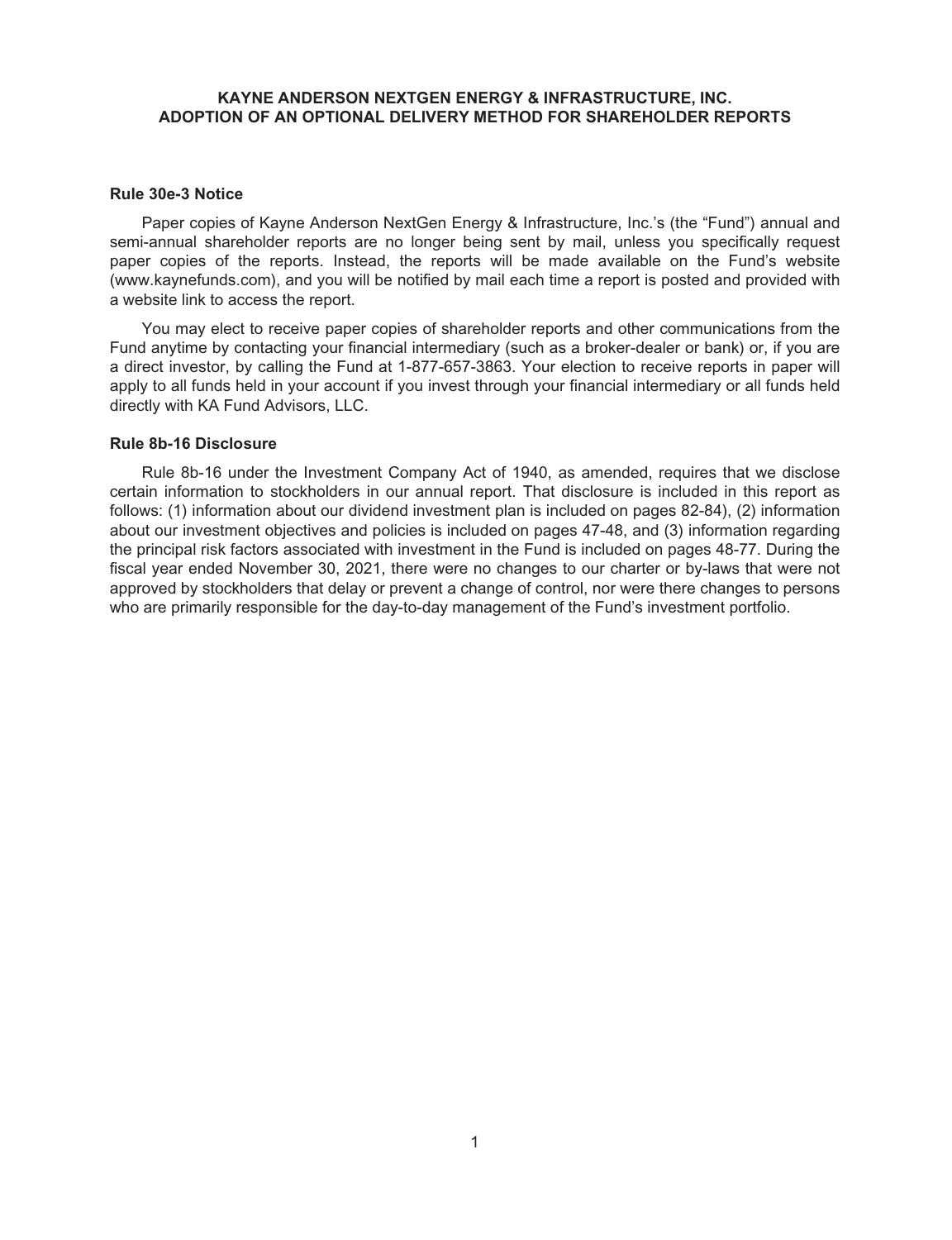# KAYNE ANDERSON NEXTGEN ENERGY & INFRASTRUCTURE, INC.
# ADOPTION OF AN OPTIONAL DELIVERY METHOD FOR SHAREHOLDER REPORTS

### Rule 30e-3 Notice

Paper copies of Kayne Anderson NextGen Energy & Infrastructure, Inc.'s (the "Fund") annual and semi-annual shareholder reports are no longer being sent by mail, unless you specifically request paper copies of the reports. Instead, the reports will be made available on the Fund's website (www.kaynefunds.com), and you will be notified by mail each time a report is posted and provided with a website link to access the report.

You may elect to receive paper copies of shareholder reports and other communications from the Fund anytime by contacting your financial intermediary (such as a broker-dealer or bank) or, if you are a direct investor, by calling the Fund at 1-877-657-3863. Your election to receive reports in paper will apply to all funds held in your account if you invest through your financial intermediary or all funds held directly with KA Fund Advisors, LLC.

### Rule 8b-16 Disclosure

Rule 8b-16 under the Investment Company Act of 1940, as amended, requires that we disclose certain information to stockholders in our annual report. That disclosure is included in this report as follows: (1) information about our dividend investment plan is included on pages 82-84), (2) information about our investment objectives and policies is included on pages 47-48, and (3) information regarding the principal risk factors associated with investment in the Fund is included on pages 48-77. During the fiscal year ended November 30, 2021, there were no changes to our charter or by-laws that were not approved by stockholders that delay or prevent a change of control, nor were there changes to persons who are primarily responsible for the day-to-day management of the Fund's investment portfolio.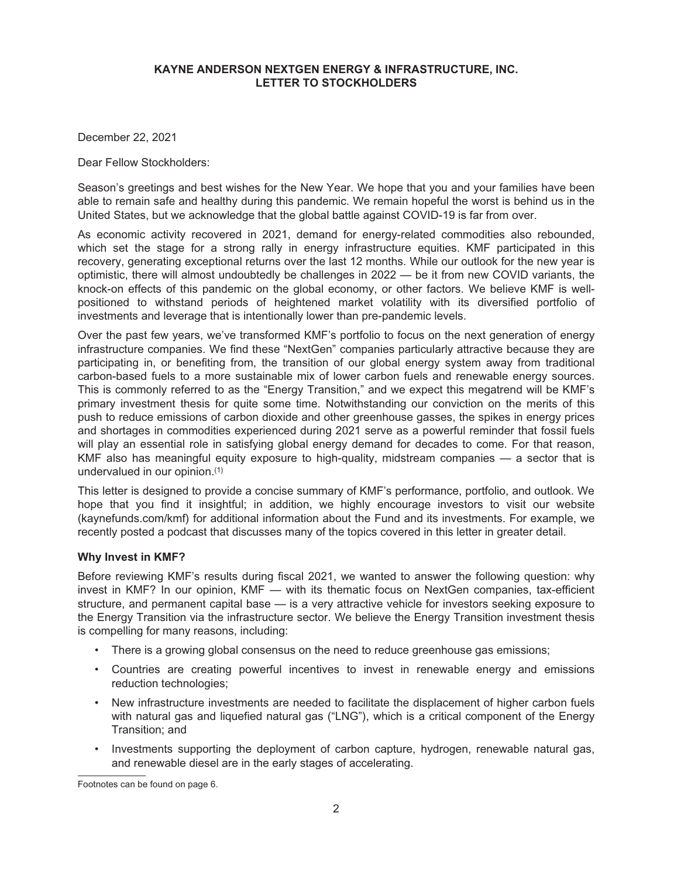# KAYNE ANDERSON NEXTGEN ENERGY & INFRASTRUCTURE, INC.
## LETTER TO STOCKHOLDERS

December 22, 2021

Dear Fellow Stockholders:

Season's greetings and best wishes for the New Year. We hope that you and your families have been able to remain safe and healthy during this pandemic. We remain hopeful the worst is behind us in the United States, but we acknowledge that the global battle against COVID-19 is far from over.

As economic activity recovered in 2021, demand for energy-related commodities also rebounded, which set the stage for a strong rally in energy infrastructure equities. KMF participated in this recovery, generating exceptional returns over the last 12 months. While our outlook for the new year is optimistic, there will almost undoubtedly be challenges in 2022 — be it from new COVID variants, the knock-on effects of this pandemic on the global economy, or other factors. We believe KMF is well-positioned to withstand periods of heightened market volatility with its diversified portfolio of investments and leverage that is intentionally lower than pre-pandemic levels.

Over the past few years, we've transformed KMF's portfolio to focus on the next generation of energy infrastructure companies. We find these "NextGen" companies particularly attractive because they are participating in, or benefiting from, the transition of our global energy system away from traditional carbon-based fuels to a more sustainable mix of lower carbon fuels and renewable energy sources. This is commonly referred to as the "Energy Transition," and we expect this megatrend will be KMF's primary investment thesis for quite some time. Notwithstanding our conviction on the merits of this push to reduce emissions of carbon dioxide and other greenhouse gasses, the spikes in energy prices and shortages in commodities experienced during 2021 serve as a powerful reminder that fossil fuels will play an essential role in satisfying global energy demand for decades to come. For that reason, KMF also has meaningful equity exposure to high-quality, midstream companies — a sector that is undervalued in our opinion.(1)

This letter is designed to provide a concise summary of KMF's performance, portfolio, and outlook. We hope that you find it insightful; in addition, we highly encourage investors to visit our website (kaynefunds.com/kmf) for additional information about the Fund and its investments. For example, we recently posted a podcast that discusses many of the topics covered in this letter in greater detail.

**Why Invest in KMF?**

Before reviewing KMF's results during fiscal 2021, we wanted to answer the following question: why invest in KMF? In our opinion, KMF — with its thematic focus on NextGen companies, tax-efficient structure, and permanent capital base — is a very attractive vehicle for investors seeking exposure to the Energy Transition via the infrastructure sector. We believe the Energy Transition investment thesis is compelling for many reasons, including:

- There is a growing global consensus on the need to reduce greenhouse gas emissions;
- Countries are creating powerful incentives to invest in renewable energy and emissions reduction technologies;
- New infrastructure investments are needed to facilitate the displacement of higher carbon fuels with natural gas and liquefied natural gas ("LNG"), which is a critical component of the Energy Transition; and
- Investments supporting the deployment of carbon capture, hydrogen, renewable natural gas, and renewable diesel are in the early stages of accelerating.

Footnotes can be found on page 6.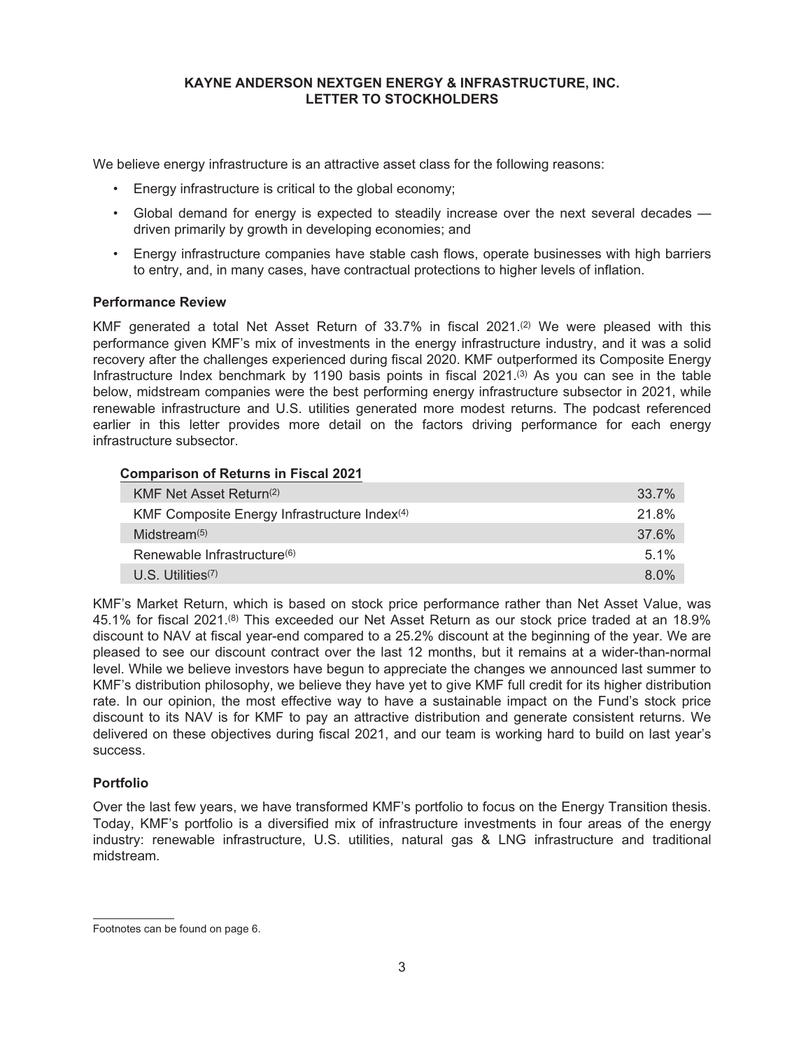**KAYNE ANDERSON NEXTGEN ENERGY & INFRASTRUCTURE, INC.**
**LETTER TO STOCKHOLDERS**

We believe energy infrastructure is an attractive asset class for the following reasons:

- Energy infrastructure is critical to the global economy;
- Global demand for energy is expected to steadily increase over the next several decades — driven primarily by growth in developing economies; and
- Energy infrastructure companies have stable cash flows, operate businesses with high barriers to entry, and, in many cases, have contractual protections to higher levels of inflation.

**Performance Review**

KMF generated a total Net Asset Return of 33.7% in fiscal 2021.[(2)] We were pleased with this performance given KMF's mix of investments in the energy infrastructure industry, and it was a solid recovery after the challenges experienced during fiscal 2020. KMF outperformed its Composite Energy Infrastructure Index benchmark by 1190 basis points in fiscal 2021.[(3)] As you can see in the table below, midstream companies were the best performing energy infrastructure subsector in 2021, while renewable infrastructure and U.S. utilities generated more modest returns. The podcast referenced earlier in this letter provides more detail on the factors driving performance for each energy infrastructure subsector.

**Comparison of Returns in Fiscal 2021**

| | |
|---|---|
| KMF Net Asset Return[(2)] | 33.7% |
| KMF Composite Energy Infrastructure Index[(4)] | 21.8% |
| Midstream[(5)] | 37.6% |
| Renewable Infrastructure[(6)] | 5.1% |
| U.S. Utilities[(7)] | 8.0% |

KMF's Market Return, which is based on stock price performance rather than Net Asset Value, was 45.1% for fiscal 2021.[(8)] This exceeded our Net Asset Return as our stock price traded at an 18.9% discount to NAV at fiscal year-end compared to a 25.2% discount at the beginning of the year. We are pleased to see our discount contract over the last 12 months, but it remains at a wider-than-normal level. While we believe investors have begun to appreciate the changes we announced last summer to KMF's distribution philosophy, we believe they have yet to give KMF full credit for its higher distribution rate. In our opinion, the most effective way to have a sustainable impact on the Fund's stock price discount to its NAV is for KMF to pay an attractive distribution and generate consistent returns. We delivered on these objectives during fiscal 2021, and our team is working hard to build on last year's success.

**Portfolio**

Over the last few years, we have transformed KMF's portfolio to focus on the Energy Transition thesis. Today, KMF's portfolio is a diversified mix of infrastructure investments in four areas of the energy industry: renewable infrastructure, U.S. utilities, natural gas & LNG infrastructure and traditional midstream.

Footnotes can be found on page 6.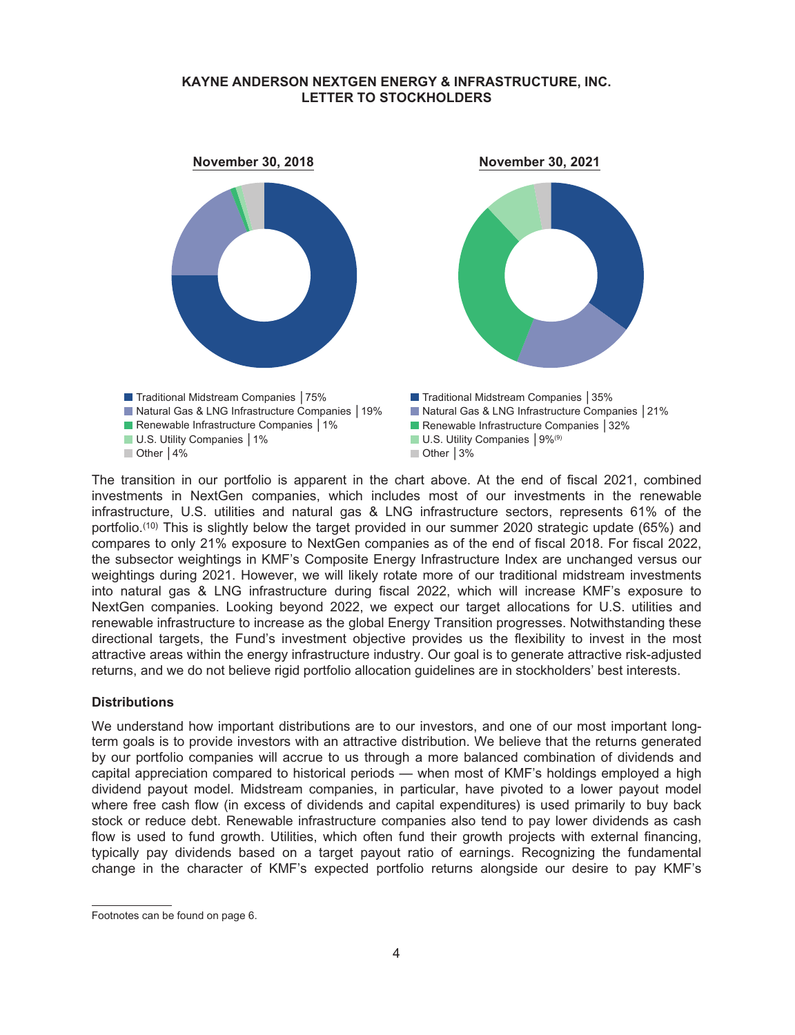**KAYNE ANDERSON NEXTGEN ENERGY & INFRASTRUCTURE, INC.**
**LETTER TO STOCKHOLDERS**

**November 30, 2018**

- Traditional Midstream Companies | 75%
- Natural Gas & LNG Infrastructure Companies | 19%
- Renewable Infrastructure Companies | 1%
- U.S. Utility Companies | 1%
- Other | 4%

**November 30, 2021**

- Traditional Midstream Companies | 35%
- Natural Gas & LNG Infrastructure Companies | 21%
- Renewable Infrastructure Companies | 32%
- U.S. Utility Companies | 9%[9]
- Other | 3%

The transition in our portfolio is apparent in the chart above. At the end of fiscal 2021, combined investments in NextGen companies, which includes most of our investments in the renewable infrastructure, U.S. utilities and natural gas & LNG infrastructure sectors, represents 61% of the portfolio.[10] This is slightly below the target provided in our summer 2020 strategic update (65%) and compares to only 21% exposure to NextGen companies as of the end of fiscal 2018. For fiscal 2022, the subsector weightings in KMF's Composite Energy Infrastructure Index are unchanged versus our weightings during 2021. However, we will likely rotate more of our traditional midstream investments into natural gas & LNG infrastructure during fiscal 2022, which will increase KMF's exposure to NextGen companies. Looking beyond 2022, we expect our target allocations for U.S. utilities and renewable infrastructure to increase as the global Energy Transition progresses. Notwithstanding these directional targets, the Fund's investment objective provides us the flexibility to invest in the most attractive areas within the energy infrastructure industry. Our goal is to generate attractive risk-adjusted returns, and we do not believe rigid portfolio allocation guidelines are in stockholders' best interests.

**Distributions**

We understand how important distributions are to our investors, and one of our most important long-term goals is to provide investors with an attractive distribution. We believe that the returns generated by our portfolio companies will accrue to us through a more balanced combination of dividends and capital appreciation compared to historical periods — when most of KMF's holdings employed a high dividend payout model. Midstream companies, in particular, have pivoted to a lower payout model where free cash flow (in excess of dividends and capital expenditures) is used primarily to buy back stock or reduce debt. Renewable infrastructure companies also tend to pay lower dividends as cash flow is used to fund growth. Utilities, which often fund their growth projects with external financing, typically pay dividends based on a target payout ratio of earnings. Recognizing the fundamental change in the character of KMF's expected portfolio returns alongside our desire to pay KMF's

Footnotes can be found on page 6.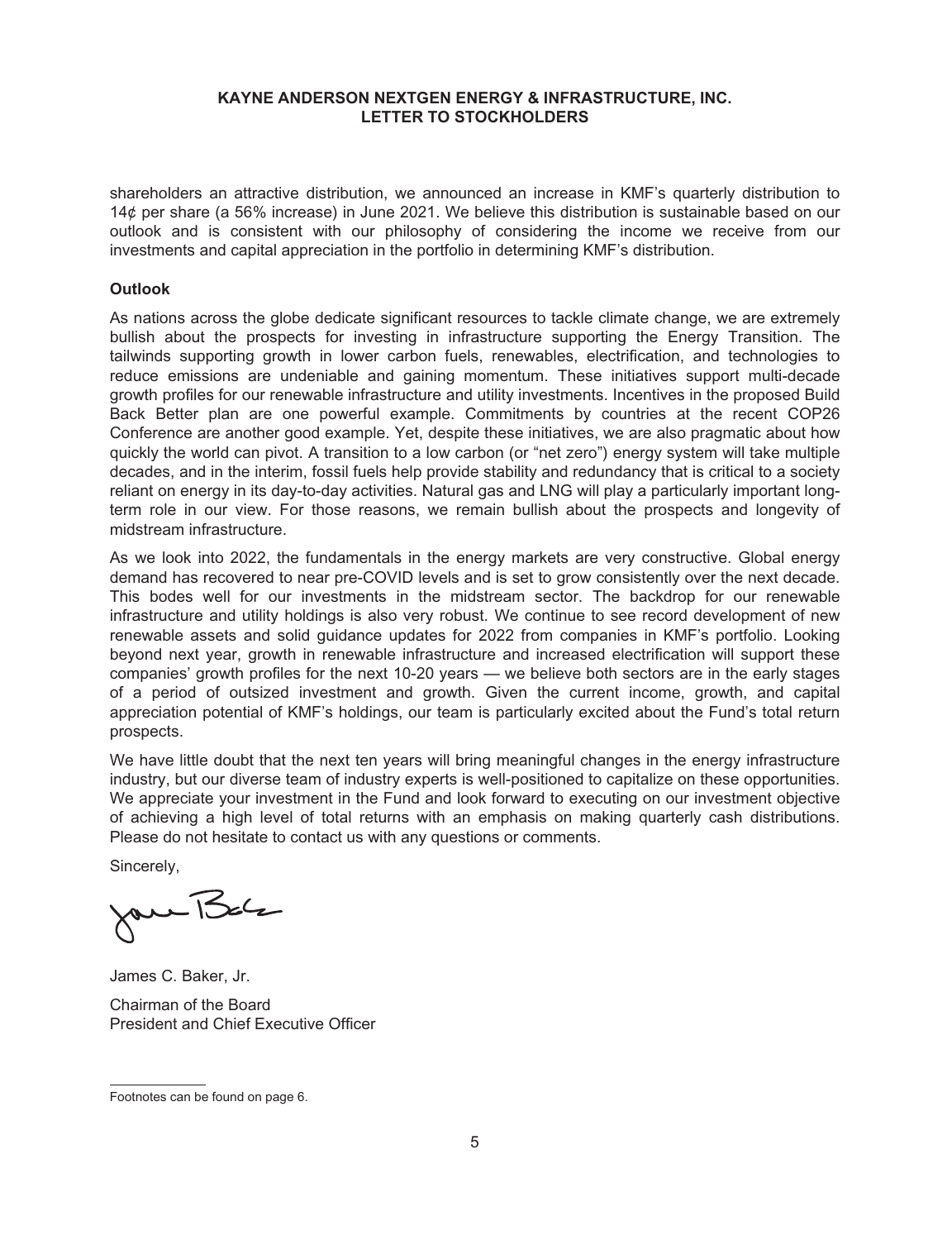# KAYNE ANDERSON NEXTGEN ENERGY & INFRASTRUCTURE, INC.
# LETTER TO STOCKHOLDERS

shareholders an attractive distribution, we announced an increase in KMF's quarterly distribution to 14¢ per share (a 56% increase) in June 2021. We believe this distribution is sustainable based on our outlook and is consistent with our philosophy of considering the income we receive from our investments and capital appreciation in the portfolio in determining KMF's distribution.

**Outlook**

As nations across the globe dedicate significant resources to tackle climate change, we are extremely bullish about the prospects for investing in infrastructure supporting the Energy Transition. The tailwinds supporting growth in lower carbon fuels, renewables, electrification, and technologies to reduce emissions are undeniable and gaining momentum. These initiatives support multi-decade growth profiles for our renewable infrastructure and utility investments. Incentives in the proposed Build Back Better plan are one powerful example. Commitments by countries at the recent COP26 Conference are another good example. Yet, despite these initiatives, we are also pragmatic about how quickly the world can pivot. A transition to a low carbon (or "net zero") energy system will take multiple decades, and in the interim, fossil fuels help provide stability and redundancy that is critical to a society reliant on energy in its day-to-day activities. Natural gas and LNG will play a particularly important long-term role in our view. For those reasons, we remain bullish about the prospects and longevity of midstream infrastructure.

As we look into 2022, the fundamentals in the energy markets are very constructive. Global energy demand has recovered to near pre-COVID levels and is set to grow consistently over the next decade. This bodes well for our investments in the midstream sector. The backdrop for our renewable infrastructure and utility holdings is also very robust. We continue to see record development of new renewable assets and solid guidance updates for 2022 from companies in KMF's portfolio. Looking beyond next year, growth in renewable infrastructure and increased electrification will support these companies' growth profiles for the next 10-20 years — we believe both sectors are in the early stages of a period of outsized investment and growth. Given the current income, growth, and capital appreciation potential of KMF's holdings, our team is particularly excited about the Fund's total return prospects.

We have little doubt that the next ten years will bring meaningful changes in the energy infrastructure industry, but our diverse team of industry experts is well-positioned to capitalize on these opportunities. We appreciate your investment in the Fund and look forward to executing on our investment objective of achieving a high level of total returns with an emphasis on making quarterly cash distributions. Please do not hesitate to contact us with any questions or comments.

Sincerely,

James C. Baker, Jr.

Chairman of the Board
President and Chief Executive Officer

Footnotes can be found on page 6.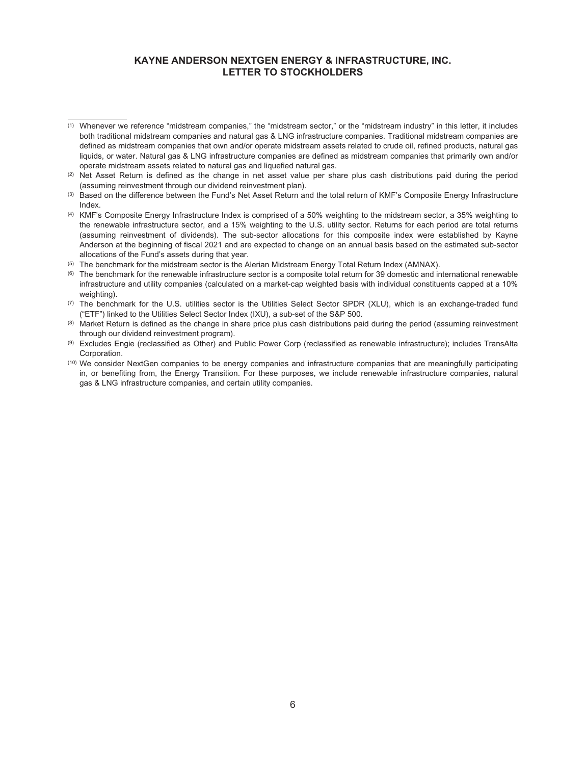# KAYNE ANDERSON NEXTGEN ENERGY & INFRASTRUCTURE, INC.
# LETTER TO STOCKHOLDERS

---

(1) Whenever we reference "midstream companies," the "midstream sector," or the "midstream industry" in this letter, it includes both traditional midstream companies and natural gas & LNG infrastructure companies. Traditional midstream companies are defined as midstream companies that own and/or operate midstream assets related to crude oil, refined products, natural gas liquids, or water. Natural gas & LNG infrastructure companies are defined as midstream companies that primarily own and/or operate midstream assets related to natural gas and liquefied natural gas.

(2) Net Asset Return is defined as the change in net asset value per share plus cash distributions paid during the period (assuming reinvestment through our dividend reinvestment plan).

(3) Based on the difference between the Fund's Net Asset Return and the total return of KMF's Composite Energy Infrastructure Index.

(4) KMF's Composite Energy Infrastructure Index is comprised of a 50% weighting to the midstream sector, a 35% weighting to the renewable infrastructure sector, and a 15% weighting to the U.S. utility sector. Returns for each period are total returns (assuming reinvestment of dividends). The sub-sector allocations for this composite index were established by Kayne Anderson at the beginning of fiscal 2021 and are expected to change on an annual basis based on the estimated sub-sector allocations of the Fund's assets during that year.

(5) The benchmark for the midstream sector is the Alerian Midstream Energy Total Return Index (AMNAX).

(6) The benchmark for the renewable infrastructure sector is a composite total return for 39 domestic and international renewable infrastructure and utility companies (calculated on a market-cap weighted basis with individual constituents capped at a 10% weighting).

(7) The benchmark for the U.S. utilities sector is the Utilities Select Sector SPDR (XLU), which is an exchange-traded fund ("ETF") linked to the Utilities Select Sector Index (IXU), a sub-set of the S&P 500.

(8) Market Return is defined as the change in share price plus cash distributions paid during the period (assuming reinvestment through our dividend reinvestment program).

(9) Excludes Engie (reclassified as Other) and Public Power Corp (reclassified as renewable infrastructure); includes TransAlta Corporation.

(10) We consider NextGen companies to be energy companies and infrastructure companies that are meaningfully participating in, or benefiting from, the Energy Transition. For these purposes, we include renewable infrastructure companies, natural gas & LNG infrastructure companies, and certain utility companies.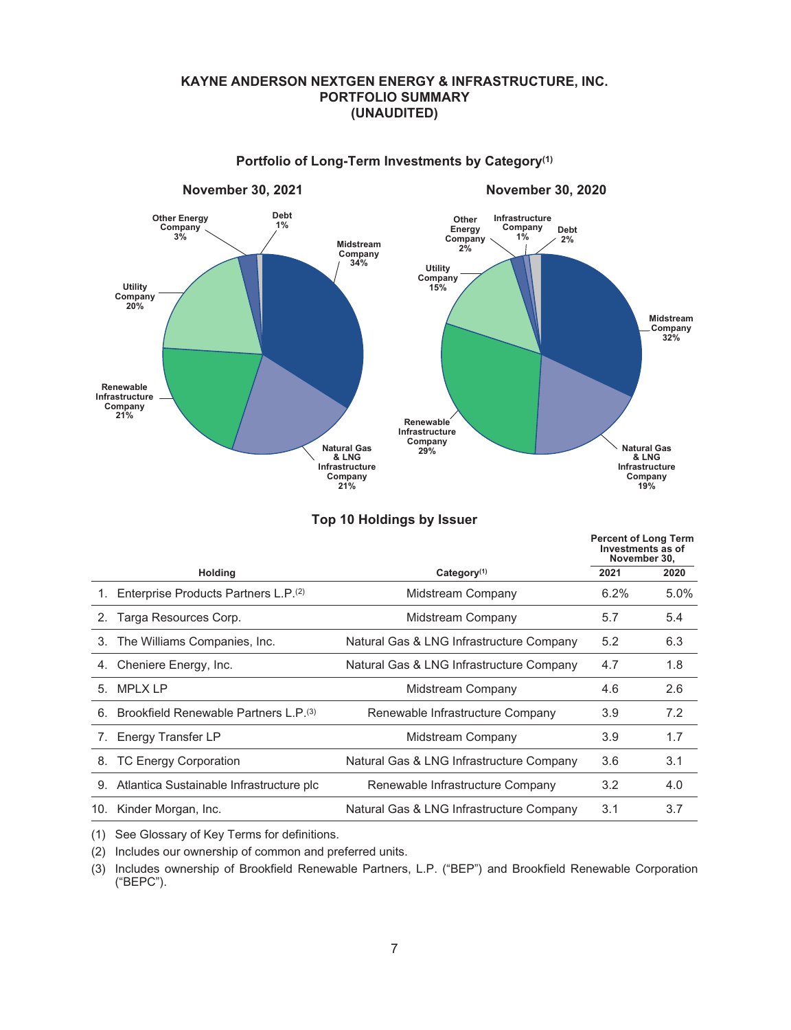# KAYNE ANDERSON NEXTGEN ENERGY & INFRASTRUCTURE, INC.
## PORTFOLIO SUMMARY
## (UNAUDITED)

### Portfolio of Long-Term Investments by Category[(1)]

**November 30, 2021**

- Midstream Company 34%
- Natural Gas & LNG Infrastructure Company 21%
- Renewable Infrastructure Company 21%
- Utility Company 20%
- Other Energy Company 3%
- Debt 1%

**November 30, 2020**

- Midstream Company 32%
- Natural Gas & LNG Infrastructure Company 19%
- Renewable Infrastructure Company 29%
- Utility Company 15%
- Other Energy Company 2%
- Infrastructure Company 1%
- Debt 2%

### Top 10 Holdings by Issuer

| | Holding | Category[(1)] | Percent of Long Term Investments as of November 30, 2021 | 2020 |
|---|---|---|---|---|
| 1. | Enterprise Products Partners L.P.[(2)] | Midstream Company | 6.2% | 5.0% |
| 2. | Targa Resources Corp. | Midstream Company | 5.7 | 5.4 |
| 3. | The Williams Companies, Inc. | Natural Gas & LNG Infrastructure Company | 5.2 | 6.3 |
| 4. | Cheniere Energy, Inc. | Natural Gas & LNG Infrastructure Company | 4.7 | 1.8 |
| 5. | MPLX LP | Midstream Company | 4.6 | 2.6 |
| 6. | Brookfield Renewable Partners L.P.[(3)] | Renewable Infrastructure Company | 3.9 | 7.2 |
| 7. | Energy Transfer LP | Midstream Company | 3.9 | 1.7 |
| 8. | TC Energy Corporation | Natural Gas & LNG Infrastructure Company | 3.6 | 3.1 |
| 9. | Atlantica Sustainable Infrastructure plc | Renewable Infrastructure Company | 3.2 | 4.0 |
| 10. | Kinder Morgan, Inc. | Natural Gas & LNG Infrastructure Company | 3.1 | 3.7 |

(1) See Glossary of Key Terms for definitions.

(2) Includes our ownership of common and preferred units.

(3) Includes ownership of Brookfield Renewable Partners, L.P. ("BEP") and Brookfield Renewable Corporation ("BEPC").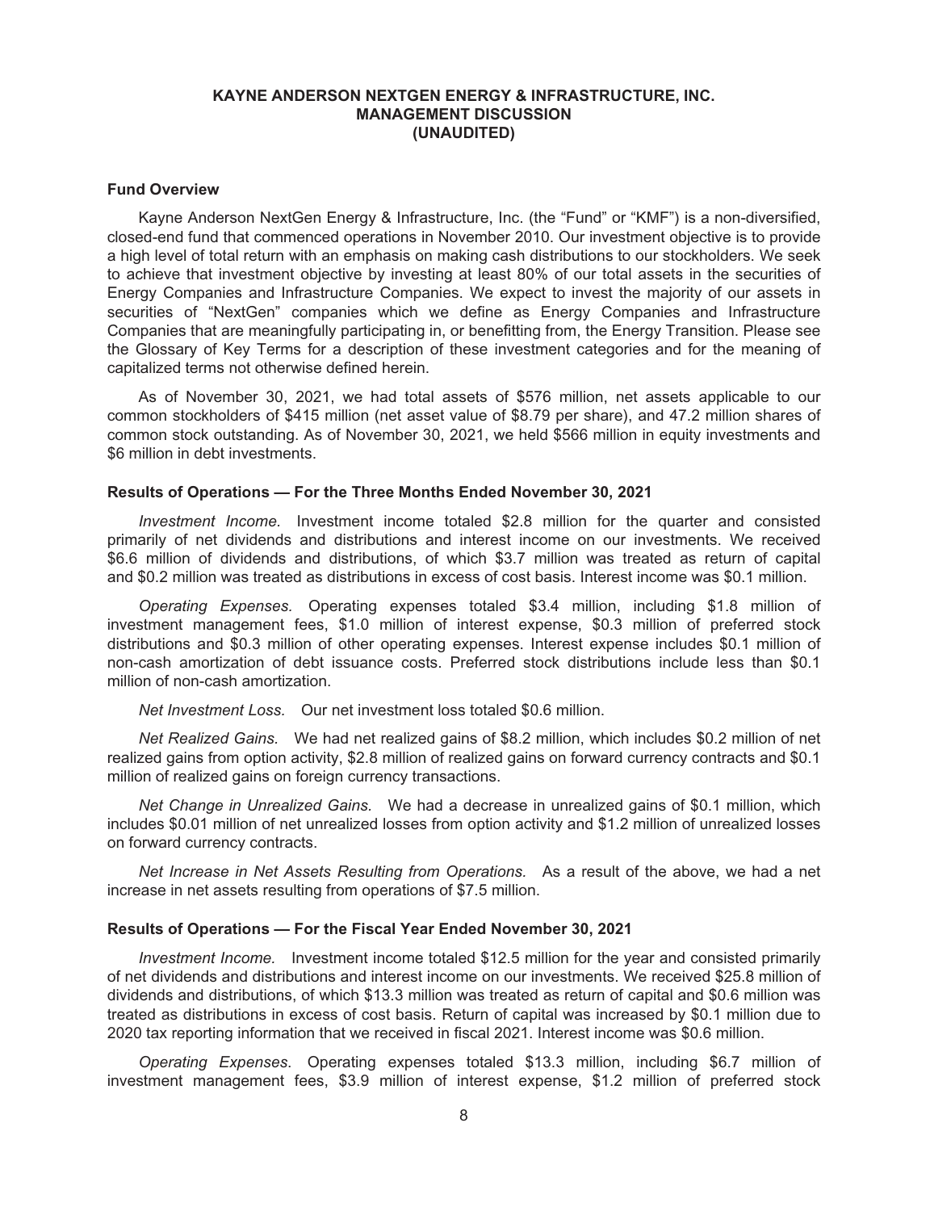# KAYNE ANDERSON NEXTGEN ENERGY & INFRASTRUCTURE, INC.
## MANAGEMENT DISCUSSION
## (UNAUDITED)

### Fund Overview

Kayne Anderson NextGen Energy & Infrastructure, Inc. (the "Fund" or "KMF") is a non-diversified, closed-end fund that commenced operations in November 2010. Our investment objective is to provide a high level of total return with an emphasis on making cash distributions to our stockholders. We seek to achieve that investment objective by investing at least 80% of our total assets in the securities of Energy Companies and Infrastructure Companies. We expect to invest the majority of our assets in securities of "NextGen" companies which we define as Energy Companies and Infrastructure Companies that are meaningfully participating in, or benefitting from, the Energy Transition. Please see the Glossary of Key Terms for a description of these investment categories and for the meaning of capitalized terms not otherwise defined herein.

As of November 30, 2021, we had total assets of $576 million, net assets applicable to our common stockholders of $415 million (net asset value of $8.79 per share), and 47.2 million shares of common stock outstanding. As of November 30, 2021, we held $566 million in equity investments and $6 million in debt investments.

### Results of Operations — For the Three Months Ended November 30, 2021

*Investment Income.* Investment income totaled $2.8 million for the quarter and consisted primarily of net dividends and distributions and interest income on our investments. We received $6.6 million of dividends and distributions, of which $3.7 million was treated as return of capital and $0.2 million was treated as distributions in excess of cost basis. Interest income was $0.1 million.

*Operating Expenses.* Operating expenses totaled $3.4 million, including $1.8 million of investment management fees, $1.0 million of interest expense, $0.3 million of preferred stock distributions and $0.3 million of other operating expenses. Interest expense includes $0.1 million of non-cash amortization of debt issuance costs. Preferred stock distributions include less than $0.1 million of non-cash amortization.

*Net Investment Loss.* Our net investment loss totaled $0.6 million.

*Net Realized Gains.* We had net realized gains of $8.2 million, which includes $0.2 million of net realized gains from option activity, $2.8 million of realized gains on forward currency contracts and $0.1 million of realized gains on foreign currency transactions.

*Net Change in Unrealized Gains.* We had a decrease in unrealized gains of $0.1 million, which includes $0.01 million of net unrealized losses from option activity and $1.2 million of unrealized losses on forward currency contracts.

*Net Increase in Net Assets Resulting from Operations.* As a result of the above, we had a net increase in net assets resulting from operations of $7.5 million.

### Results of Operations — For the Fiscal Year Ended November 30, 2021

*Investment Income.* Investment income totaled $12.5 million for the year and consisted primarily of net dividends and distributions and interest income on our investments. We received $25.8 million of dividends and distributions, of which $13.3 million was treated as return of capital and $0.6 million was treated as distributions in excess of cost basis. Return of capital was increased by $0.1 million due to 2020 tax reporting information that we received in fiscal 2021. Interest income was $0.6 million.

*Operating Expenses.* Operating expenses totaled $13.3 million, including $6.7 million of investment management fees, $3.9 million of interest expense, $1.2 million of preferred stock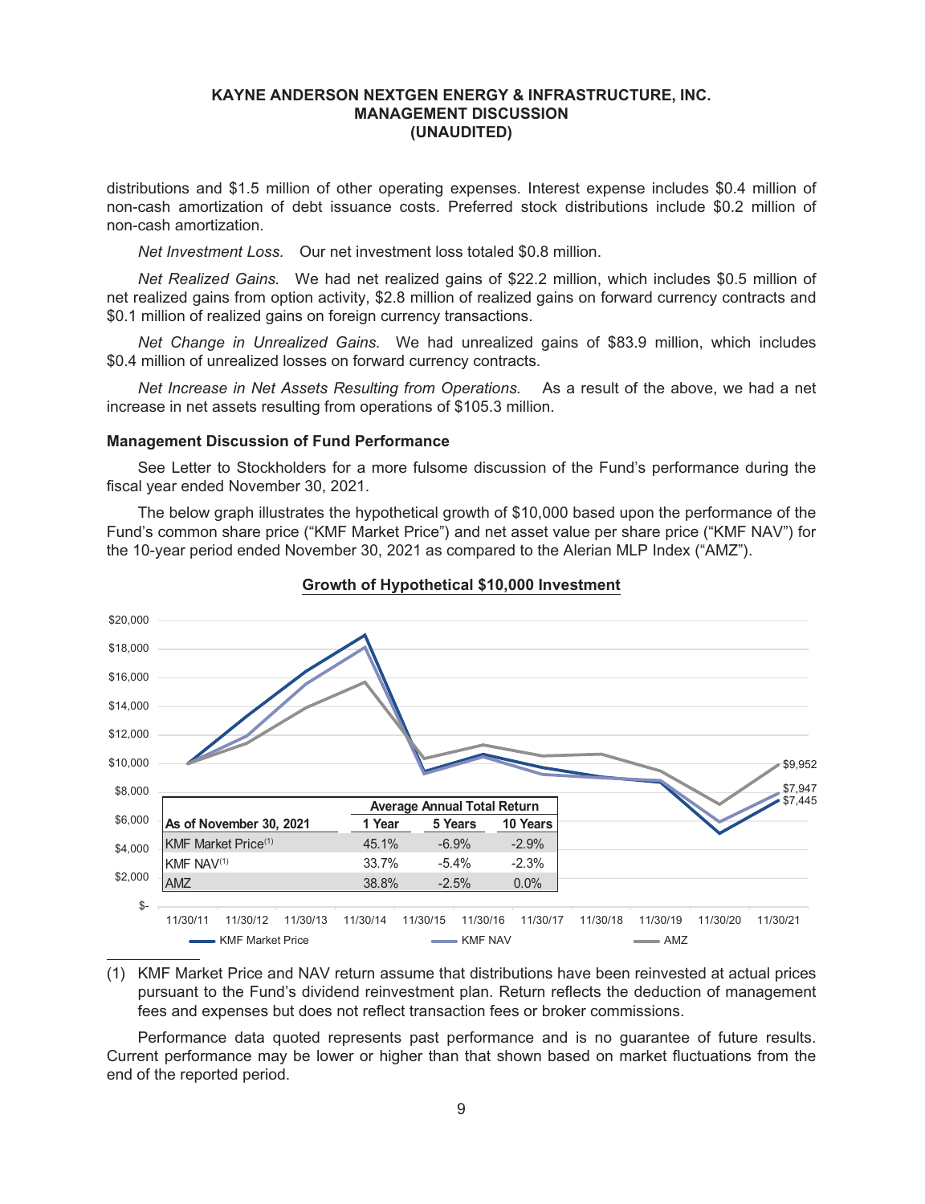distributions and $1.5 million of other operating expenses. Interest expense includes $0.4 million of non-cash amortization of debt issuance costs. Preferred stock distributions include $0.2 million of non-cash amortization.

*Net Investment Loss.* Our net investment loss totaled $0.8 million.

*Net Realized Gains.* We had net realized gains of $22.2 million, which includes $0.5 million of net realized gains from option activity, $2.8 million of realized gains on forward currency contracts and $0.1 million of realized gains on foreign currency transactions.

*Net Change in Unrealized Gains.* We had unrealized gains of $83.9 million, which includes $0.4 million of unrealized losses on forward currency contracts.

*Net Increase in Net Assets Resulting from Operations.* As a result of the above, we had a net increase in net assets resulting from operations of $105.3 million.

**Management Discussion of Fund Performance**

See Letter to Stockholders for a more fulsome discussion of the Fund's performance during the fiscal year ended November 30, 2021.

The below graph illustrates the hypothetical growth of $10,000 based upon the performance of the Fund's common share price ("KMF Market Price") and net asset value per share price ("KMF NAV") for the 10-year period ended November 30, 2021 as compared to the Alerian MLP Index ("AMZ").

**Growth of Hypothetical $10,000 Investment**

| As of November 30, 2021 | Average Annual Total Return | | |
|---|---|---|---|
| | 1 Year | 5 Years | 10 Years |
| KMF Market Price[(1)] | 45.1% | -6.9% | -2.9% |
| KMF NAV[(1)] | 33.7% | -5.4% | -2.3% |
| AMZ | 38.8% | -2.5% | 0.0% |

Ending values as of 11/30/21: AMZ $9,952; KMF NAV $7,947; KMF Market Price $7,445

(1) KMF Market Price and NAV return assume that distributions have been reinvested at actual prices pursuant to the Fund's dividend reinvestment plan. Return reflects the deduction of management fees and expenses but does not reflect transaction fees or broker commissions.

Performance data quoted represents past performance and is no guarantee of future results. Current performance may be lower or higher than that shown based on market fluctuations from the end of the reported period.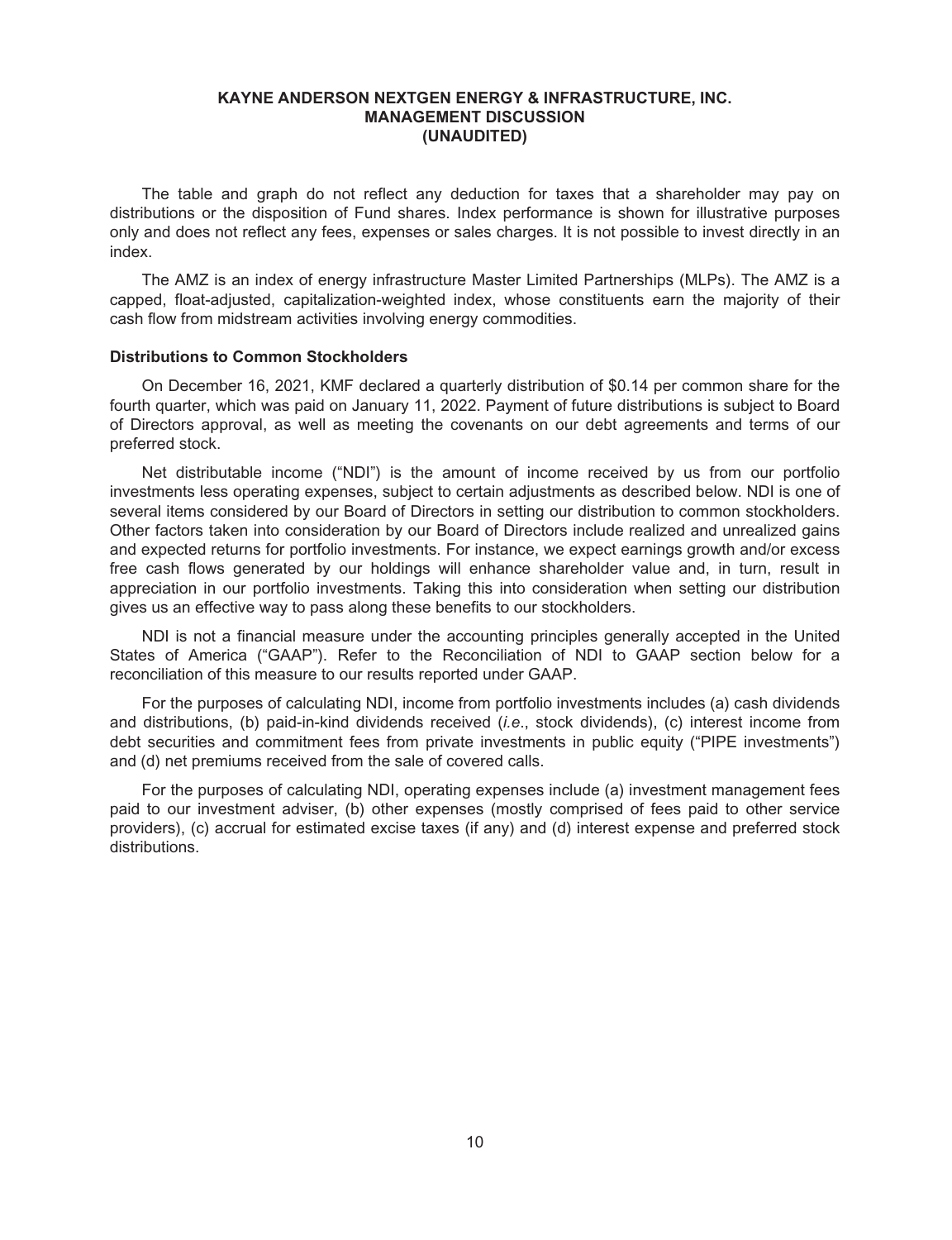The table and graph do not reflect any deduction for taxes that a shareholder may pay on distributions or the disposition of Fund shares. Index performance is shown for illustrative purposes only and does not reflect any fees, expenses or sales charges. It is not possible to invest directly in an index.

The AMZ is an index of energy infrastructure Master Limited Partnerships (MLPs). The AMZ is a capped, float-adjusted, capitalization-weighted index, whose constituents earn the majority of their cash flow from midstream activities involving energy commodities.

### Distributions to Common Stockholders

On December 16, 2021, KMF declared a quarterly distribution of $0.14 per common share for the fourth quarter, which was paid on January 11, 2022. Payment of future distributions is subject to Board of Directors approval, as well as meeting the covenants on our debt agreements and terms of our preferred stock.

Net distributable income ("NDI") is the amount of income received by us from our portfolio investments less operating expenses, subject to certain adjustments as described below. NDI is one of several items considered by our Board of Directors in setting our distribution to common stockholders. Other factors taken into consideration by our Board of Directors include realized and unrealized gains and expected returns for portfolio investments. For instance, we expect earnings growth and/or excess free cash flows generated by our holdings will enhance shareholder value and, in turn, result in appreciation in our portfolio investments. Taking this into consideration when setting our distribution gives us an effective way to pass along these benefits to our stockholders.

NDI is not a financial measure under the accounting principles generally accepted in the United States of America ("GAAP"). Refer to the Reconciliation of NDI to GAAP section below for a reconciliation of this measure to our results reported under GAAP.

For the purposes of calculating NDI, income from portfolio investments includes (a) cash dividends and distributions, (b) paid-in-kind dividends received (*i.e*., stock dividends), (c) interest income from debt securities and commitment fees from private investments in public equity ("PIPE investments") and (d) net premiums received from the sale of covered calls.

For the purposes of calculating NDI, operating expenses include (a) investment management fees paid to our investment adviser, (b) other expenses (mostly comprised of fees paid to other service providers), (c) accrual for estimated excise taxes (if any) and (d) interest expense and preferred stock distributions.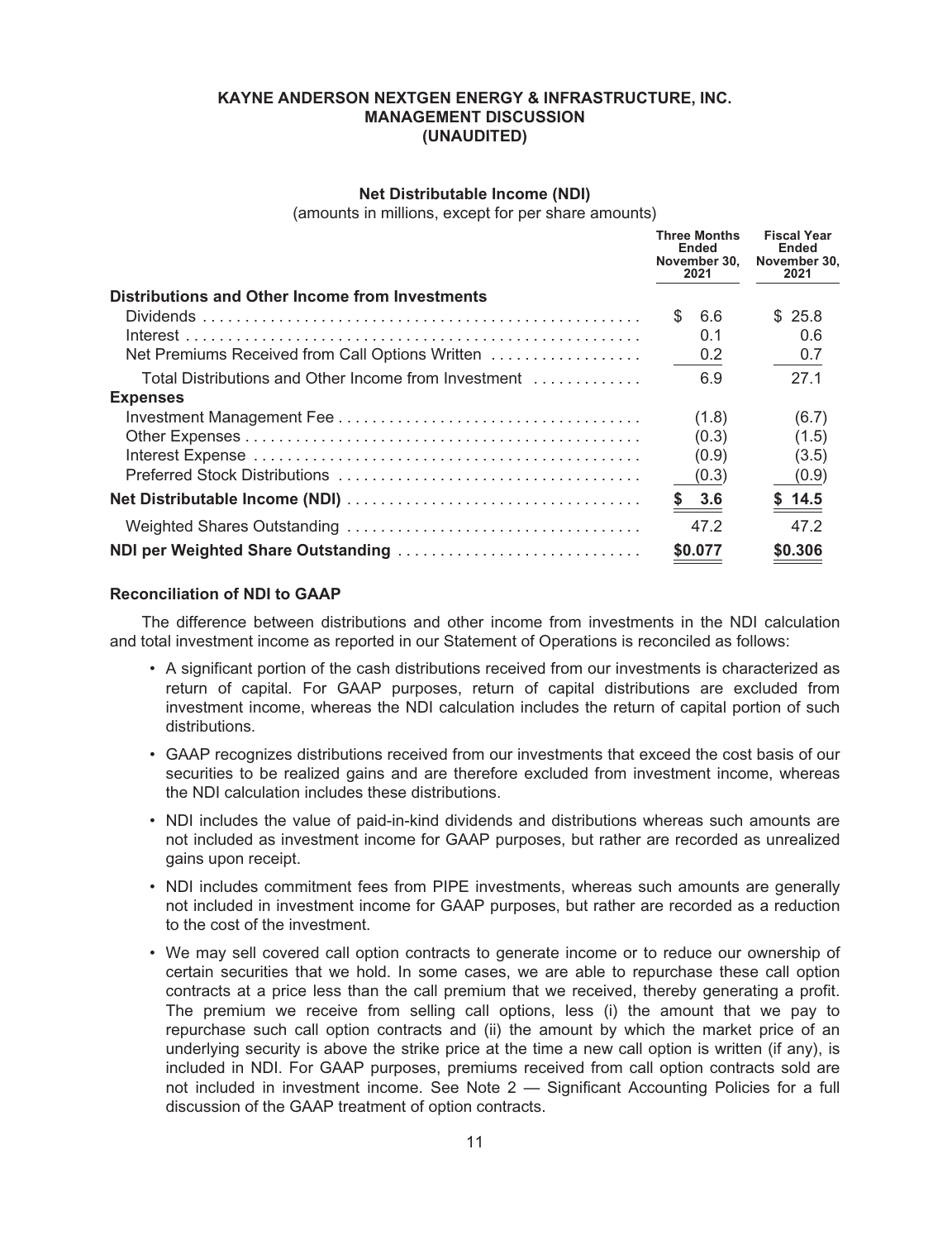**KAYNE ANDERSON NEXTGEN ENERGY & INFRASTRUCTURE, INC.**
**MANAGEMENT DISCUSSION**
**(UNAUDITED)**

**Net Distributable Income (NDI)**

(amounts in millions, except for per share amounts)

| | Three Months Ended November 30, 2021 | Fiscal Year Ended November 30, 2021 |
|---|---|---|
| **Distributions and Other Income from Investments** | | |
| Dividends | $ 6.6 | $ 25.8 |
| Interest | 0.1 | 0.6 |
| Net Premiums Received from Call Options Written | 0.2 | 0.7 |
| Total Distributions and Other Income from Investment | 6.9 | 27.1 |
| **Expenses** | | |
| Investment Management Fee | (1.8) | (6.7) |
| Other Expenses | (0.3) | (1.5) |
| Interest Expense | (0.9) | (3.5) |
| Preferred Stock Distributions | (0.3) | (0.9) |
| **Net Distributable Income (NDI)** | **$ 3.6** | **$ 14.5** |
| Weighted Shares Outstanding | 47.2 | 47.2 |
| **NDI per Weighted Share Outstanding** | **$0.077** | **$0.306** |

**Reconciliation of NDI to GAAP**

The difference between distributions and other income from investments in the NDI calculation and total investment income as reported in our Statement of Operations is reconciled as follows:

- A significant portion of the cash distributions received from our investments is characterized as return of capital. For GAAP purposes, return of capital distributions are excluded from investment income, whereas the NDI calculation includes the return of capital portion of such distributions.
- GAAP recognizes distributions received from our investments that exceed the cost basis of our securities to be realized gains and are therefore excluded from investment income, whereas the NDI calculation includes these distributions.
- NDI includes the value of paid-in-kind dividends and distributions whereas such amounts are not included as investment income for GAAP purposes, but rather are recorded as unrealized gains upon receipt.
- NDI includes commitment fees from PIPE investments, whereas such amounts are generally not included in investment income for GAAP purposes, but rather are recorded as a reduction to the cost of the investment.
- We may sell covered call option contracts to generate income or to reduce our ownership of certain securities that we hold. In some cases, we are able to repurchase these call option contracts at a price less than the call premium that we received, thereby generating a profit. The premium we receive from selling call options, less (i) the amount that we pay to repurchase such call option contracts and (ii) the amount by which the market price of an underlying security is above the strike price at the time a new call option is written (if any), is included in NDI. For GAAP purposes, premiums received from call option contracts sold are not included in investment income. See Note 2 — Significant Accounting Policies for a full discussion of the GAAP treatment of option contracts.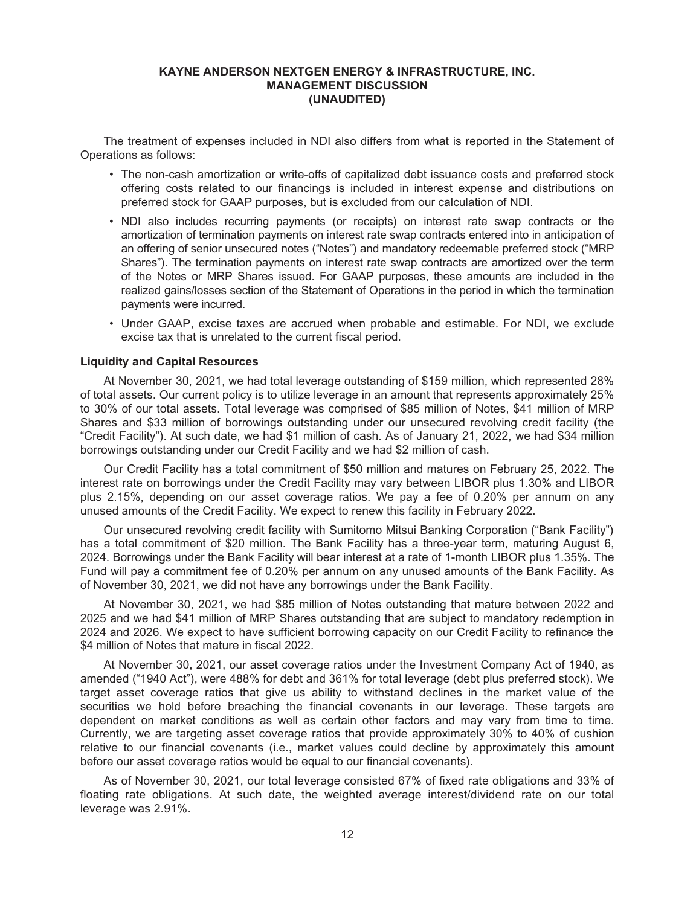The treatment of expenses included in NDI also differs from what is reported in the Statement of Operations as follows:

- The non-cash amortization or write-offs of capitalized debt issuance costs and preferred stock offering costs related to our financings is included in interest expense and distributions on preferred stock for GAAP purposes, but is excluded from our calculation of NDI.
- NDI also includes recurring payments (or receipts) on interest rate swap contracts or the amortization of termination payments on interest rate swap contracts entered into in anticipation of an offering of senior unsecured notes ("Notes") and mandatory redeemable preferred stock ("MRP Shares"). The termination payments on interest rate swap contracts are amortized over the term of the Notes or MRP Shares issued. For GAAP purposes, these amounts are included in the realized gains/losses section of the Statement of Operations in the period in which the termination payments were incurred.
- Under GAAP, excise taxes are accrued when probable and estimable. For NDI, we exclude excise tax that is unrelated to the current fiscal period.

**Liquidity and Capital Resources**

At November 30, 2021, we had total leverage outstanding of $159 million, which represented 28% of total assets. Our current policy is to utilize leverage in an amount that represents approximately 25% to 30% of our total assets. Total leverage was comprised of $85 million of Notes, $41 million of MRP Shares and $33 million of borrowings outstanding under our unsecured revolving credit facility (the "Credit Facility"). At such date, we had $1 million of cash. As of January 21, 2022, we had $34 million borrowings outstanding under our Credit Facility and we had $2 million of cash.

Our Credit Facility has a total commitment of $50 million and matures on February 25, 2022. The interest rate on borrowings under the Credit Facility may vary between LIBOR plus 1.30% and LIBOR plus 2.15%, depending on our asset coverage ratios. We pay a fee of 0.20% per annum on any unused amounts of the Credit Facility. We expect to renew this facility in February 2022.

Our unsecured revolving credit facility with Sumitomo Mitsui Banking Corporation ("Bank Facility") has a total commitment of $20 million. The Bank Facility has a three-year term, maturing August 6, 2024. Borrowings under the Bank Facility will bear interest at a rate of 1-month LIBOR plus 1.35%. The Fund will pay a commitment fee of 0.20% per annum on any unused amounts of the Bank Facility. As of November 30, 2021, we did not have any borrowings under the Bank Facility.

At November 30, 2021, we had $85 million of Notes outstanding that mature between 2022 and 2025 and we had $41 million of MRP Shares outstanding that are subject to mandatory redemption in 2024 and 2026. We expect to have sufficient borrowing capacity on our Credit Facility to refinance the $4 million of Notes that mature in fiscal 2022.

At November 30, 2021, our asset coverage ratios under the Investment Company Act of 1940, as amended ("1940 Act"), were 488% for debt and 361% for total leverage (debt plus preferred stock). We target asset coverage ratios that give us ability to withstand declines in the market value of the securities we hold before breaching the financial covenants in our leverage. These targets are dependent on market conditions as well as certain other factors and may vary from time to time. Currently, we are targeting asset coverage ratios that provide approximately 30% to 40% of cushion relative to our financial covenants (i.e., market values could decline by approximately this amount before our asset coverage ratios would be equal to our financial covenants).

As of November 30, 2021, our total leverage consisted 67% of fixed rate obligations and 33% of floating rate obligations. At such date, the weighted average interest/dividend rate on our total leverage was 2.91%.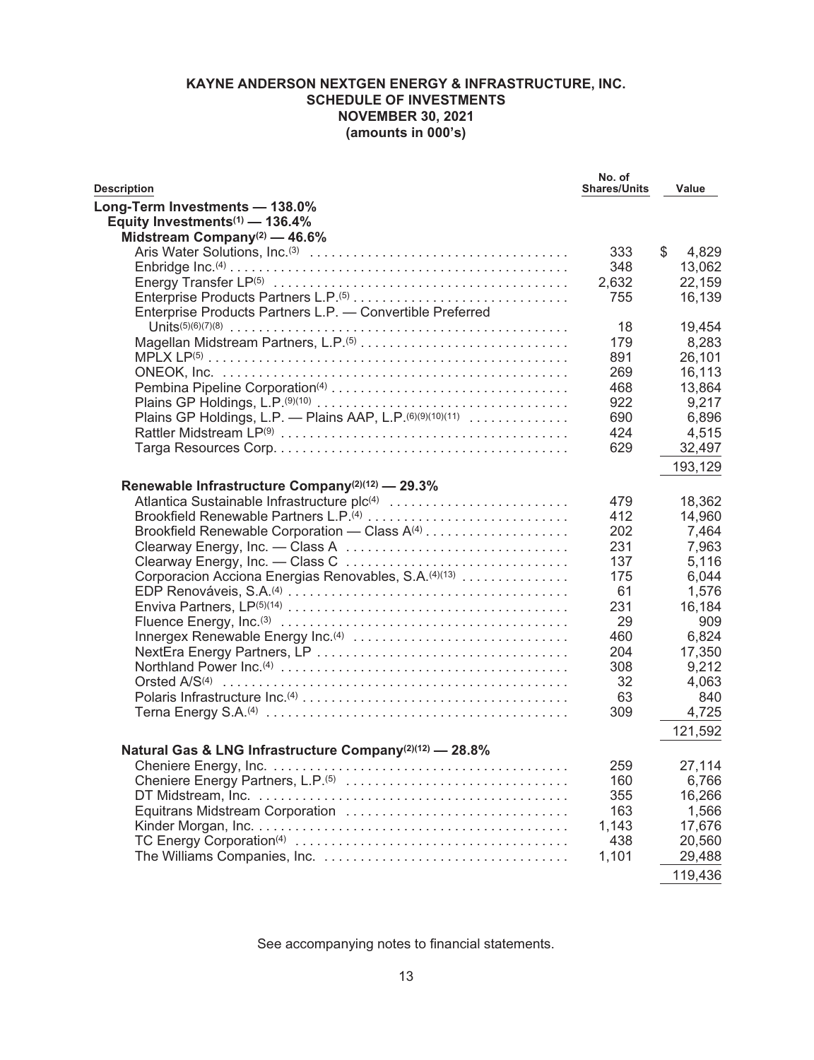**KAYNE ANDERSON NEXTGEN ENERGY & INFRASTRUCTURE, INC.**
**SCHEDULE OF INVESTMENTS**
**NOVEMBER 30, 2021**
**(amounts in 000's)**

| Description | No. of Shares/Units | Value |
|---|---|---|
| **Long-Term Investments — 138.0%** | | |
| **Equity Investments[1] — 136.4%** | | |
| **Midstream Company[2] — 46.6%** | | |
| Aris Water Solutions, Inc.[3] | 333 | $ 4,829 |
| Enbridge Inc.[4] | 348 | 13,062 |
| Energy Transfer LP[5] | 2,632 | 22,159 |
| Enterprise Products Partners L.P.[5] | 755 | 16,139 |
| Enterprise Products Partners L.P. — Convertible Preferred Units[5][6][7][8] | 18 | 19,454 |
| Magellan Midstream Partners, L.P.[5] | 179 | 8,283 |
| MPLX LP[5] | 891 | 26,101 |
| ONEOK, Inc. | 269 | 16,113 |
| Pembina Pipeline Corporation[4] | 468 | 13,864 |
| Plains GP Holdings, L.P.[9][10] | 922 | 9,217 |
| Plains GP Holdings, L.P. — Plains AAP, L.P.[6][9][10][11] | 690 | 6,896 |
| Rattler Midstream LP[9] | 424 | 4,515 |
| Targa Resources Corp. | 629 | 32,497 |
| | | 193,129 |
| **Renewable Infrastructure Company[2][12] — 29.3%** | | |
| Atlantica Sustainable Infrastructure plc[4] | 479 | 18,362 |
| Brookfield Renewable Partners L.P.[4] | 412 | 14,960 |
| Brookfield Renewable Corporation — Class A[4] | 202 | 7,464 |
| Clearway Energy, Inc. — Class A | 231 | 7,963 |
| Clearway Energy, Inc. — Class C | 137 | 5,116 |
| Corporacion Acciona Energias Renovables, S.A.[4][13] | 175 | 6,044 |
| EDP Renováveis, S.A.[4] | 61 | 1,576 |
| Enviva Partners, LP[5][14] | 231 | 16,184 |
| Fluence Energy, Inc.[3] | 29 | 909 |
| Innergex Renewable Energy Inc.[4] | 460 | 6,824 |
| NextEra Energy Partners, LP | 204 | 17,350 |
| Northland Power Inc.[4] | 308 | 9,212 |
| Orsted A/S[4] | 32 | 4,063 |
| Polaris Infrastructure Inc.[4] | 63 | 840 |
| Terna Energy S.A.[4] | 309 | 4,725 |
| | | 121,592 |
| **Natural Gas & LNG Infrastructure Company[2][12] — 28.8%** | | |
| Cheniere Energy, Inc. | 259 | 27,114 |
| Cheniere Energy Partners, L.P.[5] | 160 | 6,766 |
| DT Midstream, Inc. | 355 | 16,266 |
| Equitrans Midstream Corporation | 163 | 1,566 |
| Kinder Morgan, Inc. | 1,143 | 17,676 |
| TC Energy Corporation[4] | 438 | 20,560 |
| The Williams Companies, Inc. | 1,101 | 29,488 |
| | | 119,436 |

See accompanying notes to financial statements.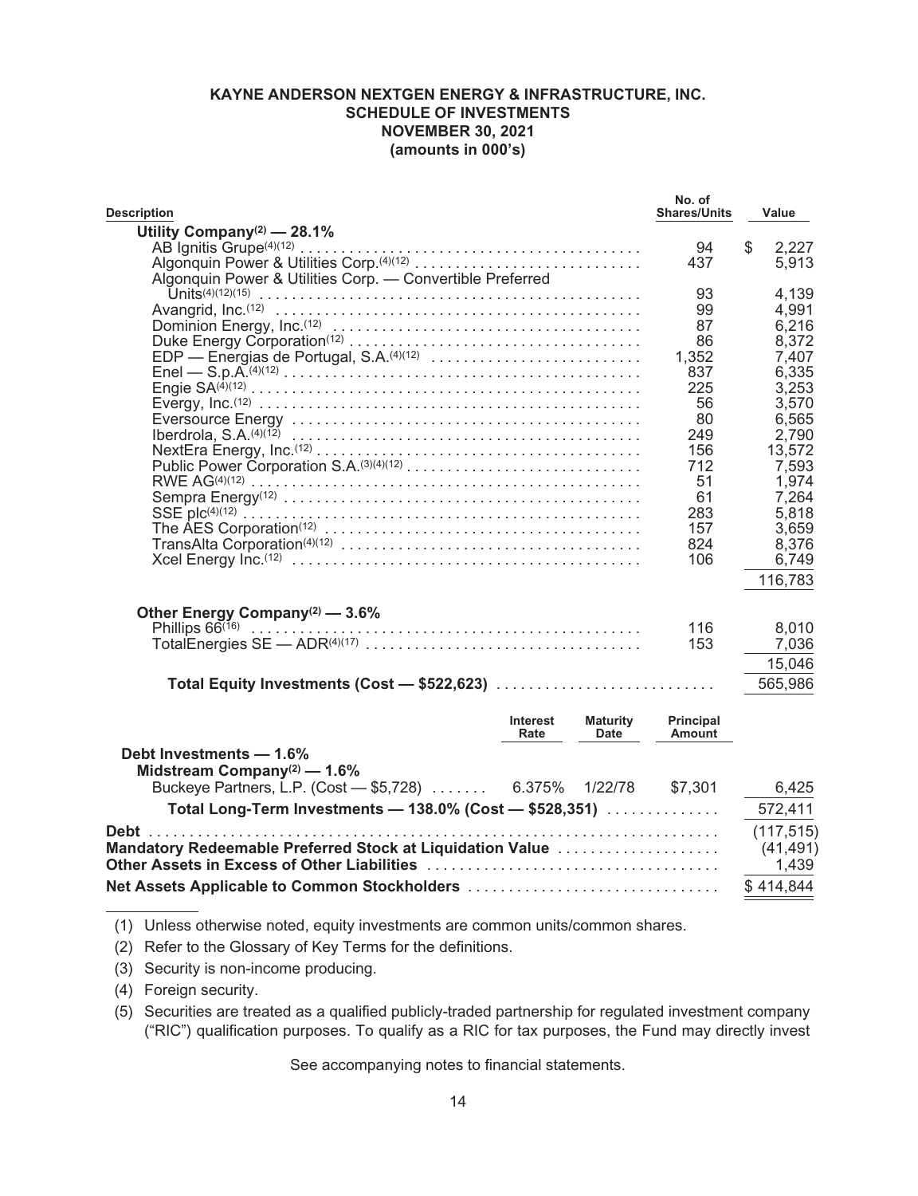**KAYNE ANDERSON NEXTGEN ENERGY & INFRASTRUCTURE, INC.**
**SCHEDULE OF INVESTMENTS**
**NOVEMBER 30, 2021**
**(amounts in 000's)**

| Description | | | No. of Shares/Units | Value |
|---|---|---|---|---|
| **Utility Company[2] — 28.1%** | | | | |
| AB Ignitis Grupe[4][12] | | | 94 | $ 2,227 |
| Algonquin Power & Utilities Corp.[4][12] | | | 437 | 5,913 |
| Algonquin Power & Utilities Corp. — Convertible Preferred Units[4][12][15] | | | 93 | 4,139 |
| Avangrid, Inc.[12] | | | 99 | 4,991 |
| Dominion Energy, Inc.[12] | | | 87 | 6,216 |
| Duke Energy Corporation[12] | | | 86 | 8,372 |
| EDP — Energias de Portugal, S.A.[4][12] | | | 1,352 | 7,407 |
| Enel — S.p.A.[4][12] | | | 837 | 6,335 |
| Engie SA[4][12] | | | 225 | 3,253 |
| Evergy, Inc.[12] | | | 56 | 3,570 |
| Eversource Energy | | | 80 | 6,565 |
| Iberdrola, S.A.[4][12] | | | 249 | 2,790 |
| NextEra Energy, Inc.[12] | | | 156 | 13,572 |
| Public Power Corporation S.A.[3][4][12] | | | 712 | 7,593 |
| RWE AG[4][12] | | | 51 | 1,974 |
| Sempra Energy[12] | | | 61 | 7,264 |
| SSE plc[4][12] | | | 283 | 5,818 |
| The AES Corporation[12] | | | 157 | 3,659 |
| TransAlta Corporation[4][12] | | | 824 | 8,376 |
| Xcel Energy Inc.[12] | | | 106 | 6,749 |
| | | | | 116,783 |
| **Other Energy Company[2] — 3.6%** | | | | |
| Phillips 66[16] | | | 116 | 8,010 |
| TotalEnergies SE — ADR[4][17] | | | 153 | 7,036 |
| | | | | 15,046 |
| **Total Equity Investments (Cost — $522,623)** | | | | 565,986 |
| | **Interest Rate** | **Maturity Date** | **Principal Amount** | |
| **Debt Investments — 1.6%** | | | | |
| **Midstream Company[2] — 1.6%** | | | | |
| Buckeye Partners, L.P. (Cost — $5,728) | 6.375% | 1/22/78 | $7,301 | 6,425 |
| **Total Long-Term Investments — 138.0% (Cost — $528,351)** | | | | 572,411 |
| **Debt** | | | | (117,515) |
| **Mandatory Redeemable Preferred Stock at Liquidation Value** | | | | (41,491) |
| **Other Assets in Excess of Other Liabilities** | | | | 1,439 |
| **Net Assets Applicable to Common Stockholders** | | | | $ 414,844 |

(1) Unless otherwise noted, equity investments are common units/common shares.

(2) Refer to the Glossary of Key Terms for the definitions.

(3) Security is non-income producing.

(4) Foreign security.

(5) Securities are treated as a qualified publicly-traded partnership for regulated investment company ("RIC") qualification purposes. To qualify as a RIC for tax purposes, the Fund may directly invest

See accompanying notes to financial statements.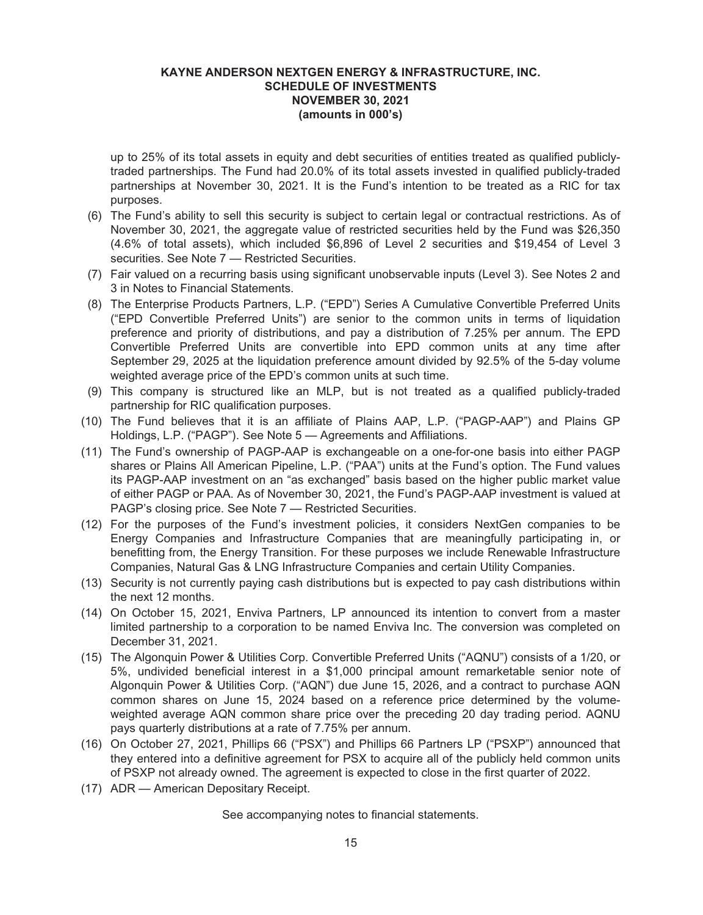up to 25% of its total assets in equity and debt securities of entities treated as qualified publicly-traded partnerships. The Fund had 20.0% of its total assets invested in qualified publicly-traded partnerships at November 30, 2021. It is the Fund's intention to be treated as a RIC for tax purposes.

(6) The Fund's ability to sell this security is subject to certain legal or contractual restrictions. As of November 30, 2021, the aggregate value of restricted securities held by the Fund was $26,350 (4.6% of total assets), which included $6,896 of Level 2 securities and $19,454 of Level 3 securities. See Note 7 — Restricted Securities.

(7) Fair valued on a recurring basis using significant unobservable inputs (Level 3). See Notes 2 and 3 in Notes to Financial Statements.

(8) The Enterprise Products Partners, L.P. ("EPD") Series A Cumulative Convertible Preferred Units ("EPD Convertible Preferred Units") are senior to the common units in terms of liquidation preference and priority of distributions, and pay a distribution of 7.25% per annum. The EPD Convertible Preferred Units are convertible into EPD common units at any time after September 29, 2025 at the liquidation preference amount divided by 92.5% of the 5-day volume weighted average price of the EPD's common units at such time.

(9) This company is structured like an MLP, but is not treated as a qualified publicly-traded partnership for RIC qualification purposes.

(10) The Fund believes that it is an affiliate of Plains AAP, L.P. ("PAGP-AAP") and Plains GP Holdings, L.P. ("PAGP"). See Note 5 — Agreements and Affiliations.

(11) The Fund's ownership of PAGP-AAP is exchangeable on a one-for-one basis into either PAGP shares or Plains All American Pipeline, L.P. ("PAA") units at the Fund's option. The Fund values its PAGP-AAP investment on an "as exchanged" basis based on the higher public market value of either PAGP or PAA. As of November 30, 2021, the Fund's PAGP-AAP investment is valued at PAGP's closing price. See Note 7 — Restricted Securities.

(12) For the purposes of the Fund's investment policies, it considers NextGen companies to be Energy Companies and Infrastructure Companies that are meaningfully participating in, or benefitting from, the Energy Transition. For these purposes we include Renewable Infrastructure Companies, Natural Gas & LNG Infrastructure Companies and certain Utility Companies.

(13) Security is not currently paying cash distributions but is expected to pay cash distributions within the next 12 months.

(14) On October 15, 2021, Enviva Partners, LP announced its intention to convert from a master limited partnership to a corporation to be named Enviva Inc. The conversion was completed on December 31, 2021.

(15) The Algonquin Power & Utilities Corp. Convertible Preferred Units ("AQNU") consists of a 1/20, or 5%, undivided beneficial interest in a $1,000 principal amount remarketable senior note of Algonquin Power & Utilities Corp. ("AQN") due June 15, 2026, and a contract to purchase AQN common shares on June 15, 2024 based on a reference price determined by the volume-weighted average AQN common share price over the preceding 20 day trading period. AQNU pays quarterly distributions at a rate of 7.75% per annum.

(16) On October 27, 2021, Phillips 66 ("PSX") and Phillips 66 Partners LP ("PSXP") announced that they entered into a definitive agreement for PSX to acquire all of the publicly held common units of PSXP not already owned. The agreement is expected to close in the first quarter of 2022.

(17) ADR — American Depositary Receipt.

See accompanying notes to financial statements.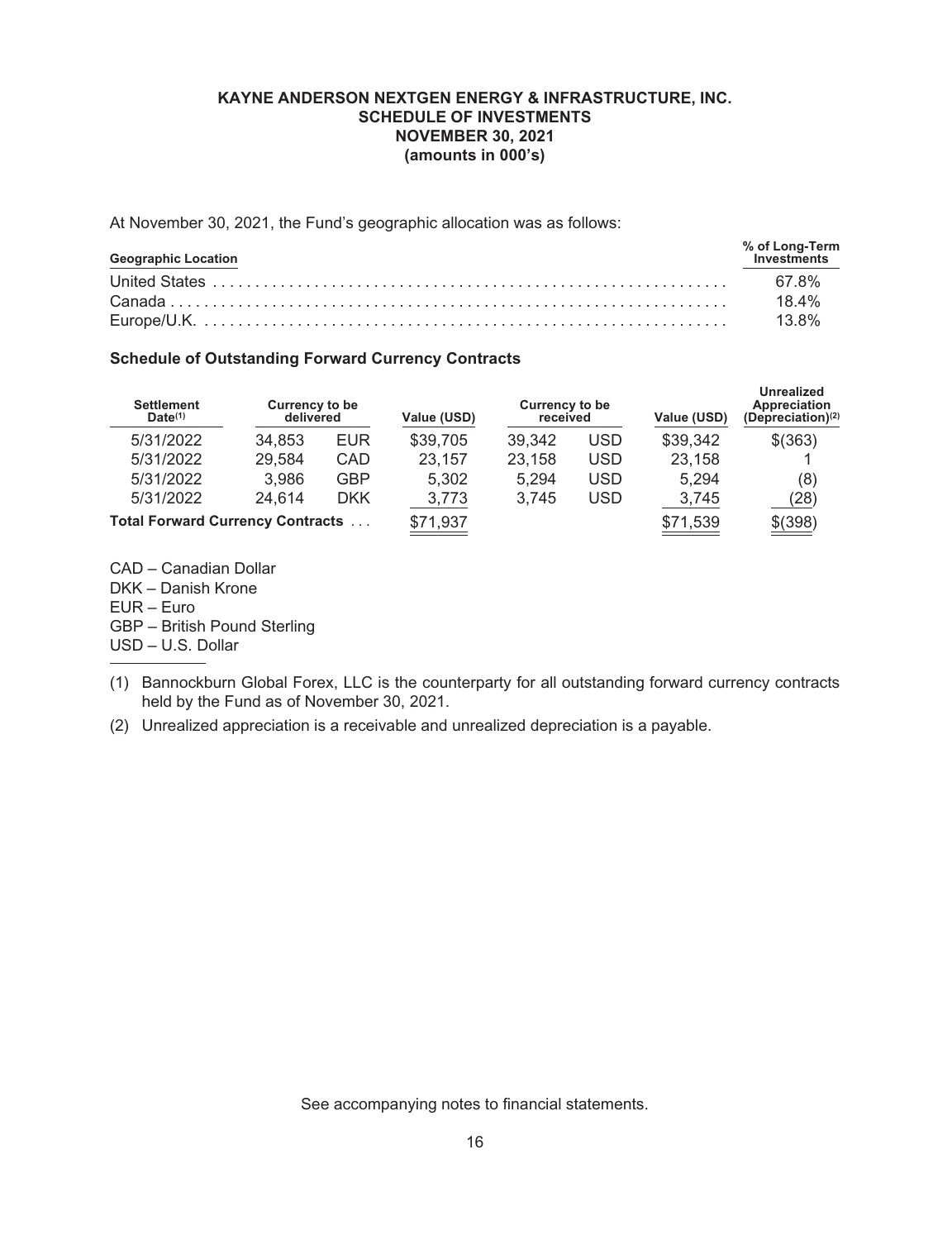**KAYNE ANDERSON NEXTGEN ENERGY & INFRASTRUCTURE, INC.**
**SCHEDULE OF INVESTMENTS**
**NOVEMBER 30, 2021**
**(amounts in 000's)**

At November 30, 2021, the Fund's geographic allocation was as follows:

| Geographic Location | % of Long-Term Investments |
|---|---|
| United States | 67.8% |
| Canada | 18.4% |
| Europe/U.K. | 13.8% |

### Schedule of Outstanding Forward Currency Contracts

| Settlement Date[1] | Currency to be delivered | | Value (USD) | Currency to be received | | Value (USD) | Unrealized Appreciation (Depreciation)[2] |
|---|---|---|---|---|---|---|---|
| 5/31/2022 | 34,853 | EUR | $39,705 | 39,342 | USD | $39,342 | $(363) |
| 5/31/2022 | 29,584 | CAD | 23,157 | 23,158 | USD | 23,158 | 1 |
| 5/31/2022 | 3,986 | GBP | 5,302 | 5,294 | USD | 5,294 | (8) |
| 5/31/2022 | 24,614 | DKK | 3,773 | 3,745 | USD | 3,745 | (28) |
| **Total Forward Currency Contracts** | | | $71,937 | | | $71,539 | $(398) |

CAD – Canadian Dollar
DKK – Danish Krone
EUR – Euro
GBP – British Pound Sterling
USD – U.S. Dollar

(1) Bannockburn Global Forex, LLC is the counterparty for all outstanding forward currency contracts held by the Fund as of November 30, 2021.

(2) Unrealized appreciation is a receivable and unrealized depreciation is a payable.

See accompanying notes to financial statements.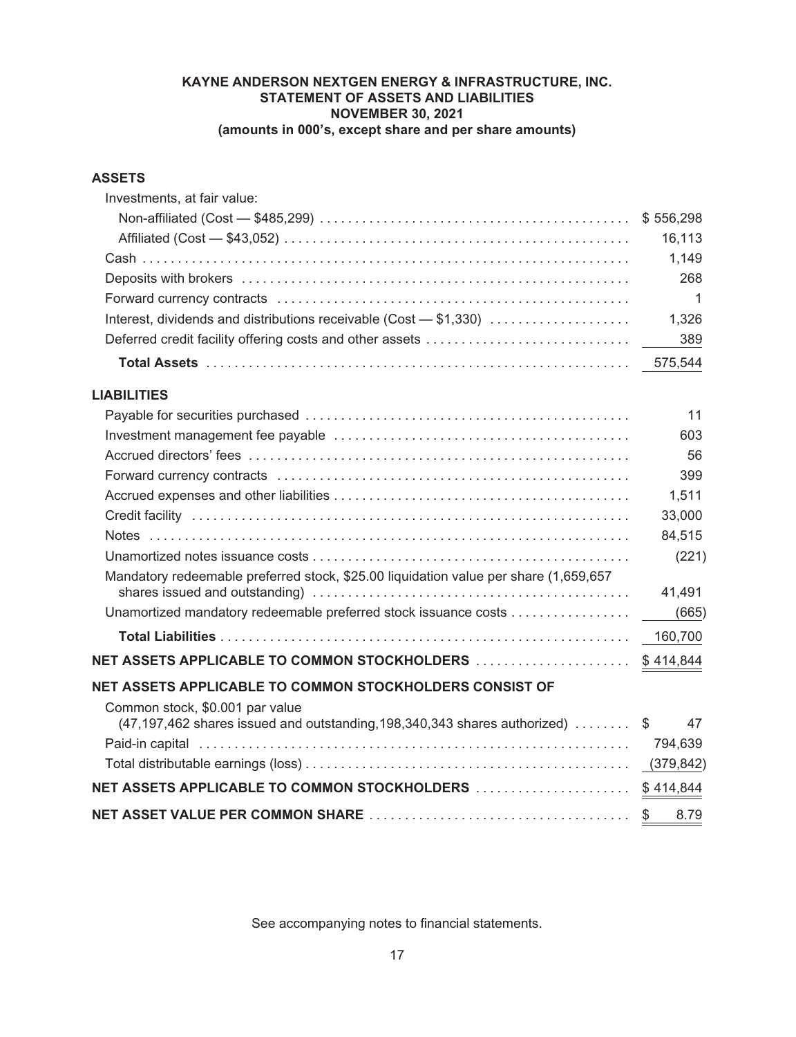**KAYNE ANDERSON NEXTGEN ENERGY & INFRASTRUCTURE, INC.**
**STATEMENT OF ASSETS AND LIABILITIES**
**NOVEMBER 30, 2021**
**(amounts in 000's, except share and per share amounts)**

| | |
|---|---|
| **ASSETS** | |
| Investments, at fair value: | |
| Non-affiliated (Cost — $485,299) | $ 556,298 |
| Affiliated (Cost — $43,052) | 16,113 |
| Cash | 1,149 |
| Deposits with brokers | 268 |
| Forward currency contracts | 1 |
| Interest, dividends and distributions receivable (Cost — $1,330) | 1,326 |
| Deferred credit facility offering costs and other assets | 389 |
| **Total Assets** | 575,544 |
| **LIABILITIES** | |
| Payable for securities purchased | 11 |
| Investment management fee payable | 603 |
| Accrued directors' fees | 56 |
| Forward currency contracts | 399 |
| Accrued expenses and other liabilities | 1,511 |
| Credit facility | 33,000 |
| Notes | 84,515 |
| Unamortized notes issuance costs | (221) |
| Mandatory redeemable preferred stock, $25.00 liquidation value per share (1,659,657 shares issued and outstanding) | 41,491 |
| Unamortized mandatory redeemable preferred stock issuance costs | (665) |
| **Total Liabilities** | 160,700 |
| **NET ASSETS APPLICABLE TO COMMON STOCKHOLDERS** | $ 414,844 |
| **NET ASSETS APPLICABLE TO COMMON STOCKHOLDERS CONSIST OF** | |
| Common stock, $0.001 par value (47,197,462 shares issued and outstanding,198,340,343 shares authorized) | $ 47 |
| Paid-in capital | 794,639 |
| Total distributable earnings (loss) | (379,842) |
| **NET ASSETS APPLICABLE TO COMMON STOCKHOLDERS** | $ 414,844 |
| **NET ASSET VALUE PER COMMON SHARE** | $ 8.79 |

See accompanying notes to financial statements.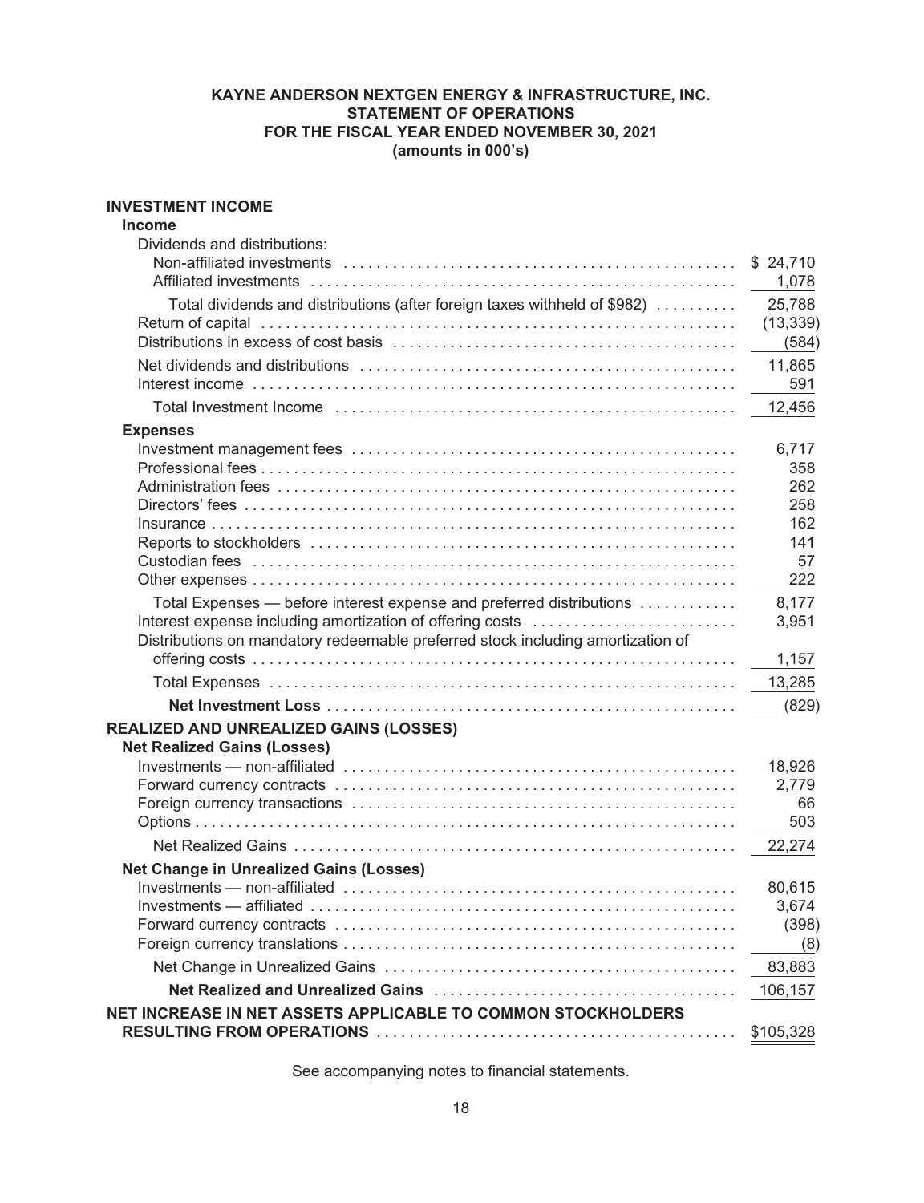**KAYNE ANDERSON NEXTGEN ENERGY & INFRASTRUCTURE, INC.**
**STATEMENT OF OPERATIONS**
**FOR THE FISCAL YEAR ENDED NOVEMBER 30, 2021**
**(amounts in 000's)**

| | |
|---|---|
| **INVESTMENT INCOME** | |
| **Income** | |
| Dividends and distributions: | |
| Non-affiliated investments | $ 24,710 |
| Affiliated investments | 1,078 |
| Total dividends and distributions (after foreign taxes withheld of $982) | 25,788 |
| Return of capital | (13,339) |
| Distributions in excess of cost basis | (584) |
| Net dividends and distributions | 11,865 |
| Interest income | 591 |
| Total Investment Income | 12,456 |
| **Expenses** | |
| Investment management fees | 6,717 |
| Professional fees | 358 |
| Administration fees | 262 |
| Directors' fees | 258 |
| Insurance | 162 |
| Reports to stockholders | 141 |
| Custodian fees | 57 |
| Other expenses | 222 |
| Total Expenses — before interest expense and preferred distributions | 8,177 |
| Interest expense including amortization of offering costs | 3,951 |
| Distributions on mandatory redeemable preferred stock including amortization of offering costs | 1,157 |
| Total Expenses | 13,285 |
| **Net Investment Loss** | (829) |
| **REALIZED AND UNREALIZED GAINS (LOSSES)** | |
| **Net Realized Gains (Losses)** | |
| Investments — non-affiliated | 18,926 |
| Forward currency contracts | 2,779 |
| Foreign currency transactions | 66 |
| Options | 503 |
| Net Realized Gains | 22,274 |
| **Net Change in Unrealized Gains (Losses)** | |
| Investments — non-affiliated | 80,615 |
| Investments — affiliated | 3,674 |
| Forward currency contracts | (398) |
| Foreign currency translations | (8) |
| Net Change in Unrealized Gains | 83,883 |
| **Net Realized and Unrealized Gains** | 106,157 |
| **NET INCREASE IN NET ASSETS APPLICABLE TO COMMON STOCKHOLDERS RESULTING FROM OPERATIONS** | $105,328 |

See accompanying notes to financial statements.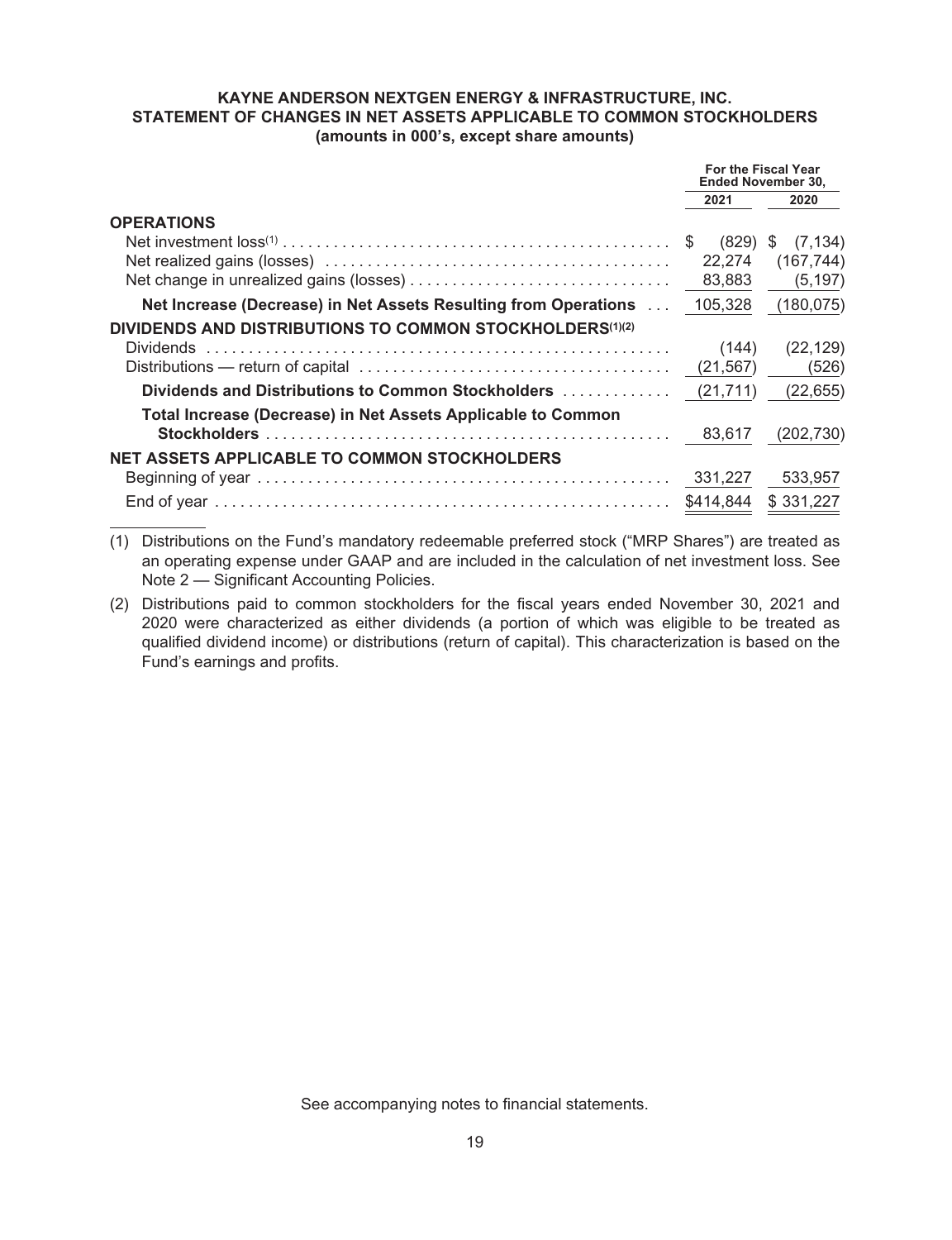**KAYNE ANDERSON NEXTGEN ENERGY & INFRASTRUCTURE, INC.**
**STATEMENT OF CHANGES IN NET ASSETS APPLICABLE TO COMMON STOCKHOLDERS**
**(amounts in 000's, except share amounts)**

| | For the Fiscal Year Ended November 30, | |
|---|---|---|
| | 2021 | 2020 |
| **OPERATIONS** | | |
| Net investment loss[1] | $ (829) | $ (7,134) |
| Net realized gains (losses) | 22,274 | (167,744) |
| Net change in unrealized gains (losses) | 83,883 | (5,197) |
| **Net Increase (Decrease) in Net Assets Resulting from Operations** | 105,328 | (180,075) |
| **DIVIDENDS AND DISTRIBUTIONS TO COMMON STOCKHOLDERS[1][2]** | | |
| Dividends | (144) | (22,129) |
| Distributions — return of capital | (21,567) | (526) |
| **Dividends and Distributions to Common Stockholders** | (21,711) | (22,655) |
| **Total Increase (Decrease) in Net Assets Applicable to Common Stockholders** | 83,617 | (202,730) |
| **NET ASSETS APPLICABLE TO COMMON STOCKHOLDERS** | | |
| Beginning of year | 331,227 | 533,957 |
| End of year | $414,844 | $ 331,227 |

(1) Distributions on the Fund's mandatory redeemable preferred stock ("MRP Shares") are treated as an operating expense under GAAP and are included in the calculation of net investment loss. See Note 2 — Significant Accounting Policies.

(2) Distributions paid to common stockholders for the fiscal years ended November 30, 2021 and 2020 were characterized as either dividends (a portion of which was eligible to be treated as qualified dividend income) or distributions (return of capital). This characterization is based on the Fund's earnings and profits.

See accompanying notes to financial statements.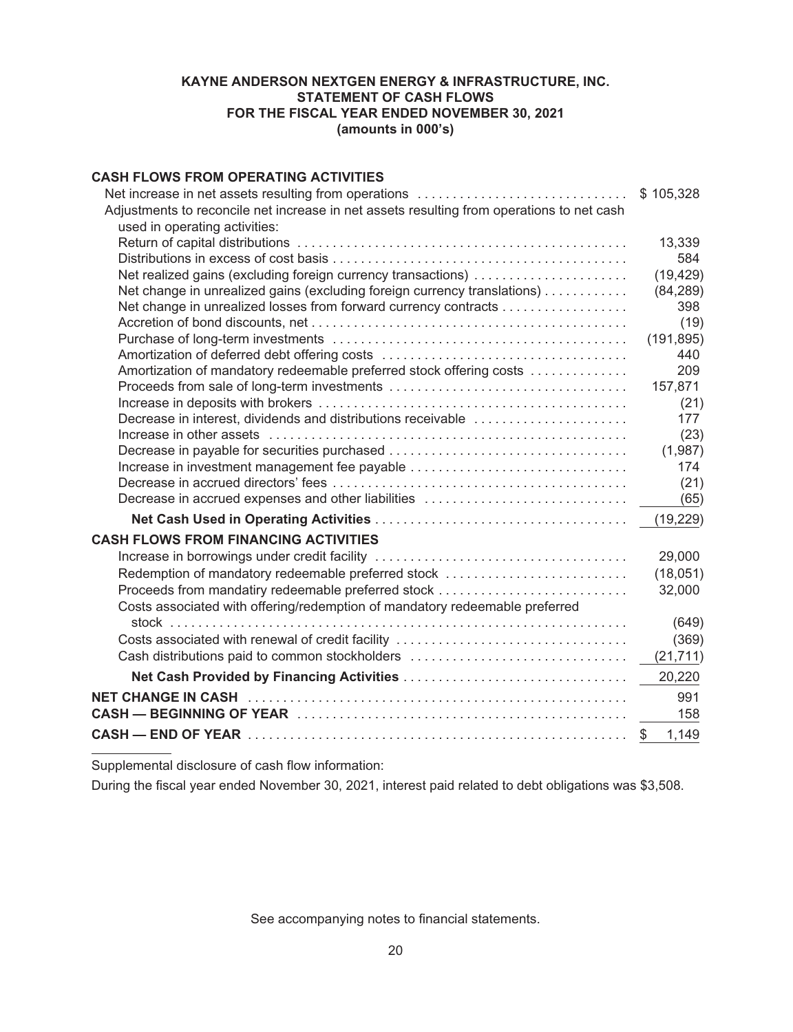**KAYNE ANDERSON NEXTGEN ENERGY & INFRASTRUCTURE, INC.**
**STATEMENT OF CASH FLOWS**
**FOR THE FISCAL YEAR ENDED NOVEMBER 30, 2021**
**(amounts in 000's)**

| | |
|---|---|
| **CASH FLOWS FROM OPERATING ACTIVITIES** | |
| Net increase in net assets resulting from operations | $ 105,328 |
| Adjustments to reconcile net increase in net assets resulting from operations to net cash used in operating activities: | |
| Return of capital distributions | 13,339 |
| Distributions in excess of cost basis | 584 |
| Net realized gains (excluding foreign currency transactions) | (19,429) |
| Net change in unrealized gains (excluding foreign currency translations) | (84,289) |
| Net change in unrealized losses from forward currency contracts | 398 |
| Accretion of bond discounts, net | (19) |
| Purchase of long-term investments | (191,895) |
| Amortization of deferred debt offering costs | 440 |
| Amortization of mandatory redeemable preferred stock offering costs | 209 |
| Proceeds from sale of long-term investments | 157,871 |
| Increase in deposits with brokers | (21) |
| Decrease in interest, dividends and distributions receivable | 177 |
| Increase in other assets | (23) |
| Decrease in payable for securities purchased | (1,987) |
| Increase in investment management fee payable | 174 |
| Decrease in accrued directors' fees | (21) |
| Decrease in accrued expenses and other liabilities | (65) |
| **Net Cash Used in Operating Activities** | (19,229) |
| **CASH FLOWS FROM FINANCING ACTIVITIES** | |
| Increase in borrowings under credit facility | 29,000 |
| Redemption of mandatory redeemable preferred stock | (18,051) |
| Proceeds from mandatiry redeemable preferred stock | 32,000 |
| Costs associated with offering/redemption of mandatory redeemable preferred stock | (649) |
| Costs associated with renewal of credit facility | (369) |
| Cash distributions paid to common stockholders | (21,711) |
| **Net Cash Provided by Financing Activities** | 20,220 |
| **NET CHANGE IN CASH** | 991 |
| **CASH — BEGINNING OF YEAR** | 158 |
| **CASH — END OF YEAR** | $ 1,149 |

Supplemental disclosure of cash flow information:

During the fiscal year ended November 30, 2021, interest paid related to debt obligations was $3,508.

See accompanying notes to financial statements.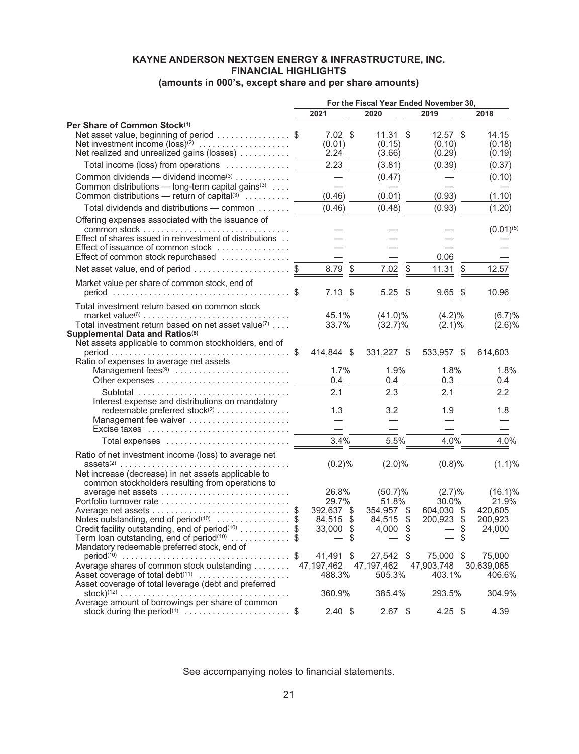# KAYNE ANDERSON NEXTGEN ENERGY & INFRASTRUCTURE, INC.
## FINANCIAL HIGHLIGHTS
### (amounts in 000's, except share and per share amounts)

| | For the Fiscal Year Ended November 30, | | | |
|---|---|---|---|---|
| | 2021 | 2020 | 2019 | 2018 |
| **Per Share of Common Stock[(1)]** | | | | |
| Net asset value, beginning of period | $ 7.02 | $ 11.31 | $ 12.57 | $ 14.15 |
| Net investment income (loss)[(2)] | (0.01) | (0.15) | (0.10) | (0.18) |
| Net realized and unrealized gains (losses) | 2.24 | (3.66) | (0.29) | (0.19) |
| Total income (loss) from operations | 2.23 | (3.81) | (0.39) | (0.37) |
| Common dividends — dividend income[(3)] | — | (0.47) | — | (0.10) |
| Common distributions — long-term capital gains[(3)] | — | — | — | — |
| Common distributions — return of capital[(3)] | (0.46) | (0.01) | (0.93) | (1.10) |
| Total dividends and distributions — common | (0.46) | (0.48) | (0.93) | (1.20) |
| Offering expenses associated with the issuance of common stock | — | — | — | (0.01)[(5)] |
| Effect of shares issued in reinvestment of distributions | — | — | — | — |
| Effect of issuance of common stock | — | — | — | — |
| Effect of common stock repurchased | — | — | 0.06 | — |
| Net asset value, end of period | $ 8.79 | $ 7.02 | $ 11.31 | $ 12.57 |
| Market value per share of common stock, end of period | $ 7.13 | $ 5.25 | $ 9.65 | $ 10.96 |
| Total investment return based on common stock market value[(6)] | 45.1% | (41.0)% | (4.2)% | (6.7)% |
| Total investment return based on net asset value[(7)] | 33.7% | (32.7)% | (2.1)% | (2.6)% |
| **Supplemental Data and Ratios[(8)]** | | | | |
| Net assets applicable to common stockholders, end of period | $ 414,844 | $ 331,227 | $ 533,957 | $ 614,603 |
| Ratio of expenses to average net assets | | | | |
| Management fees[(9)] | 1.7% | 1.9% | 1.8% | 1.8% |
| Other expenses | 0.4 | 0.4 | 0.3 | 0.4 |
| Subtotal | 2.1 | 2.3 | 2.1 | 2.2 |
| Interest expense and distributions on mandatory redeemable preferred stock[(2)] | 1.3 | 3.2 | 1.9 | 1.8 |
| Management fee waiver | — | — | — | — |
| Excise taxes | — | — | — | — |
| Total expenses | 3.4% | 5.5% | 4.0% | 4.0% |
| Ratio of net investment income (loss) to average net assets[(2)] | (0.2)% | (2.0)% | (0.8)% | (1.1)% |
| Net increase (decrease) in net assets applicable to common stockholders resulting from operations to average net assets | 26.8% | (50.7)% | (2.7)% | (16.1)% |
| Portfolio turnover rate | 29.7% | 51.8% | 30.0% | 21.9% |
| Average net assets | $ 392,637 | $ 354,957 | $ 604,030 | $ 420,605 |
| Notes outstanding, end of period[(10)] | $ 84,515 | $ 84,515 | $ 200,923 | $ 200,923 |
| Credit facility outstanding, end of period[(10)] | $ 33,000 | $ 4,000 | $ — | $ 24,000 |
| Term loan outstanding, end of period[(10)] | $ — | $ — | $ — | $ — |
| Mandatory redeemable preferred stock, end of period[(10)] | $ 41,491 | $ 27,542 | $ 75,000 | $ 75,000 |
| Average shares of common stock outstanding | 47,197,462 | 47,197,462 | 47,903,748 | 30,639,065 |
| Asset coverage of total debt[(11)] | 488.3% | 505.3% | 403.1% | 406.6% |
| Asset coverage of total leverage (debt and preferred stock)[(12)] | 360.9% | 385.4% | 293.5% | 304.9% |
| Average amount of borrowings per share of common stock during the period[(1)] | $ 2.40 | $ 2.67 | $ 4.25 | $ 4.39 |

See accompanying notes to financial statements.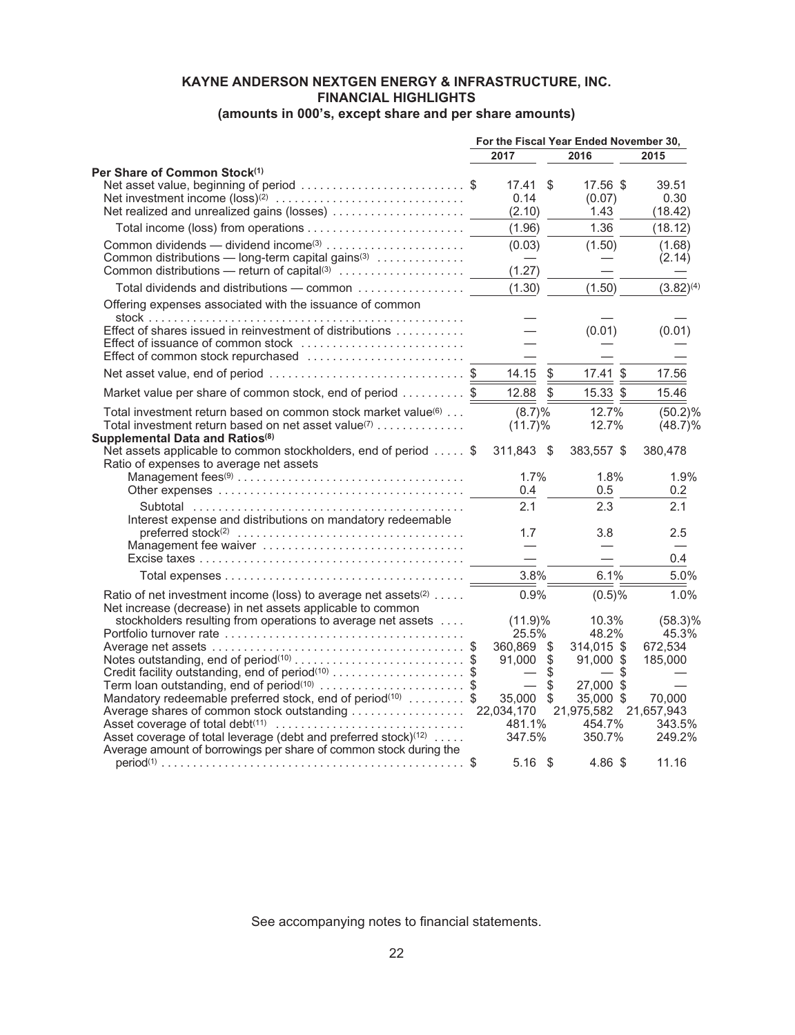**KAYNE ANDERSON NEXTGEN ENERGY & INFRASTRUCTURE, INC.**
**FINANCIAL HIGHLIGHTS**
**(amounts in 000's, except share and per share amounts)**

| | For the Fiscal Year Ended November 30, | | |
|---|---|---|---|
| | 2017 | 2016 | 2015 |
| **Per Share of Common Stock[(1)]** | | | |
| Net asset value, beginning of period | $ 17.41 | $ 17.56 | $ 39.51 |
| Net investment income (loss)[(2)] | 0.14 | (0.07) | 0.30 |
| Net realized and unrealized gains (losses) | (2.10) | 1.43 | (18.42) |
| Total income (loss) from operations | (1.96) | 1.36 | (18.12) |
| Common dividends — dividend income[(3)] | (0.03) | (1.50) | (1.68) |
| Common distributions — long-term capital gains[(3)] | — | — | (2.14) |
| Common distributions — return of capital[(3)] | (1.27) | — | — |
| Total dividends and distributions — common | (1.30) | (1.50) | (3.82)[(4)] |
| Offering expenses associated with the issuance of common stock | — | — | — |
| Effect of shares issued in reinvestment of distributions | — | (0.01) | (0.01) |
| Effect of issuance of common stock | — | — | — |
| Effect of common stock repurchased | — | — | — |
| Net asset value, end of period | $ 14.15 | $ 17.41 | $ 17.56 |
| Market value per share of common stock, end of period | $ 12.88 | $ 15.33 | $ 15.46 |
| Total investment return based on common stock market value[(6)] | (8.7)% | 12.7% | (50.2)% |
| Total investment return based on net asset value[(7)] | (11.7)% | 12.7% | (48.7)% |
| **Supplemental Data and Ratios[(8)]** | | | |
| Net assets applicable to common stockholders, end of period | $ 311,843 | $ 383,557 | $ 380,478 |
| Ratio of expenses to average net assets | | | |
| Management fees[(9)] | 1.7% | 1.8% | 1.9% |
| Other expenses | 0.4 | 0.5 | 0.2 |
| Subtotal | 2.1 | 2.3 | 2.1 |
| Interest expense and distributions on mandatory redeemable preferred stock[(2)] | 1.7 | 3.8 | 2.5 |
| Management fee waiver | — | — | — |
| Excise taxes | — | — | 0.4 |
| Total expenses | 3.8% | 6.1% | 5.0% |
| Ratio of net investment income (loss) to average net assets[(2)] | 0.9% | (0.5)% | 1.0% |
| Net increase (decrease) in net assets applicable to common stockholders resulting from operations to average net assets | (11.9)% | 10.3% | (58.3)% |
| Portfolio turnover rate | 25.5% | 48.2% | 45.3% |
| Average net assets | $ 360,869 | $ 314,015 | $ 672,534 |
| Notes outstanding, end of period[(10)] | $ 91,000 | $ 91,000 | $ 185,000 |
| Credit facility outstanding, end of period[(10)] | $ — | $ — | $ — |
| Term loan outstanding, end of period[(10)] | $ — | $ 27,000 | $ — |
| Mandatory redeemable preferred stock, end of period[(10)] | $ 35,000 | $ 35,000 | $ 70,000 |
| Average shares of common stock outstanding | 22,034,170 | 21,975,582 | 21,657,943 |
| Asset coverage of total debt[(11)] | 481.1% | 454.7% | 343.5% |
| Asset coverage of total leverage (debt and preferred stock)[(12)] | 347.5% | 350.7% | 249.2% |
| Average amount of borrowings per share of common stock during the period[(1)] | $ 5.16 | $ 4.86 | $ 11.16 |

See accompanying notes to financial statements.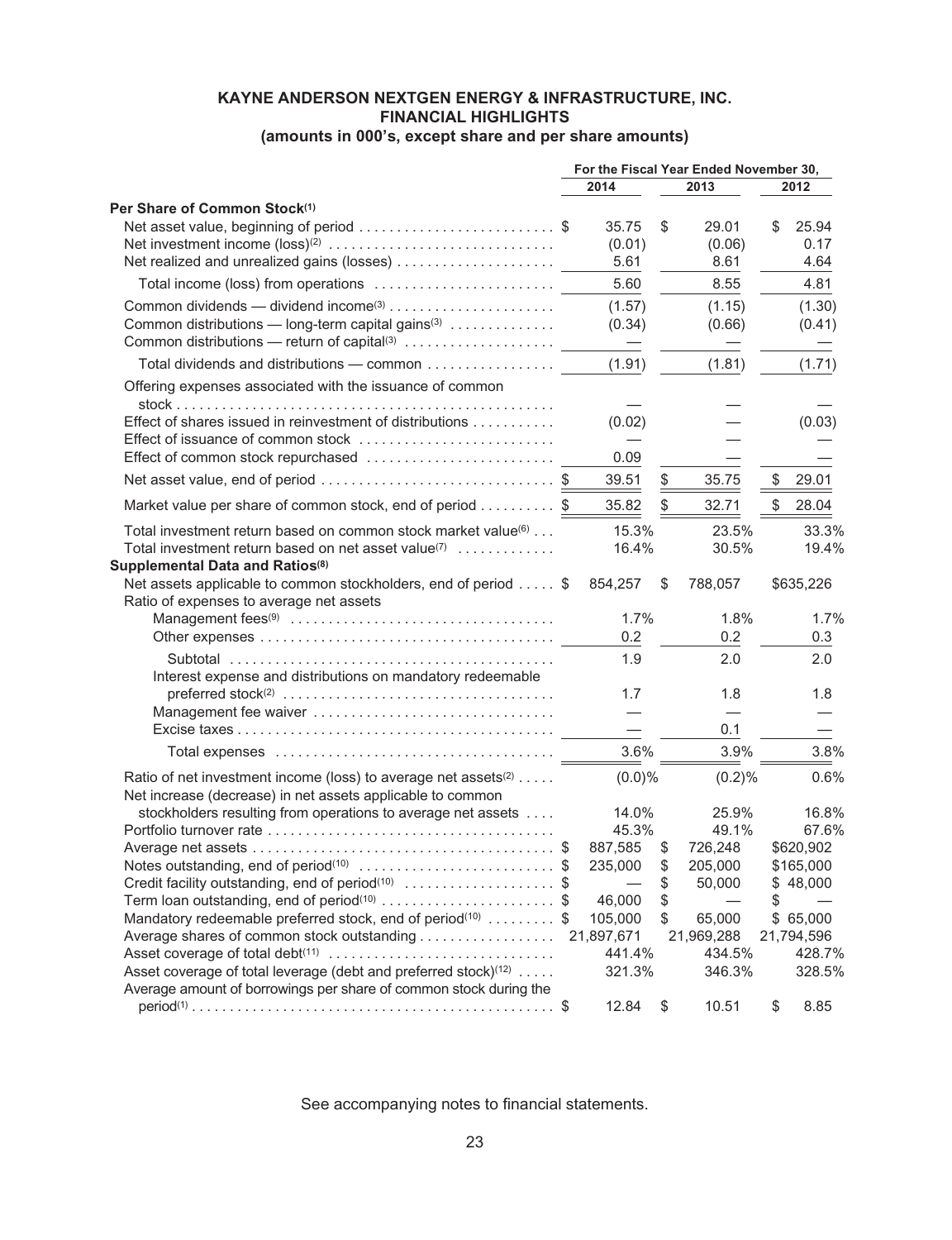# KAYNE ANDERSON NEXTGEN ENERGY & INFRASTRUCTURE, INC.
## FINANCIAL HIGHLIGHTS
### (amounts in 000's, except share and per share amounts)

| | For the Fiscal Year Ended November 30, | | |
|---|---|---|---|
| | 2014 | 2013 | 2012 |
| **Per Share of Common Stock**[(1)] | | | |
| Net asset value, beginning of period | $ 35.75 | $ 29.01 | $ 25.94 |
| Net investment income (loss)[(2)] | (0.01) | (0.06) | 0.17 |
| Net realized and unrealized gains (losses) | 5.61 | 8.61 | 4.64 |
| Total income (loss) from operations | 5.60 | 8.55 | 4.81 |
| Common dividends — dividend income[(3)] | (1.57) | (1.15) | (1.30) |
| Common distributions — long-term capital gains[(3)] | (0.34) | (0.66) | (0.41) |
| Common distributions — return of capital[(3)] | — | — | — |
| Total dividends and distributions — common | (1.91) | (1.81) | (1.71) |
| Offering expenses associated with the issuance of common stock | — | — | — |
| Effect of shares issued in reinvestment of distributions | (0.02) | — | (0.03) |
| Effect of issuance of common stock | — | — | — |
| Effect of common stock repurchased | 0.09 | — | — |
| Net asset value, end of period | $ 39.51 | $ 35.75 | $ 29.01 |
| Market value per share of common stock, end of period | $ 35.82 | $ 32.71 | $ 28.04 |
| Total investment return based on common stock market value[(6)] | 15.3% | 23.5% | 33.3% |
| Total investment return based on net asset value[(7)] | 16.4% | 30.5% | 19.4% |
| **Supplemental Data and Ratios**[(8)] | | | |
| Net assets applicable to common stockholders, end of period | $ 854,257 | $ 788,057 | $635,226 |
| Ratio of expenses to average net assets | | | |
| Management fees[(9)] | 1.7% | 1.8% | 1.7% |
| Other expenses | 0.2 | 0.2 | 0.3 |
| Subtotal | 1.9 | 2.0 | 2.0 |
| Interest expense and distributions on mandatory redeemable preferred stock[(2)] | 1.7 | 1.8 | 1.8 |
| Management fee waiver | — | — | — |
| Excise taxes | — | 0.1 | — |
| Total expenses | 3.6% | 3.9% | 3.8% |
| Ratio of net investment income (loss) to average net assets[(2)] | (0.0)% | (0.2)% | 0.6% |
| Net increase (decrease) in net assets applicable to common stockholders resulting from operations to average net assets | 14.0% | 25.9% | 16.8% |
| Portfolio turnover rate | 45.3% | 49.1% | 67.6% |
| Average net assets | $ 887,585 | $ 726,248 | $620,902 |
| Notes outstanding, end of period[(10)] | $ 235,000 | $ 205,000 | $165,000 |
| Credit facility outstanding, end of period[(10)] | $ — | $ 50,000 | $ 48,000 |
| Term loan outstanding, end of period[(10)] | $ 46,000 | $ — | $ — |
| Mandatory redeemable preferred stock, end of period[(10)] | $ 105,000 | $ 65,000 | $ 65,000 |
| Average shares of common stock outstanding | 21,897,671 | 21,969,288 | 21,794,596 |
| Asset coverage of total debt[(11)] | 441.4% | 434.5% | 428.7% |
| Asset coverage of total leverage (debt and preferred stock)[(12)] | 321.3% | 346.3% | 328.5% |
| Average amount of borrowings per share of common stock during the period[(1)] | $ 12.84 | $ 10.51 | $ 8.85 |

See accompanying notes to financial statements.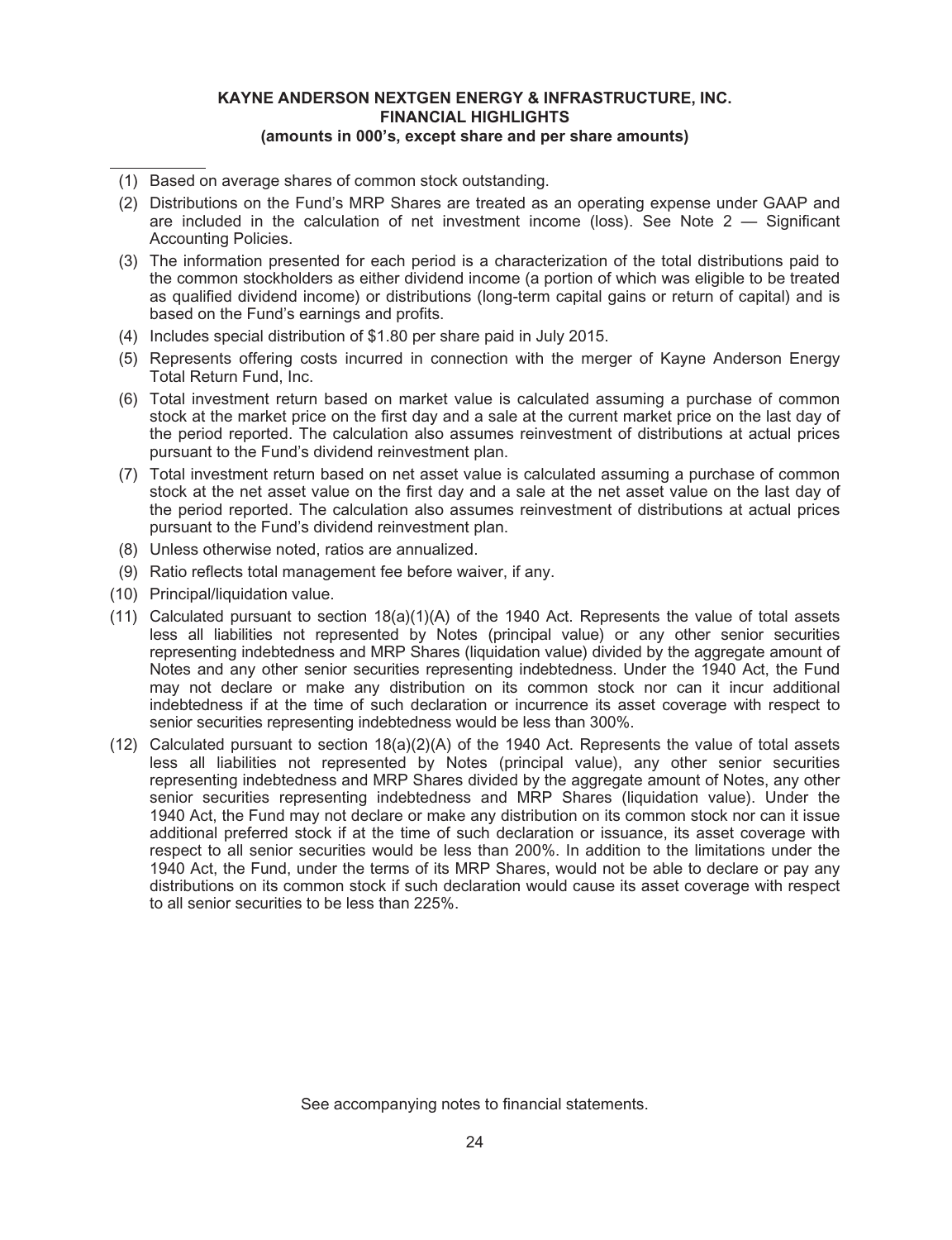**KAYNE ANDERSON NEXTGEN ENERGY & INFRASTRUCTURE, INC.**
**FINANCIAL HIGHLIGHTS**
**(amounts in 000's, except share and per share amounts)**

---

(1) Based on average shares of common stock outstanding.

(2) Distributions on the Fund's MRP Shares are treated as an operating expense under GAAP and are included in the calculation of net investment income (loss). See Note 2 — Significant Accounting Policies.

(3) The information presented for each period is a characterization of the total distributions paid to the common stockholders as either dividend income (a portion of which was eligible to be treated as qualified dividend income) or distributions (long-term capital gains or return of capital) and is based on the Fund's earnings and profits.

(4) Includes special distribution of $1.80 per share paid in July 2015.

(5) Represents offering costs incurred in connection with the merger of Kayne Anderson Energy Total Return Fund, Inc.

(6) Total investment return based on market value is calculated assuming a purchase of common stock at the market price on the first day and a sale at the current market price on the last day of the period reported. The calculation also assumes reinvestment of distributions at actual prices pursuant to the Fund's dividend reinvestment plan.

(7) Total investment return based on net asset value is calculated assuming a purchase of common stock at the net asset value on the first day and a sale at the net asset value on the last day of the period reported. The calculation also assumes reinvestment of distributions at actual prices pursuant to the Fund's dividend reinvestment plan.

(8) Unless otherwise noted, ratios are annualized.

(9) Ratio reflects total management fee before waiver, if any.

(10) Principal/liquidation value.

(11) Calculated pursuant to section 18(a)(1)(A) of the 1940 Act. Represents the value of total assets less all liabilities not represented by Notes (principal value) or any other senior securities representing indebtedness and MRP Shares (liquidation value) divided by the aggregate amount of Notes and any other senior securities representing indebtedness. Under the 1940 Act, the Fund may not declare or make any distribution on its common stock nor can it incur additional indebtedness if at the time of such declaration or incurrence its asset coverage with respect to senior securities representing indebtedness would be less than 300%.

(12) Calculated pursuant to section 18(a)(2)(A) of the 1940 Act. Represents the value of total assets less all liabilities not represented by Notes (principal value), any other senior securities representing indebtedness and MRP Shares divided by the aggregate amount of Notes, any other senior securities representing indebtedness and MRP Shares (liquidation value). Under the 1940 Act, the Fund may not declare or make any distribution on its common stock nor can it issue additional preferred stock if at the time of such declaration or issuance, its asset coverage with respect to all senior securities would be less than 200%. In addition to the limitations under the 1940 Act, the Fund, under the terms of its MRP Shares, would not be able to declare or pay any distributions on its common stock if such declaration would cause its asset coverage with respect to all senior securities to be less than 225%.

See accompanying notes to financial statements.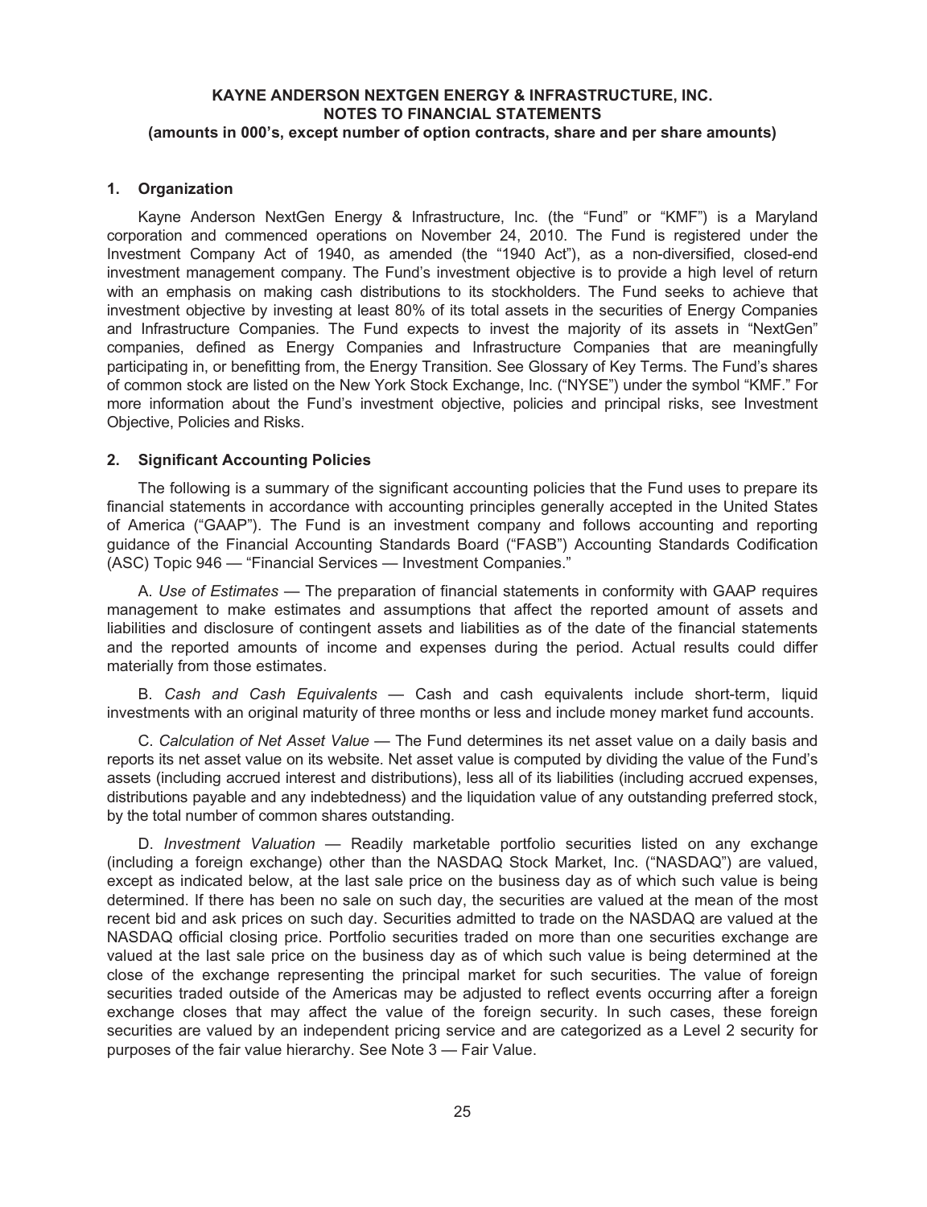# KAYNE ANDERSON NEXTGEN ENERGY & INFRASTRUCTURE, INC.
# NOTES TO FINANCIAL STATEMENTS
**(amounts in 000's, except number of option contracts, share and per share amounts)**

## 1. Organization

Kayne Anderson NextGen Energy & Infrastructure, Inc. (the "Fund" or "KMF") is a Maryland corporation and commenced operations on November 24, 2010. The Fund is registered under the Investment Company Act of 1940, as amended (the "1940 Act"), as a non-diversified, closed-end investment management company. The Fund's investment objective is to provide a high level of return with an emphasis on making cash distributions to its stockholders. The Fund seeks to achieve that investment objective by investing at least 80% of its total assets in the securities of Energy Companies and Infrastructure Companies. The Fund expects to invest the majority of its assets in "NextGen" companies, defined as Energy Companies and Infrastructure Companies that are meaningfully participating in, or benefitting from, the Energy Transition. See Glossary of Key Terms. The Fund's shares of common stock are listed on the New York Stock Exchange, Inc. ("NYSE") under the symbol "KMF." For more information about the Fund's investment objective, policies and principal risks, see Investment Objective, Policies and Risks.

## 2. Significant Accounting Policies

The following is a summary of the significant accounting policies that the Fund uses to prepare its financial statements in accordance with accounting principles generally accepted in the United States of America ("GAAP"). The Fund is an investment company and follows accounting and reporting guidance of the Financial Accounting Standards Board ("FASB") Accounting Standards Codification (ASC) Topic 946 — "Financial Services — Investment Companies."

A. *Use of Estimates* — The preparation of financial statements in conformity with GAAP requires management to make estimates and assumptions that affect the reported amount of assets and liabilities and disclosure of contingent assets and liabilities as of the date of the financial statements and the reported amounts of income and expenses during the period. Actual results could differ materially from those estimates.

B. *Cash and Cash Equivalents* — Cash and cash equivalents include short-term, liquid investments with an original maturity of three months or less and include money market fund accounts.

C. *Calculation of Net Asset Value* — The Fund determines its net asset value on a daily basis and reports its net asset value on its website. Net asset value is computed by dividing the value of the Fund's assets (including accrued interest and distributions), less all of its liabilities (including accrued expenses, distributions payable and any indebtedness) and the liquidation value of any outstanding preferred stock, by the total number of common shares outstanding.

D. *Investment Valuation* — Readily marketable portfolio securities listed on any exchange (including a foreign exchange) other than the NASDAQ Stock Market, Inc. ("NASDAQ") are valued, except as indicated below, at the last sale price on the business day as of which such value is being determined. If there has been no sale on such day, the securities are valued at the mean of the most recent bid and ask prices on such day. Securities admitted to trade on the NASDAQ are valued at the NASDAQ official closing price. Portfolio securities traded on more than one securities exchange are valued at the last sale price on the business day as of which such value is being determined at the close of the exchange representing the principal market for such securities. The value of foreign securities traded outside of the Americas may be adjusted to reflect events occurring after a foreign exchange closes that may affect the value of the foreign security. In such cases, these foreign securities are valued by an independent pricing service and are categorized as a Level 2 security for purposes of the fair value hierarchy. See Note 3 — Fair Value.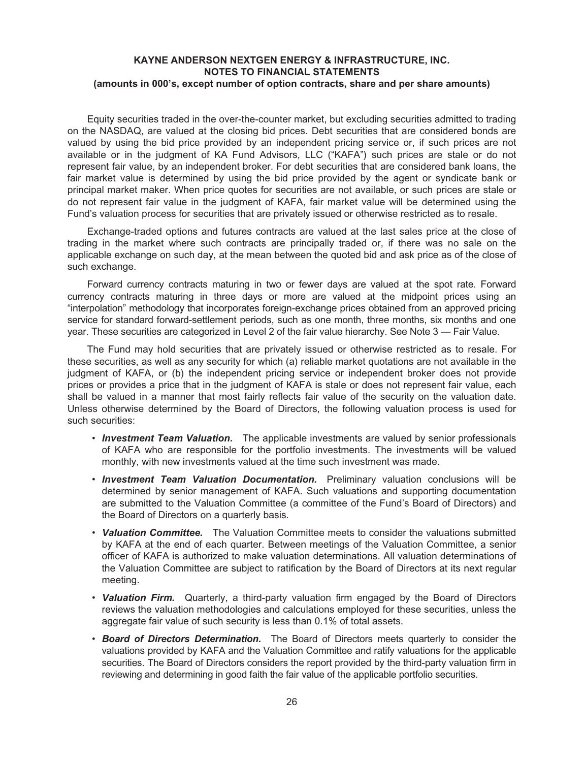Equity securities traded in the over-the-counter market, but excluding securities admitted to trading on the NASDAQ, are valued at the closing bid prices. Debt securities that are considered bonds are valued by using the bid price provided by an independent pricing service or, if such prices are not available or in the judgment of KA Fund Advisors, LLC ("KAFA") such prices are stale or do not represent fair value, by an independent broker. For debt securities that are considered bank loans, the fair market value is determined by using the bid price provided by the agent or syndicate bank or principal market maker. When price quotes for securities are not available, or such prices are stale or do not represent fair value in the judgment of KAFA, fair market value will be determined using the Fund's valuation process for securities that are privately issued or otherwise restricted as to resale.

Exchange-traded options and futures contracts are valued at the last sales price at the close of trading in the market where such contracts are principally traded or, if there was no sale on the applicable exchange on such day, at the mean between the quoted bid and ask price as of the close of such exchange.

Forward currency contracts maturing in two or fewer days are valued at the spot rate. Forward currency contracts maturing in three days or more are valued at the midpoint prices using an "interpolation" methodology that incorporates foreign-exchange prices obtained from an approved pricing service for standard forward-settlement periods, such as one month, three months, six months and one year. These securities are categorized in Level 2 of the fair value hierarchy. See Note 3 — Fair Value.

The Fund may hold securities that are privately issued or otherwise restricted as to resale. For these securities, as well as any security for which (a) reliable market quotations are not available in the judgment of KAFA, or (b) the independent pricing service or independent broker does not provide prices or provides a price that in the judgment of KAFA is stale or does not represent fair value, each shall be valued in a manner that most fairly reflects fair value of the security on the valuation date. Unless otherwise determined by the Board of Directors, the following valuation process is used for such securities:

- ***Investment Team Valuation.*** The applicable investments are valued by senior professionals of KAFA who are responsible for the portfolio investments. The investments will be valued monthly, with new investments valued at the time such investment was made.
- ***Investment Team Valuation Documentation.*** Preliminary valuation conclusions will be determined by senior management of KAFA. Such valuations and supporting documentation are submitted to the Valuation Committee (a committee of the Fund's Board of Directors) and the Board of Directors on a quarterly basis.
- ***Valuation Committee.*** The Valuation Committee meets to consider the valuations submitted by KAFA at the end of each quarter. Between meetings of the Valuation Committee, a senior officer of KAFA is authorized to make valuation determinations. All valuation determinations of the Valuation Committee are subject to ratification by the Board of Directors at its next regular meeting.
- ***Valuation Firm.*** Quarterly, a third-party valuation firm engaged by the Board of Directors reviews the valuation methodologies and calculations employed for these securities, unless the aggregate fair value of such security is less than 0.1% of total assets.
- ***Board of Directors Determination.*** The Board of Directors meets quarterly to consider the valuations provided by KAFA and the Valuation Committee and ratify valuations for the applicable securities. The Board of Directors considers the report provided by the third-party valuation firm in reviewing and determining in good faith the fair value of the applicable portfolio securities.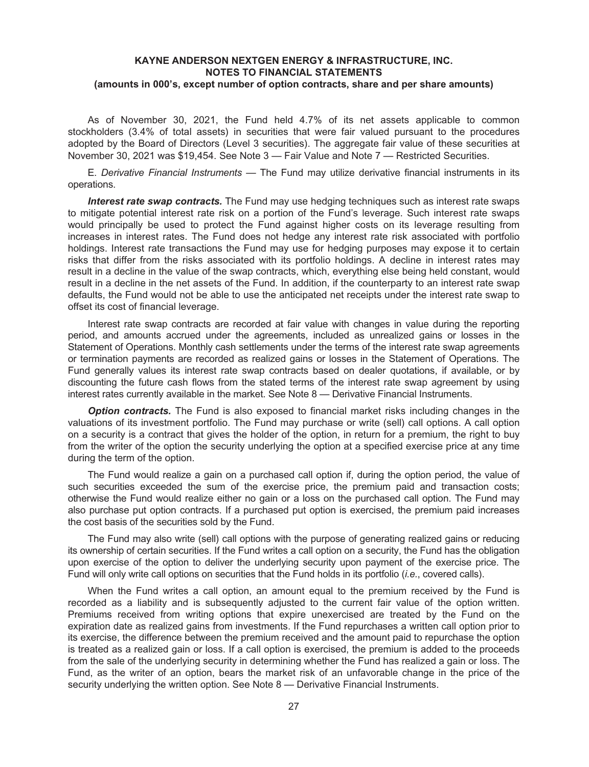As of November 30, 2021, the Fund held 4.7% of its net assets applicable to common stockholders (3.4% of total assets) in securities that were fair valued pursuant to the procedures adopted by the Board of Directors (Level 3 securities). The aggregate fair value of these securities at November 30, 2021 was $19,454. See Note 3 — Fair Value and Note 7 — Restricted Securities.

E. *Derivative Financial Instruments* — The Fund may utilize derivative financial instruments in its operations.

***Interest rate swap contracts.*** The Fund may use hedging techniques such as interest rate swaps to mitigate potential interest rate risk on a portion of the Fund's leverage. Such interest rate swaps would principally be used to protect the Fund against higher costs on its leverage resulting from increases in interest rates. The Fund does not hedge any interest rate risk associated with portfolio holdings. Interest rate transactions the Fund may use for hedging purposes may expose it to certain risks that differ from the risks associated with its portfolio holdings. A decline in interest rates may result in a decline in the value of the swap contracts, which, everything else being held constant, would result in a decline in the net assets of the Fund. In addition, if the counterparty to an interest rate swap defaults, the Fund would not be able to use the anticipated net receipts under the interest rate swap to offset its cost of financial leverage.

Interest rate swap contracts are recorded at fair value with changes in value during the reporting period, and amounts accrued under the agreements, included as unrealized gains or losses in the Statement of Operations. Monthly cash settlements under the terms of the interest rate swap agreements or termination payments are recorded as realized gains or losses in the Statement of Operations. The Fund generally values its interest rate swap contracts based on dealer quotations, if available, or by discounting the future cash flows from the stated terms of the interest rate swap agreement by using interest rates currently available in the market. See Note 8 — Derivative Financial Instruments.

***Option contracts.*** The Fund is also exposed to financial market risks including changes in the valuations of its investment portfolio. The Fund may purchase or write (sell) call options. A call option on a security is a contract that gives the holder of the option, in return for a premium, the right to buy from the writer of the option the security underlying the option at a specified exercise price at any time during the term of the option.

The Fund would realize a gain on a purchased call option if, during the option period, the value of such securities exceeded the sum of the exercise price, the premium paid and transaction costs; otherwise the Fund would realize either no gain or a loss on the purchased call option. The Fund may also purchase put option contracts. If a purchased put option is exercised, the premium paid increases the cost basis of the securities sold by the Fund.

The Fund may also write (sell) call options with the purpose of generating realized gains or reducing its ownership of certain securities. If the Fund writes a call option on a security, the Fund has the obligation upon exercise of the option to deliver the underlying security upon payment of the exercise price. The Fund will only write call options on securities that the Fund holds in its portfolio (*i.e.*, covered calls).

When the Fund writes a call option, an amount equal to the premium received by the Fund is recorded as a liability and is subsequently adjusted to the current fair value of the option written. Premiums received from writing options that expire unexercised are treated by the Fund on the expiration date as realized gains from investments. If the Fund repurchases a written call option prior to its exercise, the difference between the premium received and the amount paid to repurchase the option is treated as a realized gain or loss. If a call option is exercised, the premium is added to the proceeds from the sale of the underlying security in determining whether the Fund has realized a gain or loss. The Fund, as the writer of an option, bears the market risk of an unfavorable change in the price of the security underlying the written option. See Note 8 — Derivative Financial Instruments.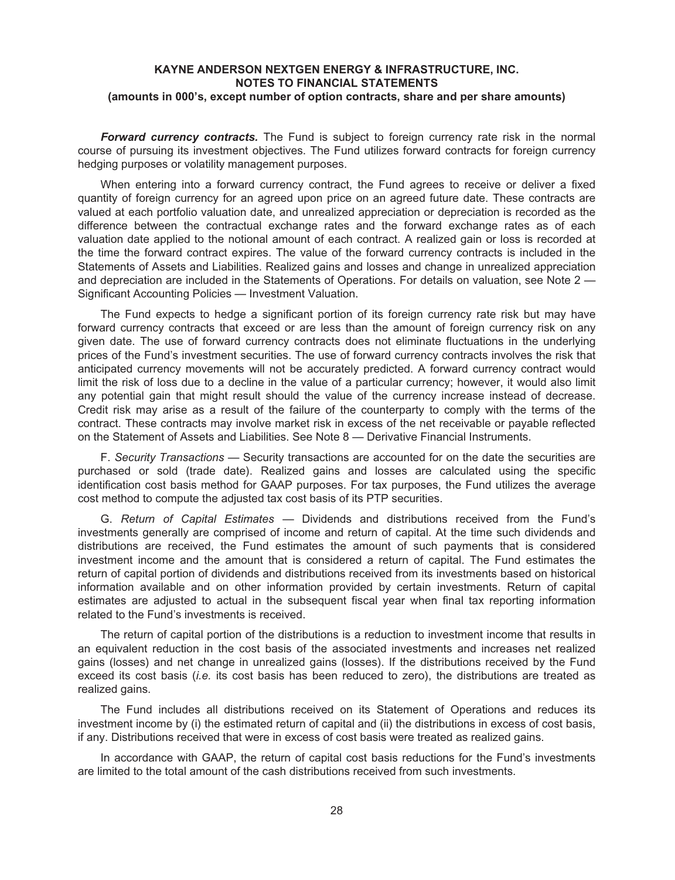***Forward currency contracts.*** The Fund is subject to foreign currency rate risk in the normal course of pursuing its investment objectives. The Fund utilizes forward contracts for foreign currency hedging purposes or volatility management purposes.

When entering into a forward currency contract, the Fund agrees to receive or deliver a fixed quantity of foreign currency for an agreed upon price on an agreed future date. These contracts are valued at each portfolio valuation date, and unrealized appreciation or depreciation is recorded as the difference between the contractual exchange rates and the forward exchange rates as of each valuation date applied to the notional amount of each contract. A realized gain or loss is recorded at the time the forward contract expires. The value of the forward currency contracts is included in the Statements of Assets and Liabilities. Realized gains and losses and change in unrealized appreciation and depreciation are included in the Statements of Operations. For details on valuation, see Note 2 — Significant Accounting Policies — Investment Valuation.

The Fund expects to hedge a significant portion of its foreign currency rate risk but may have forward currency contracts that exceed or are less than the amount of foreign currency risk on any given date. The use of forward currency contracts does not eliminate fluctuations in the underlying prices of the Fund's investment securities. The use of forward currency contracts involves the risk that anticipated currency movements will not be accurately predicted. A forward currency contract would limit the risk of loss due to a decline in the value of a particular currency; however, it would also limit any potential gain that might result should the value of the currency increase instead of decrease. Credit risk may arise as a result of the failure of the counterparty to comply with the terms of the contract. These contracts may involve market risk in excess of the net receivable or payable reflected on the Statement of Assets and Liabilities. See Note 8 — Derivative Financial Instruments.

F. *Security Transactions* — Security transactions are accounted for on the date the securities are purchased or sold (trade date). Realized gains and losses are calculated using the specific identification cost basis method for GAAP purposes. For tax purposes, the Fund utilizes the average cost method to compute the adjusted tax cost basis of its PTP securities.

G. *Return of Capital Estimates* — Dividends and distributions received from the Fund's investments generally are comprised of income and return of capital. At the time such dividends and distributions are received, the Fund estimates the amount of such payments that is considered investment income and the amount that is considered a return of capital. The Fund estimates the return of capital portion of dividends and distributions received from its investments based on historical information available and on other information provided by certain investments. Return of capital estimates are adjusted to actual in the subsequent fiscal year when final tax reporting information related to the Fund's investments is received.

The return of capital portion of the distributions is a reduction to investment income that results in an equivalent reduction in the cost basis of the associated investments and increases net realized gains (losses) and net change in unrealized gains (losses). If the distributions received by the Fund exceed its cost basis (*i.e.* its cost basis has been reduced to zero), the distributions are treated as realized gains.

The Fund includes all distributions received on its Statement of Operations and reduces its investment income by (i) the estimated return of capital and (ii) the distributions in excess of cost basis, if any. Distributions received that were in excess of cost basis were treated as realized gains.

In accordance with GAAP, the return of capital cost basis reductions for the Fund's investments are limited to the total amount of the cash distributions received from such investments.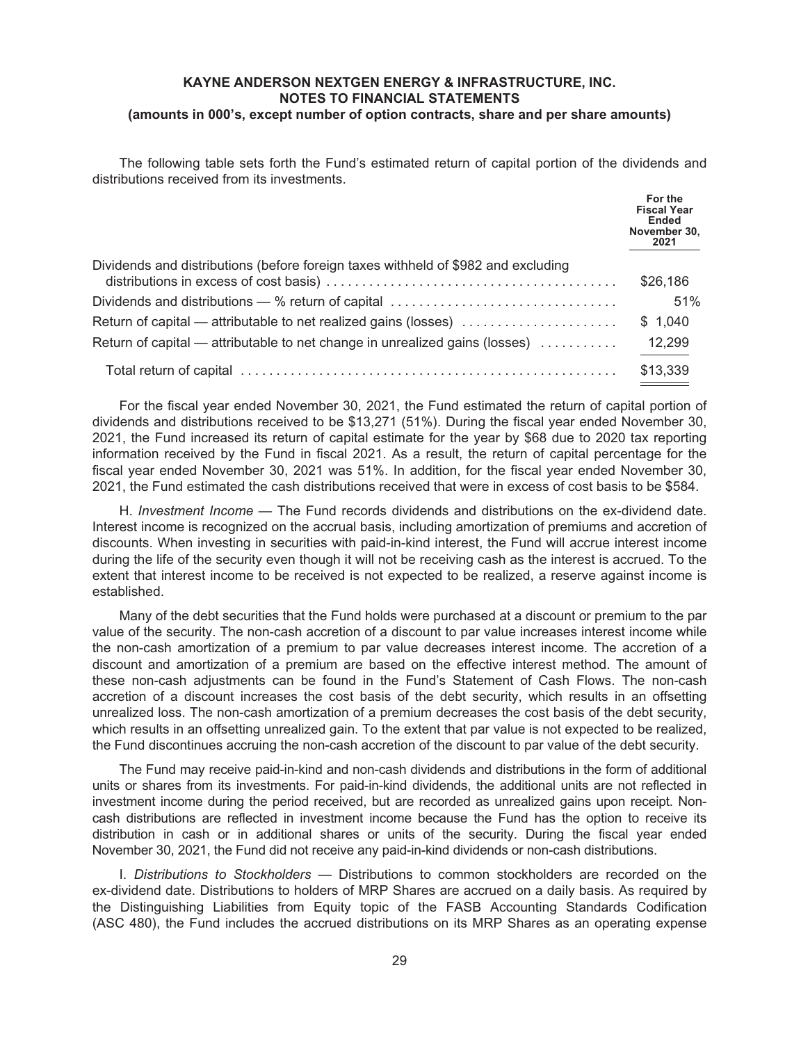The following table sets forth the Fund's estimated return of capital portion of the dividends and distributions received from its investments.

| | For the Fiscal Year Ended November 30, 2021 |
|---|---|
| Dividends and distributions (before foreign taxes withheld of $982 and excluding distributions in excess of cost basis) | $26,186 |
| Dividends and distributions — % return of capital | 51% |
| Return of capital — attributable to net realized gains (losses) | $ 1,040 |
| Return of capital — attributable to net change in unrealized gains (losses) | 12,299 |
| Total return of capital | $13,339 |

For the fiscal year ended November 30, 2021, the Fund estimated the return of capital portion of dividends and distributions received to be $13,271 (51%). During the fiscal year ended November 30, 2021, the Fund increased its return of capital estimate for the year by $68 due to 2020 tax reporting information received by the Fund in fiscal 2021. As a result, the return of capital percentage for the fiscal year ended November 30, 2021 was 51%. In addition, for the fiscal year ended November 30, 2021, the Fund estimated the cash distributions received that were in excess of cost basis to be $584.

H. *Investment Income* — The Fund records dividends and distributions on the ex-dividend date. Interest income is recognized on the accrual basis, including amortization of premiums and accretion of discounts. When investing in securities with paid-in-kind interest, the Fund will accrue interest income during the life of the security even though it will not be receiving cash as the interest is accrued. To the extent that interest income to be received is not expected to be realized, a reserve against income is established.

Many of the debt securities that the Fund holds were purchased at a discount or premium to the par value of the security. The non-cash accretion of a discount to par value increases interest income while the non-cash amortization of a premium to par value decreases interest income. The accretion of a discount and amortization of a premium are based on the effective interest method. The amount of these non-cash adjustments can be found in the Fund's Statement of Cash Flows. The non-cash accretion of a discount increases the cost basis of the debt security, which results in an offsetting unrealized loss. The non-cash amortization of a premium decreases the cost basis of the debt security, which results in an offsetting unrealized gain. To the extent that par value is not expected to be realized, the Fund discontinues accruing the non-cash accretion of the discount to par value of the debt security.

The Fund may receive paid-in-kind and non-cash dividends and distributions in the form of additional units or shares from its investments. For paid-in-kind dividends, the additional units are not reflected in investment income during the period received, but are recorded as unrealized gains upon receipt. Non-cash distributions are reflected in investment income because the Fund has the option to receive its distribution in cash or in additional shares or units of the security. During the fiscal year ended November 30, 2021, the Fund did not receive any paid-in-kind dividends or non-cash distributions.

I. *Distributions to Stockholders* — Distributions to common stockholders are recorded on the ex-dividend date. Distributions to holders of MRP Shares are accrued on a daily basis. As required by the Distinguishing Liabilities from Equity topic of the FASB Accounting Standards Codification (ASC 480), the Fund includes the accrued distributions on its MRP Shares as an operating expense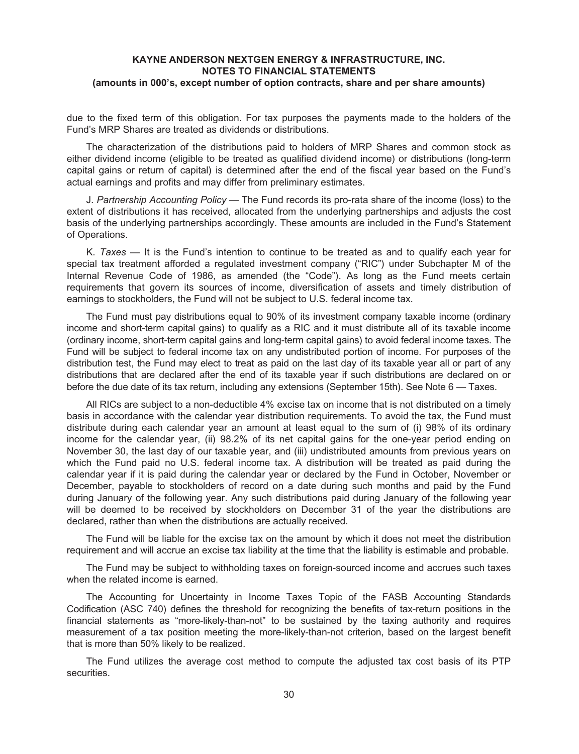due to the fixed term of this obligation. For tax purposes the payments made to the holders of the Fund's MRP Shares are treated as dividends or distributions.

The characterization of the distributions paid to holders of MRP Shares and common stock as either dividend income (eligible to be treated as qualified dividend income) or distributions (long-term capital gains or return of capital) is determined after the end of the fiscal year based on the Fund's actual earnings and profits and may differ from preliminary estimates.

J. *Partnership Accounting Policy* — The Fund records its pro-rata share of the income (loss) to the extent of distributions it has received, allocated from the underlying partnerships and adjusts the cost basis of the underlying partnerships accordingly. These amounts are included in the Fund's Statement of Operations.

K. *Taxes* — It is the Fund's intention to continue to be treated as and to qualify each year for special tax treatment afforded a regulated investment company ("RIC") under Subchapter M of the Internal Revenue Code of 1986, as amended (the "Code"). As long as the Fund meets certain requirements that govern its sources of income, diversification of assets and timely distribution of earnings to stockholders, the Fund will not be subject to U.S. federal income tax.

The Fund must pay distributions equal to 90% of its investment company taxable income (ordinary income and short-term capital gains) to qualify as a RIC and it must distribute all of its taxable income (ordinary income, short-term capital gains and long-term capital gains) to avoid federal income taxes. The Fund will be subject to federal income tax on any undistributed portion of income. For purposes of the distribution test, the Fund may elect to treat as paid on the last day of its taxable year all or part of any distributions that are declared after the end of its taxable year if such distributions are declared on or before the due date of its tax return, including any extensions (September 15th). See Note 6 — Taxes.

All RICs are subject to a non-deductible 4% excise tax on income that is not distributed on a timely basis in accordance with the calendar year distribution requirements. To avoid the tax, the Fund must distribute during each calendar year an amount at least equal to the sum of (i) 98% of its ordinary income for the calendar year, (ii) 98.2% of its net capital gains for the one-year period ending on November 30, the last day of our taxable year, and (iii) undistributed amounts from previous years on which the Fund paid no U.S. federal income tax. A distribution will be treated as paid during the calendar year if it is paid during the calendar year or declared by the Fund in October, November or December, payable to stockholders of record on a date during such months and paid by the Fund during January of the following year. Any such distributions paid during January of the following year will be deemed to be received by stockholders on December 31 of the year the distributions are declared, rather than when the distributions are actually received.

The Fund will be liable for the excise tax on the amount by which it does not meet the distribution requirement and will accrue an excise tax liability at the time that the liability is estimable and probable.

The Fund may be subject to withholding taxes on foreign-sourced income and accrues such taxes when the related income is earned.

The Accounting for Uncertainty in Income Taxes Topic of the FASB Accounting Standards Codification (ASC 740) defines the threshold for recognizing the benefits of tax-return positions in the financial statements as "more-likely-than-not" to be sustained by the taxing authority and requires measurement of a tax position meeting the more-likely-than-not criterion, based on the largest benefit that is more than 50% likely to be realized.

The Fund utilizes the average cost method to compute the adjusted tax cost basis of its PTP securities.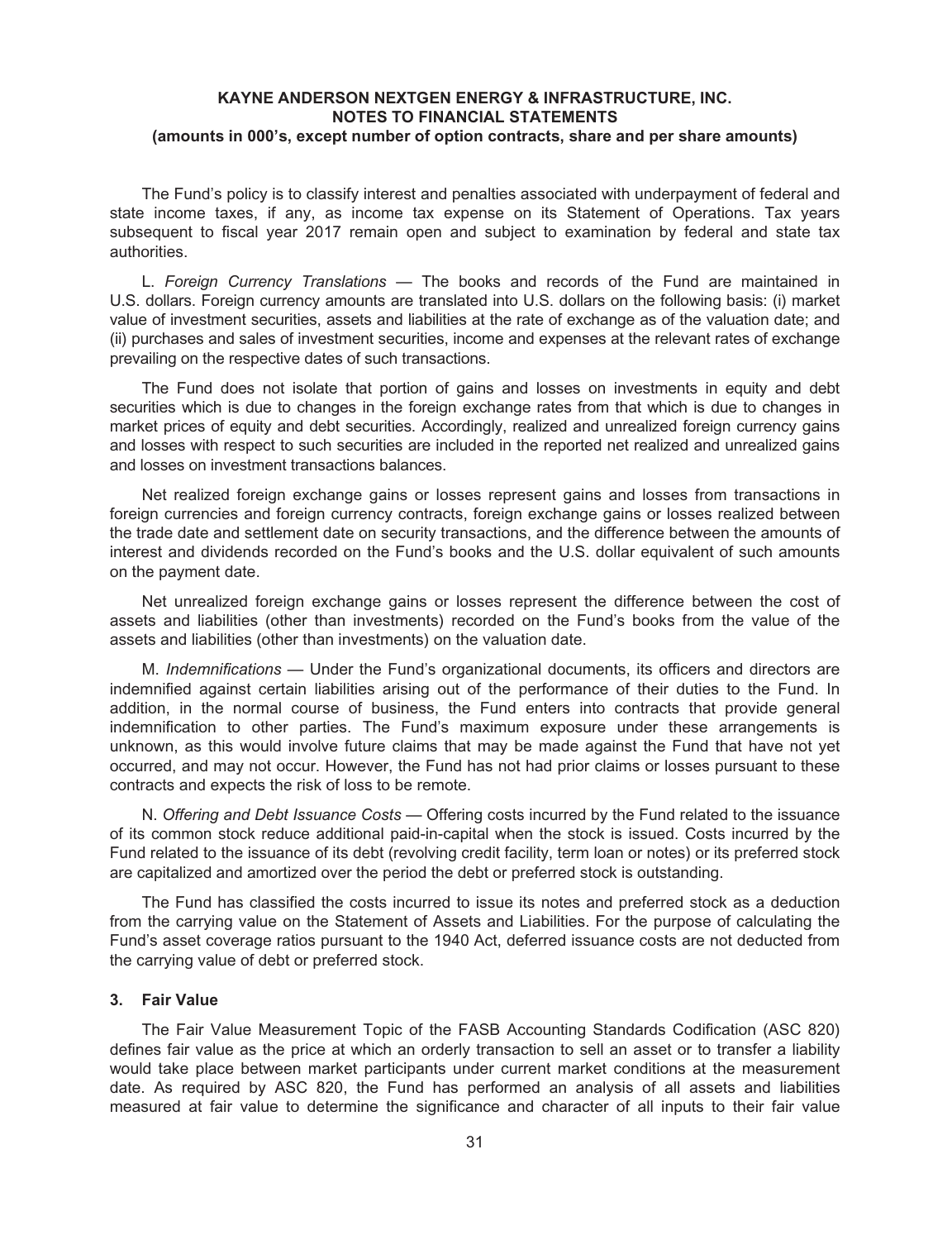The Fund's policy is to classify interest and penalties associated with underpayment of federal and state income taxes, if any, as income tax expense on its Statement of Operations. Tax years subsequent to fiscal year 2017 remain open and subject to examination by federal and state tax authorities.

L. *Foreign Currency Translations* — The books and records of the Fund are maintained in U.S. dollars. Foreign currency amounts are translated into U.S. dollars on the following basis: (i) market value of investment securities, assets and liabilities at the rate of exchange as of the valuation date; and (ii) purchases and sales of investment securities, income and expenses at the relevant rates of exchange prevailing on the respective dates of such transactions.

The Fund does not isolate that portion of gains and losses on investments in equity and debt securities which is due to changes in the foreign exchange rates from that which is due to changes in market prices of equity and debt securities. Accordingly, realized and unrealized foreign currency gains and losses with respect to such securities are included in the reported net realized and unrealized gains and losses on investment transactions balances.

Net realized foreign exchange gains or losses represent gains and losses from transactions in foreign currencies and foreign currency contracts, foreign exchange gains or losses realized between the trade date and settlement date on security transactions, and the difference between the amounts of interest and dividends recorded on the Fund's books and the U.S. dollar equivalent of such amounts on the payment date.

Net unrealized foreign exchange gains or losses represent the difference between the cost of assets and liabilities (other than investments) recorded on the Fund's books from the value of the assets and liabilities (other than investments) on the valuation date.

M. *Indemnifications* — Under the Fund's organizational documents, its officers and directors are indemnified against certain liabilities arising out of the performance of their duties to the Fund. In addition, in the normal course of business, the Fund enters into contracts that provide general indemnification to other parties. The Fund's maximum exposure under these arrangements is unknown, as this would involve future claims that may be made against the Fund that have not yet occurred, and may not occur. However, the Fund has not had prior claims or losses pursuant to these contracts and expects the risk of loss to be remote.

N. *Offering and Debt Issuance Costs* — Offering costs incurred by the Fund related to the issuance of its common stock reduce additional paid-in-capital when the stock is issued. Costs incurred by the Fund related to the issuance of its debt (revolving credit facility, term loan or notes) or its preferred stock are capitalized and amortized over the period the debt or preferred stock is outstanding.

The Fund has classified the costs incurred to issue its notes and preferred stock as a deduction from the carrying value on the Statement of Assets and Liabilities. For the purpose of calculating the Fund's asset coverage ratios pursuant to the 1940 Act, deferred issuance costs are not deducted from the carrying value of debt or preferred stock.

## 3. Fair Value

The Fair Value Measurement Topic of the FASB Accounting Standards Codification (ASC 820) defines fair value as the price at which an orderly transaction to sell an asset or to transfer a liability would take place between market participants under current market conditions at the measurement date. As required by ASC 820, the Fund has performed an analysis of all assets and liabilities measured at fair value to determine the significance and character of all inputs to their fair value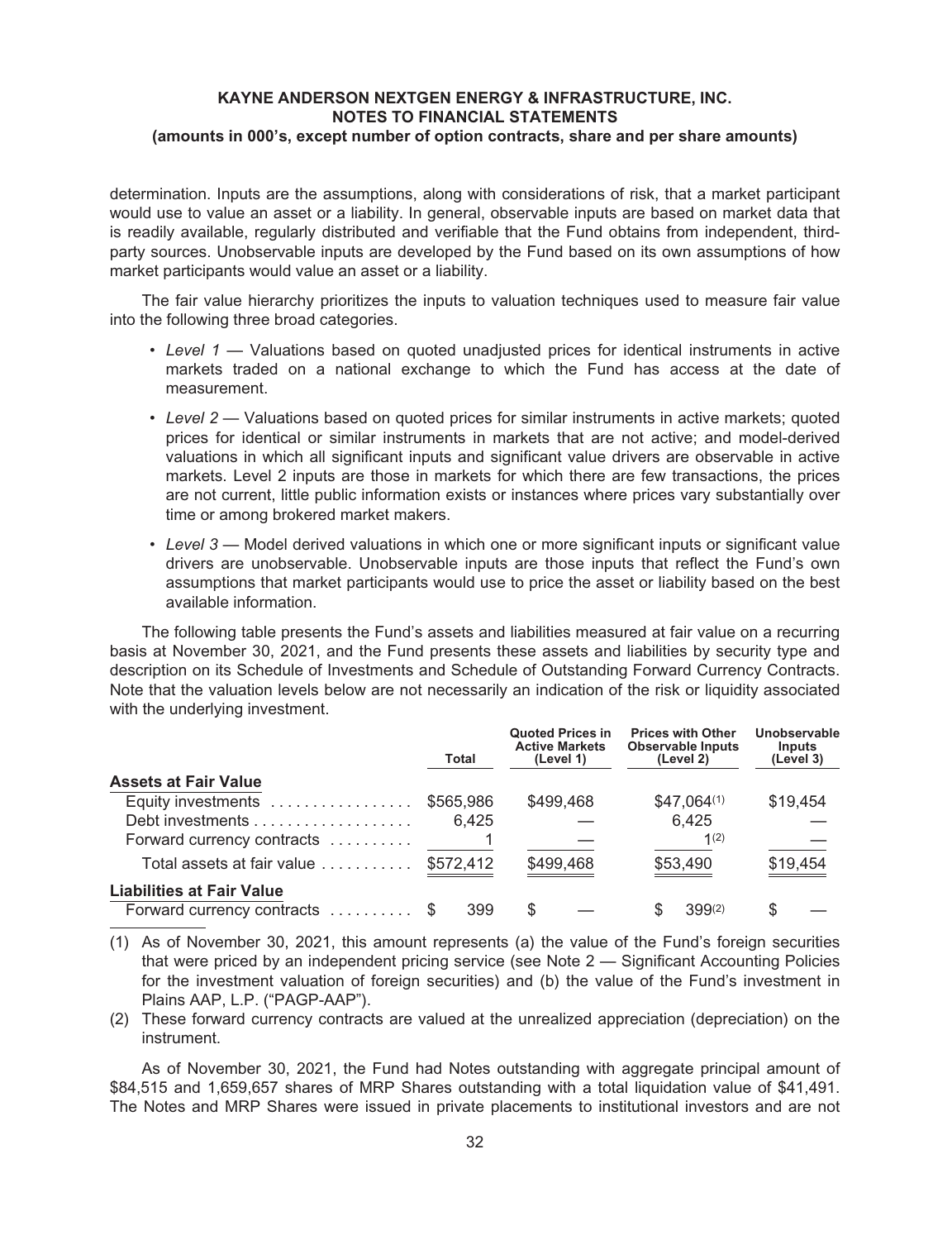determination. Inputs are the assumptions, along with considerations of risk, that a market participant would use to value an asset or a liability. In general, observable inputs are based on market data that is readily available, regularly distributed and verifiable that the Fund obtains from independent, third-party sources. Unobservable inputs are developed by the Fund based on its own assumptions of how market participants would value an asset or a liability.

The fair value hierarchy prioritizes the inputs to valuation techniques used to measure fair value into the following three broad categories.

- *Level 1* — Valuations based on quoted unadjusted prices for identical instruments in active markets traded on a national exchange to which the Fund has access at the date of measurement.
- *Level 2* — Valuations based on quoted prices for similar instruments in active markets; quoted prices for identical or similar instruments in markets that are not active; and model-derived valuations in which all significant inputs and significant value drivers are observable in active markets. Level 2 inputs are those in markets for which there are few transactions, the prices are not current, little public information exists or instances where prices vary substantially over time or among brokered market makers.
- *Level 3* — Model derived valuations in which one or more significant inputs or significant value drivers are unobservable. Unobservable inputs are those inputs that reflect the Fund's own assumptions that market participants would use to price the asset or liability based on the best available information.

The following table presents the Fund's assets and liabilities measured at fair value on a recurring basis at November 30, 2021, and the Fund presents these assets and liabilities by security type and description on its Schedule of Investments and Schedule of Outstanding Forward Currency Contracts. Note that the valuation levels below are not necessarily an indication of the risk or liquidity associated with the underlying investment.

| | Total | Quoted Prices in Active Markets (Level 1) | Prices with Other Observable Inputs (Level 2) | Unobservable Inputs (Level 3) |
|---|---|---|---|---|
| **Assets at Fair Value** | | | | |
| Equity investments | $565,986 | $499,468 | $47,064[(1)] | $19,454 |
| Debt investments | 6,425 | — | 6,425 | — |
| Forward currency contracts | 1 | — | 1[(2)] | — |
| Total assets at fair value | $572,412 | $499,468 | $53,490 | $19,454 |
| **Liabilities at Fair Value** | | | | |
| Forward currency contracts | $ 399 | $ — | $ 399[(2)] | $ — |

(1) As of November 30, 2021, this amount represents (a) the value of the Fund's foreign securities that were priced by an independent pricing service (see Note 2 — Significant Accounting Policies for the investment valuation of foreign securities) and (b) the value of the Fund's investment in Plains AAP, L.P. ("PAGP-AAP").

(2) These forward currency contracts are valued at the unrealized appreciation (depreciation) on the instrument.

As of November 30, 2021, the Fund had Notes outstanding with aggregate principal amount of $84,515 and 1,659,657 shares of MRP Shares outstanding with a total liquidation value of $41,491. The Notes and MRP Shares were issued in private placements to institutional investors and are not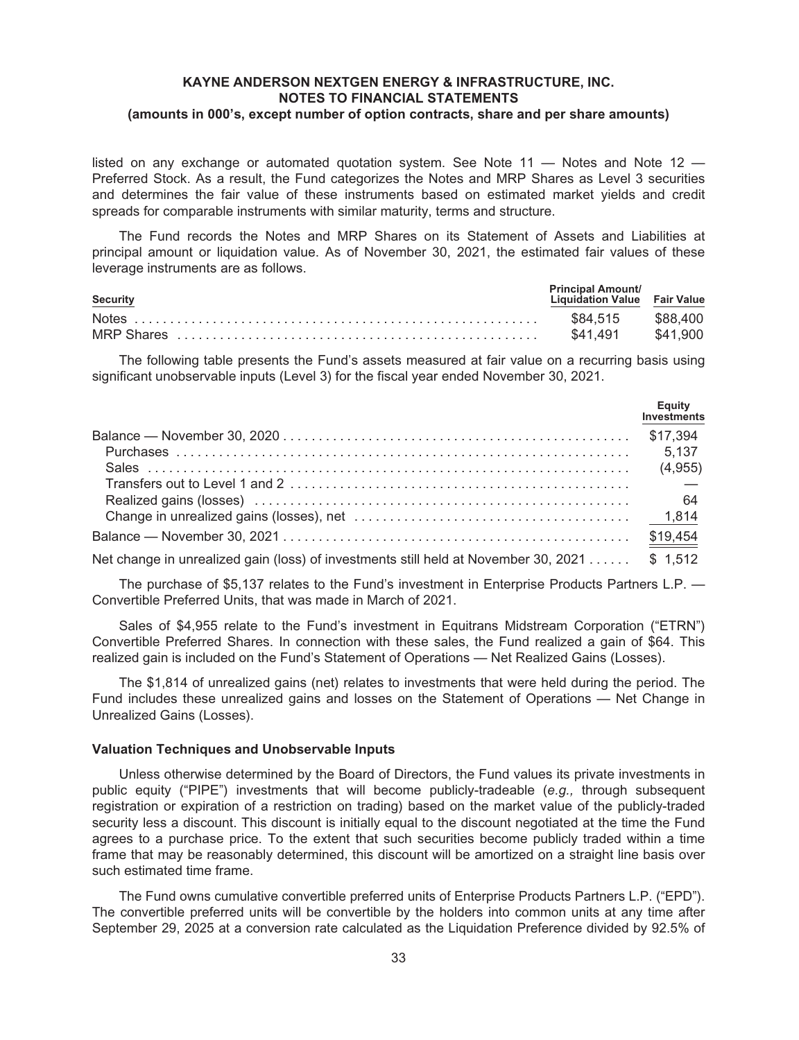listed on any exchange or automated quotation system. See Note 11 — Notes and Note 12 — Preferred Stock. As a result, the Fund categorizes the Notes and MRP Shares as Level 3 securities and determines the fair value of these instruments based on estimated market yields and credit spreads for comparable instruments with similar maturity, terms and structure.

The Fund records the Notes and MRP Shares on its Statement of Assets and Liabilities at principal amount or liquidation value. As of November 30, 2021, the estimated fair values of these leverage instruments are as follows.

| Security | Principal Amount/ Liquidation Value | Fair Value |
|---|---|---|
| Notes | $84,515 | $88,400 |
| MRP Shares | $41,491 | $41,900 |

The following table presents the Fund's assets measured at fair value on a recurring basis using significant unobservable inputs (Level 3) for the fiscal year ended November 30, 2021.

| | Equity Investments |
|---|---|
| Balance — November 30, 2020 | $17,394 |
| Purchases | 5,137 |
| Sales | (4,955) |
| Transfers out to Level 1 and 2 | — |
| Realized gains (losses) | 64 |
| Change in unrealized gains (losses), net | 1,814 |
| Balance — November 30, 2021 | $19,454 |
| Net change in unrealized gain (loss) of investments still held at November 30, 2021 | $ 1,512 |

The purchase of $5,137 relates to the Fund's investment in Enterprise Products Partners L.P. — Convertible Preferred Units, that was made in March of 2021.

Sales of $4,955 relate to the Fund's investment in Equitrans Midstream Corporation ("ETRN") Convertible Preferred Shares. In connection with these sales, the Fund realized a gain of $64. This realized gain is included on the Fund's Statement of Operations — Net Realized Gains (Losses).

The $1,814 of unrealized gains (net) relates to investments that were held during the period. The Fund includes these unrealized gains and losses on the Statement of Operations — Net Change in Unrealized Gains (Losses).

**Valuation Techniques and Unobservable Inputs**

Unless otherwise determined by the Board of Directors, the Fund values its private investments in public equity ("PIPE") investments that will become publicly-tradeable (*e.g.,* through subsequent registration or expiration of a restriction on trading) based on the market value of the publicly-traded security less a discount. This discount is initially equal to the discount negotiated at the time the Fund agrees to a purchase price. To the extent that such securities become publicly traded within a time frame that may be reasonably determined, this discount will be amortized on a straight line basis over such estimated time frame.

The Fund owns cumulative convertible preferred units of Enterprise Products Partners L.P. ("EPD"). The convertible preferred units will be convertible by the holders into common units at any time after September 29, 2025 at a conversion rate calculated as the Liquidation Preference divided by 92.5% of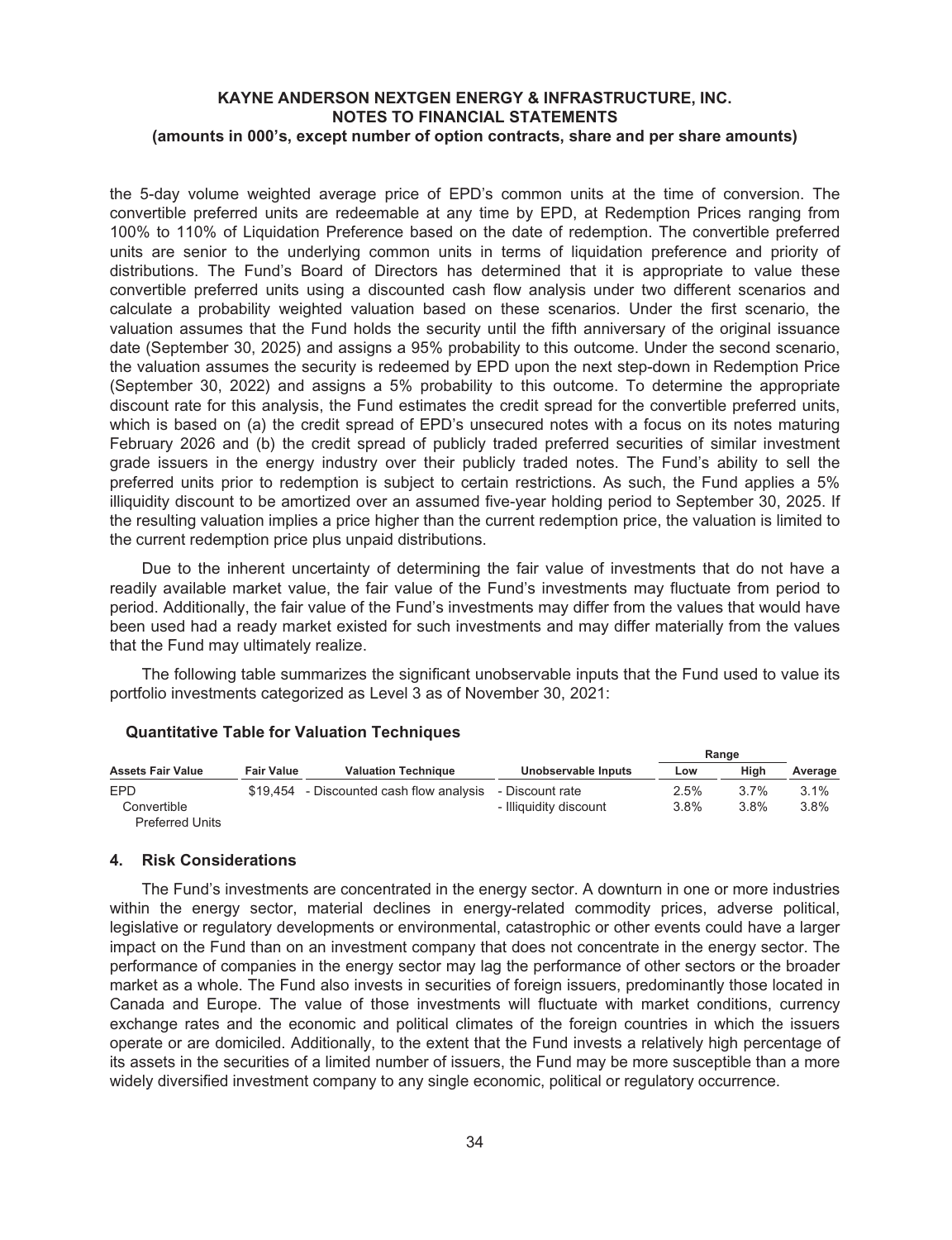the 5-day volume weighted average price of EPD's common units at the time of conversion. The convertible preferred units are redeemable at any time by EPD, at Redemption Prices ranging from 100% to 110% of Liquidation Preference based on the date of redemption. The convertible preferred units are senior to the underlying common units in terms of liquidation preference and priority of distributions. The Fund's Board of Directors has determined that it is appropriate to value these convertible preferred units using a discounted cash flow analysis under two different scenarios and calculate a probability weighted valuation based on these scenarios. Under the first scenario, the valuation assumes that the Fund holds the security until the fifth anniversary of the original issuance date (September 30, 2025) and assigns a 95% probability to this outcome. Under the second scenario, the valuation assumes the security is redeemed by EPD upon the next step-down in Redemption Price (September 30, 2022) and assigns a 5% probability to this outcome. To determine the appropriate discount rate for this analysis, the Fund estimates the credit spread for the convertible preferred units, which is based on (a) the credit spread of EPD's unsecured notes with a focus on its notes maturing February 2026 and (b) the credit spread of publicly traded preferred securities of similar investment grade issuers in the energy industry over their publicly traded notes. The Fund's ability to sell the preferred units prior to redemption is subject to certain restrictions. As such, the Fund applies a 5% illiquidity discount to be amortized over an assumed five-year holding period to September 30, 2025. If the resulting valuation implies a price higher than the current redemption price, the valuation is limited to the current redemption price plus unpaid distributions.

Due to the inherent uncertainty of determining the fair value of investments that do not have a readily available market value, the fair value of the Fund's investments may fluctuate from period to period. Additionally, the fair value of the Fund's investments may differ from the values that would have been used had a ready market existed for such investments and may differ materially from the values that the Fund may ultimately realize.

The following table summarizes the significant unobservable inputs that the Fund used to value its portfolio investments categorized as Level 3 as of November 30, 2021:

**Quantitative Table for Valuation Techniques**

| Assets Fair Value | Fair Value | Valuation Technique | Unobservable Inputs | Range Low | Range High | Average |
|---|---|---|---|---|---|---|
| EPD Convertible Preferred Units | $19,454 | - Discounted cash flow analysis | - Discount rate | 2.5% | 3.7% | 3.1% |
| | | | - Illiquidity discount | 3.8% | 3.8% | 3.8% |

## 4. Risk Considerations

The Fund's investments are concentrated in the energy sector. A downturn in one or more industries within the energy sector, material declines in energy-related commodity prices, adverse political, legislative or regulatory developments or environmental, catastrophic or other events could have a larger impact on the Fund than on an investment company that does not concentrate in the energy sector. The performance of companies in the energy sector may lag the performance of other sectors or the broader market as a whole. The Fund also invests in securities of foreign issuers, predominantly those located in Canada and Europe. The value of those investments will fluctuate with market conditions, currency exchange rates and the economic and political climates of the foreign countries in which the issuers operate or are domiciled. Additionally, to the extent that the Fund invests a relatively high percentage of its assets in the securities of a limited number of issuers, the Fund may be more susceptible than a more widely diversified investment company to any single economic, political or regulatory occurrence.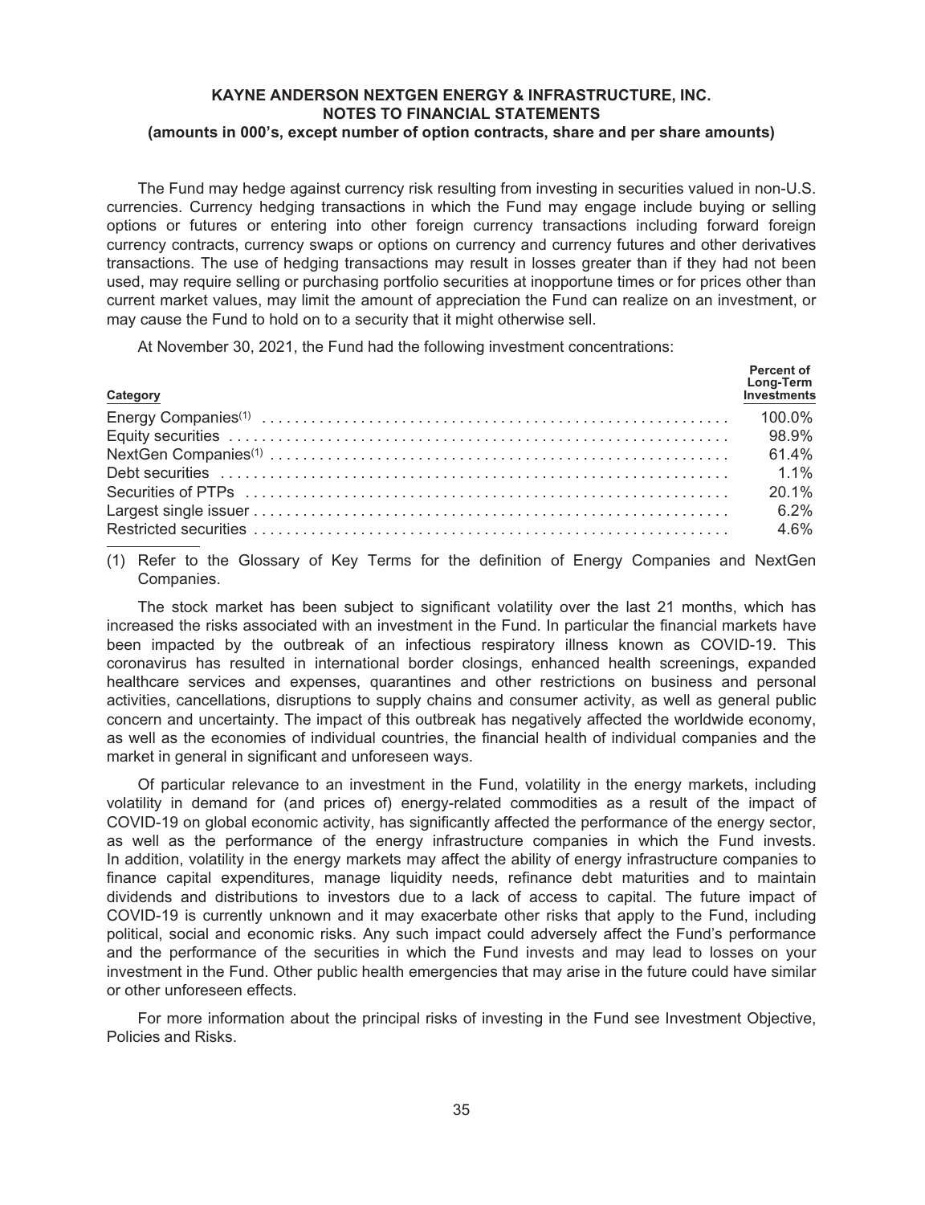The Fund may hedge against currency risk resulting from investing in securities valued in non-U.S. currencies. Currency hedging transactions in which the Fund may engage include buying or selling options or futures or entering into other foreign currency transactions including forward foreign currency contracts, currency swaps or options on currency and currency futures and other derivatives transactions. The use of hedging transactions may result in losses greater than if they had not been used, may require selling or purchasing portfolio securities at inopportune times or for prices other than current market values, may limit the amount of appreciation the Fund can realize on an investment, or may cause the Fund to hold on to a security that it might otherwise sell.

At November 30, 2021, the Fund had the following investment concentrations:

| Category | Percent of Long-Term Investments |
|---|---|
| Energy Companies[(1)] | 100.0% |
| Equity securities | 98.9% |
| NextGen Companies[(1)] | 61.4% |
| Debt securities | 1.1% |
| Securities of PTPs | 20.1% |
| Largest single issuer | 6.2% |
| Restricted securities | 4.6% |

(1) Refer to the Glossary of Key Terms for the definition of Energy Companies and NextGen Companies.

The stock market has been subject to significant volatility over the last 21 months, which has increased the risks associated with an investment in the Fund. In particular the financial markets have been impacted by the outbreak of an infectious respiratory illness known as COVID-19. This coronavirus has resulted in international border closings, enhanced health screenings, expanded healthcare services and expenses, quarantines and other restrictions on business and personal activities, cancellations, disruptions to supply chains and consumer activity, as well as general public concern and uncertainty. The impact of this outbreak has negatively affected the worldwide economy, as well as the economies of individual countries, the financial health of individual companies and the market in general in significant and unforeseen ways.

Of particular relevance to an investment in the Fund, volatility in the energy markets, including volatility in demand for (and prices of) energy-related commodities as a result of the impact of COVID-19 on global economic activity, has significantly affected the performance of the energy sector, as well as the performance of the energy infrastructure companies in which the Fund invests. In addition, volatility in the energy markets may affect the ability of energy infrastructure companies to finance capital expenditures, manage liquidity needs, refinance debt maturities and to maintain dividends and distributions to investors due to a lack of access to capital. The future impact of COVID-19 is currently unknown and it may exacerbate other risks that apply to the Fund, including political, social and economic risks. Any such impact could adversely affect the Fund's performance and the performance of the securities in which the Fund invests and may lead to losses on your investment in the Fund. Other public health emergencies that may arise in the future could have similar or other unforeseen effects.

For more information about the principal risks of investing in the Fund see Investment Objective, Policies and Risks.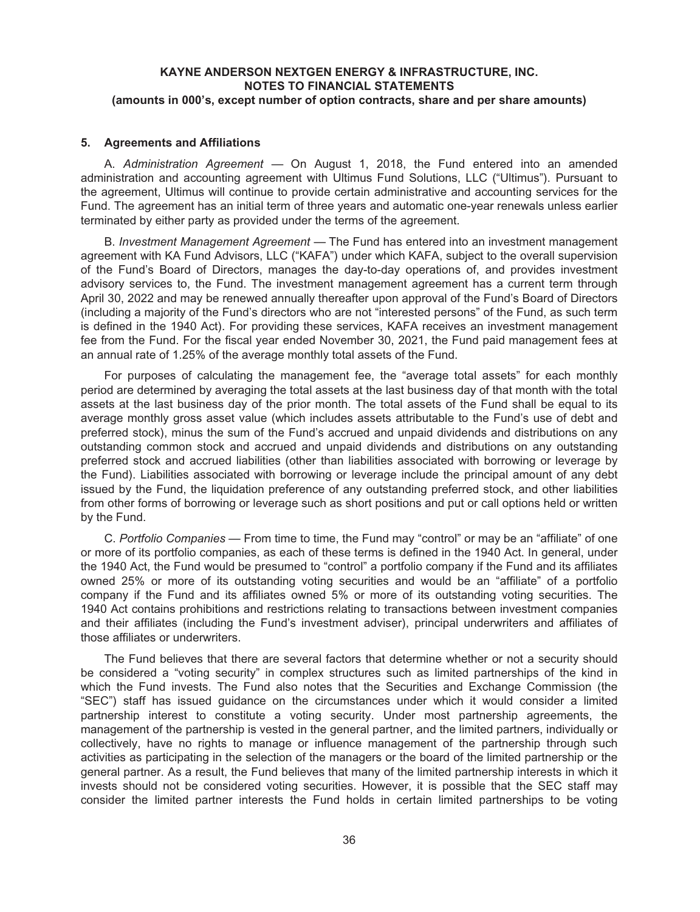### 5. Agreements and Affiliations

A. *Administration Agreement* — On August 1, 2018, the Fund entered into an amended administration and accounting agreement with Ultimus Fund Solutions, LLC ("Ultimus"). Pursuant to the agreement, Ultimus will continue to provide certain administrative and accounting services for the Fund. The agreement has an initial term of three years and automatic one-year renewals unless earlier terminated by either party as provided under the terms of the agreement.

B. *Investment Management Agreement* — The Fund has entered into an investment management agreement with KA Fund Advisors, LLC ("KAFA") under which KAFA, subject to the overall supervision of the Fund's Board of Directors, manages the day-to-day operations of, and provides investment advisory services to, the Fund. The investment management agreement has a current term through April 30, 2022 and may be renewed annually thereafter upon approval of the Fund's Board of Directors (including a majority of the Fund's directors who are not "interested persons" of the Fund, as such term is defined in the 1940 Act). For providing these services, KAFA receives an investment management fee from the Fund. For the fiscal year ended November 30, 2021, the Fund paid management fees at an annual rate of 1.25% of the average monthly total assets of the Fund.

For purposes of calculating the management fee, the "average total assets" for each monthly period are determined by averaging the total assets at the last business day of that month with the total assets at the last business day of the prior month. The total assets of the Fund shall be equal to its average monthly gross asset value (which includes assets attributable to the Fund's use of debt and preferred stock), minus the sum of the Fund's accrued and unpaid dividends and distributions on any outstanding common stock and accrued and unpaid dividends and distributions on any outstanding preferred stock and accrued liabilities (other than liabilities associated with borrowing or leverage by the Fund). Liabilities associated with borrowing or leverage include the principal amount of any debt issued by the Fund, the liquidation preference of any outstanding preferred stock, and other liabilities from other forms of borrowing or leverage such as short positions and put or call options held or written by the Fund.

C. *Portfolio Companies* — From time to time, the Fund may "control" or may be an "affiliate" of one or more of its portfolio companies, as each of these terms is defined in the 1940 Act. In general, under the 1940 Act, the Fund would be presumed to "control" a portfolio company if the Fund and its affiliates owned 25% or more of its outstanding voting securities and would be an "affiliate" of a portfolio company if the Fund and its affiliates owned 5% or more of its outstanding voting securities. The 1940 Act contains prohibitions and restrictions relating to transactions between investment companies and their affiliates (including the Fund's investment adviser), principal underwriters and affiliates of those affiliates or underwriters.

The Fund believes that there are several factors that determine whether or not a security should be considered a "voting security" in complex structures such as limited partnerships of the kind in which the Fund invests. The Fund also notes that the Securities and Exchange Commission (the "SEC") staff has issued guidance on the circumstances under which it would consider a limited partnership interest to constitute a voting security. Under most partnership agreements, the management of the partnership is vested in the general partner, and the limited partners, individually or collectively, have no rights to manage or influence management of the partnership through such activities as participating in the selection of the managers or the board of the limited partnership or the general partner. As a result, the Fund believes that many of the limited partnership interests in which it invests should not be considered voting securities. However, it is possible that the SEC staff may consider the limited partner interests the Fund holds in certain limited partnerships to be voting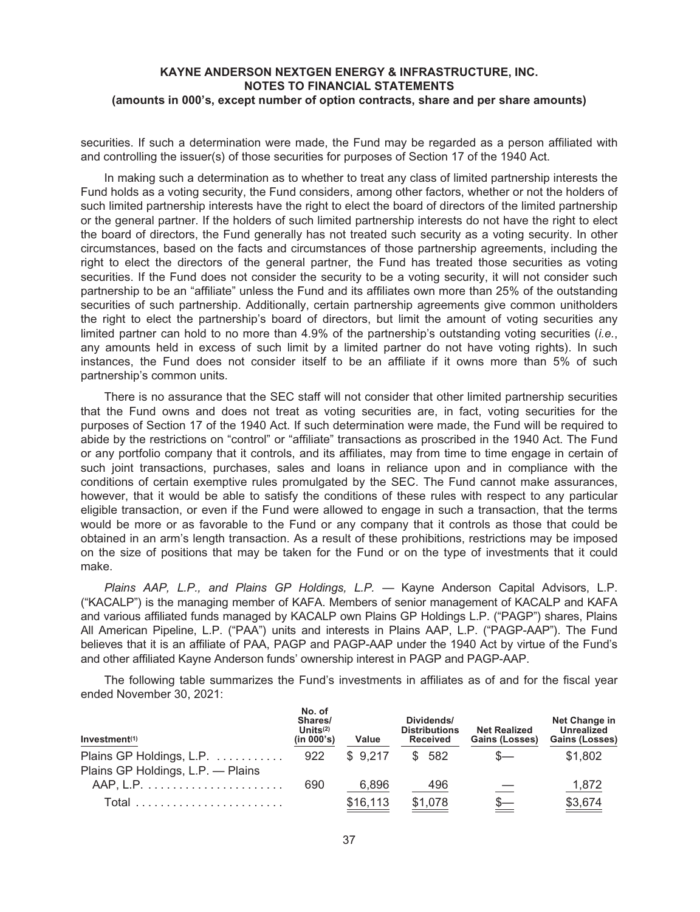securities. If such a determination were made, the Fund may be regarded as a person affiliated with and controlling the issuer(s) of those securities for purposes of Section 17 of the 1940 Act.

In making such a determination as to whether to treat any class of limited partnership interests the Fund holds as a voting security, the Fund considers, among other factors, whether or not the holders of such limited partnership interests have the right to elect the board of directors of the limited partnership or the general partner. If the holders of such limited partnership interests do not have the right to elect the board of directors, the Fund generally has not treated such security as a voting security. In other circumstances, based on the facts and circumstances of those partnership agreements, including the right to elect the directors of the general partner, the Fund has treated those securities as voting securities. If the Fund does not consider the security to be a voting security, it will not consider such partnership to be an "affiliate" unless the Fund and its affiliates own more than 25% of the outstanding securities of such partnership. Additionally, certain partnership agreements give common unitholders the right to elect the partnership's board of directors, but limit the amount of voting securities any limited partner can hold to no more than 4.9% of the partnership's outstanding voting securities (*i.e.*, any amounts held in excess of such limit by a limited partner do not have voting rights). In such instances, the Fund does not consider itself to be an affiliate if it owns more than 5% of such partnership's common units.

There is no assurance that the SEC staff will not consider that other limited partnership securities that the Fund owns and does not treat as voting securities are, in fact, voting securities for the purposes of Section 17 of the 1940 Act. If such determination were made, the Fund will be required to abide by the restrictions on "control" or "affiliate" transactions as proscribed in the 1940 Act. The Fund or any portfolio company that it controls, and its affiliates, may from time to time engage in certain of such joint transactions, purchases, sales and loans in reliance upon and in compliance with the conditions of certain exemptive rules promulgated by the SEC. The Fund cannot make assurances, however, that it would be able to satisfy the conditions of these rules with respect to any particular eligible transaction, or even if the Fund were allowed to engage in such a transaction, that the terms would be more or as favorable to the Fund or any company that it controls as those that could be obtained in an arm's length transaction. As a result of these prohibitions, restrictions may be imposed on the size of positions that may be taken for the Fund or on the type of investments that it could make.

*Plains AAP, L.P., and Plains GP Holdings, L.P.* — Kayne Anderson Capital Advisors, L.P. ("KACALP") is the managing member of KAFA. Members of senior management of KACALP and KAFA and various affiliated funds managed by KACALP own Plains GP Holdings L.P. ("PAGP") shares, Plains All American Pipeline, L.P. ("PAA") units and interests in Plains AAP, L.P. ("PAGP-AAP"). The Fund believes that it is an affiliate of PAA, PAGP and PAGP-AAP under the 1940 Act by virtue of the Fund's and other affiliated Kayne Anderson funds' ownership interest in PAGP and PAGP-AAP.

The following table summarizes the Fund's investments in affiliates as of and for the fiscal year ended November 30, 2021:

| Investment[1] | No. of Shares/ Units[2] (in 000's) | Value | Dividends/ Distributions Received | Net Realized Gains (Losses) | Net Change in Unrealized Gains (Losses) |
|---|---|---|---|---|---|
| Plains GP Holdings, L.P. | 922 | $ 9,217 | $ 582 | $— | $1,802 |
| Plains GP Holdings, L.P. — Plains AAP, L.P. | 690 | 6,896 | 496 | — | 1,872 |
| Total | | $16,113 | $1,078 | $— | $3,674 |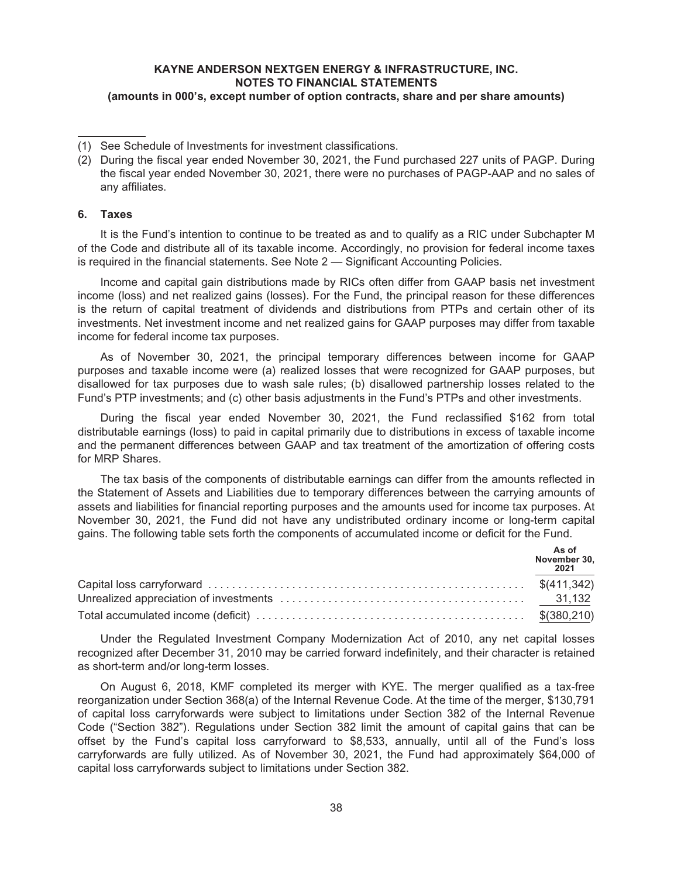(1) See Schedule of Investments for investment classifications.

(2) During the fiscal year ended November 30, 2021, the Fund purchased 227 units of PAGP. During the fiscal year ended November 30, 2021, there were no purchases of PAGP-AAP and no sales of any affiliates.

## 6. Taxes

It is the Fund's intention to continue to be treated as and to qualify as a RIC under Subchapter M of the Code and distribute all of its taxable income. Accordingly, no provision for federal income taxes is required in the financial statements. See Note 2 — Significant Accounting Policies.

Income and capital gain distributions made by RICs often differ from GAAP basis net investment income (loss) and net realized gains (losses). For the Fund, the principal reason for these differences is the return of capital treatment of dividends and distributions from PTPs and certain other of its investments. Net investment income and net realized gains for GAAP purposes may differ from taxable income for federal income tax purposes.

As of November 30, 2021, the principal temporary differences between income for GAAP purposes and taxable income were (a) realized losses that were recognized for GAAP purposes, but disallowed for tax purposes due to wash sale rules; (b) disallowed partnership losses related to the Fund's PTP investments; and (c) other basis adjustments in the Fund's PTPs and other investments.

During the fiscal year ended November 30, 2021, the Fund reclassified $162 from total distributable earnings (loss) to paid in capital primarily due to distributions in excess of taxable income and the permanent differences between GAAP and tax treatment of the amortization of offering costs for MRP Shares.

The tax basis of the components of distributable earnings can differ from the amounts reflected in the Statement of Assets and Liabilities due to temporary differences between the carrying amounts of assets and liabilities for financial reporting purposes and the amounts used for income tax purposes. At November 30, 2021, the Fund did not have any undistributed ordinary income or long-term capital gains. The following table sets forth the components of accumulated income or deficit for the Fund.

| | As of November 30, 2021 |
|---|---|
| Capital loss carryforward | $(411,342) |
| Unrealized appreciation of investments | 31,132 |
| Total accumulated income (deficit) | $(380,210) |

Under the Regulated Investment Company Modernization Act of 2010, any net capital losses recognized after December 31, 2010 may be carried forward indefinitely, and their character is retained as short-term and/or long-term losses.

On August 6, 2018, KMF completed its merger with KYE. The merger qualified as a tax-free reorganization under Section 368(a) of the Internal Revenue Code. At the time of the merger, $130,791 of capital loss carryforwards were subject to limitations under Section 382 of the Internal Revenue Code ("Section 382"). Regulations under Section 382 limit the amount of capital gains that can be offset by the Fund's capital loss carryforward to $8,533, annually, until all of the Fund's loss carryforwards are fully utilized. As of November 30, 2021, the Fund had approximately $64,000 of capital loss carryforwards subject to limitations under Section 382.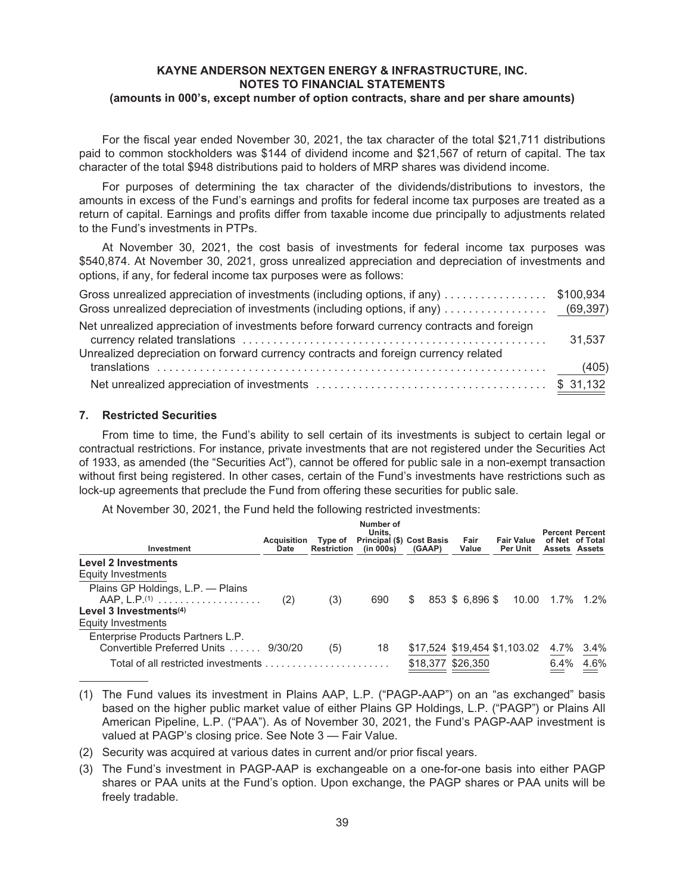**KAYNE ANDERSON NEXTGEN ENERGY & INFRASTRUCTURE, INC.**
**NOTES TO FINANCIAL STATEMENTS**
**(amounts in 000's, except number of option contracts, share and per share amounts)**

For the fiscal year ended November 30, 2021, the tax character of the total $21,711 distributions paid to common stockholders was $144 of dividend income and $21,567 of return of capital. The tax character of the total $948 distributions paid to holders of MRP shares was dividend income.

For purposes of determining the tax character of the dividends/distributions to investors, the amounts in excess of the Fund's earnings and profits for federal income tax purposes are treated as a return of capital. Earnings and profits differ from taxable income due principally to adjustments related to the Fund's investments in PTPs.

At November 30, 2021, the cost basis of investments for federal income tax purposes was $540,874. At November 30, 2021, gross unrealized appreciation and depreciation of investments and options, if any, for federal income tax purposes were as follows:

| | |
|---|---|
| Gross unrealized appreciation of investments (including options, if any) | $100,934 |
| Gross unrealized depreciation of investments (including options, if any) | (69,397) |
| Net unrealized appreciation of investments before forward currency contracts and foreign currency related translations | 31,537 |
| Unrealized depreciation on forward currency contracts and foreign currency related translations | (405) |
| Net unrealized appreciation of investments | $ 31,132 |

## 7. Restricted Securities

From time to time, the Fund's ability to sell certain of its investments is subject to certain legal or contractual restrictions. For instance, private investments that are not registered under the Securities Act of 1933, as amended (the "Securities Act"), cannot be offered for public sale in a non-exempt transaction without first being registered. In other cases, certain of the Fund's investments have restrictions such as lock-up agreements that preclude the Fund from offering these securities for public sale.

At November 30, 2021, the Fund held the following restricted investments:

| Investment | Acquisition Date | Type of Restriction | Number of Units, Principal ($) (in 000s) | Cost Basis (GAAP) | Fair Value | Fair Value Per Unit | Percent of Net Assets | Percent of Total Assets |
|---|---|---|---|---|---|---|---|---|
| **Level 2 Investments** | | | | | | | | |
| Equity Investments | | | | | | | | |
| Plains GP Holdings, L.P. — Plains AAP, L.P.(1) | (2) | (3) | 690 | $ 853 | $ 6,896 | $ 10.00 | 1.7% | 1.2% |
| **Level 3 Investments(4)** | | | | | | | | |
| Equity Investments | | | | | | | | |
| Enterprise Products Partners L.P. Convertible Preferred Units | 9/30/20 | (5) | 18 | $17,524 | $19,454 | $1,103.02 | 4.7% | 3.4% |
| Total of all restricted investments | | | | $18,377 | $26,350 | | 6.4% | 4.6% |

(1) The Fund values its investment in Plains AAP, L.P. ("PAGP-AAP") on an "as exchanged" basis based on the higher public market value of either Plains GP Holdings, L.P. ("PAGP") or Plains All American Pipeline, L.P. ("PAA"). As of November 30, 2021, the Fund's PAGP-AAP investment is valued at PAGP's closing price. See Note 3 — Fair Value.

(2) Security was acquired at various dates in current and/or prior fiscal years.

(3) The Fund's investment in PAGP-AAP is exchangeable on a one-for-one basis into either PAGP shares or PAA units at the Fund's option. Upon exchange, the PAGP shares or PAA units will be freely tradable.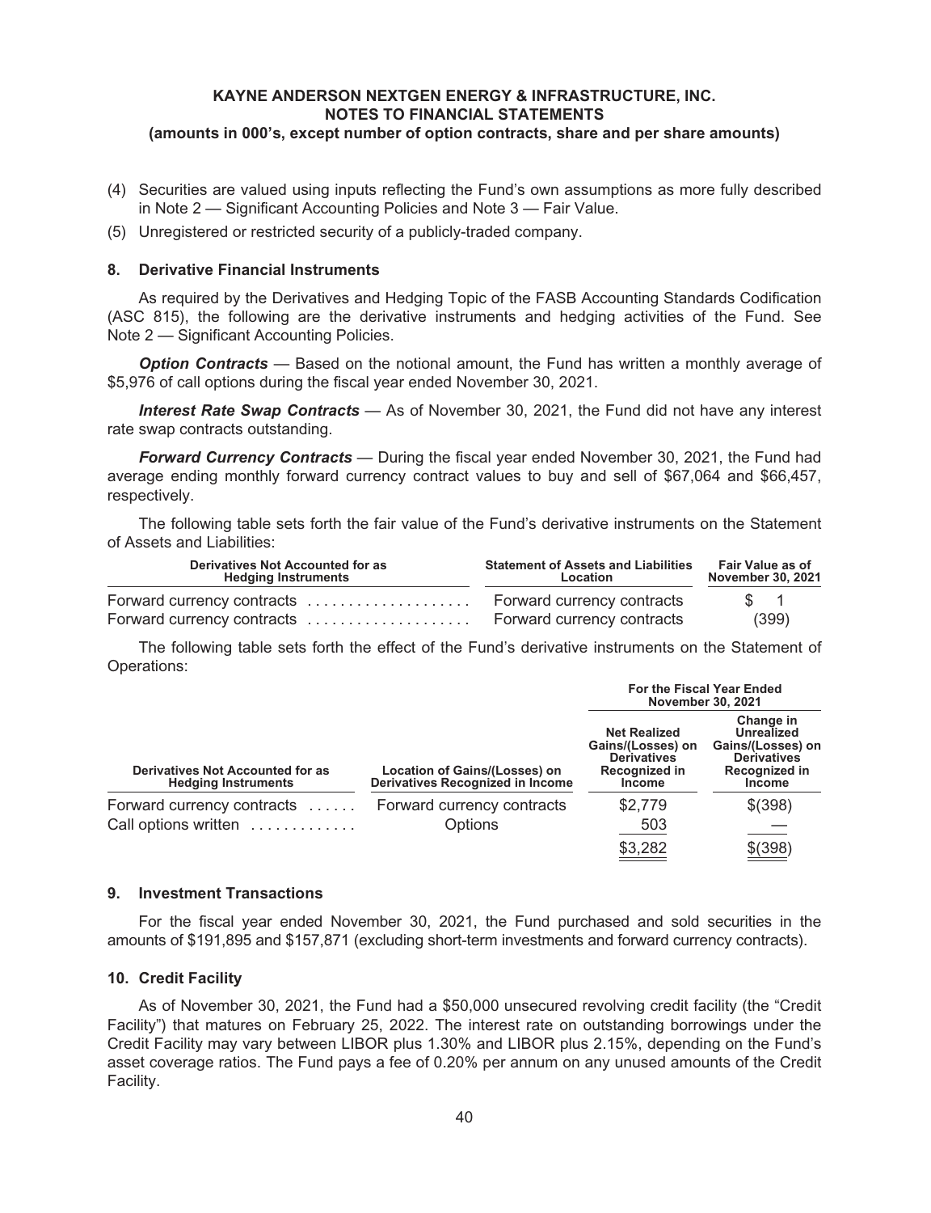(4) Securities are valued using inputs reflecting the Fund's own assumptions as more fully described in Note 2 — Significant Accounting Policies and Note 3 — Fair Value.

(5) Unregistered or restricted security of a publicly-traded company.

## 8. Derivative Financial Instruments

As required by the Derivatives and Hedging Topic of the FASB Accounting Standards Codification (ASC 815), the following are the derivative instruments and hedging activities of the Fund. See Note 2 — Significant Accounting Policies.

***Option Contracts*** — Based on the notional amount, the Fund has written a monthly average of \$5,976 of call options during the fiscal year ended November 30, 2021.

***Interest Rate Swap Contracts*** — As of November 30, 2021, the Fund did not have any interest rate swap contracts outstanding.

***Forward Currency Contracts*** — During the fiscal year ended November 30, 2021, the Fund had average ending monthly forward currency contract values to buy and sell of \$67,064 and \$66,457, respectively.

The following table sets forth the fair value of the Fund's derivative instruments on the Statement of Assets and Liabilities:

| Derivatives Not Accounted for as Hedging Instruments | Statement of Assets and Liabilities Location | Fair Value as of November 30, 2021 |
|---|---|---|
| Forward currency contracts | Forward currency contracts | $ 1 |
| Forward currency contracts | Forward currency contracts | (399) |

The following table sets forth the effect of the Fund's derivative instruments on the Statement of Operations:

| | | For the Fiscal Year Ended November 30, 2021 | |
|---|---|---|---|
| Derivatives Not Accounted for as Hedging Instruments | Location of Gains/(Losses) on Derivatives Recognized in Income | Net Realized Gains/(Losses) on Derivatives Recognized in Income | Change in Unrealized Gains/(Losses) on Derivatives Recognized in Income |
| Forward currency contracts | Forward currency contracts | $2,779 | $(398) |
| Call options written | Options | 503 | — |
| | | $3,282 | $(398) |

## 9. Investment Transactions

For the fiscal year ended November 30, 2021, the Fund purchased and sold securities in the amounts of \$191,895 and \$157,871 (excluding short-term investments and forward currency contracts).

## 10. Credit Facility

As of November 30, 2021, the Fund had a \$50,000 unsecured revolving credit facility (the "Credit Facility") that matures on February 25, 2022. The interest rate on outstanding borrowings under the Credit Facility may vary between LIBOR plus 1.30% and LIBOR plus 2.15%, depending on the Fund's asset coverage ratios. The Fund pays a fee of 0.20% per annum on any unused amounts of the Credit Facility.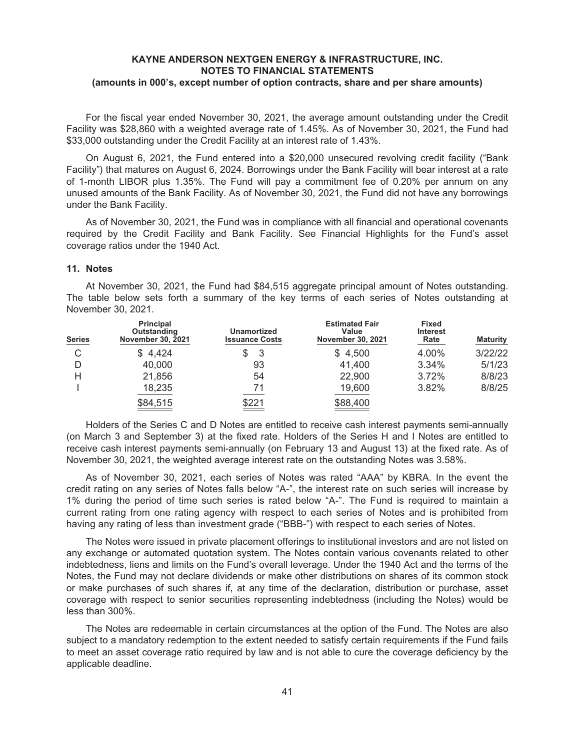For the fiscal year ended November 30, 2021, the average amount outstanding under the Credit Facility was $28,860 with a weighted average rate of 1.45%. As of November 30, 2021, the Fund had $33,000 outstanding under the Credit Facility at an interest rate of 1.43%.

On August 6, 2021, the Fund entered into a $20,000 unsecured revolving credit facility ("Bank Facility") that matures on August 6, 2024. Borrowings under the Bank Facility will bear interest at a rate of 1-month LIBOR plus 1.35%. The Fund will pay a commitment fee of 0.20% per annum on any unused amounts of the Bank Facility. As of November 30, 2021, the Fund did not have any borrowings under the Bank Facility.

As of November 30, 2021, the Fund was in compliance with all financial and operational covenants required by the Credit Facility and Bank Facility. See Financial Highlights for the Fund's asset coverage ratios under the 1940 Act.

### 11. Notes

At November 30, 2021, the Fund had $84,515 aggregate principal amount of Notes outstanding. The table below sets forth a summary of the key terms of each series of Notes outstanding at November 30, 2021.

| Series | Principal Outstanding November 30, 2021 | Unamortized Issuance Costs | Estimated Fair Value November 30, 2021 | Fixed Interest Rate | Maturity |
|---|---|---|---|---|---|
| C | $ 4,424 | $ 3 | $ 4,500 | 4.00% | 3/22/22 |
| D | 40,000 | 93 | 41,400 | 3.34% | 5/1/23 |
| H | 21,856 | 54 | 22,900 | 3.72% | 8/8/23 |
| I | 18,235 | 71 | 19,600 | 3.82% | 8/8/25 |
| | $84,515 | $221 | $88,400 | | |

Holders of the Series C and D Notes are entitled to receive cash interest payments semi-annually (on March 3 and September 3) at the fixed rate. Holders of the Series H and I Notes are entitled to receive cash interest payments semi-annually (on February 13 and August 13) at the fixed rate. As of November 30, 2021, the weighted average interest rate on the outstanding Notes was 3.58%.

As of November 30, 2021, each series of Notes was rated "AAA" by KBRA. In the event the credit rating on any series of Notes falls below "A-", the interest rate on such series will increase by 1% during the period of time such series is rated below "A-". The Fund is required to maintain a current rating from one rating agency with respect to each series of Notes and is prohibited from having any rating of less than investment grade ("BBB-") with respect to each series of Notes.

The Notes were issued in private placement offerings to institutional investors and are not listed on any exchange or automated quotation system. The Notes contain various covenants related to other indebtedness, liens and limits on the Fund's overall leverage. Under the 1940 Act and the terms of the Notes, the Fund may not declare dividends or make other distributions on shares of its common stock or make purchases of such shares if, at any time of the declaration, distribution or purchase, asset coverage with respect to senior securities representing indebtedness (including the Notes) would be less than 300%.

The Notes are redeemable in certain circumstances at the option of the Fund. The Notes are also subject to a mandatory redemption to the extent needed to satisfy certain requirements if the Fund fails to meet an asset coverage ratio required by law and is not able to cure the coverage deficiency by the applicable deadline.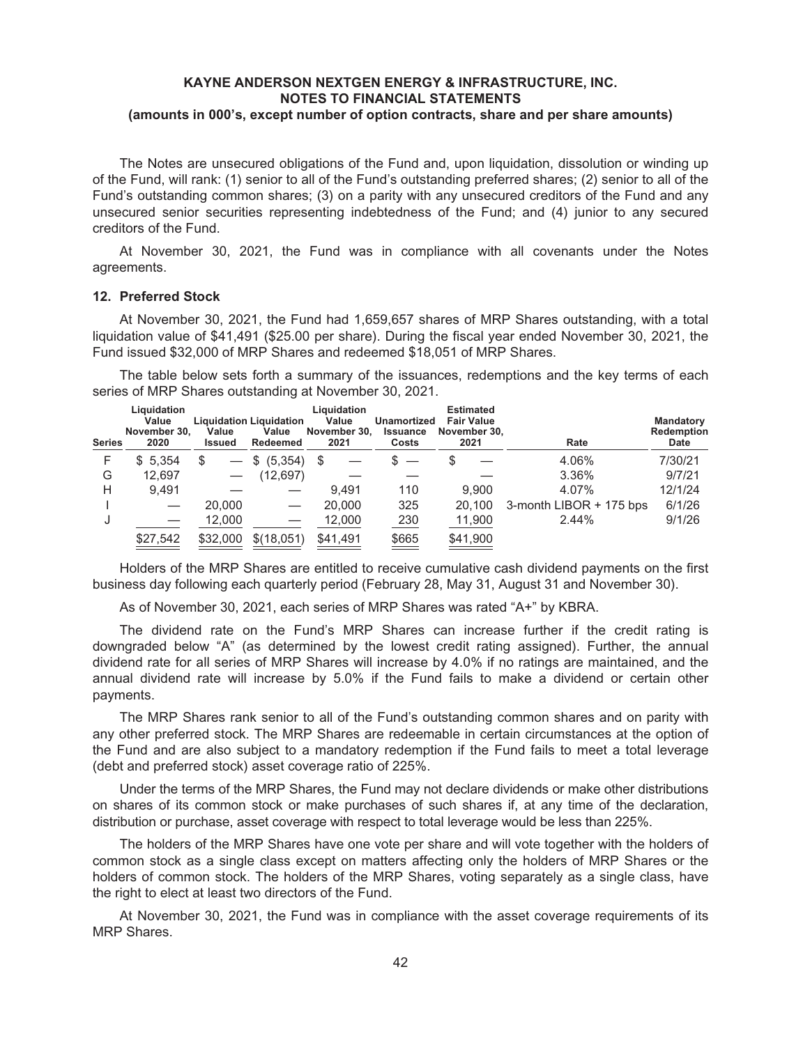The Notes are unsecured obligations of the Fund and, upon liquidation, dissolution or winding up of the Fund, will rank: (1) senior to all of the Fund's outstanding preferred shares; (2) senior to all of the Fund's outstanding common shares; (3) on a parity with any unsecured creditors of the Fund and any unsecured senior securities representing indebtedness of the Fund; and (4) junior to any secured creditors of the Fund.

At November 30, 2021, the Fund was in compliance with all covenants under the Notes agreements.

### 12. Preferred Stock

At November 30, 2021, the Fund had 1,659,657 shares of MRP Shares outstanding, with a total liquidation value of $41,491 ($25.00 per share). During the fiscal year ended November 30, 2021, the Fund issued $32,000 of MRP Shares and redeemed $18,051 of MRP Shares.

The table below sets forth a summary of the issuances, redemptions and the key terms of each series of MRP Shares outstanding at November 30, 2021.

| Series | Liquidation Value November 30, 2020 | Liquidation Value Issued | Liquidation Value Redeemed | Liquidation Value November 30, 2021 | Unamortized Issuance Costs | Estimated Fair Value November 30, 2021 | Rate | Mandatory Redemption Date |
|---|---|---|---|---|---|---|---|---|
| F | $ 5,354 | $ — | $ (5,354) | $ — | $ — | $ — | 4.06% | 7/30/21 |
| G | 12,697 | — | (12,697) | — | — | — | 3.36% | 9/7/21 |
| H | 9,491 | — | — | 9,491 | 110 | 9,900 | 4.07% | 12/1/24 |
| I | — | 20,000 | — | 20,000 | 325 | 20,100 | 3-month LIBOR + 175 bps | 6/1/26 |
| J | — | 12,000 | — | 12,000 | 230 | 11,900 | 2.44% | 9/1/26 |
| | $27,542 | $32,000 | $(18,051) | $41,491 | $665 | $41,900 | | |

Holders of the MRP Shares are entitled to receive cumulative cash dividend payments on the first business day following each quarterly period (February 28, May 31, August 31 and November 30).

As of November 30, 2021, each series of MRP Shares was rated "A+" by KBRA.

The dividend rate on the Fund's MRP Shares can increase further if the credit rating is downgraded below "A" (as determined by the lowest credit rating assigned). Further, the annual dividend rate for all series of MRP Shares will increase by 4.0% if no ratings are maintained, and the annual dividend rate will increase by 5.0% if the Fund fails to make a dividend or certain other payments.

The MRP Shares rank senior to all of the Fund's outstanding common shares and on parity with any other preferred stock. The MRP Shares are redeemable in certain circumstances at the option of the Fund and are also subject to a mandatory redemption if the Fund fails to meet a total leverage (debt and preferred stock) asset coverage ratio of 225%.

Under the terms of the MRP Shares, the Fund may not declare dividends or make other distributions on shares of its common stock or make purchases of such shares if, at any time of the declaration, distribution or purchase, asset coverage with respect to total leverage would be less than 225%.

The holders of the MRP Shares have one vote per share and will vote together with the holders of common stock as a single class except on matters affecting only the holders of MRP Shares or the holders of common stock. The holders of the MRP Shares, voting separately as a single class, have the right to elect at least two directors of the Fund.

At November 30, 2021, the Fund was in compliance with the asset coverage requirements of its MRP Shares.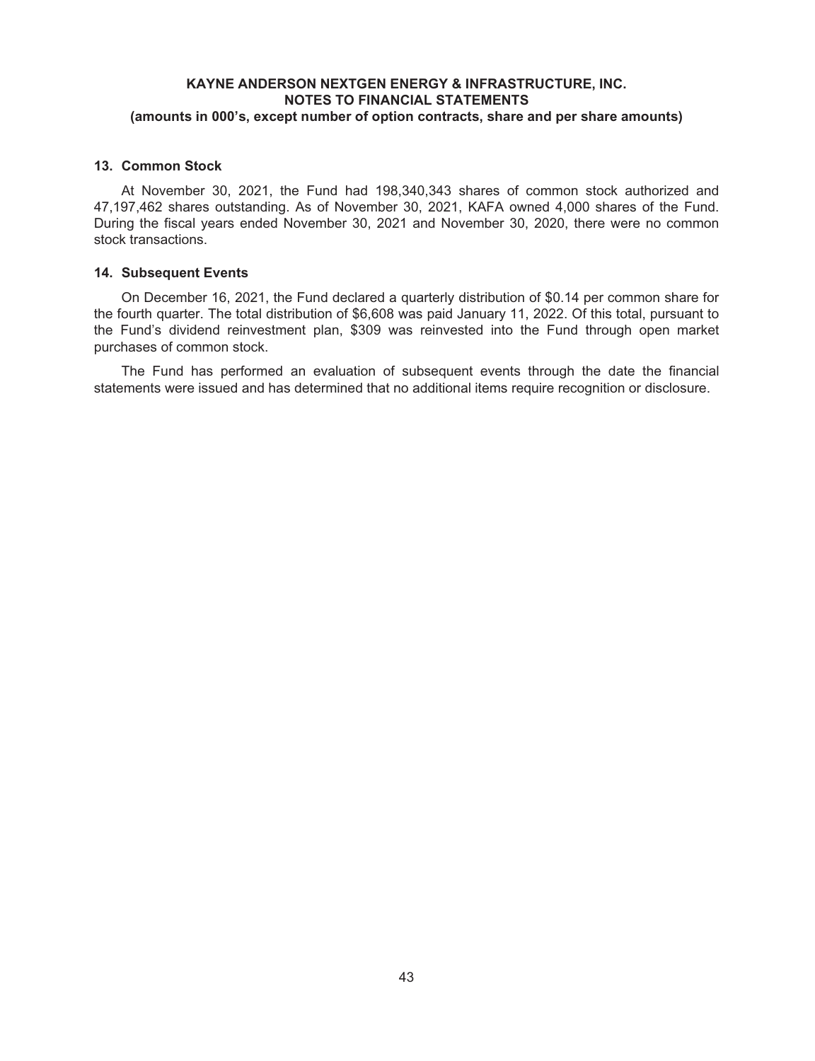### 13. Common Stock

At November 30, 2021, the Fund had 198,340,343 shares of common stock authorized and 47,197,462 shares outstanding. As of November 30, 2021, KAFA owned 4,000 shares of the Fund. During the fiscal years ended November 30, 2021 and November 30, 2020, there were no common stock transactions.

### 14. Subsequent Events

On December 16, 2021, the Fund declared a quarterly distribution of $0.14 per common share for the fourth quarter. The total distribution of $6,608 was paid January 11, 2022. Of this total, pursuant to the Fund's dividend reinvestment plan, $309 was reinvested into the Fund through open market purchases of common stock.

The Fund has performed an evaluation of subsequent events through the date the financial statements were issued and has determined that no additional items require recognition or disclosure.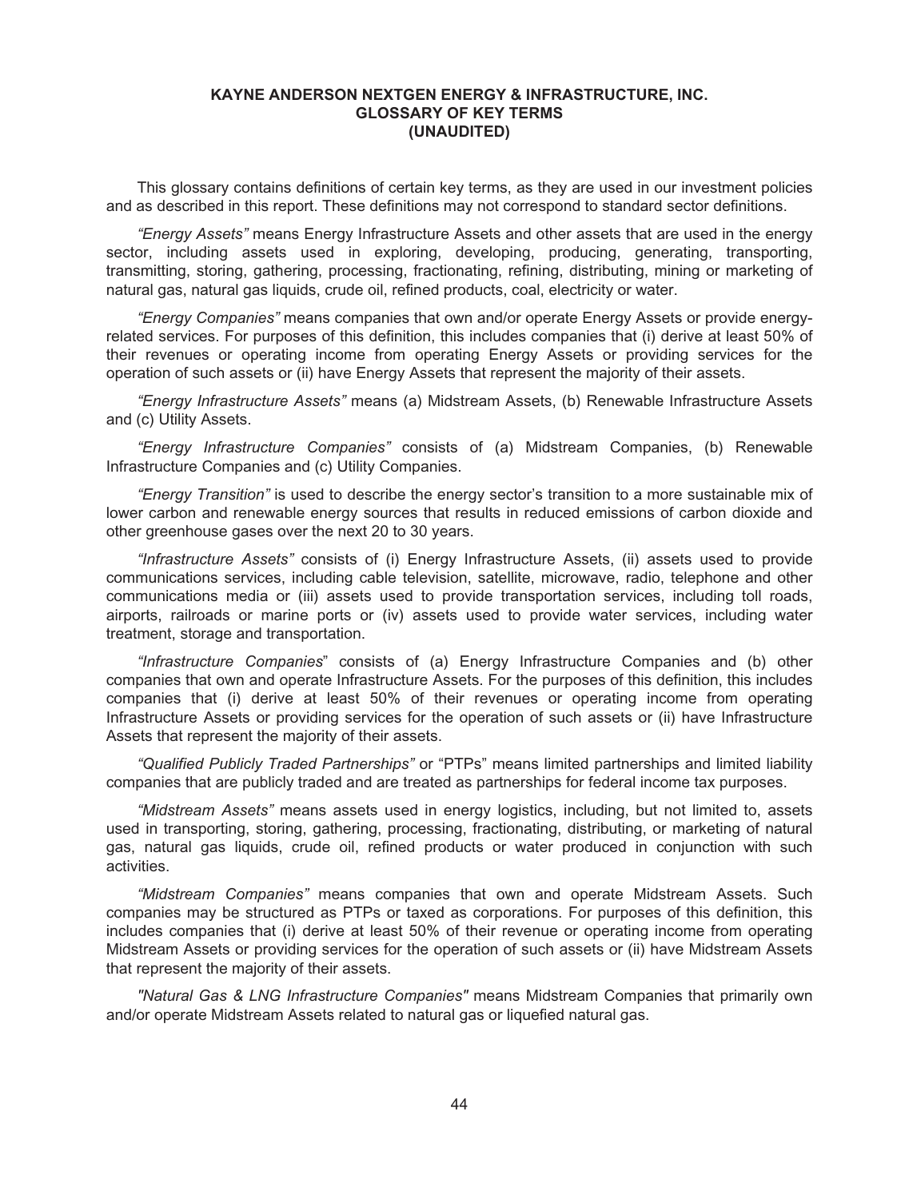# KAYNE ANDERSON NEXTGEN ENERGY & INFRASTRUCTURE, INC.
## GLOSSARY OF KEY TERMS
## (UNAUDITED)

This glossary contains definitions of certain key terms, as they are used in our investment policies and as described in this report. These definitions may not correspond to standard sector definitions.

*"Energy Assets"* means Energy Infrastructure Assets and other assets that are used in the energy sector, including assets used in exploring, developing, producing, generating, transporting, transmitting, storing, gathering, processing, fractionating, refining, distributing, mining or marketing of natural gas, natural gas liquids, crude oil, refined products, coal, electricity or water.

*"Energy Companies"* means companies that own and/or operate Energy Assets or provide energy-related services. For purposes of this definition, this includes companies that (i) derive at least 50% of their revenues or operating income from operating Energy Assets or providing services for the operation of such assets or (ii) have Energy Assets that represent the majority of their assets.

*"Energy Infrastructure Assets"* means (a) Midstream Assets, (b) Renewable Infrastructure Assets and (c) Utility Assets.

*"Energy Infrastructure Companies"* consists of (a) Midstream Companies, (b) Renewable Infrastructure Companies and (c) Utility Companies.

*"Energy Transition"* is used to describe the energy sector's transition to a more sustainable mix of lower carbon and renewable energy sources that results in reduced emissions of carbon dioxide and other greenhouse gases over the next 20 to 30 years.

*"Infrastructure Assets"* consists of (i) Energy Infrastructure Assets, (ii) assets used to provide communications services, including cable television, satellite, microwave, radio, telephone and other communications media or (iii) assets used to provide transportation services, including toll roads, airports, railroads or marine ports or (iv) assets used to provide water services, including water treatment, storage and transportation.

*"Infrastructure Companies*" consists of (a) Energy Infrastructure Companies and (b) other companies that own and operate Infrastructure Assets. For the purposes of this definition, this includes companies that (i) derive at least 50% of their revenues or operating income from operating Infrastructure Assets or providing services for the operation of such assets or (ii) have Infrastructure Assets that represent the majority of their assets.

*"Qualified Publicly Traded Partnerships"* or "PTPs" means limited partnerships and limited liability companies that are publicly traded and are treated as partnerships for federal income tax purposes.

*"Midstream Assets"* means assets used in energy logistics, including, but not limited to, assets used in transporting, storing, gathering, processing, fractionating, distributing, or marketing of natural gas, natural gas liquids, crude oil, refined products or water produced in conjunction with such activities.

*"Midstream Companies"* means companies that own and operate Midstream Assets. Such companies may be structured as PTPs or taxed as corporations. For purposes of this definition, this includes companies that (i) derive at least 50% of their revenue or operating income from operating Midstream Assets or providing services for the operation of such assets or (ii) have Midstream Assets that represent the majority of their assets.

*"Natural Gas & LNG Infrastructure Companies"* means Midstream Companies that primarily own and/or operate Midstream Assets related to natural gas or liquefied natural gas.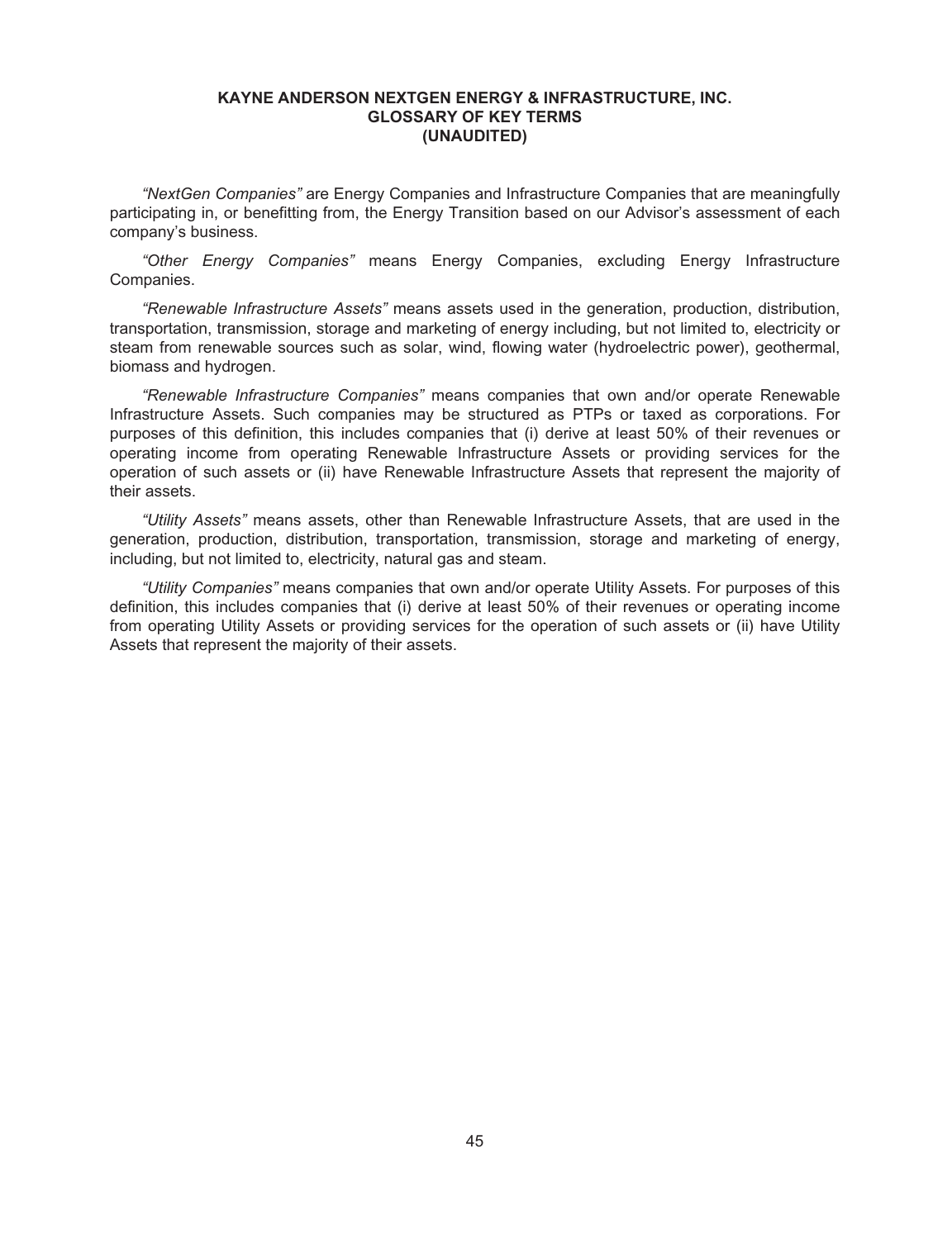**KAYNE ANDERSON NEXTGEN ENERGY & INFRASTRUCTURE, INC.**
**GLOSSARY OF KEY TERMS**
**(UNAUDITED)**

*"NextGen Companies"* are Energy Companies and Infrastructure Companies that are meaningfully participating in, or benefitting from, the Energy Transition based on our Advisor's assessment of each company's business.

*"Other Energy Companies"* means Energy Companies, excluding Energy Infrastructure Companies.

*"Renewable Infrastructure Assets"* means assets used in the generation, production, distribution, transportation, transmission, storage and marketing of energy including, but not limited to, electricity or steam from renewable sources such as solar, wind, flowing water (hydroelectric power), geothermal, biomass and hydrogen.

*"Renewable Infrastructure Companies"* means companies that own and/or operate Renewable Infrastructure Assets. Such companies may be structured as PTPs or taxed as corporations. For purposes of this definition, this includes companies that (i) derive at least 50% of their revenues or operating income from operating Renewable Infrastructure Assets or providing services for the operation of such assets or (ii) have Renewable Infrastructure Assets that represent the majority of their assets.

*"Utility Assets"* means assets, other than Renewable Infrastructure Assets, that are used in the generation, production, distribution, transportation, transmission, storage and marketing of energy, including, but not limited to, electricity, natural gas and steam.

*"Utility Companies"* means companies that own and/or operate Utility Assets. For purposes of this definition, this includes companies that (i) derive at least 50% of their revenues or operating income from operating Utility Assets or providing services for the operation of such assets or (ii) have Utility Assets that represent the majority of their assets.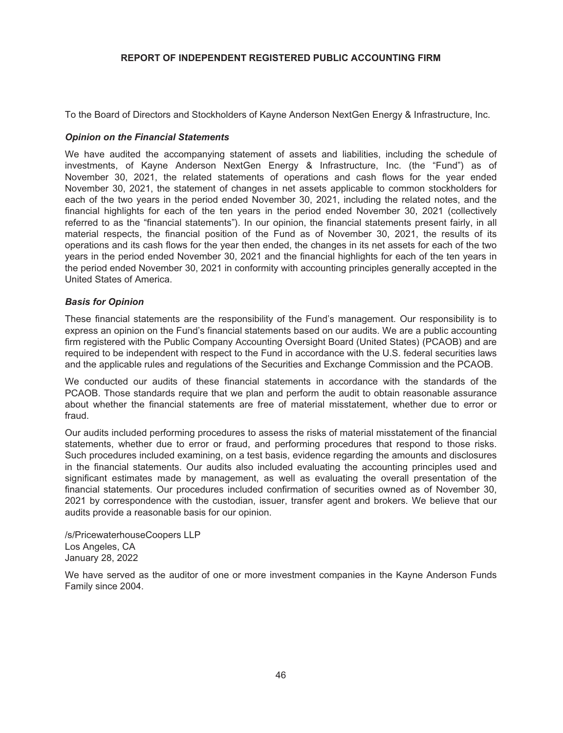## REPORT OF INDEPENDENT REGISTERED PUBLIC ACCOUNTING FIRM

To the Board of Directors and Stockholders of Kayne Anderson NextGen Energy & Infrastructure, Inc.

### *Opinion on the Financial Statements*

We have audited the accompanying statement of assets and liabilities, including the schedule of investments, of Kayne Anderson NextGen Energy & Infrastructure, Inc. (the "Fund") as of November 30, 2021, the related statements of operations and cash flows for the year ended November 30, 2021, the statement of changes in net assets applicable to common stockholders for each of the two years in the period ended November 30, 2021, including the related notes, and the financial highlights for each of the ten years in the period ended November 30, 2021 (collectively referred to as the "financial statements"). In our opinion, the financial statements present fairly, in all material respects, the financial position of the Fund as of November 30, 2021, the results of its operations and its cash flows for the year then ended, the changes in its net assets for each of the two years in the period ended November 30, 2021 and the financial highlights for each of the ten years in the period ended November 30, 2021 in conformity with accounting principles generally accepted in the United States of America.

### *Basis for Opinion*

These financial statements are the responsibility of the Fund's management. Our responsibility is to express an opinion on the Fund's financial statements based on our audits. We are a public accounting firm registered with the Public Company Accounting Oversight Board (United States) (PCAOB) and are required to be independent with respect to the Fund in accordance with the U.S. federal securities laws and the applicable rules and regulations of the Securities and Exchange Commission and the PCAOB.

We conducted our audits of these financial statements in accordance with the standards of the PCAOB. Those standards require that we plan and perform the audit to obtain reasonable assurance about whether the financial statements are free of material misstatement, whether due to error or fraud.

Our audits included performing procedures to assess the risks of material misstatement of the financial statements, whether due to error or fraud, and performing procedures that respond to those risks. Such procedures included examining, on a test basis, evidence regarding the amounts and disclosures in the financial statements. Our audits also included evaluating the accounting principles used and significant estimates made by management, as well as evaluating the overall presentation of the financial statements. Our procedures included confirmation of securities owned as of November 30, 2021 by correspondence with the custodian, issuer, transfer agent and brokers. We believe that our audits provide a reasonable basis for our opinion.

/s/PricewaterhouseCoopers LLP
Los Angeles, CA
January 28, 2022

We have served as the auditor of one or more investment companies in the Kayne Anderson Funds Family since 2004.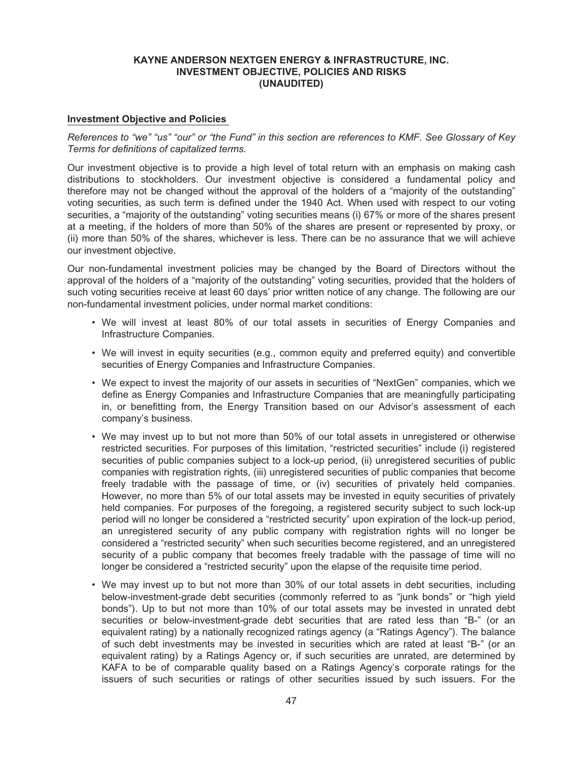**KAYNE ANDERSON NEXTGEN ENERGY & INFRASTRUCTURE, INC.**
**INVESTMENT OBJECTIVE, POLICIES AND RISKS**
**(UNAUDITED)**

## Investment Objective and Policies

*References to "we" "us" "our" or "the Fund" in this section are references to KMF. See Glossary of Key Terms for definitions of capitalized terms.*

Our investment objective is to provide a high level of total return with an emphasis on making cash distributions to stockholders. Our investment objective is considered a fundamental policy and therefore may not be changed without the approval of the holders of a "majority of the outstanding" voting securities, as such term is defined under the 1940 Act. When used with respect to our voting securities, a "majority of the outstanding" voting securities means (i) 67% or more of the shares present at a meeting, if the holders of more than 50% of the shares are present or represented by proxy, or (ii) more than 50% of the shares, whichever is less. There can be no assurance that we will achieve our investment objective.

Our non-fundamental investment policies may be changed by the Board of Directors without the approval of the holders of a "majority of the outstanding" voting securities, provided that the holders of such voting securities receive at least 60 days' prior written notice of any change. The following are our non-fundamental investment policies, under normal market conditions:

- We will invest at least 80% of our total assets in securities of Energy Companies and Infrastructure Companies.
- We will invest in equity securities (e.g., common equity and preferred equity) and convertible securities of Energy Companies and Infrastructure Companies.
- We expect to invest the majority of our assets in securities of "NextGen" companies, which we define as Energy Companies and Infrastructure Companies that are meaningfully participating in, or benefitting from, the Energy Transition based on our Advisor's assessment of each company's business.
- We may invest up to but not more than 50% of our total assets in unregistered or otherwise restricted securities. For purposes of this limitation, "restricted securities" include (i) registered securities of public companies subject to a lock-up period, (ii) unregistered securities of public companies with registration rights, (iii) unregistered securities of public companies that become freely tradable with the passage of time, or (iv) securities of privately held companies. However, no more than 5% of our total assets may be invested in equity securities of privately held companies. For purposes of the foregoing, a registered security subject to such lock-up period will no longer be considered a "restricted security" upon expiration of the lock-up period, an unregistered security of any public company with registration rights will no longer be considered a "restricted security" when such securities become registered, and an unregistered security of a public company that becomes freely tradable with the passage of time will no longer be considered a "restricted security" upon the elapse of the requisite time period.
- We may invest up to but not more than 30% of our total assets in debt securities, including below-investment-grade debt securities (commonly referred to as "junk bonds" or "high yield bonds"). Up to but not more than 10% of our total assets may be invested in unrated debt securities or below-investment-grade debt securities that are rated less than "B-" (or an equivalent rating) by a nationally recognized ratings agency (a "Ratings Agency"). The balance of such debt investments may be invested in securities which are rated at least "B-" (or an equivalent rating) by a Ratings Agency or, if such securities are unrated, are determined by KAFA to be of comparable quality based on a Ratings Agency's corporate ratings for the issuers of such securities or ratings of other securities issued by such issuers. For the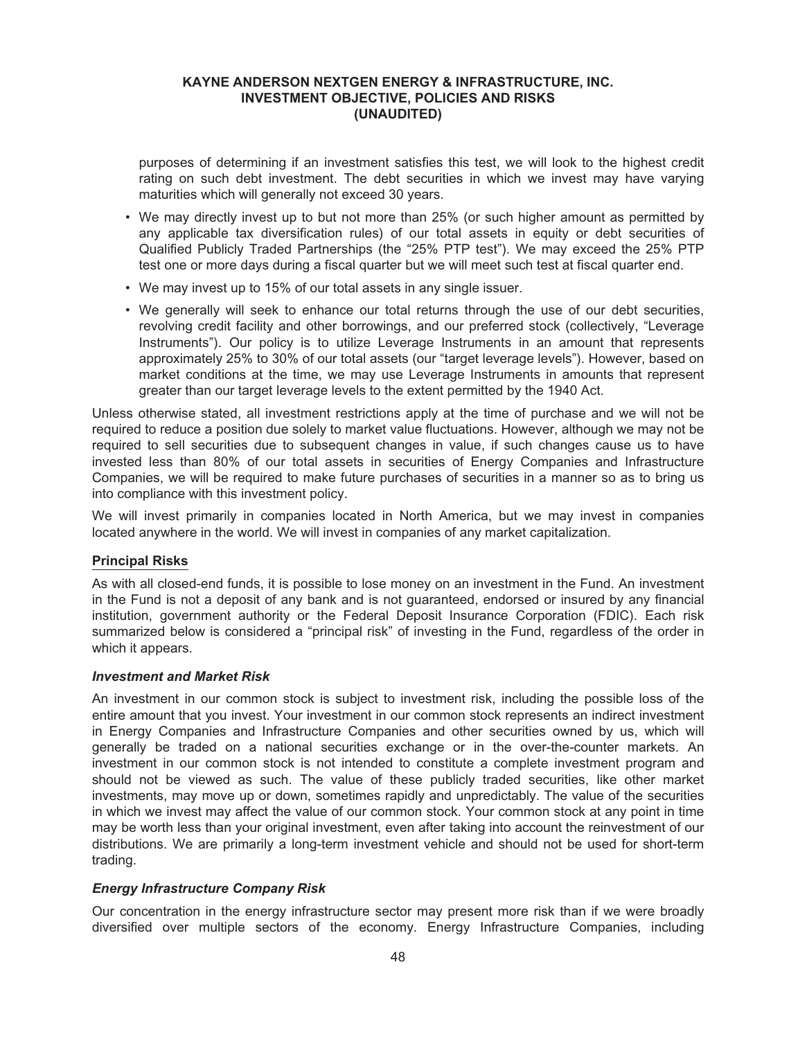purposes of determining if an investment satisfies this test, we will look to the highest credit rating on such debt investment. The debt securities in which we invest may have varying maturities which will generally not exceed 30 years.

- We may directly invest up to but not more than 25% (or such higher amount as permitted by any applicable tax diversification rules) of our total assets in equity or debt securities of Qualified Publicly Traded Partnerships (the "25% PTP test"). We may exceed the 25% PTP test one or more days during a fiscal quarter but we will meet such test at fiscal quarter end.
- We may invest up to 15% of our total assets in any single issuer.
- We generally will seek to enhance our total returns through the use of our debt securities, revolving credit facility and other borrowings, and our preferred stock (collectively, "Leverage Instruments"). Our policy is to utilize Leverage Instruments in an amount that represents approximately 25% to 30% of our total assets (our "target leverage levels"). However, based on market conditions at the time, we may use Leverage Instruments in amounts that represent greater than our target leverage levels to the extent permitted by the 1940 Act.

Unless otherwise stated, all investment restrictions apply at the time of purchase and we will not be required to reduce a position due solely to market value fluctuations. However, although we may not be required to sell securities due to subsequent changes in value, if such changes cause us to have invested less than 80% of our total assets in securities of Energy Companies and Infrastructure Companies, we will be required to make future purchases of securities in a manner so as to bring us into compliance with this investment policy.

We will invest primarily in companies located in North America, but we may invest in companies located anywhere in the world. We will invest in companies of any market capitalization.

## Principal Risks

As with all closed-end funds, it is possible to lose money on an investment in the Fund. An investment in the Fund is not a deposit of any bank and is not guaranteed, endorsed or insured by any financial institution, government authority or the Federal Deposit Insurance Corporation (FDIC). Each risk summarized below is considered a "principal risk" of investing in the Fund, regardless of the order in which it appears.

### *Investment and Market Risk*

An investment in our common stock is subject to investment risk, including the possible loss of the entire amount that you invest. Your investment in our common stock represents an indirect investment in Energy Companies and Infrastructure Companies and other securities owned by us, which will generally be traded on a national securities exchange or in the over-the-counter markets. An investment in our common stock is not intended to constitute a complete investment program and should not be viewed as such. The value of these publicly traded securities, like other market investments, may move up or down, sometimes rapidly and unpredictably. The value of the securities in which we invest may affect the value of our common stock. Your common stock at any point in time may be worth less than your original investment, even after taking into account the reinvestment of our distributions. We are primarily a long-term investment vehicle and should not be used for short-term trading.

### *Energy Infrastructure Company Risk*

Our concentration in the energy infrastructure sector may present more risk than if we were broadly diversified over multiple sectors of the economy. Energy Infrastructure Companies, including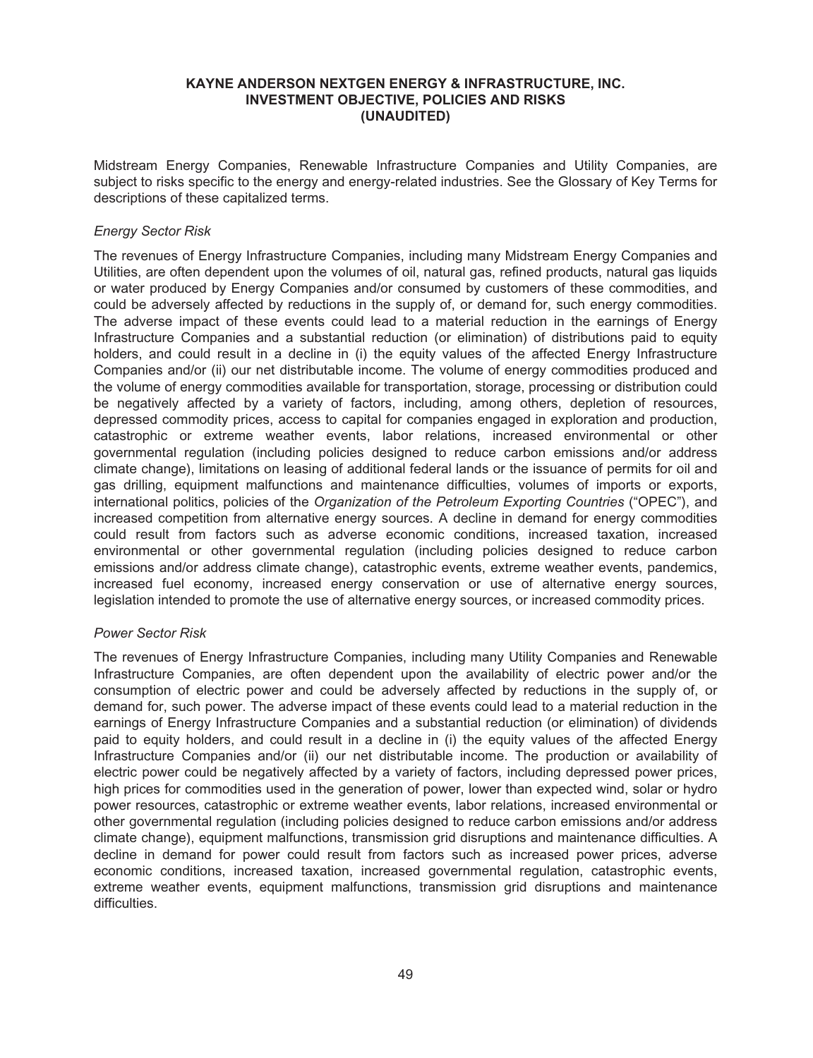Midstream Energy Companies, Renewable Infrastructure Companies and Utility Companies, are subject to risks specific to the energy and energy-related industries. See the Glossary of Key Terms for descriptions of these capitalized terms.

*Energy Sector Risk*

The revenues of Energy Infrastructure Companies, including many Midstream Energy Companies and Utilities, are often dependent upon the volumes of oil, natural gas, refined products, natural gas liquids or water produced by Energy Companies and/or consumed by customers of these commodities, and could be adversely affected by reductions in the supply of, or demand for, such energy commodities. The adverse impact of these events could lead to a material reduction in the earnings of Energy Infrastructure Companies and a substantial reduction (or elimination) of distributions paid to equity holders, and could result in a decline in (i) the equity values of the affected Energy Infrastructure Companies and/or (ii) our net distributable income. The volume of energy commodities produced and the volume of energy commodities available for transportation, storage, processing or distribution could be negatively affected by a variety of factors, including, among others, depletion of resources, depressed commodity prices, access to capital for companies engaged in exploration and production, catastrophic or extreme weather events, labor relations, increased environmental or other governmental regulation (including policies designed to reduce carbon emissions and/or address climate change), limitations on leasing of additional federal lands or the issuance of permits for oil and gas drilling, equipment malfunctions and maintenance difficulties, volumes of imports or exports, international politics, policies of the *Organization of the Petroleum Exporting Countries* ("OPEC"), and increased competition from alternative energy sources. A decline in demand for energy commodities could result from factors such as adverse economic conditions, increased taxation, increased environmental or other governmental regulation (including policies designed to reduce carbon emissions and/or address climate change), catastrophic events, extreme weather events, pandemics, increased fuel economy, increased energy conservation or use of alternative energy sources, legislation intended to promote the use of alternative energy sources, or increased commodity prices.

*Power Sector Risk*

The revenues of Energy Infrastructure Companies, including many Utility Companies and Renewable Infrastructure Companies, are often dependent upon the availability of electric power and/or the consumption of electric power and could be adversely affected by reductions in the supply of, or demand for, such power. The adverse impact of these events could lead to a material reduction in the earnings of Energy Infrastructure Companies and a substantial reduction (or elimination) of dividends paid to equity holders, and could result in a decline in (i) the equity values of the affected Energy Infrastructure Companies and/or (ii) our net distributable income. The production or availability of electric power could be negatively affected by a variety of factors, including depressed power prices, high prices for commodities used in the generation of power, lower than expected wind, solar or hydro power resources, catastrophic or extreme weather events, labor relations, increased environmental or other governmental regulation (including policies designed to reduce carbon emissions and/or address climate change), equipment malfunctions, transmission grid disruptions and maintenance difficulties. A decline in demand for power could result from factors such as increased power prices, adverse economic conditions, increased taxation, increased governmental regulation, catastrophic events, extreme weather events, equipment malfunctions, transmission grid disruptions and maintenance difficulties.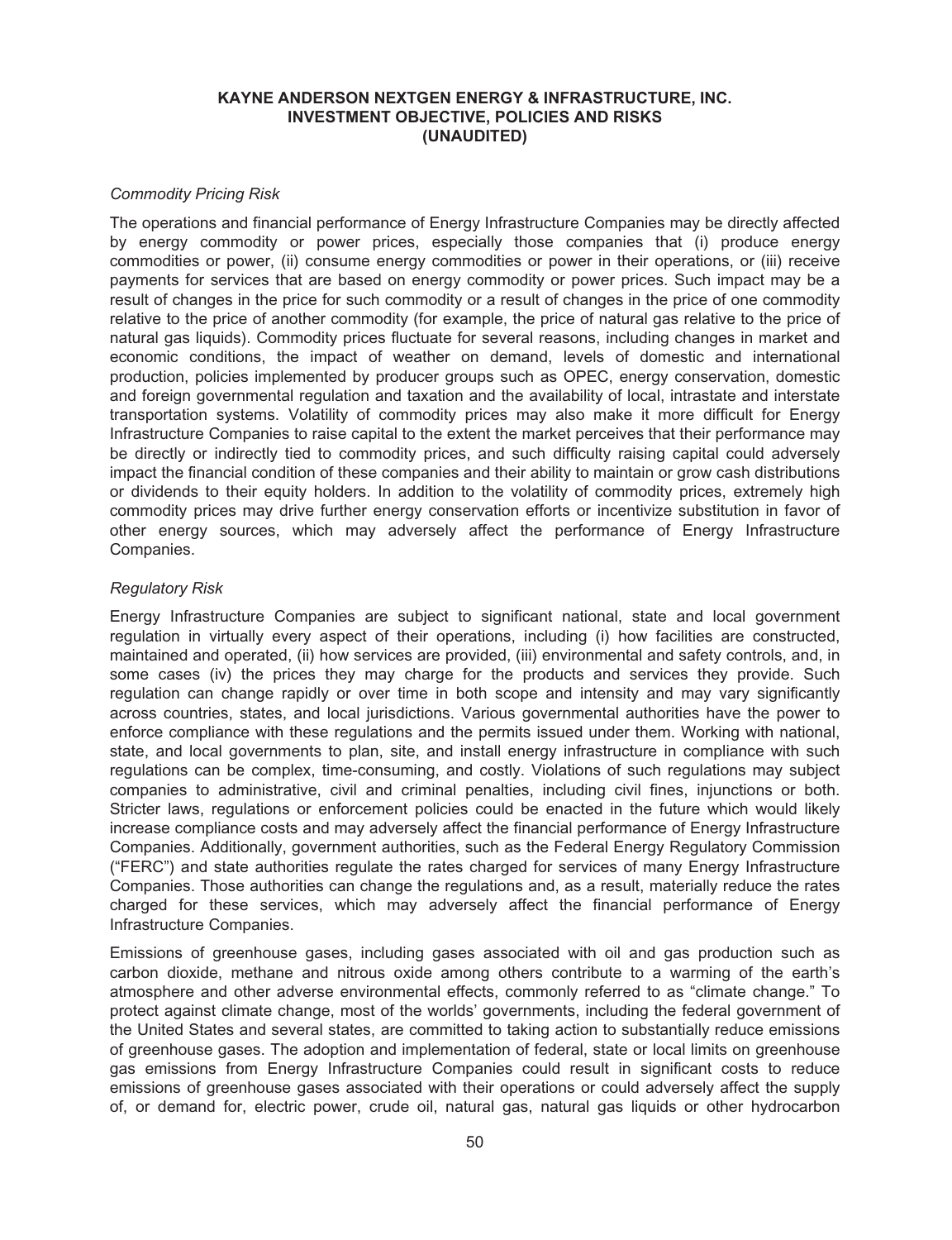# KAYNE ANDERSON NEXTGEN ENERGY & INFRASTRUCTURE, INC.
## INVESTMENT OBJECTIVE, POLICIES AND RISKS
## (UNAUDITED)

*Commodity Pricing Risk*

The operations and financial performance of Energy Infrastructure Companies may be directly affected by energy commodity or power prices, especially those companies that (i) produce energy commodities or power, (ii) consume energy commodities or power in their operations, or (iii) receive payments for services that are based on energy commodity or power prices. Such impact may be a result of changes in the price for such commodity or a result of changes in the price of one commodity relative to the price of another commodity (for example, the price of natural gas relative to the price of natural gas liquids). Commodity prices fluctuate for several reasons, including changes in market and economic conditions, the impact of weather on demand, levels of domestic and international production, policies implemented by producer groups such as OPEC, energy conservation, domestic and foreign governmental regulation and taxation and the availability of local, intrastate and interstate transportation systems. Volatility of commodity prices may also make it more difficult for Energy Infrastructure Companies to raise capital to the extent the market perceives that their performance may be directly or indirectly tied to commodity prices, and such difficulty raising capital could adversely impact the financial condition of these companies and their ability to maintain or grow cash distributions or dividends to their equity holders. In addition to the volatility of commodity prices, extremely high commodity prices may drive further energy conservation efforts or incentivize substitution in favor of other energy sources, which may adversely affect the performance of Energy Infrastructure Companies.

*Regulatory Risk*

Energy Infrastructure Companies are subject to significant national, state and local government regulation in virtually every aspect of their operations, including (i) how facilities are constructed, maintained and operated, (ii) how services are provided, (iii) environmental and safety controls, and, in some cases (iv) the prices they may charge for the products and services they provide. Such regulation can change rapidly or over time in both scope and intensity and may vary significantly across countries, states, and local jurisdictions. Various governmental authorities have the power to enforce compliance with these regulations and the permits issued under them. Working with national, state, and local governments to plan, site, and install energy infrastructure in compliance with such regulations can be complex, time-consuming, and costly. Violations of such regulations may subject companies to administrative, civil and criminal penalties, including civil fines, injunctions or both. Stricter laws, regulations or enforcement policies could be enacted in the future which would likely increase compliance costs and may adversely affect the financial performance of Energy Infrastructure Companies. Additionally, government authorities, such as the Federal Energy Regulatory Commission ("FERC") and state authorities regulate the rates charged for services of many Energy Infrastructure Companies. Those authorities can change the regulations and, as a result, materially reduce the rates charged for these services, which may adversely affect the financial performance of Energy Infrastructure Companies.

Emissions of greenhouse gases, including gases associated with oil and gas production such as carbon dioxide, methane and nitrous oxide among others contribute to a warming of the earth's atmosphere and other adverse environmental effects, commonly referred to as "climate change." To protect against climate change, most of the worlds' governments, including the federal government of the United States and several states, are committed to taking action to substantially reduce emissions of greenhouse gases. The adoption and implementation of federal, state or local limits on greenhouse gas emissions from Energy Infrastructure Companies could result in significant costs to reduce emissions of greenhouse gases associated with their operations or could adversely affect the supply of, or demand for, electric power, crude oil, natural gas, natural gas liquids or other hydrocarbon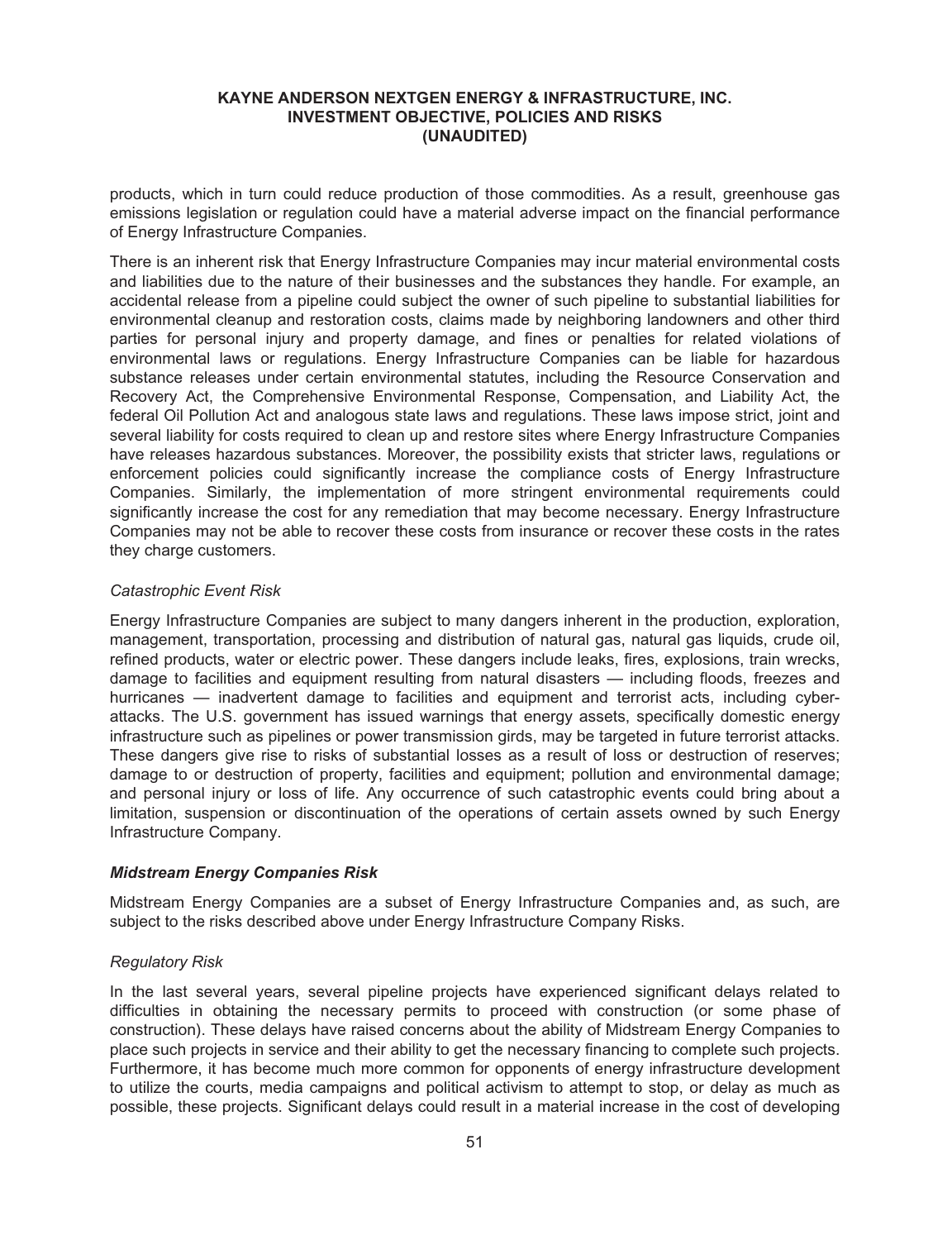products, which in turn could reduce production of those commodities. As a result, greenhouse gas emissions legislation or regulation could have a material adverse impact on the financial performance of Energy Infrastructure Companies.

There is an inherent risk that Energy Infrastructure Companies may incur material environmental costs and liabilities due to the nature of their businesses and the substances they handle. For example, an accidental release from a pipeline could subject the owner of such pipeline to substantial liabilities for environmental cleanup and restoration costs, claims made by neighboring landowners and other third parties for personal injury and property damage, and fines or penalties for related violations of environmental laws or regulations. Energy Infrastructure Companies can be liable for hazardous substance releases under certain environmental statutes, including the Resource Conservation and Recovery Act, the Comprehensive Environmental Response, Compensation, and Liability Act, the federal Oil Pollution Act and analogous state laws and regulations. These laws impose strict, joint and several liability for costs required to clean up and restore sites where Energy Infrastructure Companies have releases hazardous substances. Moreover, the possibility exists that stricter laws, regulations or enforcement policies could significantly increase the compliance costs of Energy Infrastructure Companies. Similarly, the implementation of more stringent environmental requirements could significantly increase the cost for any remediation that may become necessary. Energy Infrastructure Companies may not be able to recover these costs from insurance or recover these costs in the rates they charge customers.

*Catastrophic Event Risk*

Energy Infrastructure Companies are subject to many dangers inherent in the production, exploration, management, transportation, processing and distribution of natural gas, natural gas liquids, crude oil, refined products, water or electric power. These dangers include leaks, fires, explosions, train wrecks, damage to facilities and equipment resulting from natural disasters — including floods, freezes and hurricanes — inadvertent damage to facilities and equipment and terrorist acts, including cyber-attacks. The U.S. government has issued warnings that energy assets, specifically domestic energy infrastructure such as pipelines or power transmission girds, may be targeted in future terrorist attacks. These dangers give rise to risks of substantial losses as a result of loss or destruction of reserves; damage to or destruction of property, facilities and equipment; pollution and environmental damage; and personal injury or loss of life. Any occurrence of such catastrophic events could bring about a limitation, suspension or discontinuation of the operations of certain assets owned by such Energy Infrastructure Company.

***Midstream Energy Companies Risk***

Midstream Energy Companies are a subset of Energy Infrastructure Companies and, as such, are subject to the risks described above under Energy Infrastructure Company Risks.

*Regulatory Risk*

In the last several years, several pipeline projects have experienced significant delays related to difficulties in obtaining the necessary permits to proceed with construction (or some phase of construction). These delays have raised concerns about the ability of Midstream Energy Companies to place such projects in service and their ability to get the necessary financing to complete such projects. Furthermore, it has become much more common for opponents of energy infrastructure development to utilize the courts, media campaigns and political activism to attempt to stop, or delay as much as possible, these projects. Significant delays could result in a material increase in the cost of developing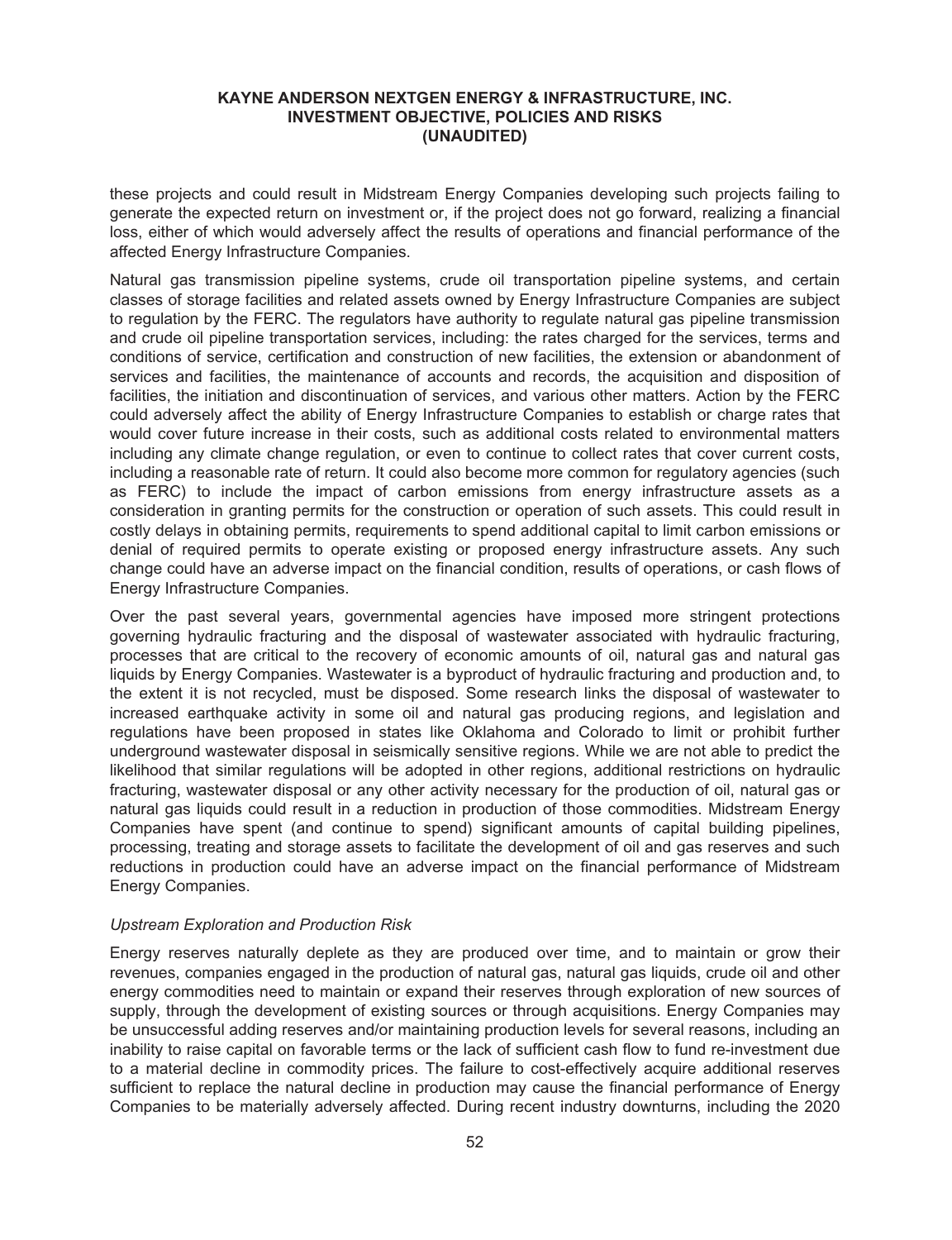these projects and could result in Midstream Energy Companies developing such projects failing to generate the expected return on investment or, if the project does not go forward, realizing a financial loss, either of which would adversely affect the results of operations and financial performance of the affected Energy Infrastructure Companies.

Natural gas transmission pipeline systems, crude oil transportation pipeline systems, and certain classes of storage facilities and related assets owned by Energy Infrastructure Companies are subject to regulation by the FERC. The regulators have authority to regulate natural gas pipeline transmission and crude oil pipeline transportation services, including: the rates charged for the services, terms and conditions of service, certification and construction of new facilities, the extension or abandonment of services and facilities, the maintenance of accounts and records, the acquisition and disposition of facilities, the initiation and discontinuation of services, and various other matters. Action by the FERC could adversely affect the ability of Energy Infrastructure Companies to establish or charge rates that would cover future increase in their costs, such as additional costs related to environmental matters including any climate change regulation, or even to continue to collect rates that cover current costs, including a reasonable rate of return. It could also become more common for regulatory agencies (such as FERC) to include the impact of carbon emissions from energy infrastructure assets as a consideration in granting permits for the construction or operation of such assets. This could result in costly delays in obtaining permits, requirements to spend additional capital to limit carbon emissions or denial of required permits to operate existing or proposed energy infrastructure assets. Any such change could have an adverse impact on the financial condition, results of operations, or cash flows of Energy Infrastructure Companies.

Over the past several years, governmental agencies have imposed more stringent protections governing hydraulic fracturing and the disposal of wastewater associated with hydraulic fracturing, processes that are critical to the recovery of economic amounts of oil, natural gas and natural gas liquids by Energy Companies. Wastewater is a byproduct of hydraulic fracturing and production and, to the extent it is not recycled, must be disposed. Some research links the disposal of wastewater to increased earthquake activity in some oil and natural gas producing regions, and legislation and regulations have been proposed in states like Oklahoma and Colorado to limit or prohibit further underground wastewater disposal in seismically sensitive regions. While we are not able to predict the likelihood that similar regulations will be adopted in other regions, additional restrictions on hydraulic fracturing, wastewater disposal or any other activity necessary for the production of oil, natural gas or natural gas liquids could result in a reduction in production of those commodities. Midstream Energy Companies have spent (and continue to spend) significant amounts of capital building pipelines, processing, treating and storage assets to facilitate the development of oil and gas reserves and such reductions in production could have an adverse impact on the financial performance of Midstream Energy Companies.

*Upstream Exploration and Production Risk*

Energy reserves naturally deplete as they are produced over time, and to maintain or grow their revenues, companies engaged in the production of natural gas, natural gas liquids, crude oil and other energy commodities need to maintain or expand their reserves through exploration of new sources of supply, through the development of existing sources or through acquisitions. Energy Companies may be unsuccessful adding reserves and/or maintaining production levels for several reasons, including an inability to raise capital on favorable terms or the lack of sufficient cash flow to fund re-investment due to a material decline in commodity prices. The failure to cost-effectively acquire additional reserves sufficient to replace the natural decline in production may cause the financial performance of Energy Companies to be materially adversely affected. During recent industry downturns, including the 2020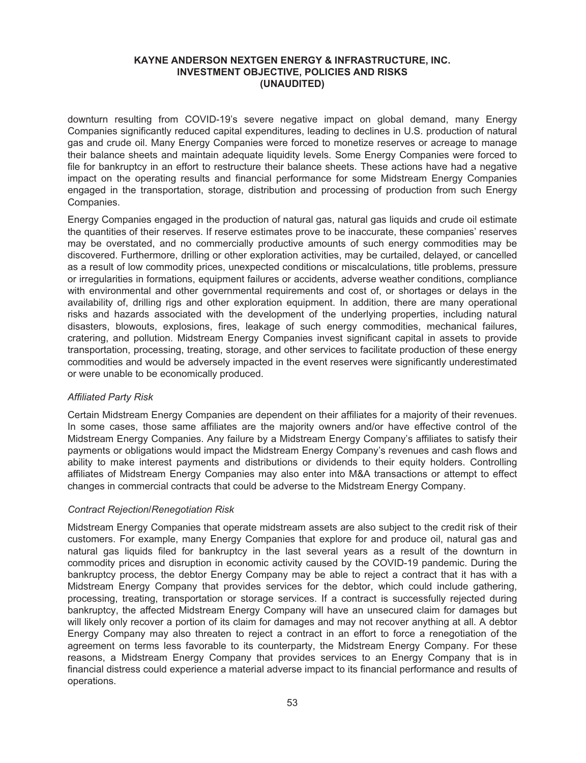downturn resulting from COVID-19's severe negative impact on global demand, many Energy Companies significantly reduced capital expenditures, leading to declines in U.S. production of natural gas and crude oil. Many Energy Companies were forced to monetize reserves or acreage to manage their balance sheets and maintain adequate liquidity levels. Some Energy Companies were forced to file for bankruptcy in an effort to restructure their balance sheets. These actions have had a negative impact on the operating results and financial performance for some Midstream Energy Companies engaged in the transportation, storage, distribution and processing of production from such Energy Companies.

Energy Companies engaged in the production of natural gas, natural gas liquids and crude oil estimate the quantities of their reserves. If reserve estimates prove to be inaccurate, these companies' reserves may be overstated, and no commercially productive amounts of such energy commodities may be discovered. Furthermore, drilling or other exploration activities, may be curtailed, delayed, or cancelled as a result of low commodity prices, unexpected conditions or miscalculations, title problems, pressure or irregularities in formations, equipment failures or accidents, adverse weather conditions, compliance with environmental and other governmental requirements and cost of, or shortages or delays in the availability of, drilling rigs and other exploration equipment. In addition, there are many operational risks and hazards associated with the development of the underlying properties, including natural disasters, blowouts, explosions, fires, leakage of such energy commodities, mechanical failures, cratering, and pollution. Midstream Energy Companies invest significant capital in assets to provide transportation, processing, treating, storage, and other services to facilitate production of these energy commodities and would be adversely impacted in the event reserves were significantly underestimated or were unable to be economically produced.

*Affiliated Party Risk*

Certain Midstream Energy Companies are dependent on their affiliates for a majority of their revenues. In some cases, those same affiliates are the majority owners and/or have effective control of the Midstream Energy Companies. Any failure by a Midstream Energy Company's affiliates to satisfy their payments or obligations would impact the Midstream Energy Company's revenues and cash flows and ability to make interest payments and distributions or dividends to their equity holders. Controlling affiliates of Midstream Energy Companies may also enter into M&A transactions or attempt to effect changes in commercial contracts that could be adverse to the Midstream Energy Company.

*Contract Rejection/Renegotiation Risk*

Midstream Energy Companies that operate midstream assets are also subject to the credit risk of their customers. For example, many Energy Companies that explore for and produce oil, natural gas and natural gas liquids filed for bankruptcy in the last several years as a result of the downturn in commodity prices and disruption in economic activity caused by the COVID-19 pandemic. During the bankruptcy process, the debtor Energy Company may be able to reject a contract that it has with a Midstream Energy Company that provides services for the debtor, which could include gathering, processing, treating, transportation or storage services. If a contract is successfully rejected during bankruptcy, the affected Midstream Energy Company will have an unsecured claim for damages but will likely only recover a portion of its claim for damages and may not recover anything at all. A debtor Energy Company may also threaten to reject a contract in an effort to force a renegotiation of the agreement on terms less favorable to its counterparty, the Midstream Energy Company. For these reasons, a Midstream Energy Company that provides services to an Energy Company that is in financial distress could experience a material adverse impact to its financial performance and results of operations.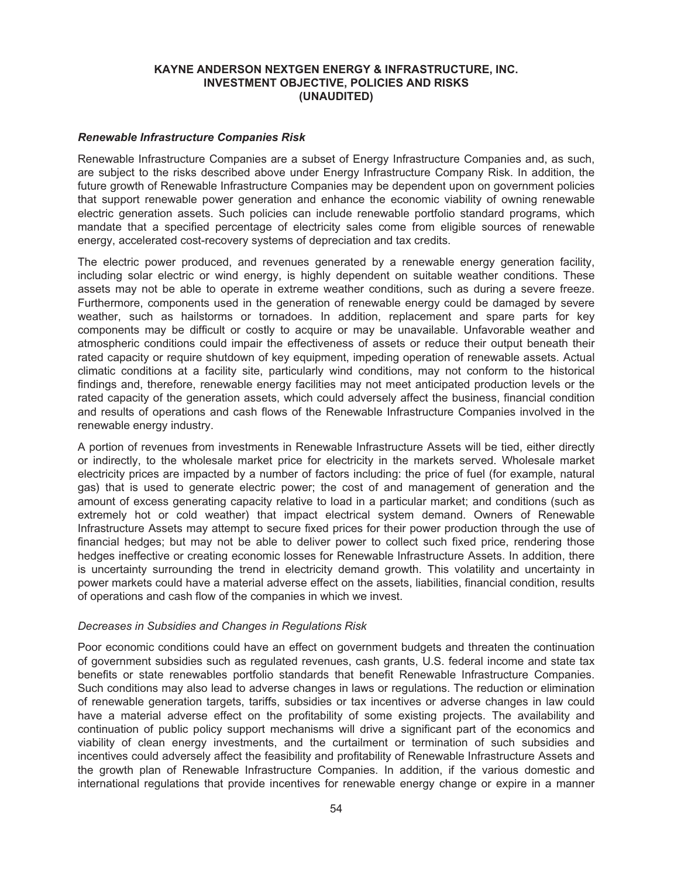### *Renewable Infrastructure Companies Risk*

Renewable Infrastructure Companies are a subset of Energy Infrastructure Companies and, as such, are subject to the risks described above under Energy Infrastructure Company Risk. In addition, the future growth of Renewable Infrastructure Companies may be dependent upon on government policies that support renewable power generation and enhance the economic viability of owning renewable electric generation assets. Such policies can include renewable portfolio standard programs, which mandate that a specified percentage of electricity sales come from eligible sources of renewable energy, accelerated cost-recovery systems of depreciation and tax credits.

The electric power produced, and revenues generated by a renewable energy generation facility, including solar electric or wind energy, is highly dependent on suitable weather conditions. These assets may not be able to operate in extreme weather conditions, such as during a severe freeze. Furthermore, components used in the generation of renewable energy could be damaged by severe weather, such as hailstorms or tornadoes. In addition, replacement and spare parts for key components may be difficult or costly to acquire or may be unavailable. Unfavorable weather and atmospheric conditions could impair the effectiveness of assets or reduce their output beneath their rated capacity or require shutdown of key equipment, impeding operation of renewable assets. Actual climatic conditions at a facility site, particularly wind conditions, may not conform to the historical findings and, therefore, renewable energy facilities may not meet anticipated production levels or the rated capacity of the generation assets, which could adversely affect the business, financial condition and results of operations and cash flows of the Renewable Infrastructure Companies involved in the renewable energy industry.

A portion of revenues from investments in Renewable Infrastructure Assets will be tied, either directly or indirectly, to the wholesale market price for electricity in the markets served. Wholesale market electricity prices are impacted by a number of factors including: the price of fuel (for example, natural gas) that is used to generate electric power; the cost of and management of generation and the amount of excess generating capacity relative to load in a particular market; and conditions (such as extremely hot or cold weather) that impact electrical system demand. Owners of Renewable Infrastructure Assets may attempt to secure fixed prices for their power production through the use of financial hedges; but may not be able to deliver power to collect such fixed price, rendering those hedges ineffective or creating economic losses for Renewable Infrastructure Assets. In addition, there is uncertainty surrounding the trend in electricity demand growth. This volatility and uncertainty in power markets could have a material adverse effect on the assets, liabilities, financial condition, results of operations and cash flow of the companies in which we invest.

*Decreases in Subsidies and Changes in Regulations Risk*

Poor economic conditions could have an effect on government budgets and threaten the continuation of government subsidies such as regulated revenues, cash grants, U.S. federal income and state tax benefits or state renewables portfolio standards that benefit Renewable Infrastructure Companies. Such conditions may also lead to adverse changes in laws or regulations. The reduction or elimination of renewable generation targets, tariffs, subsidies or tax incentives or adverse changes in law could have a material adverse effect on the profitability of some existing projects. The availability and continuation of public policy support mechanisms will drive a significant part of the economics and viability of clean energy investments, and the curtailment or termination of such subsidies and incentives could adversely affect the feasibility and profitability of Renewable Infrastructure Assets and the growth plan of Renewable Infrastructure Companies. In addition, if the various domestic and international regulations that provide incentives for renewable energy change or expire in a manner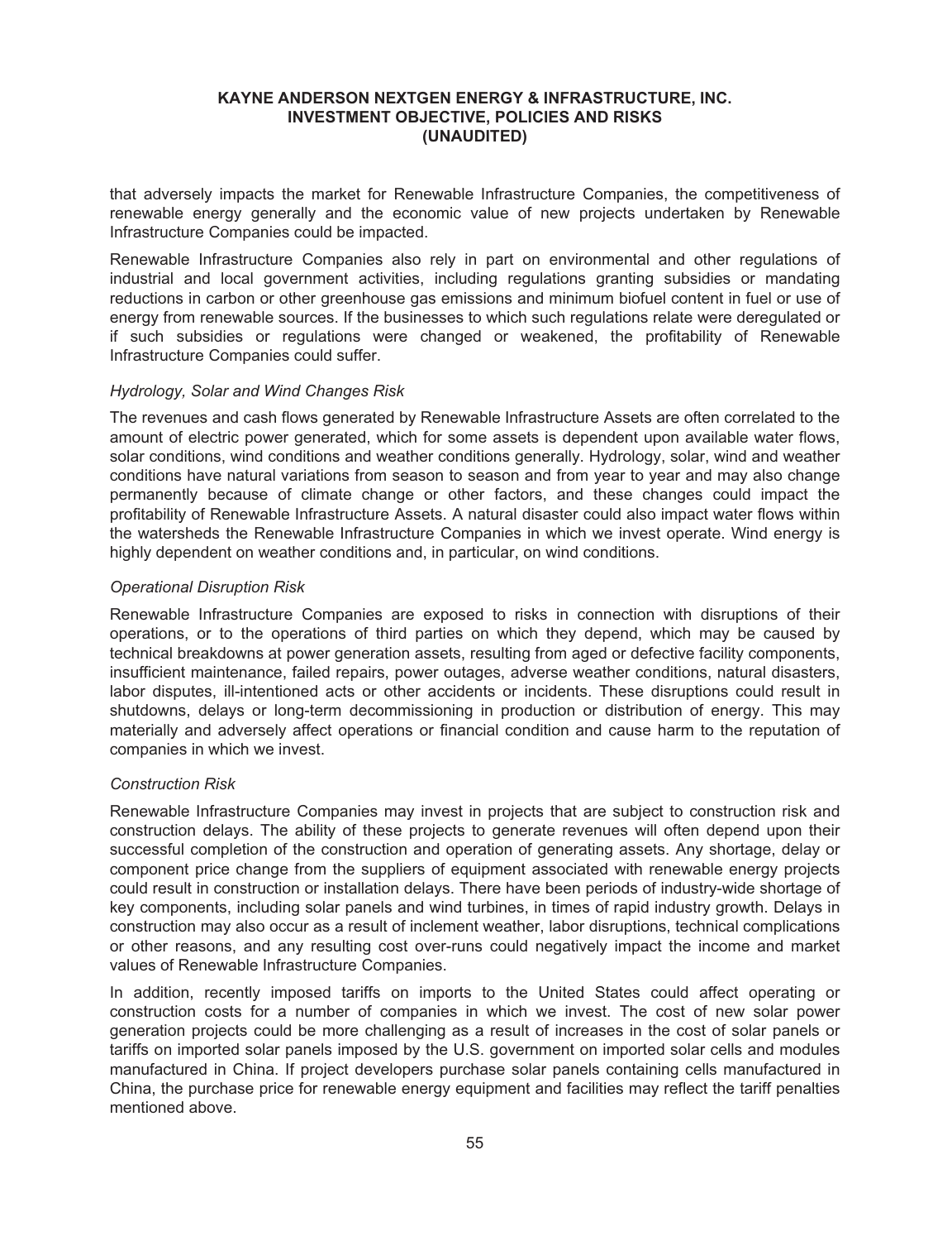that adversely impacts the market for Renewable Infrastructure Companies, the competitiveness of renewable energy generally and the economic value of new projects undertaken by Renewable Infrastructure Companies could be impacted.

Renewable Infrastructure Companies also rely in part on environmental and other regulations of industrial and local government activities, including regulations granting subsidies or mandating reductions in carbon or other greenhouse gas emissions and minimum biofuel content in fuel or use of energy from renewable sources. If the businesses to which such regulations relate were deregulated or if such subsidies or regulations were changed or weakened, the profitability of Renewable Infrastructure Companies could suffer.

*Hydrology, Solar and Wind Changes Risk*

The revenues and cash flows generated by Renewable Infrastructure Assets are often correlated to the amount of electric power generated, which for some assets is dependent upon available water flows, solar conditions, wind conditions and weather conditions generally. Hydrology, solar, wind and weather conditions have natural variations from season to season and from year to year and may also change permanently because of climate change or other factors, and these changes could impact the profitability of Renewable Infrastructure Assets. A natural disaster could also impact water flows within the watersheds the Renewable Infrastructure Companies in which we invest operate. Wind energy is highly dependent on weather conditions and, in particular, on wind conditions.

*Operational Disruption Risk*

Renewable Infrastructure Companies are exposed to risks in connection with disruptions of their operations, or to the operations of third parties on which they depend, which may be caused by technical breakdowns at power generation assets, resulting from aged or defective facility components, insufficient maintenance, failed repairs, power outages, adverse weather conditions, natural disasters, labor disputes, ill-intentioned acts or other accidents or incidents. These disruptions could result in shutdowns, delays or long-term decommissioning in production or distribution of energy. This may materially and adversely affect operations or financial condition and cause harm to the reputation of companies in which we invest.

*Construction Risk*

Renewable Infrastructure Companies may invest in projects that are subject to construction risk and construction delays. The ability of these projects to generate revenues will often depend upon their successful completion of the construction and operation of generating assets. Any shortage, delay or component price change from the suppliers of equipment associated with renewable energy projects could result in construction or installation delays. There have been periods of industry-wide shortage of key components, including solar panels and wind turbines, in times of rapid industry growth. Delays in construction may also occur as a result of inclement weather, labor disruptions, technical complications or other reasons, and any resulting cost over-runs could negatively impact the income and market values of Renewable Infrastructure Companies.

In addition, recently imposed tariffs on imports to the United States could affect operating or construction costs for a number of companies in which we invest. The cost of new solar power generation projects could be more challenging as a result of increases in the cost of solar panels or tariffs on imported solar panels imposed by the U.S. government on imported solar cells and modules manufactured in China. If project developers purchase solar panels containing cells manufactured in China, the purchase price for renewable energy equipment and facilities may reflect the tariff penalties mentioned above.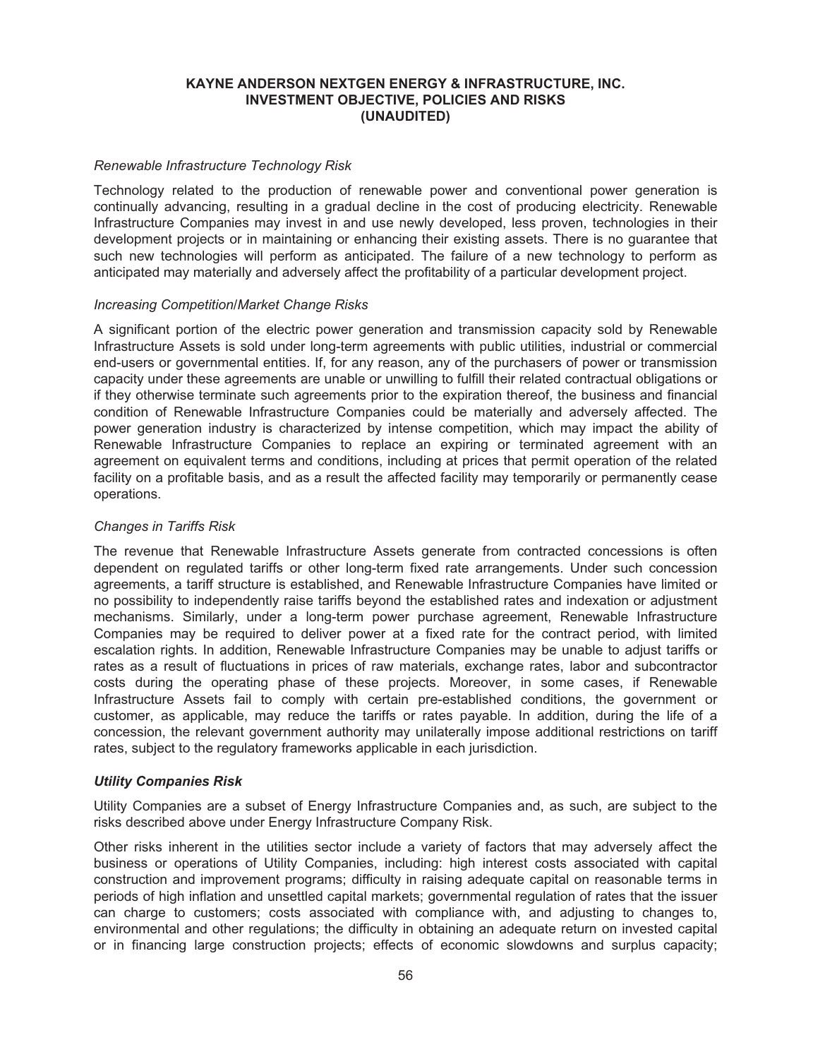*Renewable Infrastructure Technology Risk*

Technology related to the production of renewable power and conventional power generation is continually advancing, resulting in a gradual decline in the cost of producing electricity. Renewable Infrastructure Companies may invest in and use newly developed, less proven, technologies in their development projects or in maintaining or enhancing their existing assets. There is no guarantee that such new technologies will perform as anticipated. The failure of a new technology to perform as anticipated may materially and adversely affect the profitability of a particular development project.

*Increasing Competition/Market Change Risks*

A significant portion of the electric power generation and transmission capacity sold by Renewable Infrastructure Assets is sold under long-term agreements with public utilities, industrial or commercial end-users or governmental entities. If, for any reason, any of the purchasers of power or transmission capacity under these agreements are unable or unwilling to fulfill their related contractual obligations or if they otherwise terminate such agreements prior to the expiration thereof, the business and financial condition of Renewable Infrastructure Companies could be materially and adversely affected. The power generation industry is characterized by intense competition, which may impact the ability of Renewable Infrastructure Companies to replace an expiring or terminated agreement with an agreement on equivalent terms and conditions, including at prices that permit operation of the related facility on a profitable basis, and as a result the affected facility may temporarily or permanently cease operations.

*Changes in Tariffs Risk*

The revenue that Renewable Infrastructure Assets generate from contracted concessions is often dependent on regulated tariffs or other long-term fixed rate arrangements. Under such concession agreements, a tariff structure is established, and Renewable Infrastructure Companies have limited or no possibility to independently raise tariffs beyond the established rates and indexation or adjustment mechanisms. Similarly, under a long-term power purchase agreement, Renewable Infrastructure Companies may be required to deliver power at a fixed rate for the contract period, with limited escalation rights. In addition, Renewable Infrastructure Companies may be unable to adjust tariffs or rates as a result of fluctuations in prices of raw materials, exchange rates, labor and subcontractor costs during the operating phase of these projects. Moreover, in some cases, if Renewable Infrastructure Assets fail to comply with certain pre-established conditions, the government or customer, as applicable, may reduce the tariffs or rates payable. In addition, during the life of a concession, the relevant government authority may unilaterally impose additional restrictions on tariff rates, subject to the regulatory frameworks applicable in each jurisdiction.

***Utility Companies Risk***

Utility Companies are a subset of Energy Infrastructure Companies and, as such, are subject to the risks described above under Energy Infrastructure Company Risk.

Other risks inherent in the utilities sector include a variety of factors that may adversely affect the business or operations of Utility Companies, including: high interest costs associated with capital construction and improvement programs; difficulty in raising adequate capital on reasonable terms in periods of high inflation and unsettled capital markets; governmental regulation of rates that the issuer can charge to customers; costs associated with compliance with, and adjusting to changes to, environmental and other regulations; the difficulty in obtaining an adequate return on invested capital or in financing large construction projects; effects of economic slowdowns and surplus capacity;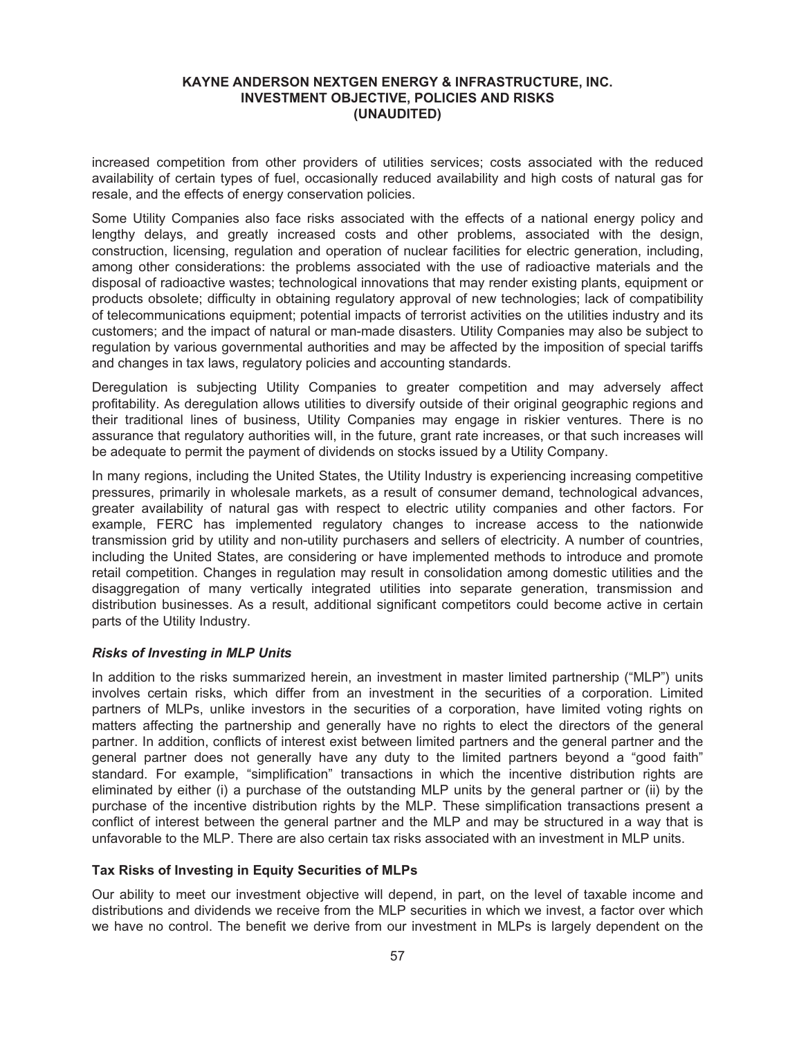increased competition from other providers of utilities services; costs associated with the reduced availability of certain types of fuel, occasionally reduced availability and high costs of natural gas for resale, and the effects of energy conservation policies.

Some Utility Companies also face risks associated with the effects of a national energy policy and lengthy delays, and greatly increased costs and other problems, associated with the design, construction, licensing, regulation and operation of nuclear facilities for electric generation, including, among other considerations: the problems associated with the use of radioactive materials and the disposal of radioactive wastes; technological innovations that may render existing plants, equipment or products obsolete; difficulty in obtaining regulatory approval of new technologies; lack of compatibility of telecommunications equipment; potential impacts of terrorist activities on the utilities industry and its customers; and the impact of natural or man-made disasters. Utility Companies may also be subject to regulation by various governmental authorities and may be affected by the imposition of special tariffs and changes in tax laws, regulatory policies and accounting standards.

Deregulation is subjecting Utility Companies to greater competition and may adversely affect profitability. As deregulation allows utilities to diversify outside of their original geographic regions and their traditional lines of business, Utility Companies may engage in riskier ventures. There is no assurance that regulatory authorities will, in the future, grant rate increases, or that such increases will be adequate to permit the payment of dividends on stocks issued by a Utility Company.

In many regions, including the United States, the Utility Industry is experiencing increasing competitive pressures, primarily in wholesale markets, as a result of consumer demand, technological advances, greater availability of natural gas with respect to electric utility companies and other factors. For example, FERC has implemented regulatory changes to increase access to the nationwide transmission grid by utility and non-utility purchasers and sellers of electricity. A number of countries, including the United States, are considering or have implemented methods to introduce and promote retail competition. Changes in regulation may result in consolidation among domestic utilities and the disaggregation of many vertically integrated utilities into separate generation, transmission and distribution businesses. As a result, additional significant competitors could become active in certain parts of the Utility Industry.

***Risks of Investing in MLP Units***

In addition to the risks summarized herein, an investment in master limited partnership ("MLP") units involves certain risks, which differ from an investment in the securities of a corporation. Limited partners of MLPs, unlike investors in the securities of a corporation, have limited voting rights on matters affecting the partnership and generally have no rights to elect the directors of the general partner. In addition, conflicts of interest exist between limited partners and the general partner and the general partner does not generally have any duty to the limited partners beyond a "good faith" standard. For example, "simplification" transactions in which the incentive distribution rights are eliminated by either (i) a purchase of the outstanding MLP units by the general partner or (ii) by the purchase of the incentive distribution rights by the MLP. These simplification transactions present a conflict of interest between the general partner and the MLP and may be structured in a way that is unfavorable to the MLP. There are also certain tax risks associated with an investment in MLP units.

**Tax Risks of Investing in Equity Securities of MLPs**

Our ability to meet our investment objective will depend, in part, on the level of taxable income and distributions and dividends we receive from the MLP securities in which we invest, a factor over which we have no control. The benefit we derive from our investment in MLPs is largely dependent on the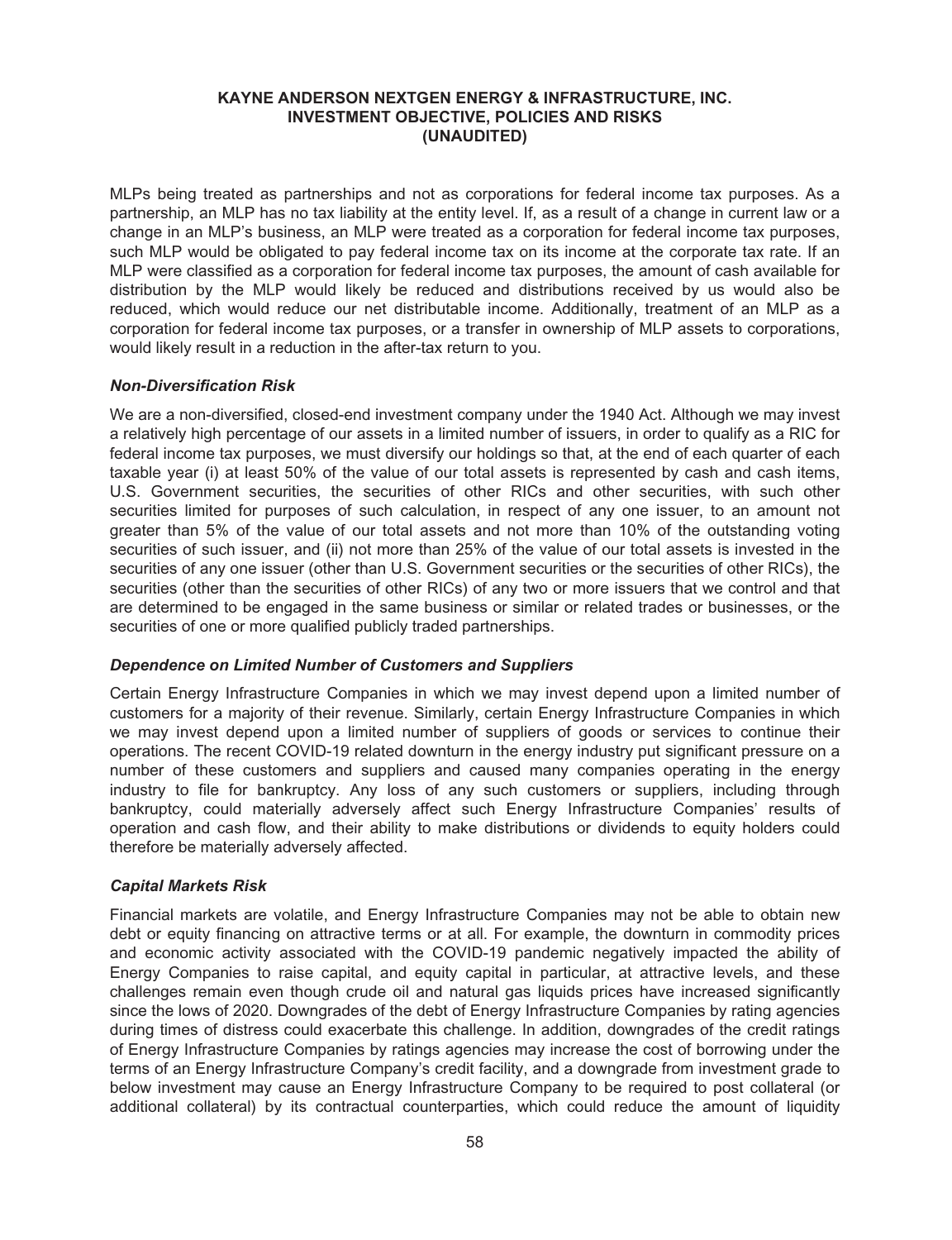MLPs being treated as partnerships and not as corporations for federal income tax purposes. As a partnership, an MLP has no tax liability at the entity level. If, as a result of a change in current law or a change in an MLP's business, an MLP were treated as a corporation for federal income tax purposes, such MLP would be obligated to pay federal income tax on its income at the corporate tax rate. If an MLP were classified as a corporation for federal income tax purposes, the amount of cash available for distribution by the MLP would likely be reduced and distributions received by us would also be reduced, which would reduce our net distributable income. Additionally, treatment of an MLP as a corporation for federal income tax purposes, or a transfer in ownership of MLP assets to corporations, would likely result in a reduction in the after-tax return to you.

***Non-Diversification Risk***

We are a non-diversified, closed-end investment company under the 1940 Act. Although we may invest a relatively high percentage of our assets in a limited number of issuers, in order to qualify as a RIC for federal income tax purposes, we must diversify our holdings so that, at the end of each quarter of each taxable year (i) at least 50% of the value of our total assets is represented by cash and cash items, U.S. Government securities, the securities of other RICs and other securities, with such other securities limited for purposes of such calculation, in respect of any one issuer, to an amount not greater than 5% of the value of our total assets and not more than 10% of the outstanding voting securities of such issuer, and (ii) not more than 25% of the value of our total assets is invested in the securities of any one issuer (other than U.S. Government securities or the securities of other RICs), the securities (other than the securities of other RICs) of any two or more issuers that we control and that are determined to be engaged in the same business or similar or related trades or businesses, or the securities of one or more qualified publicly traded partnerships.

***Dependence on Limited Number of Customers and Suppliers***

Certain Energy Infrastructure Companies in which we may invest depend upon a limited number of customers for a majority of their revenue. Similarly, certain Energy Infrastructure Companies in which we may invest depend upon a limited number of suppliers of goods or services to continue their operations. The recent COVID-19 related downturn in the energy industry put significant pressure on a number of these customers and suppliers and caused many companies operating in the energy industry to file for bankruptcy. Any loss of any such customers or suppliers, including through bankruptcy, could materially adversely affect such Energy Infrastructure Companies' results of operation and cash flow, and their ability to make distributions or dividends to equity holders could therefore be materially adversely affected.

***Capital Markets Risk***

Financial markets are volatile, and Energy Infrastructure Companies may not be able to obtain new debt or equity financing on attractive terms or at all. For example, the downturn in commodity prices and economic activity associated with the COVID-19 pandemic negatively impacted the ability of Energy Companies to raise capital, and equity capital in particular, at attractive levels, and these challenges remain even though crude oil and natural gas liquids prices have increased significantly since the lows of 2020. Downgrades of the debt of Energy Infrastructure Companies by rating agencies during times of distress could exacerbate this challenge. In addition, downgrades of the credit ratings of Energy Infrastructure Companies by ratings agencies may increase the cost of borrowing under the terms of an Energy Infrastructure Company's credit facility, and a downgrade from investment grade to below investment may cause an Energy Infrastructure Company to be required to post collateral (or additional collateral) by its contractual counterparties, which could reduce the amount of liquidity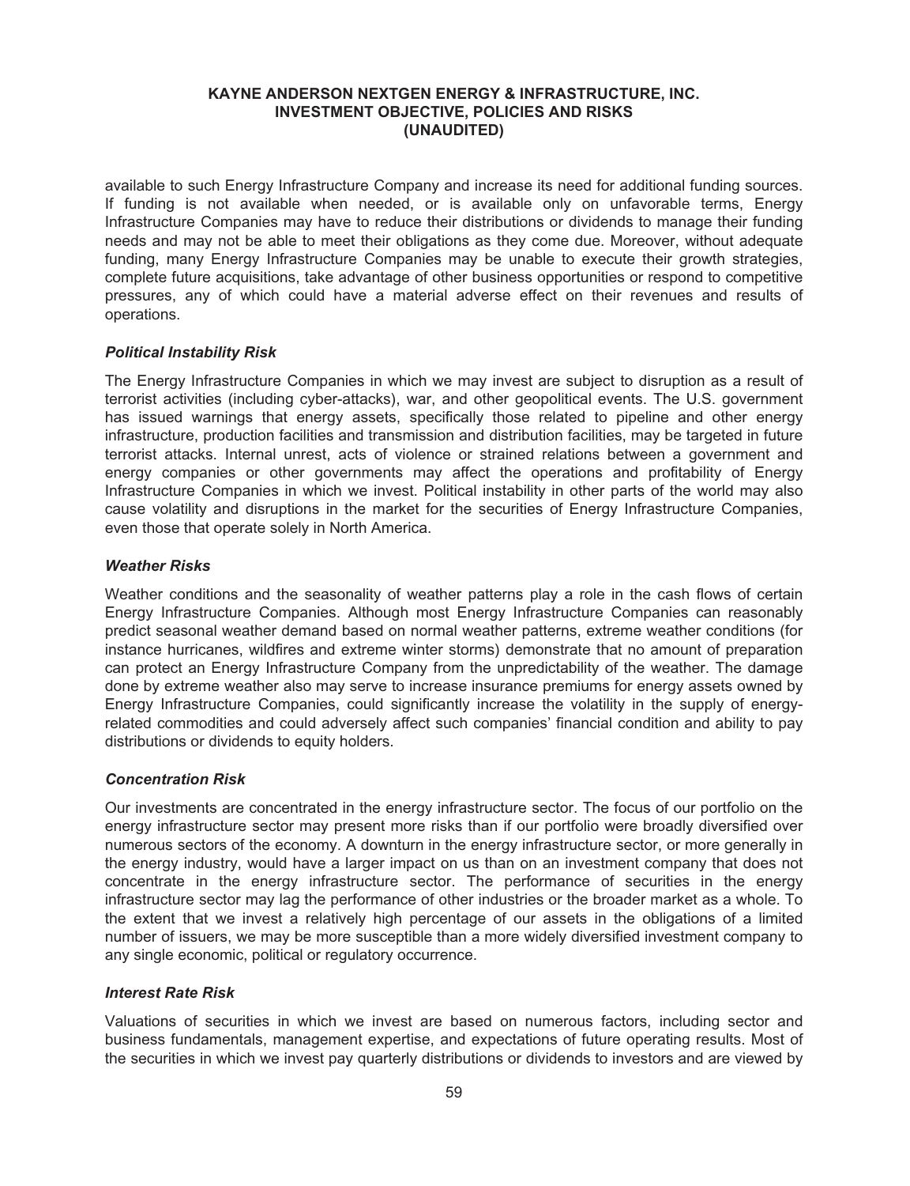available to such Energy Infrastructure Company and increase its need for additional funding sources. If funding is not available when needed, or is available only on unfavorable terms, Energy Infrastructure Companies may have to reduce their distributions or dividends to manage their funding needs and may not be able to meet their obligations as they come due. Moreover, without adequate funding, many Energy Infrastructure Companies may be unable to execute their growth strategies, complete future acquisitions, take advantage of other business opportunities or respond to competitive pressures, any of which could have a material adverse effect on their revenues and results of operations.

### *Political Instability Risk*

The Energy Infrastructure Companies in which we may invest are subject to disruption as a result of terrorist activities (including cyber-attacks), war, and other geopolitical events. The U.S. government has issued warnings that energy assets, specifically those related to pipeline and other energy infrastructure, production facilities and transmission and distribution facilities, may be targeted in future terrorist attacks. Internal unrest, acts of violence or strained relations between a government and energy companies or other governments may affect the operations and profitability of Energy Infrastructure Companies in which we invest. Political instability in other parts of the world may also cause volatility and disruptions in the market for the securities of Energy Infrastructure Companies, even those that operate solely in North America.

### *Weather Risks*

Weather conditions and the seasonality of weather patterns play a role in the cash flows of certain Energy Infrastructure Companies. Although most Energy Infrastructure Companies can reasonably predict seasonal weather demand based on normal weather patterns, extreme weather conditions (for instance hurricanes, wildfires and extreme winter storms) demonstrate that no amount of preparation can protect an Energy Infrastructure Company from the unpredictability of the weather. The damage done by extreme weather also may serve to increase insurance premiums for energy assets owned by Energy Infrastructure Companies, could significantly increase the volatility in the supply of energy-related commodities and could adversely affect such companies' financial condition and ability to pay distributions or dividends to equity holders.

### *Concentration Risk*

Our investments are concentrated in the energy infrastructure sector. The focus of our portfolio on the energy infrastructure sector may present more risks than if our portfolio were broadly diversified over numerous sectors of the economy. A downturn in the energy infrastructure sector, or more generally in the energy industry, would have a larger impact on us than on an investment company that does not concentrate in the energy infrastructure sector. The performance of securities in the energy infrastructure sector may lag the performance of other industries or the broader market as a whole. To the extent that we invest a relatively high percentage of our assets in the obligations of a limited number of issuers, we may be more susceptible than a more widely diversified investment company to any single economic, political or regulatory occurrence.

### *Interest Rate Risk*

Valuations of securities in which we invest are based on numerous factors, including sector and business fundamentals, management expertise, and expectations of future operating results. Most of the securities in which we invest pay quarterly distributions or dividends to investors and are viewed by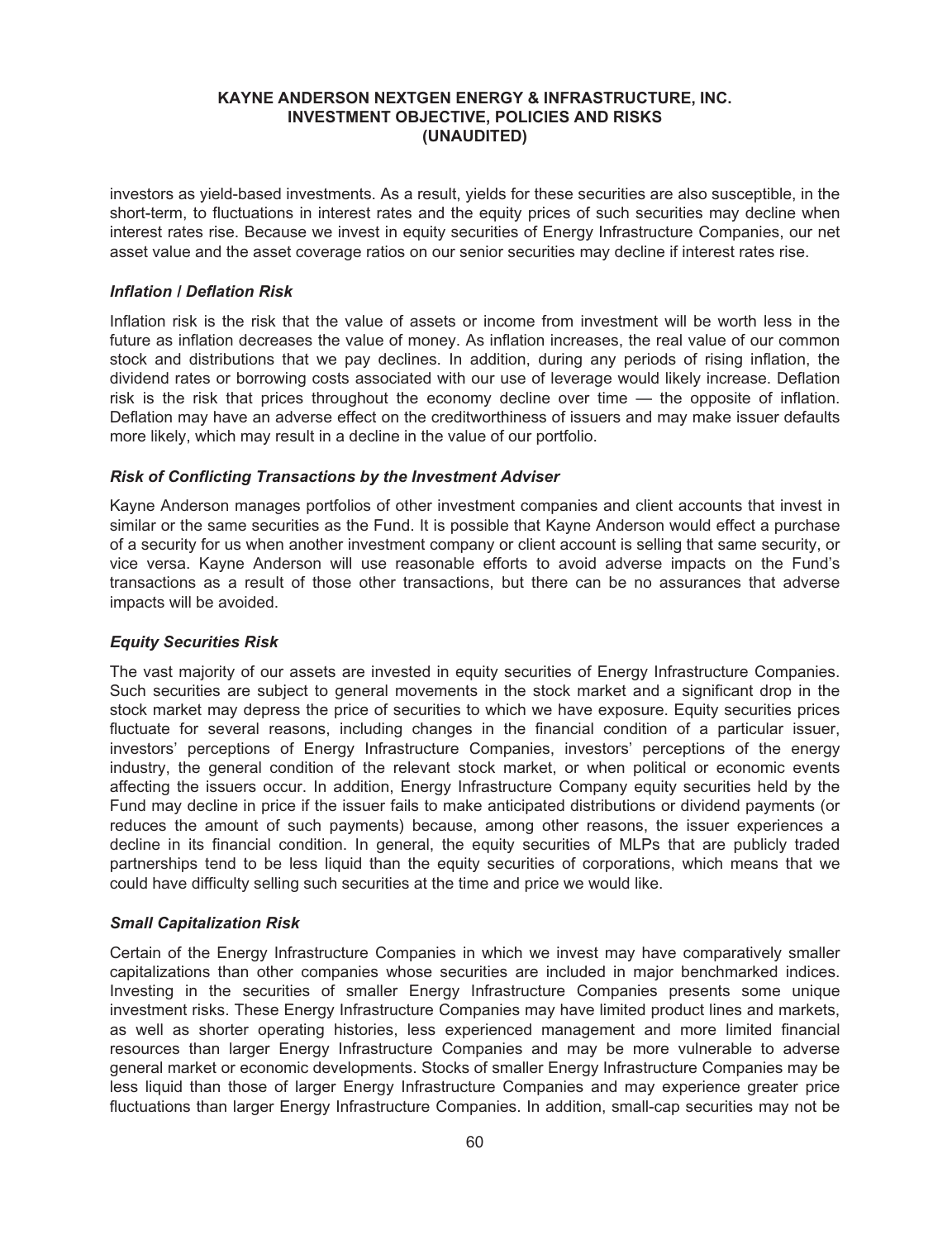investors as yield-based investments. As a result, yields for these securities are also susceptible, in the short-term, to fluctuations in interest rates and the equity prices of such securities may decline when interest rates rise. Because we invest in equity securities of Energy Infrastructure Companies, our net asset value and the asset coverage ratios on our senior securities may decline if interest rates rise.

***Inflation / Deflation Risk***

Inflation risk is the risk that the value of assets or income from investment will be worth less in the future as inflation decreases the value of money. As inflation increases, the real value of our common stock and distributions that we pay declines. In addition, during any periods of rising inflation, the dividend rates or borrowing costs associated with our use of leverage would likely increase. Deflation risk is the risk that prices throughout the economy decline over time — the opposite of inflation. Deflation may have an adverse effect on the creditworthiness of issuers and may make issuer defaults more likely, which may result in a decline in the value of our portfolio.

***Risk of Conflicting Transactions by the Investment Adviser***

Kayne Anderson manages portfolios of other investment companies and client accounts that invest in similar or the same securities as the Fund. It is possible that Kayne Anderson would effect a purchase of a security for us when another investment company or client account is selling that same security, or vice versa. Kayne Anderson will use reasonable efforts to avoid adverse impacts on the Fund's transactions as a result of those other transactions, but there can be no assurances that adverse impacts will be avoided.

***Equity Securities Risk***

The vast majority of our assets are invested in equity securities of Energy Infrastructure Companies. Such securities are subject to general movements in the stock market and a significant drop in the stock market may depress the price of securities to which we have exposure. Equity securities prices fluctuate for several reasons, including changes in the financial condition of a particular issuer, investors' perceptions of Energy Infrastructure Companies, investors' perceptions of the energy industry, the general condition of the relevant stock market, or when political or economic events affecting the issuers occur. In addition, Energy Infrastructure Company equity securities held by the Fund may decline in price if the issuer fails to make anticipated distributions or dividend payments (or reduces the amount of such payments) because, among other reasons, the issuer experiences a decline in its financial condition. In general, the equity securities of MLPs that are publicly traded partnerships tend to be less liquid than the equity securities of corporations, which means that we could have difficulty selling such securities at the time and price we would like.

***Small Capitalization Risk***

Certain of the Energy Infrastructure Companies in which we invest may have comparatively smaller capitalizations than other companies whose securities are included in major benchmarked indices. Investing in the securities of smaller Energy Infrastructure Companies presents some unique investment risks. These Energy Infrastructure Companies may have limited product lines and markets, as well as shorter operating histories, less experienced management and more limited financial resources than larger Energy Infrastructure Companies and may be more vulnerable to adverse general market or economic developments. Stocks of smaller Energy Infrastructure Companies may be less liquid than those of larger Energy Infrastructure Companies and may experience greater price fluctuations than larger Energy Infrastructure Companies. In addition, small-cap securities may not be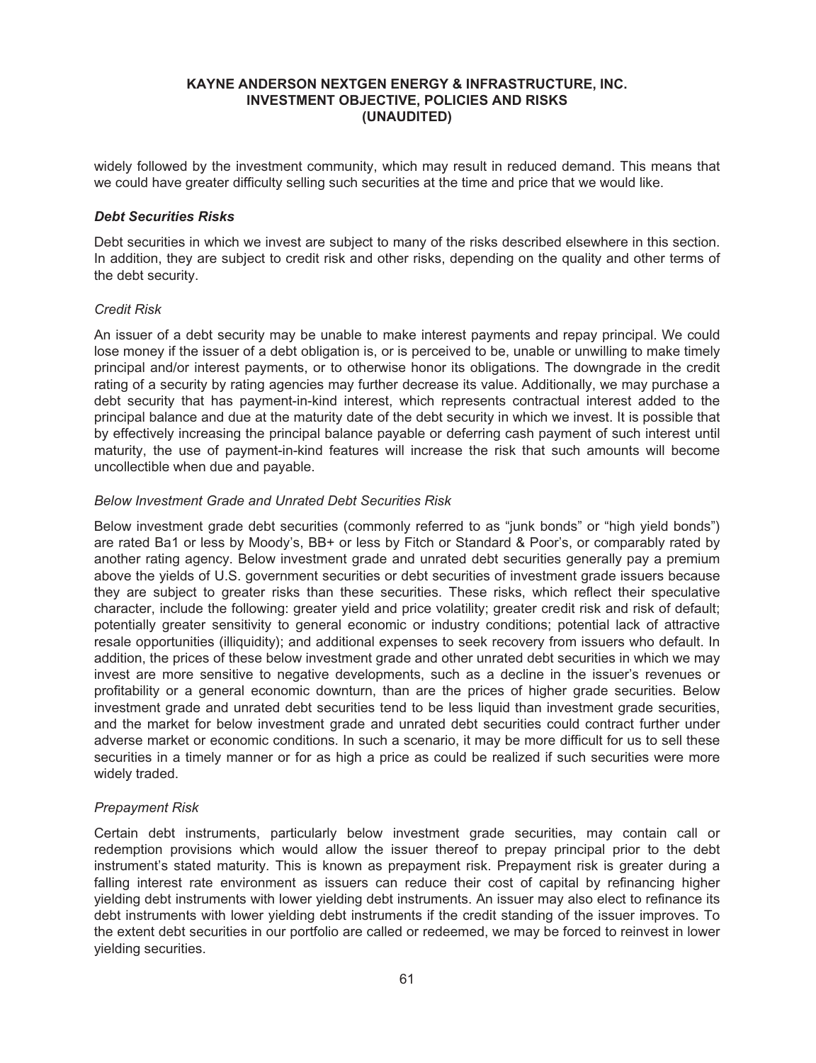widely followed by the investment community, which may result in reduced demand. This means that we could have greater difficulty selling such securities at the time and price that we would like.

### *Debt Securities Risks*

Debt securities in which we invest are subject to many of the risks described elsewhere in this section. In addition, they are subject to credit risk and other risks, depending on the quality and other terms of the debt security.

#### *Credit Risk*

An issuer of a debt security may be unable to make interest payments and repay principal. We could lose money if the issuer of a debt obligation is, or is perceived to be, unable or unwilling to make timely principal and/or interest payments, or to otherwise honor its obligations. The downgrade in the credit rating of a security by rating agencies may further decrease its value. Additionally, we may purchase a debt security that has payment-in-kind interest, which represents contractual interest added to the principal balance and due at the maturity date of the debt security in which we invest. It is possible that by effectively increasing the principal balance payable or deferring cash payment of such interest until maturity, the use of payment-in-kind features will increase the risk that such amounts will become uncollectible when due and payable.

#### *Below Investment Grade and Unrated Debt Securities Risk*

Below investment grade debt securities (commonly referred to as "junk bonds" or "high yield bonds") are rated Ba1 or less by Moody's, BB+ or less by Fitch or Standard & Poor's, or comparably rated by another rating agency. Below investment grade and unrated debt securities generally pay a premium above the yields of U.S. government securities or debt securities of investment grade issuers because they are subject to greater risks than these securities. These risks, which reflect their speculative character, include the following: greater yield and price volatility; greater credit risk and risk of default; potentially greater sensitivity to general economic or industry conditions; potential lack of attractive resale opportunities (illiquidity); and additional expenses to seek recovery from issuers who default. In addition, the prices of these below investment grade and other unrated debt securities in which we may invest are more sensitive to negative developments, such as a decline in the issuer's revenues or profitability or a general economic downturn, than are the prices of higher grade securities. Below investment grade and unrated debt securities tend to be less liquid than investment grade securities, and the market for below investment grade and unrated debt securities could contract further under adverse market or economic conditions. In such a scenario, it may be more difficult for us to sell these securities in a timely manner or for as high a price as could be realized if such securities were more widely traded.

#### *Prepayment Risk*

Certain debt instruments, particularly below investment grade securities, may contain call or redemption provisions which would allow the issuer thereof to prepay principal prior to the debt instrument's stated maturity. This is known as prepayment risk. Prepayment risk is greater during a falling interest rate environment as issuers can reduce their cost of capital by refinancing higher yielding debt instruments with lower yielding debt instruments. An issuer may also elect to refinance its debt instruments with lower yielding debt instruments if the credit standing of the issuer improves. To the extent debt securities in our portfolio are called or redeemed, we may be forced to reinvest in lower yielding securities.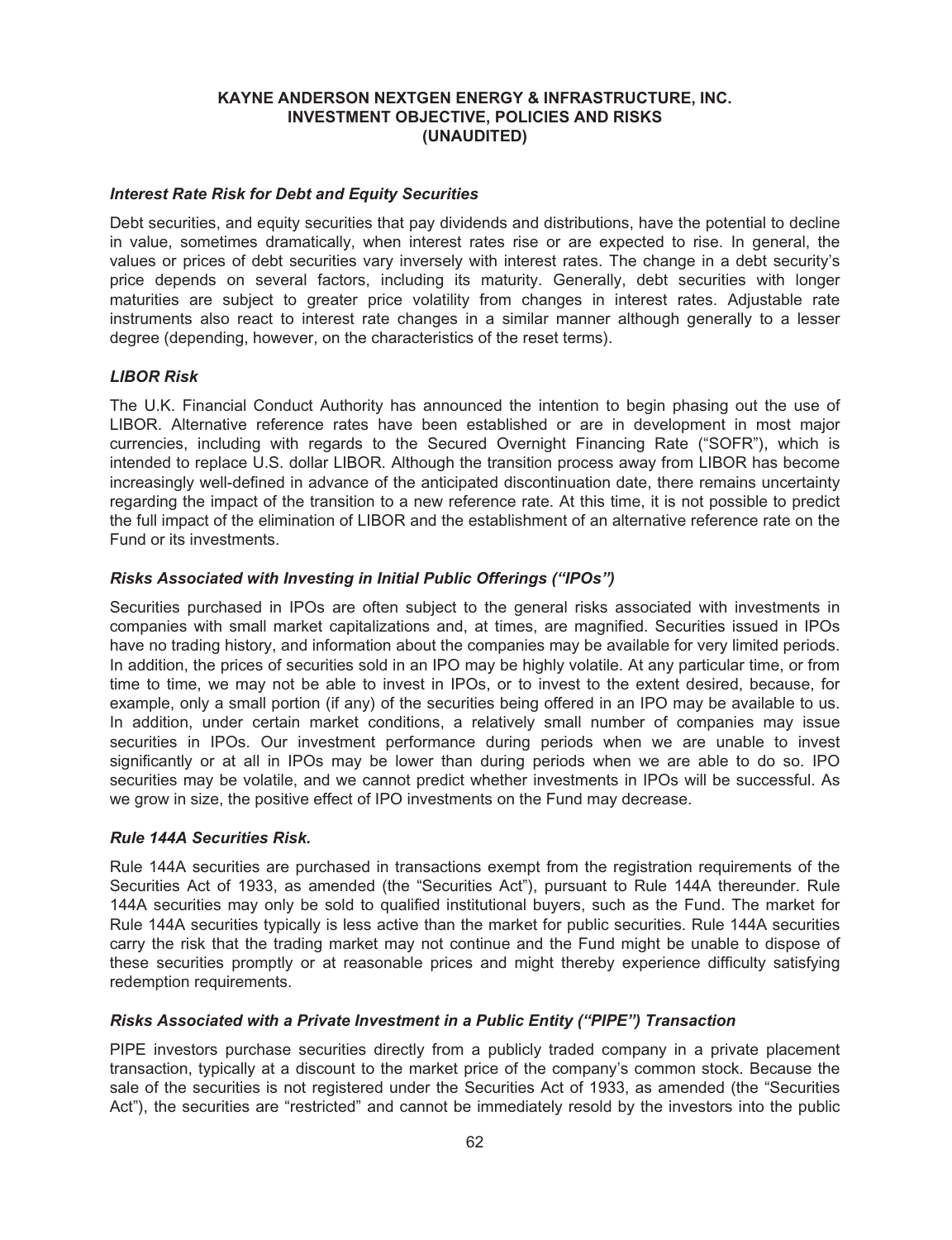### *Interest Rate Risk for Debt and Equity Securities*

Debt securities, and equity securities that pay dividends and distributions, have the potential to decline in value, sometimes dramatically, when interest rates rise or are expected to rise. In general, the values or prices of debt securities vary inversely with interest rates. The change in a debt security's price depends on several factors, including its maturity. Generally, debt securities with longer maturities are subject to greater price volatility from changes in interest rates. Adjustable rate instruments also react to interest rate changes in a similar manner although generally to a lesser degree (depending, however, on the characteristics of the reset terms).

### *LIBOR Risk*

The U.K. Financial Conduct Authority has announced the intention to begin phasing out the use of LIBOR. Alternative reference rates have been established or are in development in most major currencies, including with regards to the Secured Overnight Financing Rate ("SOFR"), which is intended to replace U.S. dollar LIBOR. Although the transition process away from LIBOR has become increasingly well-defined in advance of the anticipated discontinuation date, there remains uncertainty regarding the impact of the transition to a new reference rate. At this time, it is not possible to predict the full impact of the elimination of LIBOR and the establishment of an alternative reference rate on the Fund or its investments.

### *Risks Associated with Investing in Initial Public Offerings ("IPOs")*

Securities purchased in IPOs are often subject to the general risks associated with investments in companies with small market capitalizations and, at times, are magnified. Securities issued in IPOs have no trading history, and information about the companies may be available for very limited periods. In addition, the prices of securities sold in an IPO may be highly volatile. At any particular time, or from time to time, we may not be able to invest in IPOs, or to invest to the extent desired, because, for example, only a small portion (if any) of the securities being offered in an IPO may be available to us. In addition, under certain market conditions, a relatively small number of companies may issue securities in IPOs. Our investment performance during periods when we are unable to invest significantly or at all in IPOs may be lower than during periods when we are able to do so. IPO securities may be volatile, and we cannot predict whether investments in IPOs will be successful. As we grow in size, the positive effect of IPO investments on the Fund may decrease.

### *Rule 144A Securities Risk.*

Rule 144A securities are purchased in transactions exempt from the registration requirements of the Securities Act of 1933, as amended (the "Securities Act"), pursuant to Rule 144A thereunder. Rule 144A securities may only be sold to qualified institutional buyers, such as the Fund. The market for Rule 144A securities typically is less active than the market for public securities. Rule 144A securities carry the risk that the trading market may not continue and the Fund might be unable to dispose of these securities promptly or at reasonable prices and might thereby experience difficulty satisfying redemption requirements.

### *Risks Associated with a Private Investment in a Public Entity ("PIPE") Transaction*

PIPE investors purchase securities directly from a publicly traded company in a private placement transaction, typically at a discount to the market price of the company's common stock. Because the sale of the securities is not registered under the Securities Act of 1933, as amended (the "Securities Act"), the securities are "restricted" and cannot be immediately resold by the investors into the public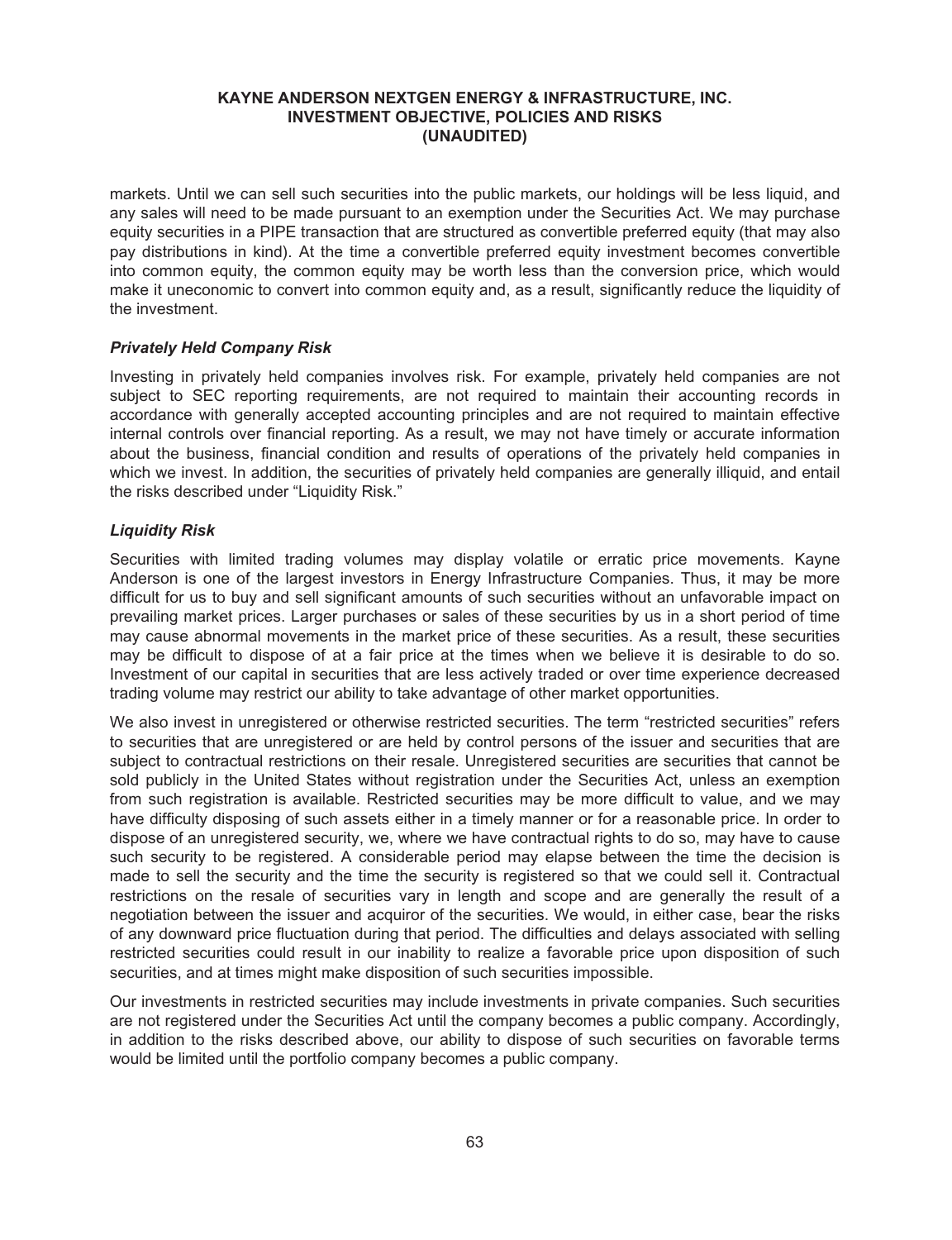markets. Until we can sell such securities into the public markets, our holdings will be less liquid, and any sales will need to be made pursuant to an exemption under the Securities Act. We may purchase equity securities in a PIPE transaction that are structured as convertible preferred equity (that may also pay distributions in kind). At the time a convertible preferred equity investment becomes convertible into common equity, the common equity may be worth less than the conversion price, which would make it uneconomic to convert into common equity and, as a result, significantly reduce the liquidity of the investment.

### *Privately Held Company Risk*

Investing in privately held companies involves risk. For example, privately held companies are not subject to SEC reporting requirements, are not required to maintain their accounting records in accordance with generally accepted accounting principles and are not required to maintain effective internal controls over financial reporting. As a result, we may not have timely or accurate information about the business, financial condition and results of operations of the privately held companies in which we invest. In addition, the securities of privately held companies are generally illiquid, and entail the risks described under "Liquidity Risk."

### *Liquidity Risk*

Securities with limited trading volumes may display volatile or erratic price movements. Kayne Anderson is one of the largest investors in Energy Infrastructure Companies. Thus, it may be more difficult for us to buy and sell significant amounts of such securities without an unfavorable impact on prevailing market prices. Larger purchases or sales of these securities by us in a short period of time may cause abnormal movements in the market price of these securities. As a result, these securities may be difficult to dispose of at a fair price at the times when we believe it is desirable to do so. Investment of our capital in securities that are less actively traded or over time experience decreased trading volume may restrict our ability to take advantage of other market opportunities.

We also invest in unregistered or otherwise restricted securities. The term "restricted securities" refers to securities that are unregistered or are held by control persons of the issuer and securities that are subject to contractual restrictions on their resale. Unregistered securities are securities that cannot be sold publicly in the United States without registration under the Securities Act, unless an exemption from such registration is available. Restricted securities may be more difficult to value, and we may have difficulty disposing of such assets either in a timely manner or for a reasonable price. In order to dispose of an unregistered security, we, where we have contractual rights to do so, may have to cause such security to be registered. A considerable period may elapse between the time the decision is made to sell the security and the time the security is registered so that we could sell it. Contractual restrictions on the resale of securities vary in length and scope and are generally the result of a negotiation between the issuer and acquiror of the securities. We would, in either case, bear the risks of any downward price fluctuation during that period. The difficulties and delays associated with selling restricted securities could result in our inability to realize a favorable price upon disposition of such securities, and at times might make disposition of such securities impossible.

Our investments in restricted securities may include investments in private companies. Such securities are not registered under the Securities Act until the company becomes a public company. Accordingly, in addition to the risks described above, our ability to dispose of such securities on favorable terms would be limited until the portfolio company becomes a public company.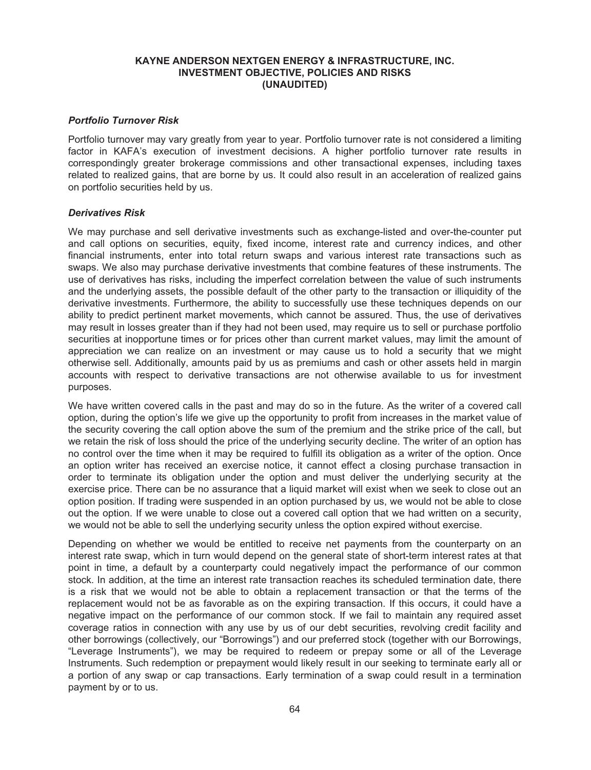### *Portfolio Turnover Risk*

Portfolio turnover may vary greatly from year to year. Portfolio turnover rate is not considered a limiting factor in KAFA's execution of investment decisions. A higher portfolio turnover rate results in correspondingly greater brokerage commissions and other transactional expenses, including taxes related to realized gains, that are borne by us. It could also result in an acceleration of realized gains on portfolio securities held by us.

### *Derivatives Risk*

We may purchase and sell derivative investments such as exchange-listed and over-the-counter put and call options on securities, equity, fixed income, interest rate and currency indices, and other financial instruments, enter into total return swaps and various interest rate transactions such as swaps. We also may purchase derivative investments that combine features of these instruments. The use of derivatives has risks, including the imperfect correlation between the value of such instruments and the underlying assets, the possible default of the other party to the transaction or illiquidity of the derivative investments. Furthermore, the ability to successfully use these techniques depends on our ability to predict pertinent market movements, which cannot be assured. Thus, the use of derivatives may result in losses greater than if they had not been used, may require us to sell or purchase portfolio securities at inopportune times or for prices other than current market values, may limit the amount of appreciation we can realize on an investment or may cause us to hold a security that we might otherwise sell. Additionally, amounts paid by us as premiums and cash or other assets held in margin accounts with respect to derivative transactions are not otherwise available to us for investment purposes.

We have written covered calls in the past and may do so in the future. As the writer of a covered call option, during the option's life we give up the opportunity to profit from increases in the market value of the security covering the call option above the sum of the premium and the strike price of the call, but we retain the risk of loss should the price of the underlying security decline. The writer of an option has no control over the time when it may be required to fulfill its obligation as a writer of the option. Once an option writer has received an exercise notice, it cannot effect a closing purchase transaction in order to terminate its obligation under the option and must deliver the underlying security at the exercise price. There can be no assurance that a liquid market will exist when we seek to close out an option position. If trading were suspended in an option purchased by us, we would not be able to close out the option. If we were unable to close out a covered call option that we had written on a security, we would not be able to sell the underlying security unless the option expired without exercise.

Depending on whether we would be entitled to receive net payments from the counterparty on an interest rate swap, which in turn would depend on the general state of short-term interest rates at that point in time, a default by a counterparty could negatively impact the performance of our common stock. In addition, at the time an interest rate transaction reaches its scheduled termination date, there is a risk that we would not be able to obtain a replacement transaction or that the terms of the replacement would not be as favorable as on the expiring transaction. If this occurs, it could have a negative impact on the performance of our common stock. If we fail to maintain any required asset coverage ratios in connection with any use by us of our debt securities, revolving credit facility and other borrowings (collectively, our "Borrowings") and our preferred stock (together with our Borrowings, "Leverage Instruments"), we may be required to redeem or prepay some or all of the Leverage Instruments. Such redemption or prepayment would likely result in our seeking to terminate early all or a portion of any swap or cap transactions. Early termination of a swap could result in a termination payment by or to us.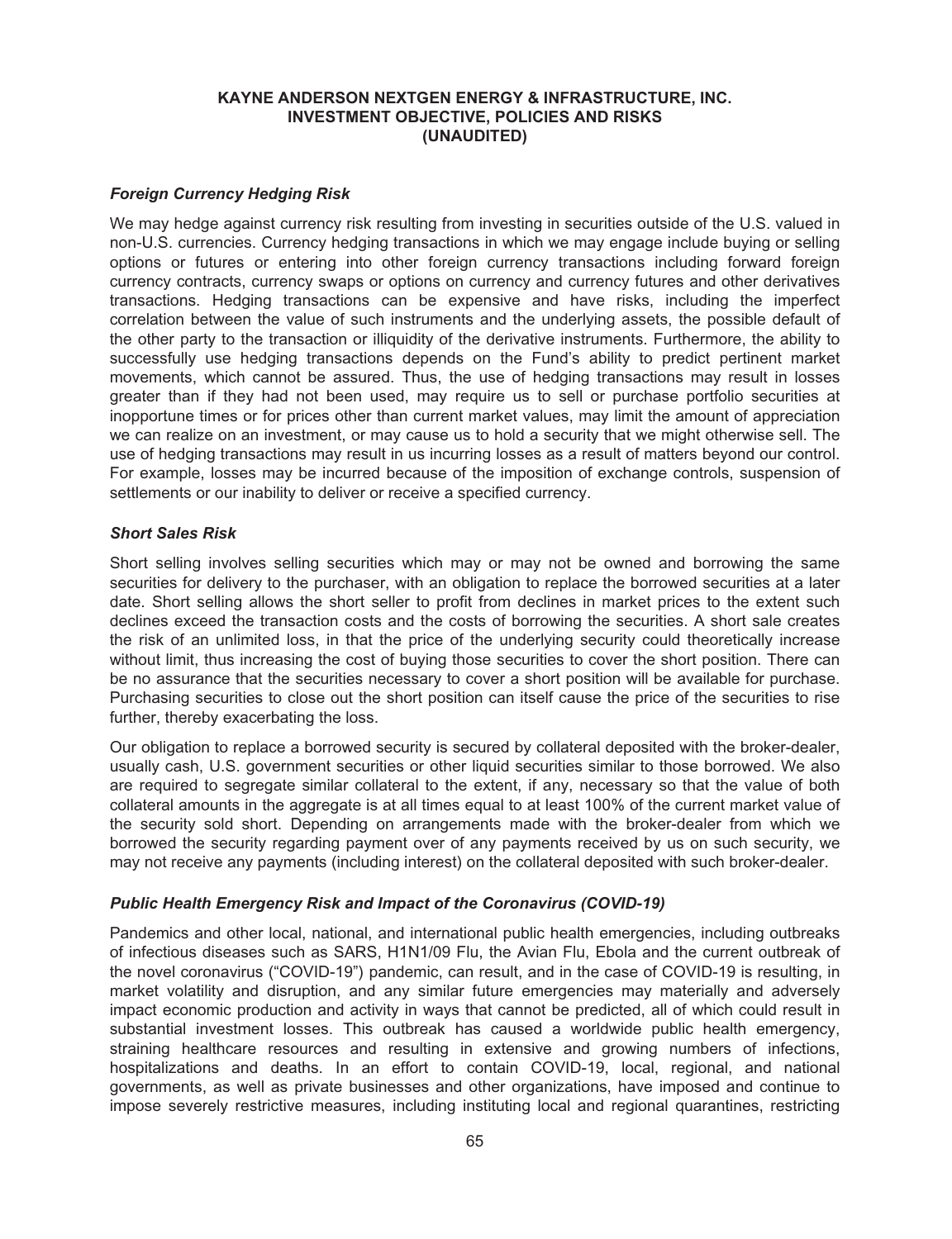### *Foreign Currency Hedging Risk*

We may hedge against currency risk resulting from investing in securities outside of the U.S. valued in non-U.S. currencies. Currency hedging transactions in which we may engage include buying or selling options or futures or entering into other foreign currency transactions including forward foreign currency contracts, currency swaps or options on currency and currency futures and other derivatives transactions. Hedging transactions can be expensive and have risks, including the imperfect correlation between the value of such instruments and the underlying assets, the possible default of the other party to the transaction or illiquidity of the derivative instruments. Furthermore, the ability to successfully use hedging transactions depends on the Fund's ability to predict pertinent market movements, which cannot be assured. Thus, the use of hedging transactions may result in losses greater than if they had not been used, may require us to sell or purchase portfolio securities at inopportune times or for prices other than current market values, may limit the amount of appreciation we can realize on an investment, or may cause us to hold a security that we might otherwise sell. The use of hedging transactions may result in us incurring losses as a result of matters beyond our control. For example, losses may be incurred because of the imposition of exchange controls, suspension of settlements or our inability to deliver or receive a specified currency.

### *Short Sales Risk*

Short selling involves selling securities which may or may not be owned and borrowing the same securities for delivery to the purchaser, with an obligation to replace the borrowed securities at a later date. Short selling allows the short seller to profit from declines in market prices to the extent such declines exceed the transaction costs and the costs of borrowing the securities. A short sale creates the risk of an unlimited loss, in that the price of the underlying security could theoretically increase without limit, thus increasing the cost of buying those securities to cover the short position. There can be no assurance that the securities necessary to cover a short position will be available for purchase. Purchasing securities to close out the short position can itself cause the price of the securities to rise further, thereby exacerbating the loss.

Our obligation to replace a borrowed security is secured by collateral deposited with the broker-dealer, usually cash, U.S. government securities or other liquid securities similar to those borrowed. We also are required to segregate similar collateral to the extent, if any, necessary so that the value of both collateral amounts in the aggregate is at all times equal to at least 100% of the current market value of the security sold short. Depending on arrangements made with the broker-dealer from which we borrowed the security regarding payment over of any payments received by us on such security, we may not receive any payments (including interest) on the collateral deposited with such broker-dealer.

### *Public Health Emergency Risk and Impact of the Coronavirus (COVID-19)*

Pandemics and other local, national, and international public health emergencies, including outbreaks of infectious diseases such as SARS, H1N1/09 Flu, the Avian Flu, Ebola and the current outbreak of the novel coronavirus ("COVID-19") pandemic, can result, and in the case of COVID-19 is resulting, in market volatility and disruption, and any similar future emergencies may materially and adversely impact economic production and activity in ways that cannot be predicted, all of which could result in substantial investment losses. This outbreak has caused a worldwide public health emergency, straining healthcare resources and resulting in extensive and growing numbers of infections, hospitalizations and deaths. In an effort to contain COVID-19, local, regional, and national governments, as well as private businesses and other organizations, have imposed and continue to impose severely restrictive measures, including instituting local and regional quarantines, restricting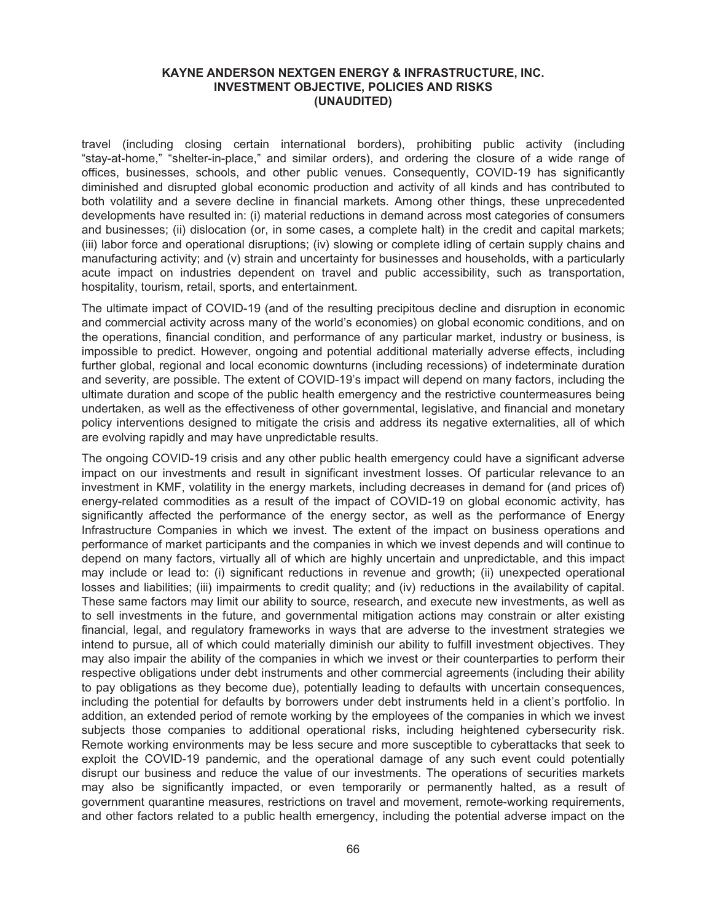travel (including closing certain international borders), prohibiting public activity (including "stay-at-home," "shelter-in-place," and similar orders), and ordering the closure of a wide range of offices, businesses, schools, and other public venues. Consequently, COVID-19 has significantly diminished and disrupted global economic production and activity of all kinds and has contributed to both volatility and a severe decline in financial markets. Among other things, these unprecedented developments have resulted in: (i) material reductions in demand across most categories of consumers and businesses; (ii) dislocation (or, in some cases, a complete halt) in the credit and capital markets; (iii) labor force and operational disruptions; (iv) slowing or complete idling of certain supply chains and manufacturing activity; and (v) strain and uncertainty for businesses and households, with a particularly acute impact on industries dependent on travel and public accessibility, such as transportation, hospitality, tourism, retail, sports, and entertainment.

The ultimate impact of COVID-19 (and of the resulting precipitous decline and disruption in economic and commercial activity across many of the world's economies) on global economic conditions, and on the operations, financial condition, and performance of any particular market, industry or business, is impossible to predict. However, ongoing and potential additional materially adverse effects, including further global, regional and local economic downturns (including recessions) of indeterminate duration and severity, are possible. The extent of COVID-19's impact will depend on many factors, including the ultimate duration and scope of the public health emergency and the restrictive countermeasures being undertaken, as well as the effectiveness of other governmental, legislative, and financial and monetary policy interventions designed to mitigate the crisis and address its negative externalities, all of which are evolving rapidly and may have unpredictable results.

The ongoing COVID-19 crisis and any other public health emergency could have a significant adverse impact on our investments and result in significant investment losses. Of particular relevance to an investment in KMF, volatility in the energy markets, including decreases in demand for (and prices of) energy-related commodities as a result of the impact of COVID-19 on global economic activity, has significantly affected the performance of the energy sector, as well as the performance of Energy Infrastructure Companies in which we invest. The extent of the impact on business operations and performance of market participants and the companies in which we invest depends and will continue to depend on many factors, virtually all of which are highly uncertain and unpredictable, and this impact may include or lead to: (i) significant reductions in revenue and growth; (ii) unexpected operational losses and liabilities; (iii) impairments to credit quality; and (iv) reductions in the availability of capital. These same factors may limit our ability to source, research, and execute new investments, as well as to sell investments in the future, and governmental mitigation actions may constrain or alter existing financial, legal, and regulatory frameworks in ways that are adverse to the investment strategies we intend to pursue, all of which could materially diminish our ability to fulfill investment objectives. They may also impair the ability of the companies in which we invest or their counterparties to perform their respective obligations under debt instruments and other commercial agreements (including their ability to pay obligations as they become due), potentially leading to defaults with uncertain consequences, including the potential for defaults by borrowers under debt instruments held in a client's portfolio. In addition, an extended period of remote working by the employees of the companies in which we invest subjects those companies to additional operational risks, including heightened cybersecurity risk. Remote working environments may be less secure and more susceptible to cyberattacks that seek to exploit the COVID-19 pandemic, and the operational damage of any such event could potentially disrupt our business and reduce the value of our investments. The operations of securities markets may also be significantly impacted, or even temporarily or permanently halted, as a result of government quarantine measures, restrictions on travel and movement, remote-working requirements, and other factors related to a public health emergency, including the potential adverse impact on the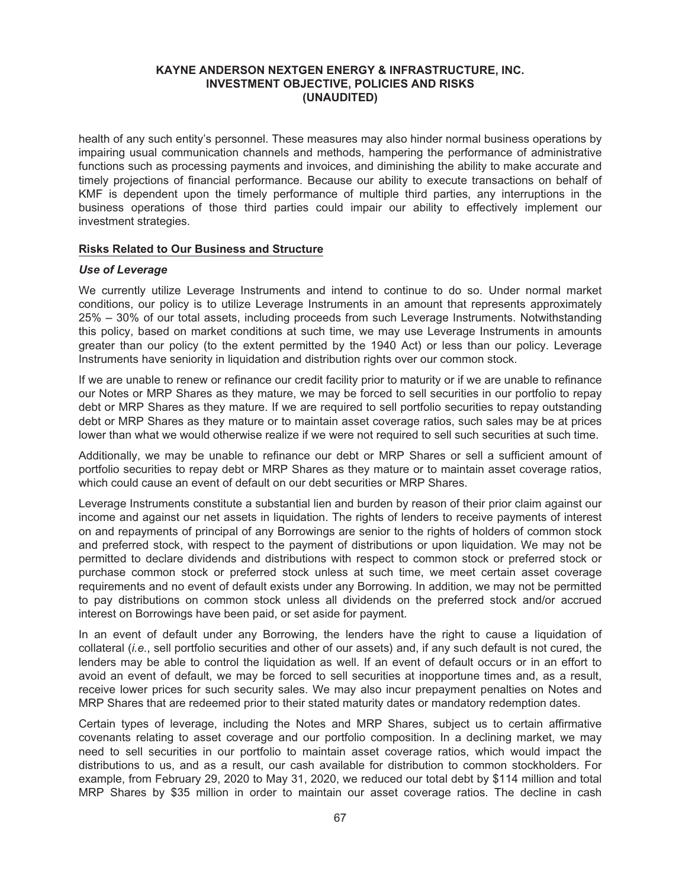health of any such entity's personnel. These measures may also hinder normal business operations by impairing usual communication channels and methods, hampering the performance of administrative functions such as processing payments and invoices, and diminishing the ability to make accurate and timely projections of financial performance. Because our ability to execute transactions on behalf of KMF is dependent upon the timely performance of multiple third parties, any interruptions in the business operations of those third parties could impair our ability to effectively implement our investment strategies.

## Risks Related to Our Business and Structure

### *Use of Leverage*

We currently utilize Leverage Instruments and intend to continue to do so. Under normal market conditions, our policy is to utilize Leverage Instruments in an amount that represents approximately 25% – 30% of our total assets, including proceeds from such Leverage Instruments. Notwithstanding this policy, based on market conditions at such time, we may use Leverage Instruments in amounts greater than our policy (to the extent permitted by the 1940 Act) or less than our policy. Leverage Instruments have seniority in liquidation and distribution rights over our common stock.

If we are unable to renew or refinance our credit facility prior to maturity or if we are unable to refinance our Notes or MRP Shares as they mature, we may be forced to sell securities in our portfolio to repay debt or MRP Shares as they mature. If we are required to sell portfolio securities to repay outstanding debt or MRP Shares as they mature or to maintain asset coverage ratios, such sales may be at prices lower than what we would otherwise realize if we were not required to sell such securities at such time.

Additionally, we may be unable to refinance our debt or MRP Shares or sell a sufficient amount of portfolio securities to repay debt or MRP Shares as they mature or to maintain asset coverage ratios, which could cause an event of default on our debt securities or MRP Shares.

Leverage Instruments constitute a substantial lien and burden by reason of their prior claim against our income and against our net assets in liquidation. The rights of lenders to receive payments of interest on and repayments of principal of any Borrowings are senior to the rights of holders of common stock and preferred stock, with respect to the payment of distributions or upon liquidation. We may not be permitted to declare dividends and distributions with respect to common stock or preferred stock or purchase common stock or preferred stock unless at such time, we meet certain asset coverage requirements and no event of default exists under any Borrowing. In addition, we may not be permitted to pay distributions on common stock unless all dividends on the preferred stock and/or accrued interest on Borrowings have been paid, or set aside for payment.

In an event of default under any Borrowing, the lenders have the right to cause a liquidation of collateral (*i.e.*, sell portfolio securities and other of our assets) and, if any such default is not cured, the lenders may be able to control the liquidation as well. If an event of default occurs or in an effort to avoid an event of default, we may be forced to sell securities at inopportune times and, as a result, receive lower prices for such security sales. We may also incur prepayment penalties on Notes and MRP Shares that are redeemed prior to their stated maturity dates or mandatory redemption dates.

Certain types of leverage, including the Notes and MRP Shares, subject us to certain affirmative covenants relating to asset coverage and our portfolio composition. In a declining market, we may need to sell securities in our portfolio to maintain asset coverage ratios, which would impact the distributions to us, and as a result, our cash available for distribution to common stockholders. For example, from February 29, 2020 to May 31, 2020, we reduced our total debt by $114 million and total MRP Shares by $35 million in order to maintain our asset coverage ratios. The decline in cash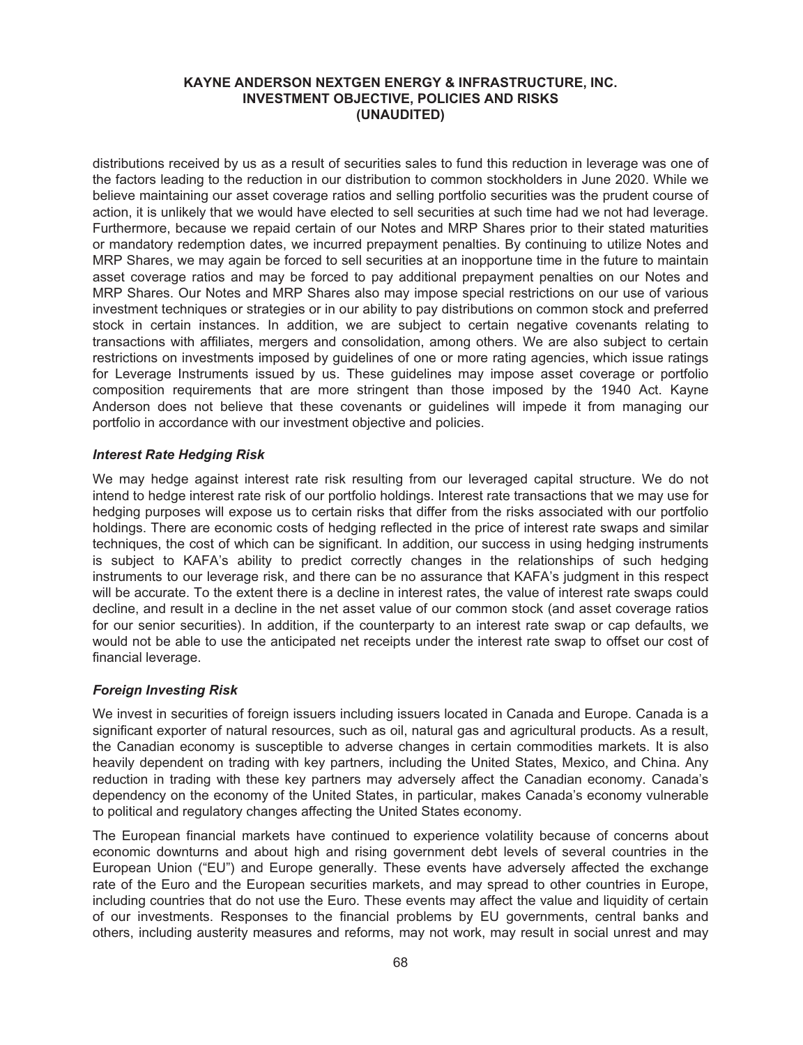distributions received by us as a result of securities sales to fund this reduction in leverage was one of the factors leading to the reduction in our distribution to common stockholders in June 2020. While we believe maintaining our asset coverage ratios and selling portfolio securities was the prudent course of action, it is unlikely that we would have elected to sell securities at such time had we not had leverage. Furthermore, because we repaid certain of our Notes and MRP Shares prior to their stated maturities or mandatory redemption dates, we incurred prepayment penalties. By continuing to utilize Notes and MRP Shares, we may again be forced to sell securities at an inopportune time in the future to maintain asset coverage ratios and may be forced to pay additional prepayment penalties on our Notes and MRP Shares. Our Notes and MRP Shares also may impose special restrictions on our use of various investment techniques or strategies or in our ability to pay distributions on common stock and preferred stock in certain instances. In addition, we are subject to certain negative covenants relating to transactions with affiliates, mergers and consolidation, among others. We are also subject to certain restrictions on investments imposed by guidelines of one or more rating agencies, which issue ratings for Leverage Instruments issued by us. These guidelines may impose asset coverage or portfolio composition requirements that are more stringent than those imposed by the 1940 Act. Kayne Anderson does not believe that these covenants or guidelines will impede it from managing our portfolio in accordance with our investment objective and policies.

### *Interest Rate Hedging Risk*

We may hedge against interest rate risk resulting from our leveraged capital structure. We do not intend to hedge interest rate risk of our portfolio holdings. Interest rate transactions that we may use for hedging purposes will expose us to certain risks that differ from the risks associated with our portfolio holdings. There are economic costs of hedging reflected in the price of interest rate swaps and similar techniques, the cost of which can be significant. In addition, our success in using hedging instruments is subject to KAFA's ability to predict correctly changes in the relationships of such hedging instruments to our leverage risk, and there can be no assurance that KAFA's judgment in this respect will be accurate. To the extent there is a decline in interest rates, the value of interest rate swaps could decline, and result in a decline in the net asset value of our common stock (and asset coverage ratios for our senior securities). In addition, if the counterparty to an interest rate swap or cap defaults, we would not be able to use the anticipated net receipts under the interest rate swap to offset our cost of financial leverage.

### *Foreign Investing Risk*

We invest in securities of foreign issuers including issuers located in Canada and Europe. Canada is a significant exporter of natural resources, such as oil, natural gas and agricultural products. As a result, the Canadian economy is susceptible to adverse changes in certain commodities markets. It is also heavily dependent on trading with key partners, including the United States, Mexico, and China. Any reduction in trading with these key partners may adversely affect the Canadian economy. Canada's dependency on the economy of the United States, in particular, makes Canada's economy vulnerable to political and regulatory changes affecting the United States economy.

The European financial markets have continued to experience volatility because of concerns about economic downturns and about high and rising government debt levels of several countries in the European Union ("EU") and Europe generally. These events have adversely affected the exchange rate of the Euro and the European securities markets, and may spread to other countries in Europe, including countries that do not use the Euro. These events may affect the value and liquidity of certain of our investments. Responses to the financial problems by EU governments, central banks and others, including austerity measures and reforms, may not work, may result in social unrest and may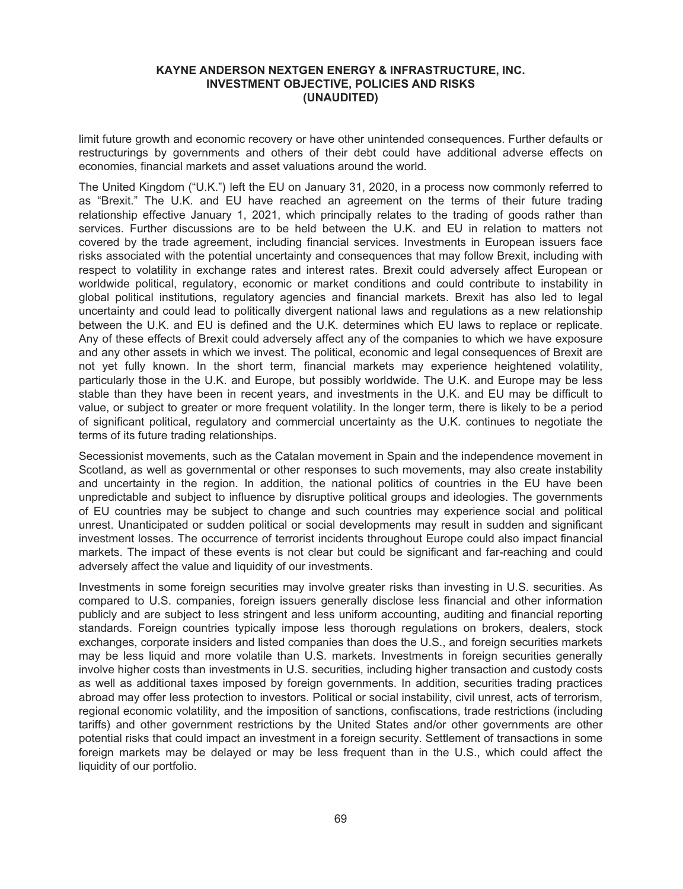limit future growth and economic recovery or have other unintended consequences. Further defaults or restructurings by governments and others of their debt could have additional adverse effects on economies, financial markets and asset valuations around the world.

The United Kingdom ("U.K.") left the EU on January 31, 2020, in a process now commonly referred to as "Brexit." The U.K. and EU have reached an agreement on the terms of their future trading relationship effective January 1, 2021, which principally relates to the trading of goods rather than services. Further discussions are to be held between the U.K. and EU in relation to matters not covered by the trade agreement, including financial services. Investments in European issuers face risks associated with the potential uncertainty and consequences that may follow Brexit, including with respect to volatility in exchange rates and interest rates. Brexit could adversely affect European or worldwide political, regulatory, economic or market conditions and could contribute to instability in global political institutions, regulatory agencies and financial markets. Brexit has also led to legal uncertainty and could lead to politically divergent national laws and regulations as a new relationship between the U.K. and EU is defined and the U.K. determines which EU laws to replace or replicate. Any of these effects of Brexit could adversely affect any of the companies to which we have exposure and any other assets in which we invest. The political, economic and legal consequences of Brexit are not yet fully known. In the short term, financial markets may experience heightened volatility, particularly those in the U.K. and Europe, but possibly worldwide. The U.K. and Europe may be less stable than they have been in recent years, and investments in the U.K. and EU may be difficult to value, or subject to greater or more frequent volatility. In the longer term, there is likely to be a period of significant political, regulatory and commercial uncertainty as the U.K. continues to negotiate the terms of its future trading relationships.

Secessionist movements, such as the Catalan movement in Spain and the independence movement in Scotland, as well as governmental or other responses to such movements, may also create instability and uncertainty in the region. In addition, the national politics of countries in the EU have been unpredictable and subject to influence by disruptive political groups and ideologies. The governments of EU countries may be subject to change and such countries may experience social and political unrest. Unanticipated or sudden political or social developments may result in sudden and significant investment losses. The occurrence of terrorist incidents throughout Europe could also impact financial markets. The impact of these events is not clear but could be significant and far-reaching and could adversely affect the value and liquidity of our investments.

Investments in some foreign securities may involve greater risks than investing in U.S. securities. As compared to U.S. companies, foreign issuers generally disclose less financial and other information publicly and are subject to less stringent and less uniform accounting, auditing and financial reporting standards. Foreign countries typically impose less thorough regulations on brokers, dealers, stock exchanges, corporate insiders and listed companies than does the U.S., and foreign securities markets may be less liquid and more volatile than U.S. markets. Investments in foreign securities generally involve higher costs than investments in U.S. securities, including higher transaction and custody costs as well as additional taxes imposed by foreign governments. In addition, securities trading practices abroad may offer less protection to investors. Political or social instability, civil unrest, acts of terrorism, regional economic volatility, and the imposition of sanctions, confiscations, trade restrictions (including tariffs) and other government restrictions by the United States and/or other governments are other potential risks that could impact an investment in a foreign security. Settlement of transactions in some foreign markets may be delayed or may be less frequent than in the U.S., which could affect the liquidity of our portfolio.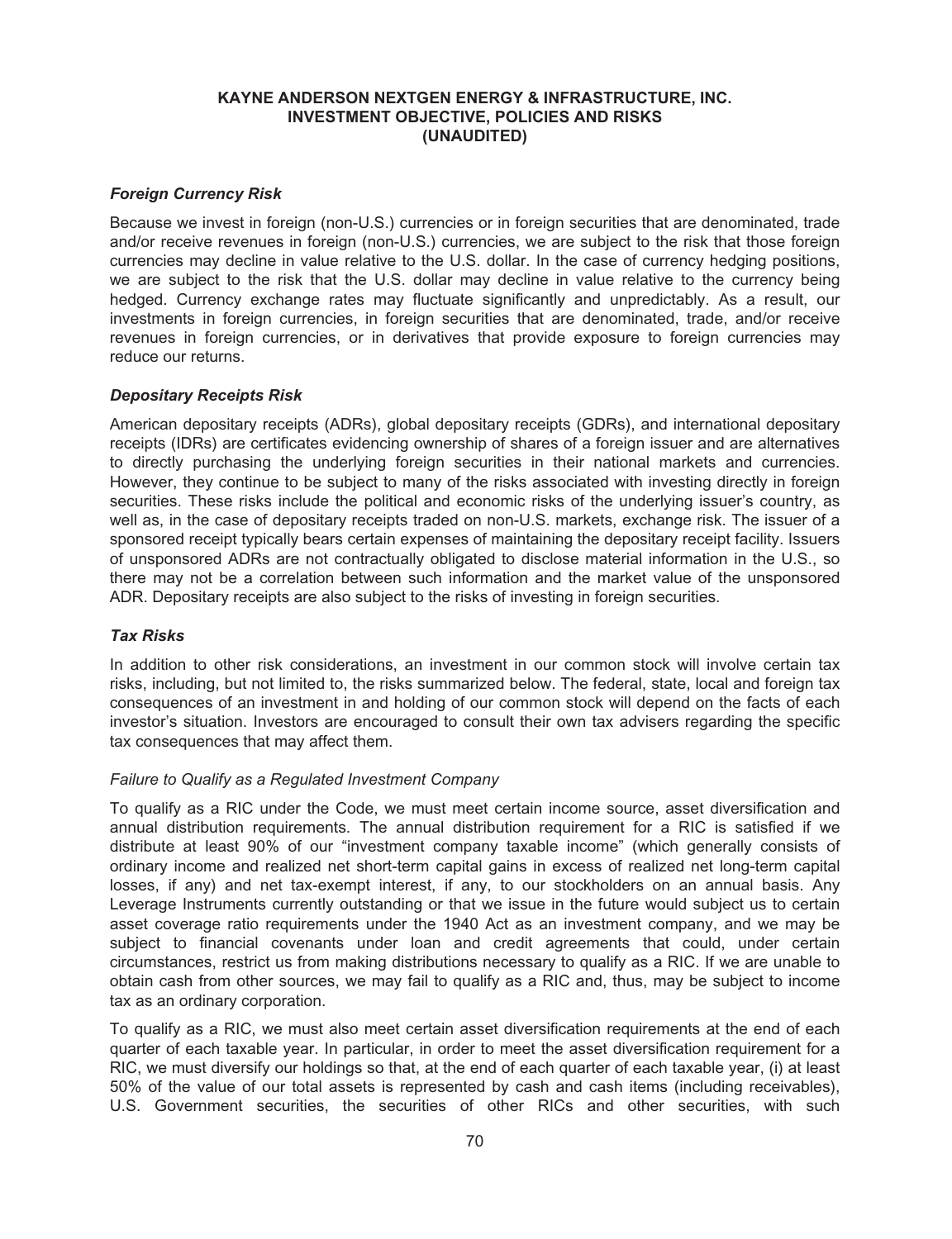### *Foreign Currency Risk*

Because we invest in foreign (non-U.S.) currencies or in foreign securities that are denominated, trade and/or receive revenues in foreign (non-U.S.) currencies, we are subject to the risk that those foreign currencies may decline in value relative to the U.S. dollar. In the case of currency hedging positions, we are subject to the risk that the U.S. dollar may decline in value relative to the currency being hedged. Currency exchange rates may fluctuate significantly and unpredictably. As a result, our investments in foreign currencies, in foreign securities that are denominated, trade, and/or receive revenues in foreign currencies, or in derivatives that provide exposure to foreign currencies may reduce our returns.

### *Depositary Receipts Risk*

American depositary receipts (ADRs), global depositary receipts (GDRs), and international depositary receipts (IDRs) are certificates evidencing ownership of shares of a foreign issuer and are alternatives to directly purchasing the underlying foreign securities in their national markets and currencies. However, they continue to be subject to many of the risks associated with investing directly in foreign securities. These risks include the political and economic risks of the underlying issuer's country, as well as, in the case of depositary receipts traded on non-U.S. markets, exchange risk. The issuer of a sponsored receipt typically bears certain expenses of maintaining the depositary receipt facility. Issuers of unsponsored ADRs are not contractually obligated to disclose material information in the U.S., so there may not be a correlation between such information and the market value of the unsponsored ADR. Depositary receipts are also subject to the risks of investing in foreign securities.

### *Tax Risks*

In addition to other risk considerations, an investment in our common stock will involve certain tax risks, including, but not limited to, the risks summarized below. The federal, state, local and foreign tax consequences of an investment in and holding of our common stock will depend on the facts of each investor's situation. Investors are encouraged to consult their own tax advisers regarding the specific tax consequences that may affect them.

#### *Failure to Qualify as a Regulated Investment Company*

To qualify as a RIC under the Code, we must meet certain income source, asset diversification and annual distribution requirements. The annual distribution requirement for a RIC is satisfied if we distribute at least 90% of our "investment company taxable income" (which generally consists of ordinary income and realized net short-term capital gains in excess of realized net long-term capital losses, if any) and net tax-exempt interest, if any, to our stockholders on an annual basis. Any Leverage Instruments currently outstanding or that we issue in the future would subject us to certain asset coverage ratio requirements under the 1940 Act as an investment company, and we may be subject to financial covenants under loan and credit agreements that could, under certain circumstances, restrict us from making distributions necessary to qualify as a RIC. If we are unable to obtain cash from other sources, we may fail to qualify as a RIC and, thus, may be subject to income tax as an ordinary corporation.

To qualify as a RIC, we must also meet certain asset diversification requirements at the end of each quarter of each taxable year. In particular, in order to meet the asset diversification requirement for a RIC, we must diversify our holdings so that, at the end of each quarter of each taxable year, (i) at least 50% of the value of our total assets is represented by cash and cash items (including receivables), U.S. Government securities, the securities of other RICs and other securities, with such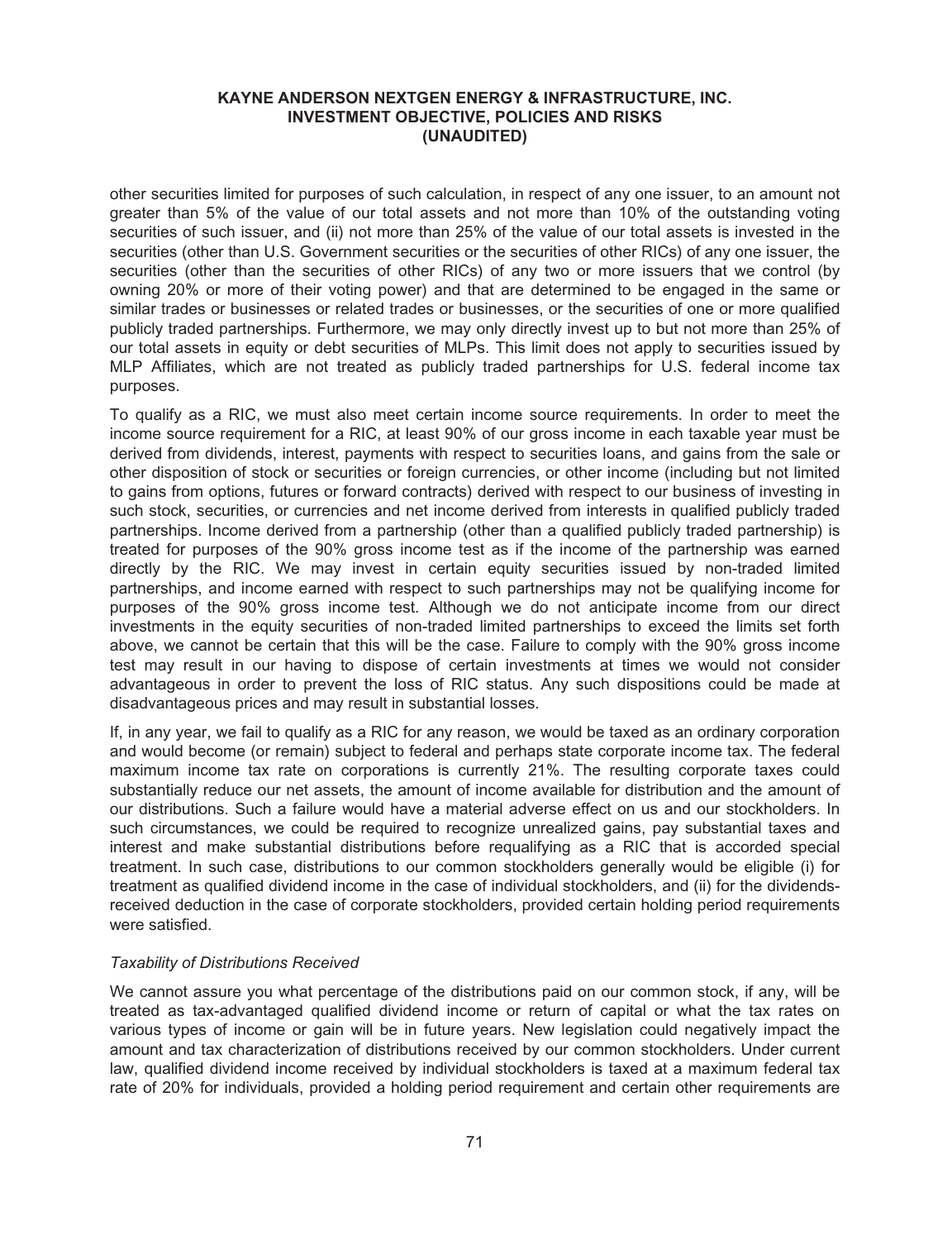other securities limited for purposes of such calculation, in respect of any one issuer, to an amount not greater than 5% of the value of our total assets and not more than 10% of the outstanding voting securities of such issuer, and (ii) not more than 25% of the value of our total assets is invested in the securities (other than U.S. Government securities or the securities of other RICs) of any one issuer, the securities (other than the securities of other RICs) of any two or more issuers that we control (by owning 20% or more of their voting power) and that are determined to be engaged in the same or similar trades or businesses or related trades or businesses, or the securities of one or more qualified publicly traded partnerships. Furthermore, we may only directly invest up to but not more than 25% of our total assets in equity or debt securities of MLPs. This limit does not apply to securities issued by MLP Affiliates, which are not treated as publicly traded partnerships for U.S. federal income tax purposes.

To qualify as a RIC, we must also meet certain income source requirements. In order to meet the income source requirement for a RIC, at least 90% of our gross income in each taxable year must be derived from dividends, interest, payments with respect to securities loans, and gains from the sale or other disposition of stock or securities or foreign currencies, or other income (including but not limited to gains from options, futures or forward contracts) derived with respect to our business of investing in such stock, securities, or currencies and net income derived from interests in qualified publicly traded partnerships. Income derived from a partnership (other than a qualified publicly traded partnership) is treated for purposes of the 90% gross income test as if the income of the partnership was earned directly by the RIC. We may invest in certain equity securities issued by non-traded limited partnerships, and income earned with respect to such partnerships may not be qualifying income for purposes of the 90% gross income test. Although we do not anticipate income from our direct investments in the equity securities of non-traded limited partnerships to exceed the limits set forth above, we cannot be certain that this will be the case. Failure to comply with the 90% gross income test may result in our having to dispose of certain investments at times we would not consider advantageous in order to prevent the loss of RIC status. Any such dispositions could be made at disadvantageous prices and may result in substantial losses.

If, in any year, we fail to qualify as a RIC for any reason, we would be taxed as an ordinary corporation and would become (or remain) subject to federal and perhaps state corporate income tax. The federal maximum income tax rate on corporations is currently 21%. The resulting corporate taxes could substantially reduce our net assets, the amount of income available for distribution and the amount of our distributions. Such a failure would have a material adverse effect on us and our stockholders. In such circumstances, we could be required to recognize unrealized gains, pay substantial taxes and interest and make substantial distributions before requalifying as a RIC that is accorded special treatment. In such case, distributions to our common stockholders generally would be eligible (i) for treatment as qualified dividend income in the case of individual stockholders, and (ii) for the dividends-received deduction in the case of corporate stockholders, provided certain holding period requirements were satisfied.

*Taxability of Distributions Received*

We cannot assure you what percentage of the distributions paid on our common stock, if any, will be treated as tax-advantaged qualified dividend income or return of capital or what the tax rates on various types of income or gain will be in future years. New legislation could negatively impact the amount and tax characterization of distributions received by our common stockholders. Under current law, qualified dividend income received by individual stockholders is taxed at a maximum federal tax rate of 20% for individuals, provided a holding period requirement and certain other requirements are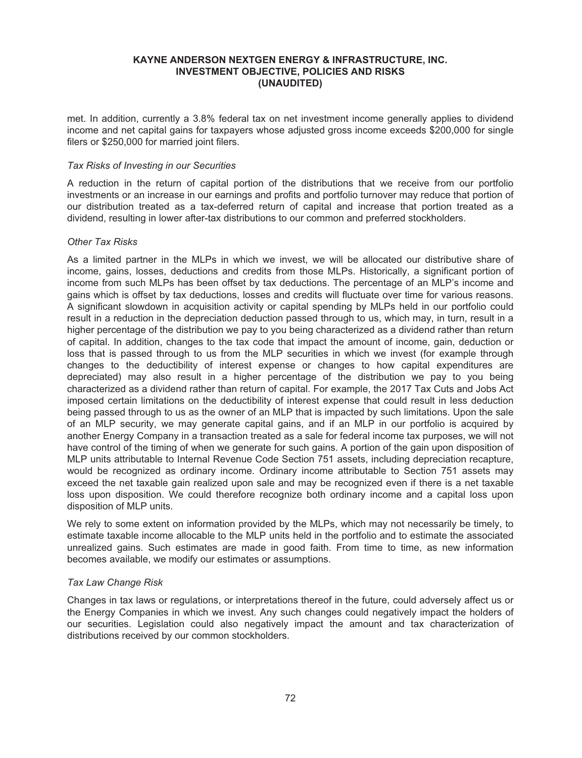met. In addition, currently a 3.8% federal tax on net investment income generally applies to dividend income and net capital gains for taxpayers whose adjusted gross income exceeds $200,000 for single filers or $250,000 for married joint filers.

*Tax Risks of Investing in our Securities*

A reduction in the return of capital portion of the distributions that we receive from our portfolio investments or an increase in our earnings and profits and portfolio turnover may reduce that portion of our distribution treated as a tax-deferred return of capital and increase that portion treated as a dividend, resulting in lower after-tax distributions to our common and preferred stockholders.

*Other Tax Risks*

As a limited partner in the MLPs in which we invest, we will be allocated our distributive share of income, gains, losses, deductions and credits from those MLPs. Historically, a significant portion of income from such MLPs has been offset by tax deductions. The percentage of an MLP's income and gains which is offset by tax deductions, losses and credits will fluctuate over time for various reasons. A significant slowdown in acquisition activity or capital spending by MLPs held in our portfolio could result in a reduction in the depreciation deduction passed through to us, which may, in turn, result in a higher percentage of the distribution we pay to you being characterized as a dividend rather than return of capital. In addition, changes to the tax code that impact the amount of income, gain, deduction or loss that is passed through to us from the MLP securities in which we invest (for example through changes to the deductibility of interest expense or changes to how capital expenditures are depreciated) may also result in a higher percentage of the distribution we pay to you being characterized as a dividend rather than return of capital. For example, the 2017 Tax Cuts and Jobs Act imposed certain limitations on the deductibility of interest expense that could result in less deduction being passed through to us as the owner of an MLP that is impacted by such limitations. Upon the sale of an MLP security, we may generate capital gains, and if an MLP in our portfolio is acquired by another Energy Company in a transaction treated as a sale for federal income tax purposes, we will not have control of the timing of when we generate for such gains. A portion of the gain upon disposition of MLP units attributable to Internal Revenue Code Section 751 assets, including depreciation recapture, would be recognized as ordinary income. Ordinary income attributable to Section 751 assets may exceed the net taxable gain realized upon sale and may be recognized even if there is a net taxable loss upon disposition. We could therefore recognize both ordinary income and a capital loss upon disposition of MLP units.

We rely to some extent on information provided by the MLPs, which may not necessarily be timely, to estimate taxable income allocable to the MLP units held in the portfolio and to estimate the associated unrealized gains. Such estimates are made in good faith. From time to time, as new information becomes available, we modify our estimates or assumptions.

*Tax Law Change Risk*

Changes in tax laws or regulations, or interpretations thereof in the future, could adversely affect us or the Energy Companies in which we invest. Any such changes could negatively impact the holders of our securities. Legislation could also negatively impact the amount and tax characterization of distributions received by our common stockholders.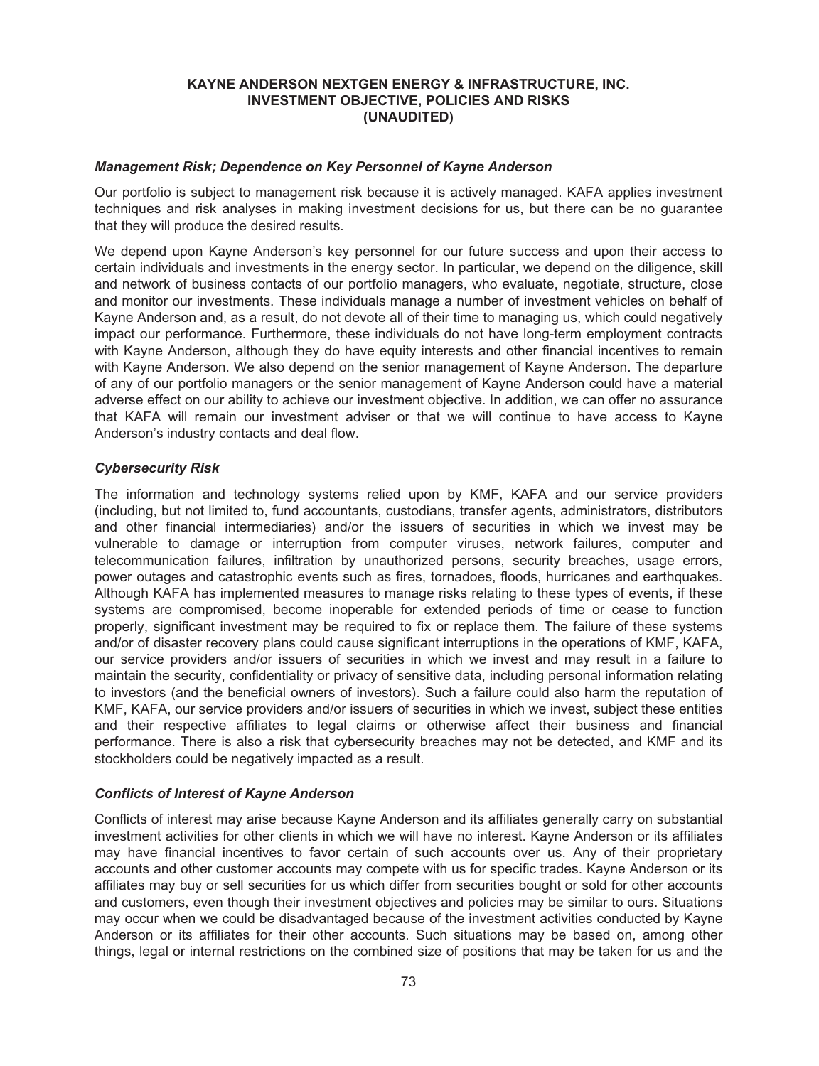### *Management Risk; Dependence on Key Personnel of Kayne Anderson*

Our portfolio is subject to management risk because it is actively managed. KAFA applies investment techniques and risk analyses in making investment decisions for us, but there can be no guarantee that they will produce the desired results.

We depend upon Kayne Anderson's key personnel for our future success and upon their access to certain individuals and investments in the energy sector. In particular, we depend on the diligence, skill and network of business contacts of our portfolio managers, who evaluate, negotiate, structure, close and monitor our investments. These individuals manage a number of investment vehicles on behalf of Kayne Anderson and, as a result, do not devote all of their time to managing us, which could negatively impact our performance. Furthermore, these individuals do not have long-term employment contracts with Kayne Anderson, although they do have equity interests and other financial incentives to remain with Kayne Anderson. We also depend on the senior management of Kayne Anderson. The departure of any of our portfolio managers or the senior management of Kayne Anderson could have a material adverse effect on our ability to achieve our investment objective. In addition, we can offer no assurance that KAFA will remain our investment adviser or that we will continue to have access to Kayne Anderson's industry contacts and deal flow.

### *Cybersecurity Risk*

The information and technology systems relied upon by KMF, KAFA and our service providers (including, but not limited to, fund accountants, custodians, transfer agents, administrators, distributors and other financial intermediaries) and/or the issuers of securities in which we invest may be vulnerable to damage or interruption from computer viruses, network failures, computer and telecommunication failures, infiltration by unauthorized persons, security breaches, usage errors, power outages and catastrophic events such as fires, tornadoes, floods, hurricanes and earthquakes. Although KAFA has implemented measures to manage risks relating to these types of events, if these systems are compromised, become inoperable for extended periods of time or cease to function properly, significant investment may be required to fix or replace them. The failure of these systems and/or of disaster recovery plans could cause significant interruptions in the operations of KMF, KAFA, our service providers and/or issuers of securities in which we invest and may result in a failure to maintain the security, confidentiality or privacy of sensitive data, including personal information relating to investors (and the beneficial owners of investors). Such a failure could also harm the reputation of KMF, KAFA, our service providers and/or issuers of securities in which we invest, subject these entities and their respective affiliates to legal claims or otherwise affect their business and financial performance. There is also a risk that cybersecurity breaches may not be detected, and KMF and its stockholders could be negatively impacted as a result.

### *Conflicts of Interest of Kayne Anderson*

Conflicts of interest may arise because Kayne Anderson and its affiliates generally carry on substantial investment activities for other clients in which we will have no interest. Kayne Anderson or its affiliates may have financial incentives to favor certain of such accounts over us. Any of their proprietary accounts and other customer accounts may compete with us for specific trades. Kayne Anderson or its affiliates may buy or sell securities for us which differ from securities bought or sold for other accounts and customers, even though their investment objectives and policies may be similar to ours. Situations may occur when we could be disadvantaged because of the investment activities conducted by Kayne Anderson or its affiliates for their other accounts. Such situations may be based on, among other things, legal or internal restrictions on the combined size of positions that may be taken for us and the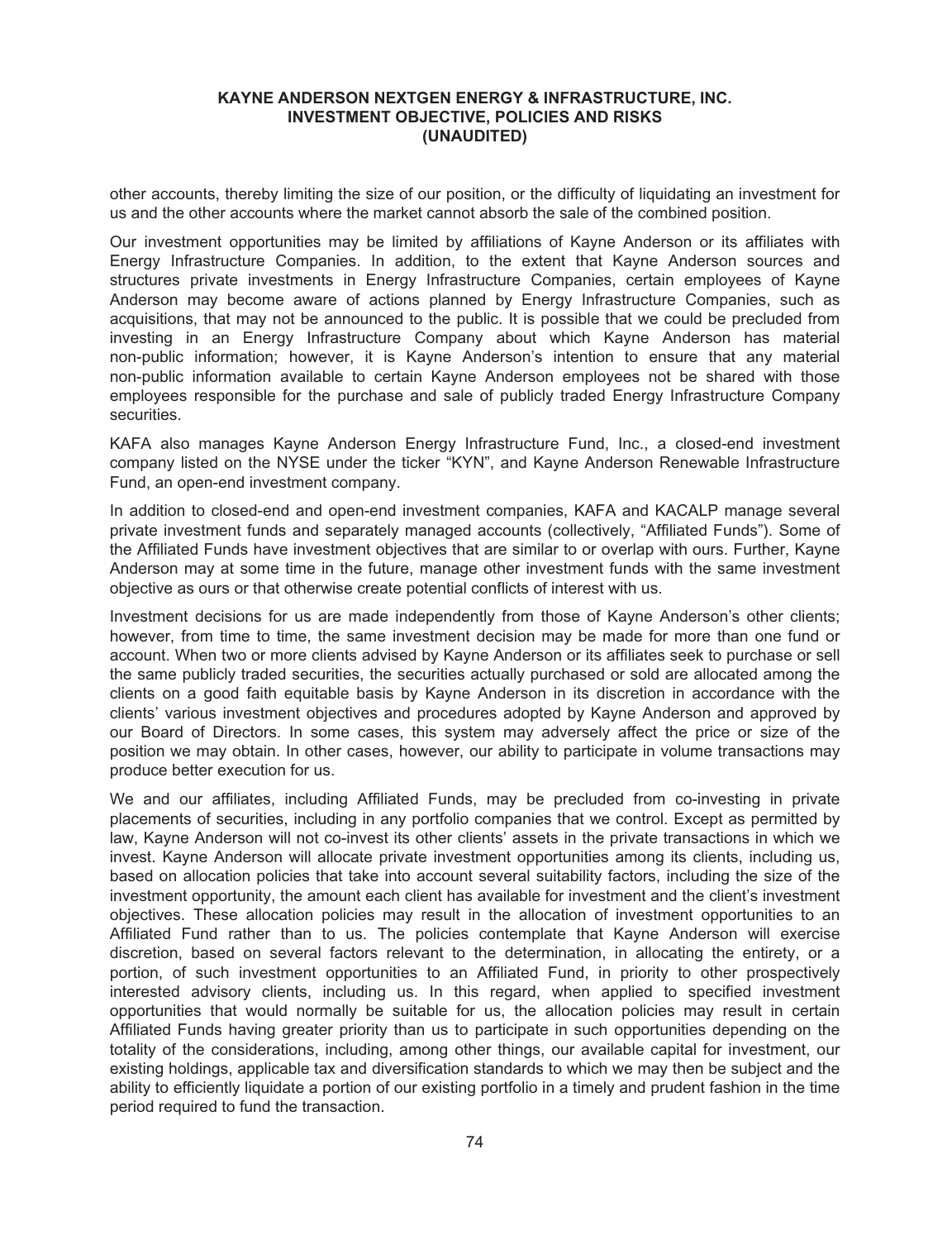other accounts, thereby limiting the size of our position, or the difficulty of liquidating an investment for us and the other accounts where the market cannot absorb the sale of the combined position.

Our investment opportunities may be limited by affiliations of Kayne Anderson or its affiliates with Energy Infrastructure Companies. In addition, to the extent that Kayne Anderson sources and structures private investments in Energy Infrastructure Companies, certain employees of Kayne Anderson may become aware of actions planned by Energy Infrastructure Companies, such as acquisitions, that may not be announced to the public. It is possible that we could be precluded from investing in an Energy Infrastructure Company about which Kayne Anderson has material non-public information; however, it is Kayne Anderson's intention to ensure that any material non-public information available to certain Kayne Anderson employees not be shared with those employees responsible for the purchase and sale of publicly traded Energy Infrastructure Company securities.

KAFA also manages Kayne Anderson Energy Infrastructure Fund, Inc., a closed-end investment company listed on the NYSE under the ticker "KYN", and Kayne Anderson Renewable Infrastructure Fund, an open-end investment company.

In addition to closed-end and open-end investment companies, KAFA and KACALP manage several private investment funds and separately managed accounts (collectively, "Affiliated Funds"). Some of the Affiliated Funds have investment objectives that are similar to or overlap with ours. Further, Kayne Anderson may at some time in the future, manage other investment funds with the same investment objective as ours or that otherwise create potential conflicts of interest with us.

Investment decisions for us are made independently from those of Kayne Anderson's other clients; however, from time to time, the same investment decision may be made for more than one fund or account. When two or more clients advised by Kayne Anderson or its affiliates seek to purchase or sell the same publicly traded securities, the securities actually purchased or sold are allocated among the clients on a good faith equitable basis by Kayne Anderson in its discretion in accordance with the clients' various investment objectives and procedures adopted by Kayne Anderson and approved by our Board of Directors. In some cases, this system may adversely affect the price or size of the position we may obtain. In other cases, however, our ability to participate in volume transactions may produce better execution for us.

We and our affiliates, including Affiliated Funds, may be precluded from co-investing in private placements of securities, including in any portfolio companies that we control. Except as permitted by law, Kayne Anderson will not co-invest its other clients' assets in the private transactions in which we invest. Kayne Anderson will allocate private investment opportunities among its clients, including us, based on allocation policies that take into account several suitability factors, including the size of the investment opportunity, the amount each client has available for investment and the client's investment objectives. These allocation policies may result in the allocation of investment opportunities to an Affiliated Fund rather than to us. The policies contemplate that Kayne Anderson will exercise discretion, based on several factors relevant to the determination, in allocating the entirety, or a portion, of such investment opportunities to an Affiliated Fund, in priority to other prospectively interested advisory clients, including us. In this regard, when applied to specified investment opportunities that would normally be suitable for us, the allocation policies may result in certain Affiliated Funds having greater priority than us to participate in such opportunities depending on the totality of the considerations, including, among other things, our available capital for investment, our existing holdings, applicable tax and diversification standards to which we may then be subject and the ability to efficiently liquidate a portion of our existing portfolio in a timely and prudent fashion in the time period required to fund the transaction.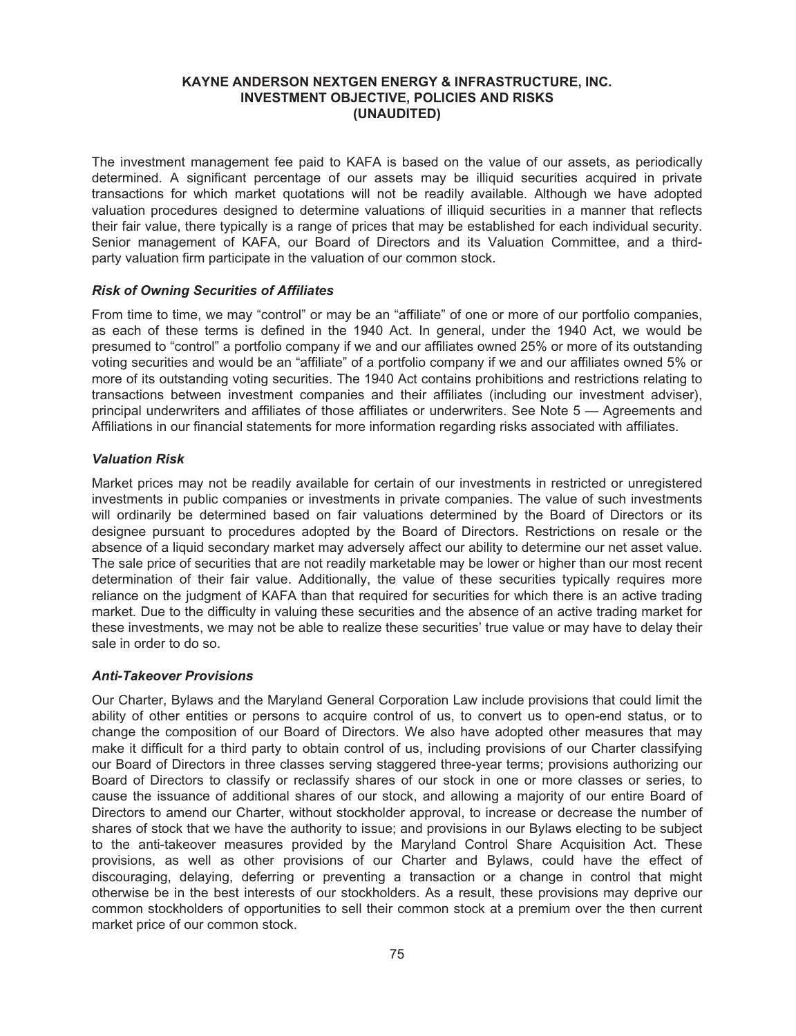The investment management fee paid to KAFA is based on the value of our assets, as periodically determined. A significant percentage of our assets may be illiquid securities acquired in private transactions for which market quotations will not be readily available. Although we have adopted valuation procedures designed to determine valuations of illiquid securities in a manner that reflects their fair value, there typically is a range of prices that may be established for each individual security. Senior management of KAFA, our Board of Directors and its Valuation Committee, and a third-party valuation firm participate in the valuation of our common stock.

### *Risk of Owning Securities of Affiliates*

From time to time, we may "control" or may be an "affiliate" of one or more of our portfolio companies, as each of these terms is defined in the 1940 Act. In general, under the 1940 Act, we would be presumed to "control" a portfolio company if we and our affiliates owned 25% or more of its outstanding voting securities and would be an "affiliate" of a portfolio company if we and our affiliates owned 5% or more of its outstanding voting securities. The 1940 Act contains prohibitions and restrictions relating to transactions between investment companies and their affiliates (including our investment adviser), principal underwriters and affiliates of those affiliates or underwriters. See Note 5 — Agreements and Affiliations in our financial statements for more information regarding risks associated with affiliates.

### *Valuation Risk*

Market prices may not be readily available for certain of our investments in restricted or unregistered investments in public companies or investments in private companies. The value of such investments will ordinarily be determined based on fair valuations determined by the Board of Directors or its designee pursuant to procedures adopted by the Board of Directors. Restrictions on resale or the absence of a liquid secondary market may adversely affect our ability to determine our net asset value. The sale price of securities that are not readily marketable may be lower or higher than our most recent determination of their fair value. Additionally, the value of these securities typically requires more reliance on the judgment of KAFA than that required for securities for which there is an active trading market. Due to the difficulty in valuing these securities and the absence of an active trading market for these investments, we may not be able to realize these securities' true value or may have to delay their sale in order to do so.

### *Anti-Takeover Provisions*

Our Charter, Bylaws and the Maryland General Corporation Law include provisions that could limit the ability of other entities or persons to acquire control of us, to convert us to open-end status, or to change the composition of our Board of Directors. We also have adopted other measures that may make it difficult for a third party to obtain control of us, including provisions of our Charter classifying our Board of Directors in three classes serving staggered three-year terms; provisions authorizing our Board of Directors to classify or reclassify shares of our stock in one or more classes or series, to cause the issuance of additional shares of our stock, and allowing a majority of our entire Board of Directors to amend our Charter, without stockholder approval, to increase or decrease the number of shares of stock that we have the authority to issue; and provisions in our Bylaws electing to be subject to the anti-takeover measures provided by the Maryland Control Share Acquisition Act. These provisions, as well as other provisions of our Charter and Bylaws, could have the effect of discouraging, delaying, deferring or preventing a transaction or a change in control that might otherwise be in the best interests of our stockholders. As a result, these provisions may deprive our common stockholders of opportunities to sell their common stock at a premium over the then current market price of our common stock.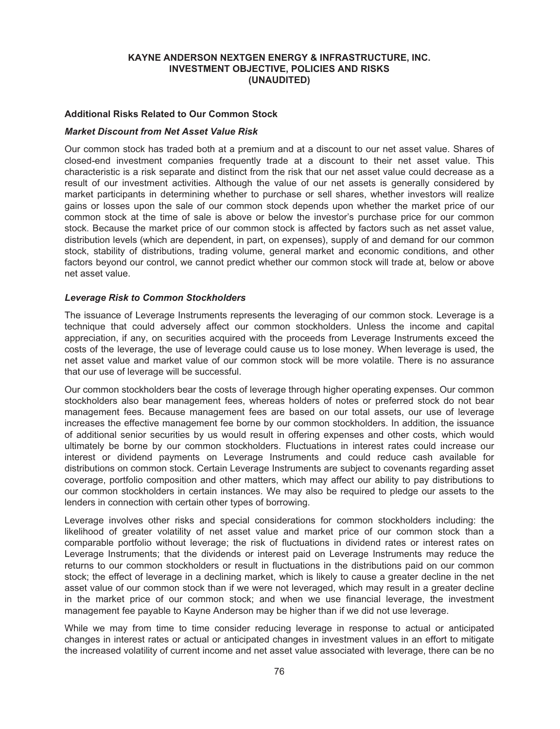**KAYNE ANDERSON NEXTGEN ENERGY & INFRASTRUCTURE, INC.**
**INVESTMENT OBJECTIVE, POLICIES AND RISKS**
**(UNAUDITED)**

### Additional Risks Related to Our Common Stock

#### *Market Discount from Net Asset Value Risk*

Our common stock has traded both at a premium and at a discount to our net asset value. Shares of closed-end investment companies frequently trade at a discount to their net asset value. This characteristic is a risk separate and distinct from the risk that our net asset value could decrease as a result of our investment activities. Although the value of our net assets is generally considered by market participants in determining whether to purchase or sell shares, whether investors will realize gains or losses upon the sale of our common stock depends upon whether the market price of our common stock at the time of sale is above or below the investor's purchase price for our common stock. Because the market price of our common stock is affected by factors such as net asset value, distribution levels (which are dependent, in part, on expenses), supply of and demand for our common stock, stability of distributions, trading volume, general market and economic conditions, and other factors beyond our control, we cannot predict whether our common stock will trade at, below or above net asset value.

#### *Leverage Risk to Common Stockholders*

The issuance of Leverage Instruments represents the leveraging of our common stock. Leverage is a technique that could adversely affect our common stockholders. Unless the income and capital appreciation, if any, on securities acquired with the proceeds from Leverage Instruments exceed the costs of the leverage, the use of leverage could cause us to lose money. When leverage is used, the net asset value and market value of our common stock will be more volatile. There is no assurance that our use of leverage will be successful.

Our common stockholders bear the costs of leverage through higher operating expenses. Our common stockholders also bear management fees, whereas holders of notes or preferred stock do not bear management fees. Because management fees are based on our total assets, our use of leverage increases the effective management fee borne by our common stockholders. In addition, the issuance of additional senior securities by us would result in offering expenses and other costs, which would ultimately be borne by our common stockholders. Fluctuations in interest rates could increase our interest or dividend payments on Leverage Instruments and could reduce cash available for distributions on common stock. Certain Leverage Instruments are subject to covenants regarding asset coverage, portfolio composition and other matters, which may affect our ability to pay distributions to our common stockholders in certain instances. We may also be required to pledge our assets to the lenders in connection with certain other types of borrowing.

Leverage involves other risks and special considerations for common stockholders including: the likelihood of greater volatility of net asset value and market price of our common stock than a comparable portfolio without leverage; the risk of fluctuations in dividend rates or interest rates on Leverage Instruments; that the dividends or interest paid on Leverage Instruments may reduce the returns to our common stockholders or result in fluctuations in the distributions paid on our common stock; the effect of leverage in a declining market, which is likely to cause a greater decline in the net asset value of our common stock than if we were not leveraged, which may result in a greater decline in the market price of our common stock; and when we use financial leverage, the investment management fee payable to Kayne Anderson may be higher than if we did not use leverage.

While we may from time to time consider reducing leverage in response to actual or anticipated changes in interest rates or actual or anticipated changes in investment values in an effort to mitigate the increased volatility of current income and net asset value associated with leverage, there can be no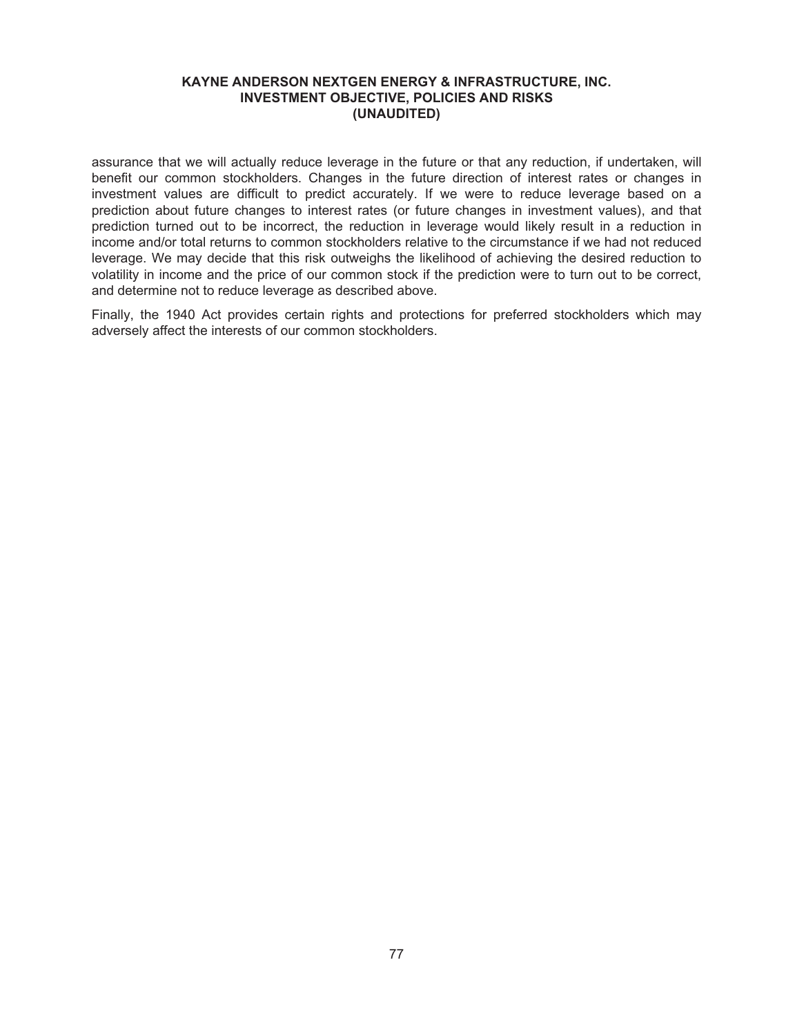assurance that we will actually reduce leverage in the future or that any reduction, if undertaken, will benefit our common stockholders. Changes in the future direction of interest rates or changes in investment values are difficult to predict accurately. If we were to reduce leverage based on a prediction about future changes to interest rates (or future changes in investment values), and that prediction turned out to be incorrect, the reduction in leverage would likely result in a reduction in income and/or total returns to common stockholders relative to the circumstance if we had not reduced leverage. We may decide that this risk outweighs the likelihood of achieving the desired reduction to volatility in income and the price of our common stock if the prediction were to turn out to be correct, and determine not to reduce leverage as described above.

Finally, the 1940 Act provides certain rights and protections for preferred stockholders which may adversely affect the interests of our common stockholders.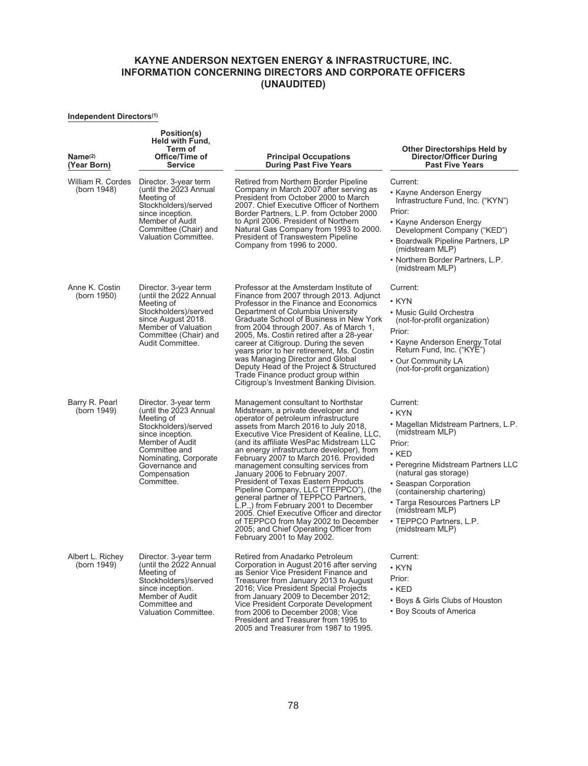# KAYNE ANDERSON NEXTGEN ENERGY & INFRASTRUCTURE, INC.
# INFORMATION CONCERNING DIRECTORS AND CORPORATE OFFICERS
# (UNAUDITED)

**Independent Directors[(1)]**

| Name[(2)] (Year Born) | Position(s) Held with Fund, Term of Office/Time of Service | Principal Occupations During Past Five Years | Other Directorships Held by Director/Officer During Past Five Years |
|---|---|---|---|
| William R. Cordes (born 1948) | Director. 3-year term (until the 2023 Annual Meeting of Stockholders)/served since inception. Member of Audit Committee (Chair) and Valuation Committee. | Retired from Northern Border Pipeline Company in March 2007 after serving as President from October 2000 to March 2007. Chief Executive Officer of Northern Border Partners, L.P. from October 2000 to April 2006. President of Northern Natural Gas Company from 1993 to 2000. President of Transwestern Pipeline Company from 1996 to 2000. | Current: • Kayne Anderson Energy Infrastructure Fund, Inc. ("KYN") Prior: • Kayne Anderson Energy Development Company ("KED") • Boardwalk Pipeline Partners, LP (midstream MLP) • Northern Border Partners, L.P. (midstream MLP) |
| Anne K. Costin (born 1950) | Director. 3-year term (until the 2022 Annual Meeting of Stockholders)/served since August 2018. Member of Valuation Committee (Chair) and Audit Committee. | Professor at the Amsterdam Institute of Finance from 2007 through 2013. Adjunct Professor in the Finance and Economics Department of Columbia University Graduate School of Business in New York from 2004 through 2007. As of March 1, 2005, Ms. Costin retired after a 28-year career at Citigroup. During the seven years prior to her retirement, Ms. Costin was Managing Director and Global Deputy Head of the Project & Structured Trade Finance product group within Citigroup's Investment Banking Division. | Current: • KYN • Music Guild Orchestra (not-for-profit organization) Prior: • Kayne Anderson Energy Total Return Fund, Inc. ("KYE") • Our Community LA (not-for-profit organization) |
| Barry R. Pearl (born 1949) | Director. 3-year term (until the 2023 Annual Meeting of Stockholders)/served since inception. Member of Audit Committee and Nominating, Corporate Governance and Compensation Committee. | Management consultant to Northstar Midstream, a private developer and operator of petroleum infrastructure assets from March 2016 to July 2018, Executive Vice President of Kealine, LLC, (and its affiliate WesPac Midstream LLC an energy infrastructure developer), from February 2007 to March 2016. Provided management consulting services from January 2006 to February 2007. President of Texas Eastern Products Pipeline Company, LLC ("TEPPCO"), (the general partner of TEPPCO Partners, L.P.,) from February 2001 to December 2005. Chief Executive Officer and director of TEPPCO from May 2002 to December 2005; and Chief Operating Officer from February 2001 to May 2002. | Current: • KYN • Magellan Midstream Partners, L.P. (midstream MLP) Prior: • KED • Peregrine Midstream Partners LLC (natural gas storage) • Seaspan Corporation (containership chartering) • Targa Resources Partners LP (midstream MLP) • TEPPCO Partners, L.P. (midstream MLP) |
| Albert L. Richey (born 1949) | Director. 3-year term (until the 2022 Annual Meeting of Stockholders)/served since inception. Member of Audit Committee and Valuation Committee. | Retired from Anadarko Petroleum Corporation in August 2016 after serving as Senior Vice President Finance and Treasurer from January 2013 to August 2016; Vice President Special Projects from January 2009 to December 2012; Vice President Corporate Development from 2006 to December 2008; Vice President and Treasurer from 1995 to 2005 and Treasurer from 1987 to 1995. | Current: • KYN Prior: • KED • Boys & Girls Clubs of Houston • Boy Scouts of America |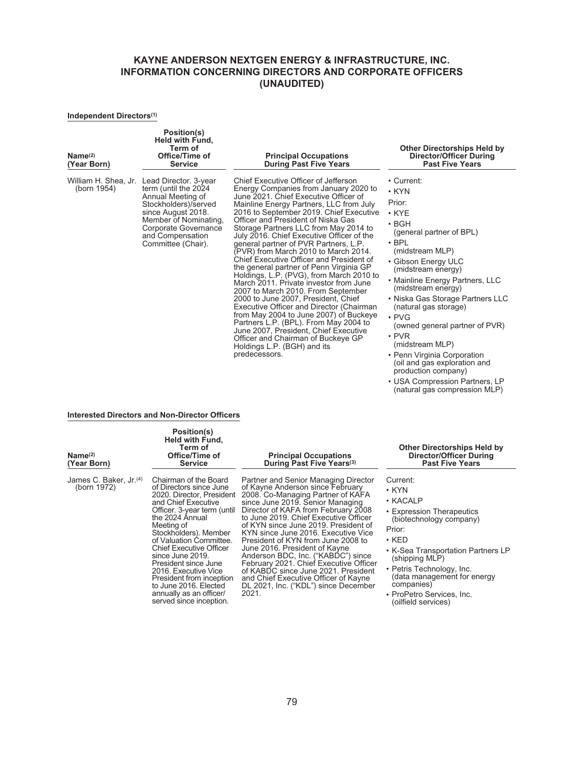# KAYNE ANDERSON NEXTGEN ENERGY & INFRASTRUCTURE, INC.
# INFORMATION CONCERNING DIRECTORS AND CORPORATE OFFICERS
# (UNAUDITED)

**Independent Directors[(1)]**

| Name[(2)] (Year Born) | Position(s) Held with Fund, Term of Office/Time of Service | Principal Occupations During Past Five Years | Other Directorships Held by Director/Officer During Past Five Years |
|---|---|---|---|
| William H. Shea, Jr. (born 1954) | Lead Director. 3-year term (until the 2024 Annual Meeting of Stockholders)/served since August 2018. Member of Nominating, Corporate Governance and Compensation Committee (Chair). | Chief Executive Officer of Jefferson Energy Companies from January 2020 to June 2021. Chief Executive Officer of Mainline Energy Partners, LLC from July 2016 to September 2019. Chief Executive Officer and President of Niska Gas Storage Partners LLC from May 2014 to July 2016. Chief Executive Officer of the general partner of PVR Partners, L.P. (PVR) from March 2010 to March 2014. Chief Executive Officer and President of the general partner of Penn Virginia GP Holdings, L.P. (PVG), from March 2010 to March 2011. Private investor from June 2007 to March 2010. From September 2000 to June 2007, President, Chief Executive Officer and Director (Chairman from May 2004 to June 2007) of Buckeye Partners L.P. (BPL). From May 2004 to June 2007, President, Chief Executive Officer and Chairman of Buckeye GP Holdings L.P. (BGH) and its predecessors. | • Current:<br>• KYN<br>Prior:<br>• KYE<br>• BGH (general partner of BPL)<br>• BPL (midstream MLP)<br>• Gibson Energy ULC (midstream energy)<br>• Mainline Energy Partners, LLC (midstream energy)<br>• Niska Gas Storage Partners LLC (natural gas storage)<br>• PVG (owned general partner of PVR)<br>• PVR (midstream MLP)<br>• Penn Virginia Corporation (oil and gas exploration and production company)<br>• USA Compression Partners, LP (natural gas compression MLP) |

**Interested Directors and Non-Director Officers**

| Name[(2)] (Year Born) | Position(s) Held with Fund, Term of Office/Time of Service | Principal Occupations During Past Five Years[(3)] | Other Directorships Held by Director/Officer During Past Five Years |
|---|---|---|---|
| James C. Baker, Jr.[(4)] (born 1972) | Chairman of the Board of Directors since June 2020. Director, President and Chief Executive Officer. 3-year term (until the 2024 Annual Meeting of Stockholders). Member of Valuation Committee. Chief Executive Officer since June 2019. President since June 2016. Executive Vice President from inception to June 2016. Elected annually as an officer/served since inception. | Partner and Senior Managing Director of Kayne Anderson since February 2008. Co-Managing Partner of KAFA since June 2019. Senior Managing Director of KAFA from February 2008 to June 2019. Chief Executive Officer of KYN since June 2019. President of KYN since June 2016. Executive Vice President of KYN from June 2008 to June 2016. President of Kayne Anderson BDC, Inc. ("KABDC") since February 2021. Chief Executive Officer of KABDC since June 2021. President and Chief Executive Officer of Kayne DL 2021, Inc. ("KDL") since December 2021. | Current:<br>• KYN<br>• KACALP<br>• Expression Therapeutics (biotechnology company)<br>Prior:<br>• KED<br>• K-Sea Transportation Partners LP (shipping MLP)<br>• Petris Technology, Inc. (data management for energy companies)<br>• ProPetro Services, Inc. (oilfield services) |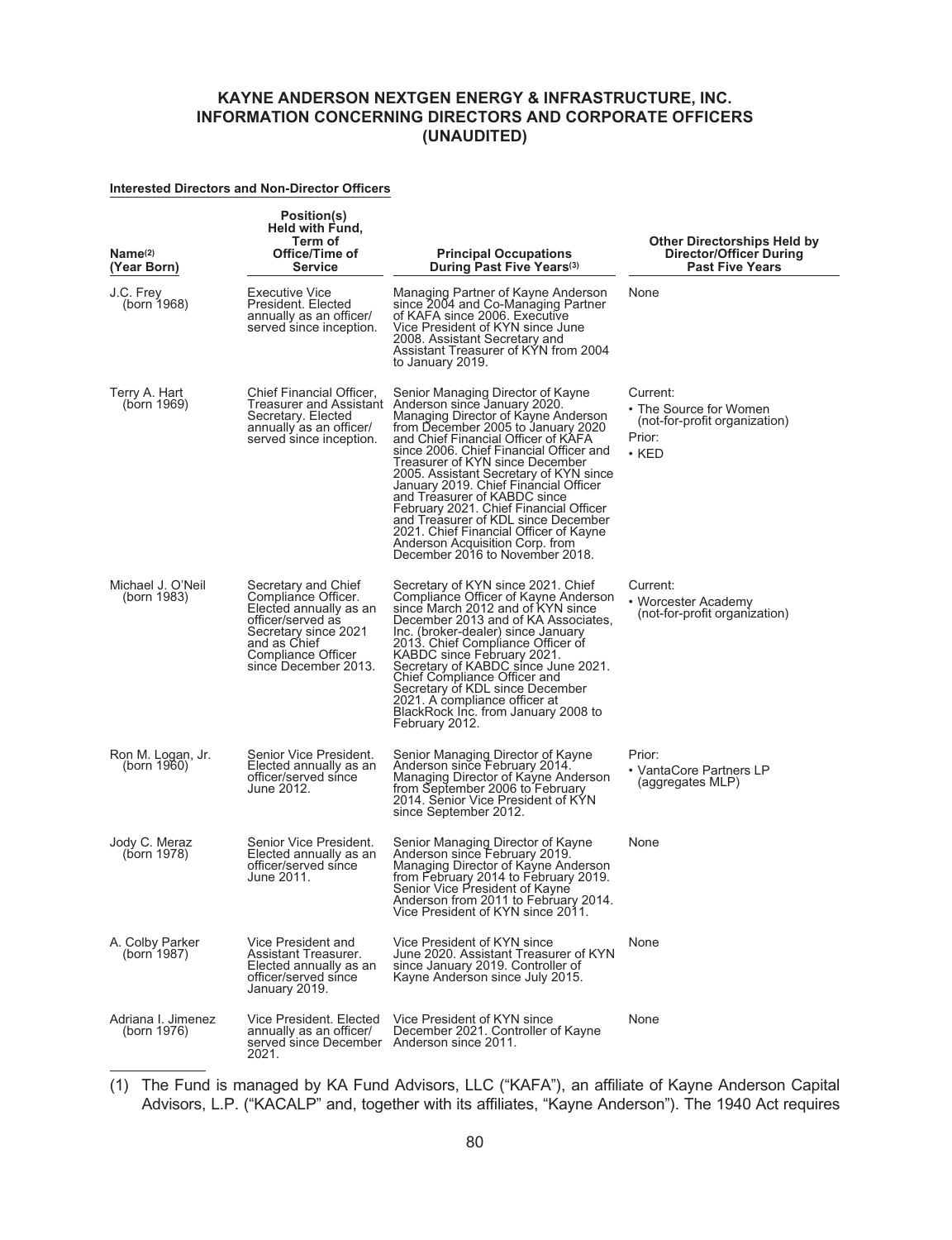# KAYNE ANDERSON NEXTGEN ENERGY & INFRASTRUCTURE, INC.
# INFORMATION CONCERNING DIRECTORS AND CORPORATE OFFICERS
# (UNAUDITED)

**Interested Directors and Non-Director Officers**

| Name[(2)] (Year Born) | Position(s) Held with Fund, Term of Office/Time of Service | Principal Occupations During Past Five Years[(3)] | Other Directorships Held by Director/Officer During Past Five Years |
|---|---|---|---|
| J.C. Frey (born 1968) | Executive Vice President. Elected annually as an officer/ served since inception. | Managing Partner of Kayne Anderson since 2004 and Co-Managing Partner of KAFA since 2006. Executive Vice President of KYN since June 2008. Assistant Secretary and Assistant Treasurer of KYN from 2004 to January 2019. | None |
| Terry A. Hart (born 1969) | Chief Financial Officer, Treasurer and Assistant Secretary. Elected annually as an officer/ served since inception. | Senior Managing Director of Kayne Anderson since January 2020. Managing Director of Kayne Anderson from December 2005 to January 2020 and Chief Financial Officer of KAFA since 2006. Chief Financial Officer and Treasurer of KYN since December 2005. Assistant Secretary of KYN since January 2019. Chief Financial Officer and Treasurer of KABDC since February 2021. Chief Financial Officer and Treasurer of KDL since December 2021. Chief Financial Officer of Kayne Anderson Acquisition Corp. from December 2016 to November 2018. | Current: • The Source for Women (not-for-profit organization) Prior: • KED |
| Michael J. O'Neil (born 1983) | Secretary and Chief Compliance Officer. Elected annually as an officer/served as Secretary since 2021 and as Chief Compliance Officer since December 2013. | Secretary of KYN since 2021. Chief Compliance Officer of Kayne Anderson since March 2012 and of KYN since December 2013 and of KA Associates, Inc. (broker-dealer) since January 2013. Chief Compliance Officer of KABDC since February 2021. Secretary of KABDC since June 2021. Chief Compliance Officer and Secretary of KDL since December 2021. A compliance officer at BlackRock Inc. from January 2008 to February 2012. | Current: • Worcester Academy (not-for-profit organization) |
| Ron M. Logan, Jr. (born 1960) | Senior Vice President. Elected annually as an officer/served since June 2012. | Senior Managing Director of Kayne Anderson since February 2014. Managing Director of Kayne Anderson from September 2006 to February 2014. Senior Vice President of KYN since September 2012. | Prior: • VantaCore Partners LP (aggregates MLP) |
| Jody C. Meraz (born 1978) | Senior Vice President. Elected annually as an officer/served since June 2011. | Senior Managing Director of Kayne Anderson since February 2019. Managing Director of Kayne Anderson from February 2014 to February 2019. Senior Vice President of Kayne Anderson from 2011 to February 2014. Vice President of KYN since 2011. | None |
| A. Colby Parker (born 1987) | Vice President and Assistant Treasurer. Elected annually as an officer/served since January 2019. | Vice President of KYN since June 2020. Assistant Treasurer of KYN since January 2019. Controller of Kayne Anderson since July 2015. | None |
| Adriana I. Jimenez (born 1976) | Vice President. Elected annually as an officer/ served since December 2021. | Vice President of KYN since December 2021. Controller of Kayne Anderson since 2011. | None |

(1) The Fund is managed by KA Fund Advisors, LLC ("KAFA"), an affiliate of Kayne Anderson Capital Advisors, L.P. ("KACALP" and, together with its affiliates, "Kayne Anderson"). The 1940 Act requires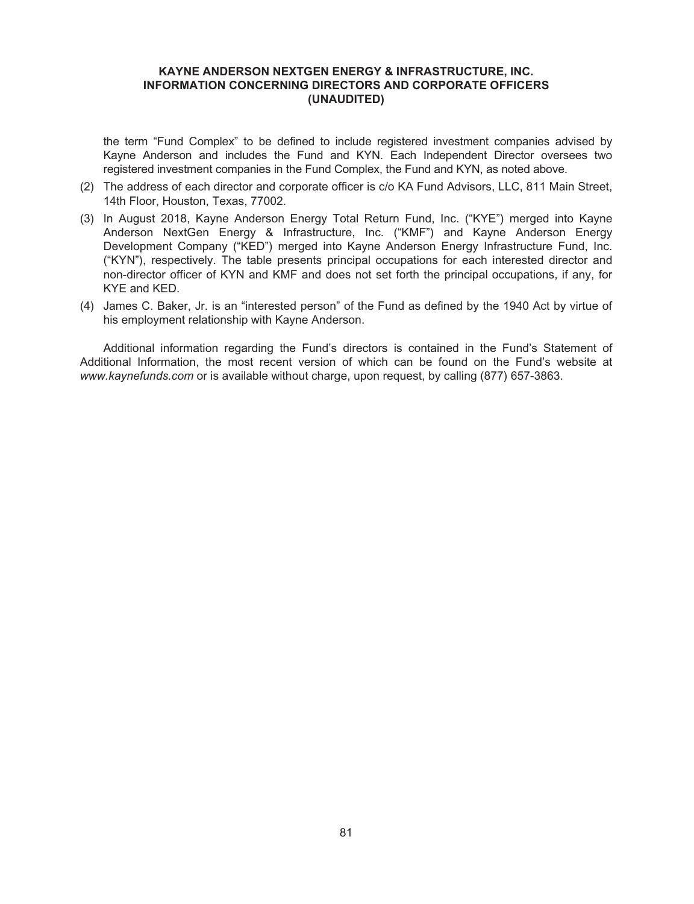the term "Fund Complex" to be defined to include registered investment companies advised by Kayne Anderson and includes the Fund and KYN. Each Independent Director oversees two registered investment companies in the Fund Complex, the Fund and KYN, as noted above.

(2) The address of each director and corporate officer is c/o KA Fund Advisors, LLC, 811 Main Street, 14th Floor, Houston, Texas, 77002.

(3) In August 2018, Kayne Anderson Energy Total Return Fund, Inc. ("KYE") merged into Kayne Anderson NextGen Energy & Infrastructure, Inc. ("KMF") and Kayne Anderson Energy Development Company ("KED") merged into Kayne Anderson Energy Infrastructure Fund, Inc. ("KYN"), respectively. The table presents principal occupations for each interested director and non-director officer of KYN and KMF and does not set forth the principal occupations, if any, for KYE and KED.

(4) James C. Baker, Jr. is an "interested person" of the Fund as defined by the 1940 Act by virtue of his employment relationship with Kayne Anderson.

Additional information regarding the Fund's directors is contained in the Fund's Statement of Additional Information, the most recent version of which can be found on the Fund's website at *www.kaynefunds.com* or is available without charge, upon request, by calling (877) 657-3863.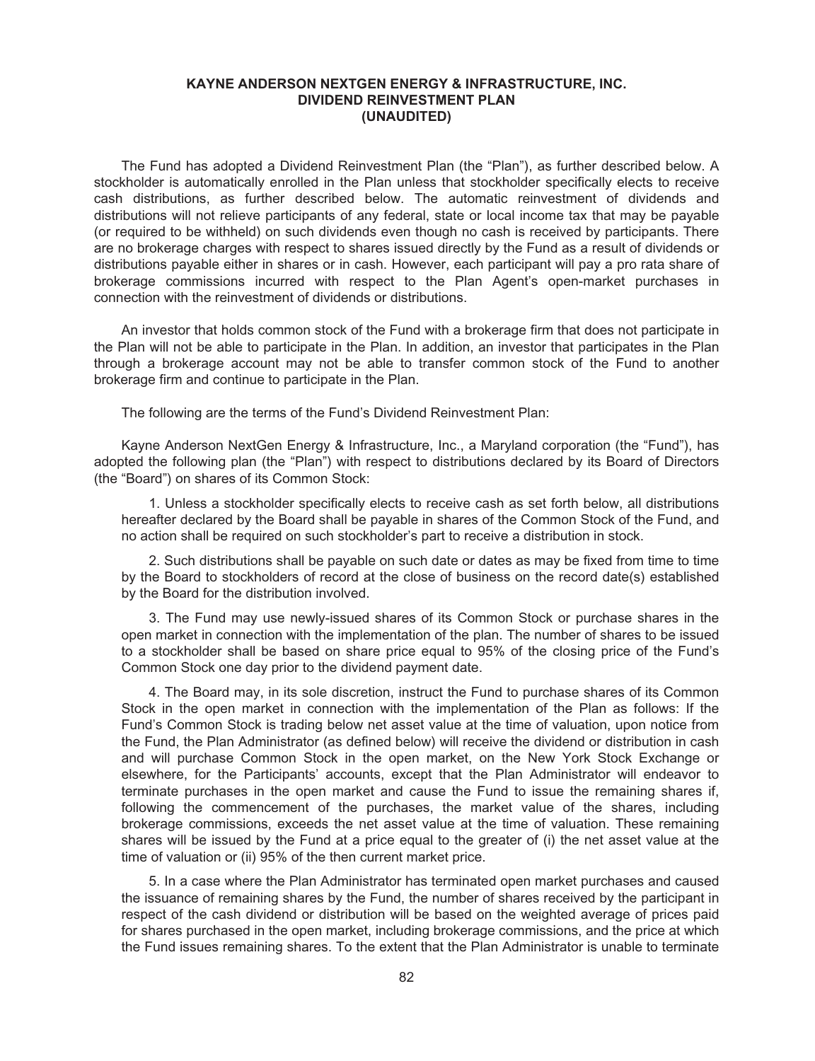# KAYNE ANDERSON NEXTGEN ENERGY & INFRASTRUCTURE, INC.
## DIVIDEND REINVESTMENT PLAN
## (UNAUDITED)

The Fund has adopted a Dividend Reinvestment Plan (the "Plan"), as further described below. A stockholder is automatically enrolled in the Plan unless that stockholder specifically elects to receive cash distributions, as further described below. The automatic reinvestment of dividends and distributions will not relieve participants of any federal, state or local income tax that may be payable (or required to be withheld) on such dividends even though no cash is received by participants. There are no brokerage charges with respect to shares issued directly by the Fund as a result of dividends or distributions payable either in shares or in cash. However, each participant will pay a pro rata share of brokerage commissions incurred with respect to the Plan Agent's open-market purchases in connection with the reinvestment of dividends or distributions.

An investor that holds common stock of the Fund with a brokerage firm that does not participate in the Plan will not be able to participate in the Plan. In addition, an investor that participates in the Plan through a brokerage account may not be able to transfer common stock of the Fund to another brokerage firm and continue to participate in the Plan.

The following are the terms of the Fund's Dividend Reinvestment Plan:

Kayne Anderson NextGen Energy & Infrastructure, Inc., a Maryland corporation (the "Fund"), has adopted the following plan (the "Plan") with respect to distributions declared by its Board of Directors (the "Board") on shares of its Common Stock:

1. Unless a stockholder specifically elects to receive cash as set forth below, all distributions hereafter declared by the Board shall be payable in shares of the Common Stock of the Fund, and no action shall be required on such stockholder's part to receive a distribution in stock.

2. Such distributions shall be payable on such date or dates as may be fixed from time to time by the Board to stockholders of record at the close of business on the record date(s) established by the Board for the distribution involved.

3. The Fund may use newly-issued shares of its Common Stock or purchase shares in the open market in connection with the implementation of the plan. The number of shares to be issued to a stockholder shall be based on share price equal to 95% of the closing price of the Fund's Common Stock one day prior to the dividend payment date.

4. The Board may, in its sole discretion, instruct the Fund to purchase shares of its Common Stock in the open market in connection with the implementation of the Plan as follows: If the Fund's Common Stock is trading below net asset value at the time of valuation, upon notice from the Fund, the Plan Administrator (as defined below) will receive the dividend or distribution in cash and will purchase Common Stock in the open market, on the New York Stock Exchange or elsewhere, for the Participants' accounts, except that the Plan Administrator will endeavor to terminate purchases in the open market and cause the Fund to issue the remaining shares if, following the commencement of the purchases, the market value of the shares, including brokerage commissions, exceeds the net asset value at the time of valuation. These remaining shares will be issued by the Fund at a price equal to the greater of (i) the net asset value at the time of valuation or (ii) 95% of the then current market price.

5. In a case where the Plan Administrator has terminated open market purchases and caused the issuance of remaining shares by the Fund, the number of shares received by the participant in respect of the cash dividend or distribution will be based on the weighted average of prices paid for shares purchased in the open market, including brokerage commissions, and the price at which the Fund issues remaining shares. To the extent that the Plan Administrator is unable to terminate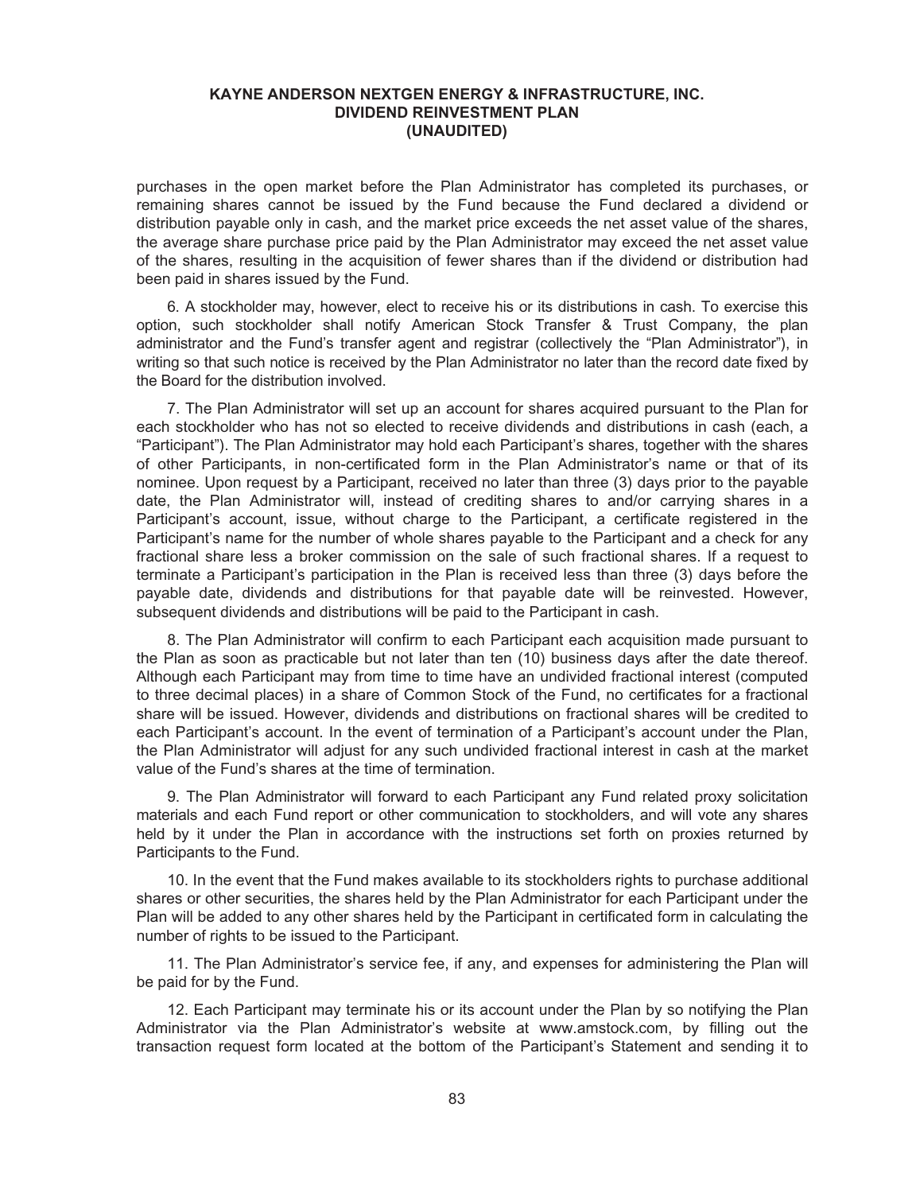purchases in the open market before the Plan Administrator has completed its purchases, or remaining shares cannot be issued by the Fund because the Fund declared a dividend or distribution payable only in cash, and the market price exceeds the net asset value of the shares, the average share purchase price paid by the Plan Administrator may exceed the net asset value of the shares, resulting in the acquisition of fewer shares than if the dividend or distribution had been paid in shares issued by the Fund.

6. A stockholder may, however, elect to receive his or its distributions in cash. To exercise this option, such stockholder shall notify American Stock Transfer & Trust Company, the plan administrator and the Fund's transfer agent and registrar (collectively the "Plan Administrator"), in writing so that such notice is received by the Plan Administrator no later than the record date fixed by the Board for the distribution involved.

7. The Plan Administrator will set up an account for shares acquired pursuant to the Plan for each stockholder who has not so elected to receive dividends and distributions in cash (each, a "Participant"). The Plan Administrator may hold each Participant's shares, together with the shares of other Participants, in non-certificated form in the Plan Administrator's name or that of its nominee. Upon request by a Participant, received no later than three (3) days prior to the payable date, the Plan Administrator will, instead of crediting shares to and/or carrying shares in a Participant's account, issue, without charge to the Participant, a certificate registered in the Participant's name for the number of whole shares payable to the Participant and a check for any fractional share less a broker commission on the sale of such fractional shares. If a request to terminate a Participant's participation in the Plan is received less than three (3) days before the payable date, dividends and distributions for that payable date will be reinvested. However, subsequent dividends and distributions will be paid to the Participant in cash.

8. The Plan Administrator will confirm to each Participant each acquisition made pursuant to the Plan as soon as practicable but not later than ten (10) business days after the date thereof. Although each Participant may from time to time have an undivided fractional interest (computed to three decimal places) in a share of Common Stock of the Fund, no certificates for a fractional share will be issued. However, dividends and distributions on fractional shares will be credited to each Participant's account. In the event of termination of a Participant's account under the Plan, the Plan Administrator will adjust for any such undivided fractional interest in cash at the market value of the Fund's shares at the time of termination.

9. The Plan Administrator will forward to each Participant any Fund related proxy solicitation materials and each Fund report or other communication to stockholders, and will vote any shares held by it under the Plan in accordance with the instructions set forth on proxies returned by Participants to the Fund.

10. In the event that the Fund makes available to its stockholders rights to purchase additional shares or other securities, the shares held by the Plan Administrator for each Participant under the Plan will be added to any other shares held by the Participant in certificated form in calculating the number of rights to be issued to the Participant.

11. The Plan Administrator's service fee, if any, and expenses for administering the Plan will be paid for by the Fund.

12. Each Participant may terminate his or its account under the Plan by so notifying the Plan Administrator via the Plan Administrator's website at www.amstock.com, by filling out the transaction request form located at the bottom of the Participant's Statement and sending it to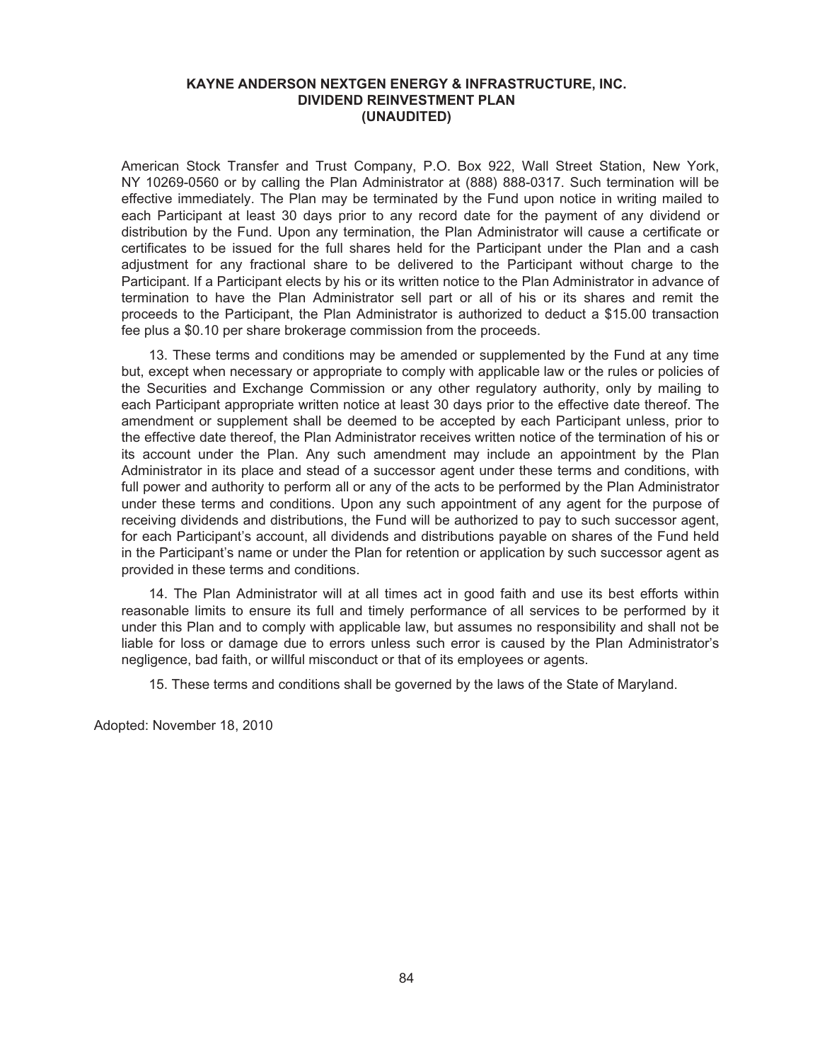**KAYNE ANDERSON NEXTGEN ENERGY & INFRASTRUCTURE, INC.**
**DIVIDEND REINVESTMENT PLAN**
**(UNAUDITED)**

American Stock Transfer and Trust Company, P.O. Box 922, Wall Street Station, New York, NY 10269-0560 or by calling the Plan Administrator at (888) 888-0317. Such termination will be effective immediately. The Plan may be terminated by the Fund upon notice in writing mailed to each Participant at least 30 days prior to any record date for the payment of any dividend or distribution by the Fund. Upon any termination, the Plan Administrator will cause a certificate or certificates to be issued for the full shares held for the Participant under the Plan and a cash adjustment for any fractional share to be delivered to the Participant without charge to the Participant. If a Participant elects by his or its written notice to the Plan Administrator in advance of termination to have the Plan Administrator sell part or all of his or its shares and remit the proceeds to the Participant, the Plan Administrator is authorized to deduct a $15.00 transaction fee plus a $0.10 per share brokerage commission from the proceeds.

13. These terms and conditions may be amended or supplemented by the Fund at any time but, except when necessary or appropriate to comply with applicable law or the rules or policies of the Securities and Exchange Commission or any other regulatory authority, only by mailing to each Participant appropriate written notice at least 30 days prior to the effective date thereof. The amendment or supplement shall be deemed to be accepted by each Participant unless, prior to the effective date thereof, the Plan Administrator receives written notice of the termination of his or its account under the Plan. Any such amendment may include an appointment by the Plan Administrator in its place and stead of a successor agent under these terms and conditions, with full power and authority to perform all or any of the acts to be performed by the Plan Administrator under these terms and conditions. Upon any such appointment of any agent for the purpose of receiving dividends and distributions, the Fund will be authorized to pay to such successor agent, for each Participant's account, all dividends and distributions payable on shares of the Fund held in the Participant's name or under the Plan for retention or application by such successor agent as provided in these terms and conditions.

14. The Plan Administrator will at all times act in good faith and use its best efforts within reasonable limits to ensure its full and timely performance of all services to be performed by it under this Plan and to comply with applicable law, but assumes no responsibility and shall not be liable for loss or damage due to errors unless such error is caused by the Plan Administrator's negligence, bad faith, or willful misconduct or that of its employees or agents.

15. These terms and conditions shall be governed by the laws of the State of Maryland.

Adopted: November 18, 2010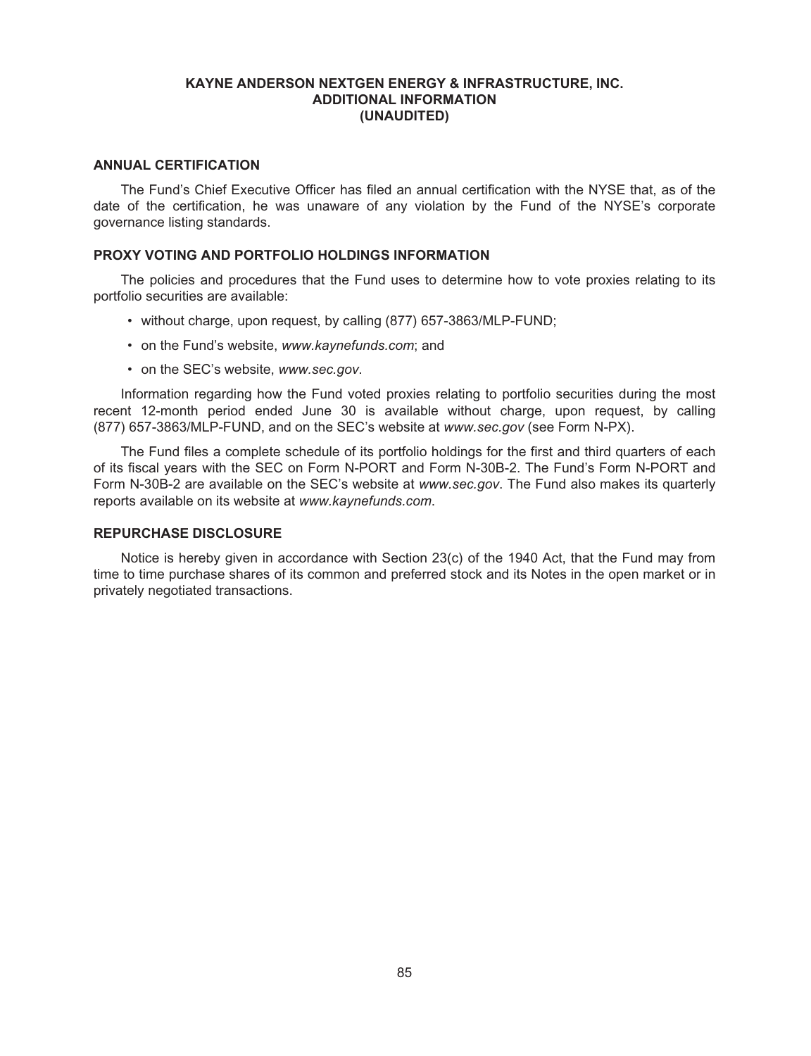# KAYNE ANDERSON NEXTGEN ENERGY & INFRASTRUCTURE, INC.
# ADDITIONAL INFORMATION
# (UNAUDITED)

## ANNUAL CERTIFICATION

The Fund's Chief Executive Officer has filed an annual certification with the NYSE that, as of the date of the certification, he was unaware of any violation by the Fund of the NYSE's corporate governance listing standards.

## PROXY VOTING AND PORTFOLIO HOLDINGS INFORMATION

The policies and procedures that the Fund uses to determine how to vote proxies relating to its portfolio securities are available:

- without charge, upon request, by calling (877) 657-3863/MLP-FUND;
- on the Fund's website, *www.kaynefunds.com*; and
- on the SEC's website, *www.sec.gov*.

Information regarding how the Fund voted proxies relating to portfolio securities during the most recent 12-month period ended June 30 is available without charge, upon request, by calling (877) 657-3863/MLP-FUND, and on the SEC's website at *www.sec.gov* (see Form N-PX).

The Fund files a complete schedule of its portfolio holdings for the first and third quarters of each of its fiscal years with the SEC on Form N-PORT and Form N-30B-2. The Fund's Form N-PORT and Form N-30B-2 are available on the SEC's website at *www.sec.gov*. The Fund also makes its quarterly reports available on its website at *www.kaynefunds.com.*

## REPURCHASE DISCLOSURE

Notice is hereby given in accordance with Section 23(c) of the 1940 Act, that the Fund may from time to time purchase shares of its common and preferred stock and its Notes in the open market or in privately negotiated transactions.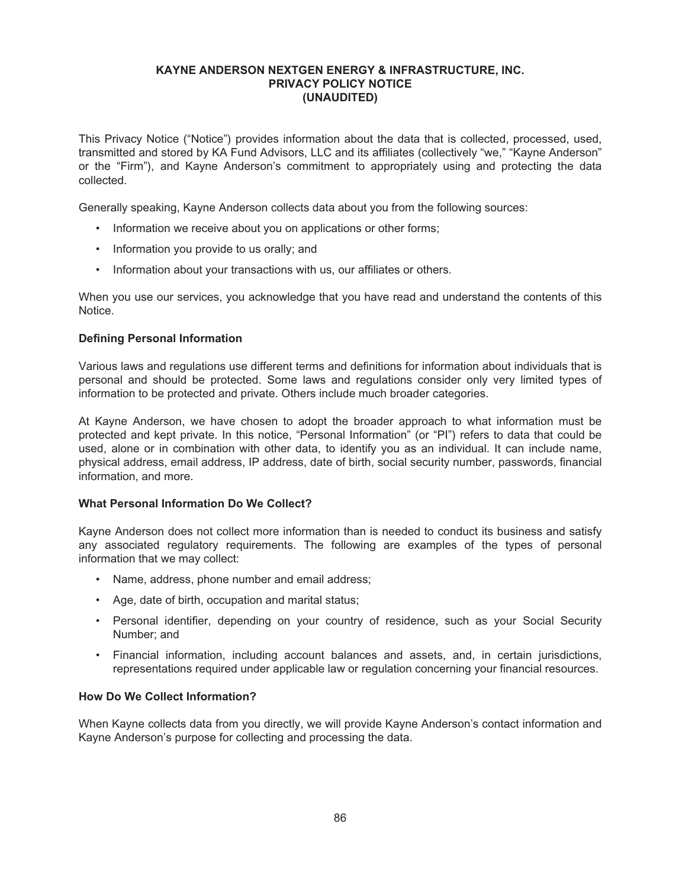# KAYNE ANDERSON NEXTGEN ENERGY & INFRASTRUCTURE, INC.
# PRIVACY POLICY NOTICE
# (UNAUDITED)

This Privacy Notice ("Notice") provides information about the data that is collected, processed, used, transmitted and stored by KA Fund Advisors, LLC and its affiliates (collectively "we," "Kayne Anderson" or the "Firm"), and Kayne Anderson's commitment to appropriately using and protecting the data collected.

Generally speaking, Kayne Anderson collects data about you from the following sources:

- Information we receive about you on applications or other forms;
- Information you provide to us orally; and
- Information about your transactions with us, our affiliates or others.

When you use our services, you acknowledge that you have read and understand the contents of this Notice.

**Defining Personal Information**

Various laws and regulations use different terms and definitions for information about individuals that is personal and should be protected. Some laws and regulations consider only very limited types of information to be protected and private. Others include much broader categories.

At Kayne Anderson, we have chosen to adopt the broader approach to what information must be protected and kept private. In this notice, "Personal Information" (or "PI") refers to data that could be used, alone or in combination with other data, to identify you as an individual. It can include name, physical address, email address, IP address, date of birth, social security number, passwords, financial information, and more.

**What Personal Information Do We Collect?**

Kayne Anderson does not collect more information than is needed to conduct its business and satisfy any associated regulatory requirements. The following are examples of the types of personal information that we may collect:

- Name, address, phone number and email address;
- Age, date of birth, occupation and marital status;
- Personal identifier, depending on your country of residence, such as your Social Security Number; and
- Financial information, including account balances and assets, and, in certain jurisdictions, representations required under applicable law or regulation concerning your financial resources.

**How Do We Collect Information?**

When Kayne collects data from you directly, we will provide Kayne Anderson's contact information and Kayne Anderson's purpose for collecting and processing the data.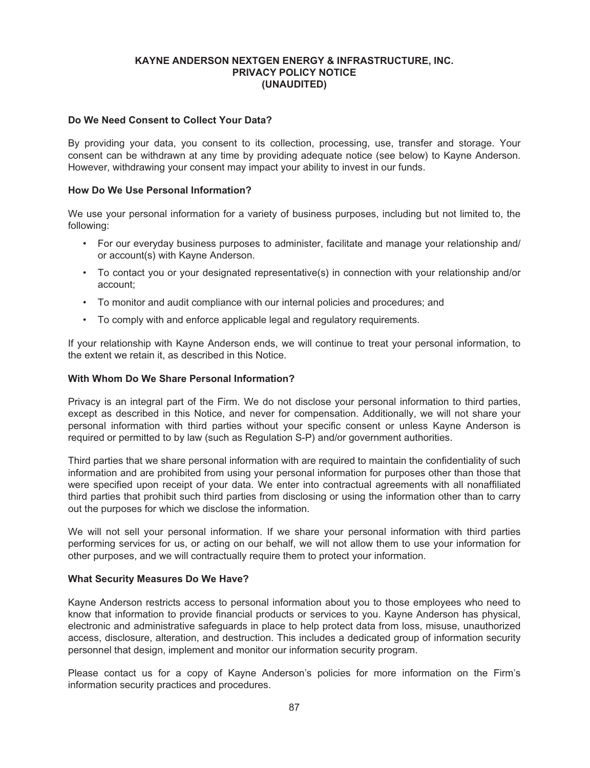# KAYNE ANDERSON NEXTGEN ENERGY & INFRASTRUCTURE, INC.
# PRIVACY POLICY NOTICE
# (UNAUDITED)

### Do We Need Consent to Collect Your Data?

By providing your data, you consent to its collection, processing, use, transfer and storage. Your consent can be withdrawn at any time by providing adequate notice (see below) to Kayne Anderson. However, withdrawing your consent may impact your ability to invest in our funds.

### How Do We Use Personal Information?

We use your personal information for a variety of business purposes, including but not limited to, the following:

- For our everyday business purposes to administer, facilitate and manage your relationship and/ or account(s) with Kayne Anderson.
- To contact you or your designated representative(s) in connection with your relationship and/or account;
- To monitor and audit compliance with our internal policies and procedures; and
- To comply with and enforce applicable legal and regulatory requirements.

If your relationship with Kayne Anderson ends, we will continue to treat your personal information, to the extent we retain it, as described in this Notice.

### With Whom Do We Share Personal Information?

Privacy is an integral part of the Firm. We do not disclose your personal information to third parties, except as described in this Notice, and never for compensation. Additionally, we will not share your personal information with third parties without your specific consent or unless Kayne Anderson is required or permitted to by law (such as Regulation S-P) and/or government authorities.

Third parties that we share personal information with are required to maintain the confidentiality of such information and are prohibited from using your personal information for purposes other than those that were specified upon receipt of your data. We enter into contractual agreements with all nonaffiliated third parties that prohibit such third parties from disclosing or using the information other than to carry out the purposes for which we disclose the information.

We will not sell your personal information. If we share your personal information with third parties performing services for us, or acting on our behalf, we will not allow them to use your information for other purposes, and we will contractually require them to protect your information.

### What Security Measures Do We Have?

Kayne Anderson restricts access to personal information about you to those employees who need to know that information to provide financial products or services to you. Kayne Anderson has physical, electronic and administrative safeguards in place to help protect data from loss, misuse, unauthorized access, disclosure, alteration, and destruction. This includes a dedicated group of information security personnel that design, implement and monitor our information security program.

Please contact us for a copy of Kayne Anderson's policies for more information on the Firm's information security practices and procedures.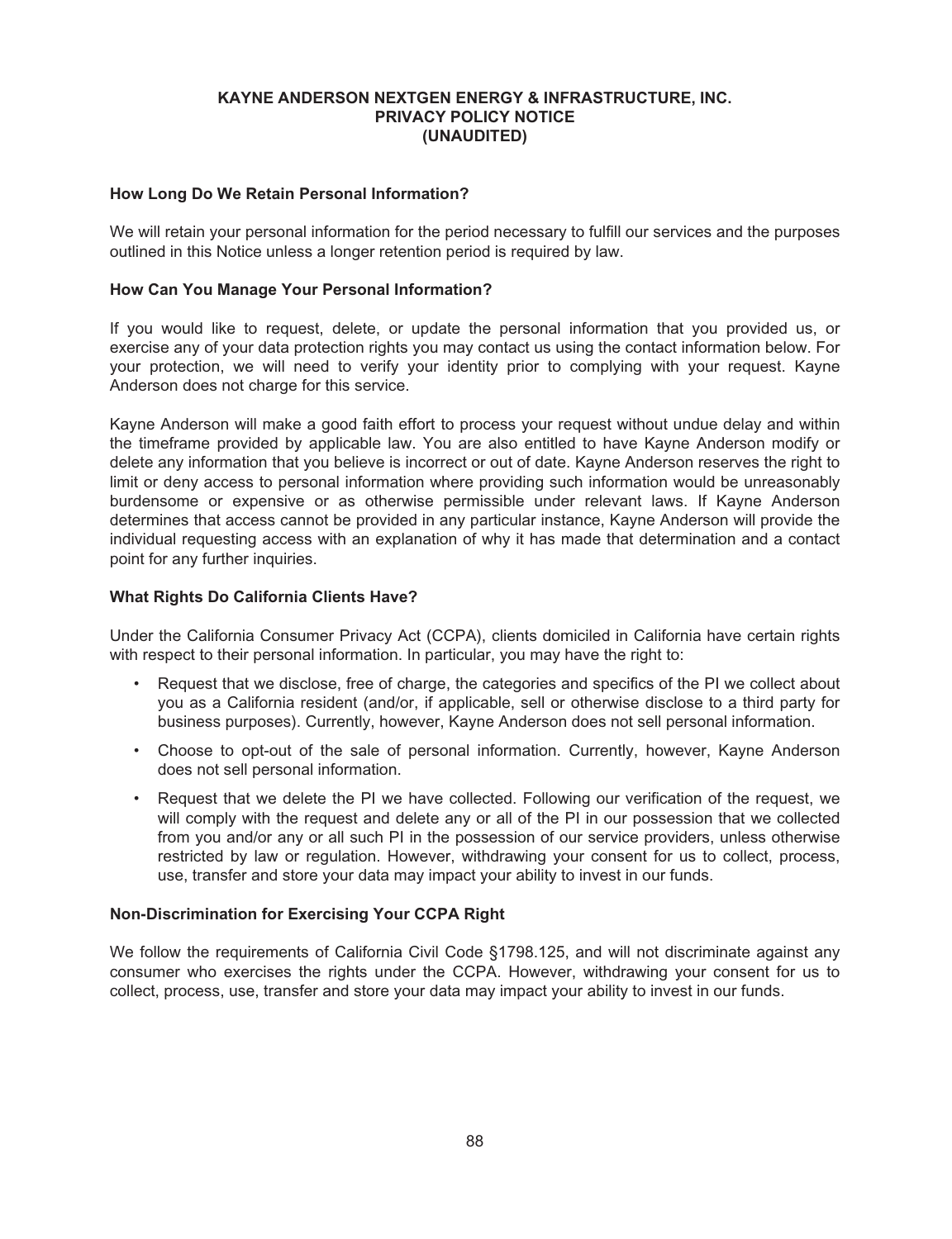# KAYNE ANDERSON NEXTGEN ENERGY & INFRASTRUCTURE, INC.
# PRIVACY POLICY NOTICE
# (UNAUDITED)

**How Long Do We Retain Personal Information?**

We will retain your personal information for the period necessary to fulfill our services and the purposes outlined in this Notice unless a longer retention period is required by law.

**How Can You Manage Your Personal Information?**

If you would like to request, delete, or update the personal information that you provided us, or exercise any of your data protection rights you may contact us using the contact information below. For your protection, we will need to verify your identity prior to complying with your request. Kayne Anderson does not charge for this service.

Kayne Anderson will make a good faith effort to process your request without undue delay and within the timeframe provided by applicable law. You are also entitled to have Kayne Anderson modify or delete any information that you believe is incorrect or out of date. Kayne Anderson reserves the right to limit or deny access to personal information where providing such information would be unreasonably burdensome or expensive or as otherwise permissible under relevant laws. If Kayne Anderson determines that access cannot be provided in any particular instance, Kayne Anderson will provide the individual requesting access with an explanation of why it has made that determination and a contact point for any further inquiries.

**What Rights Do California Clients Have?**

Under the California Consumer Privacy Act (CCPA), clients domiciled in California have certain rights with respect to their personal information. In particular, you may have the right to:

- Request that we disclose, free of charge, the categories and specifics of the PI we collect about you as a California resident (and/or, if applicable, sell or otherwise disclose to a third party for business purposes). Currently, however, Kayne Anderson does not sell personal information.
- Choose to opt-out of the sale of personal information. Currently, however, Kayne Anderson does not sell personal information.
- Request that we delete the PI we have collected. Following our verification of the request, we will comply with the request and delete any or all of the PI in our possession that we collected from you and/or any or all such PI in the possession of our service providers, unless otherwise restricted by law or regulation. However, withdrawing your consent for us to collect, process, use, transfer and store your data may impact your ability to invest in our funds.

**Non-Discrimination for Exercising Your CCPA Right**

We follow the requirements of California Civil Code §1798.125, and will not discriminate against any consumer who exercises the rights under the CCPA. However, withdrawing your consent for us to collect, process, use, transfer and store your data may impact your ability to invest in our funds.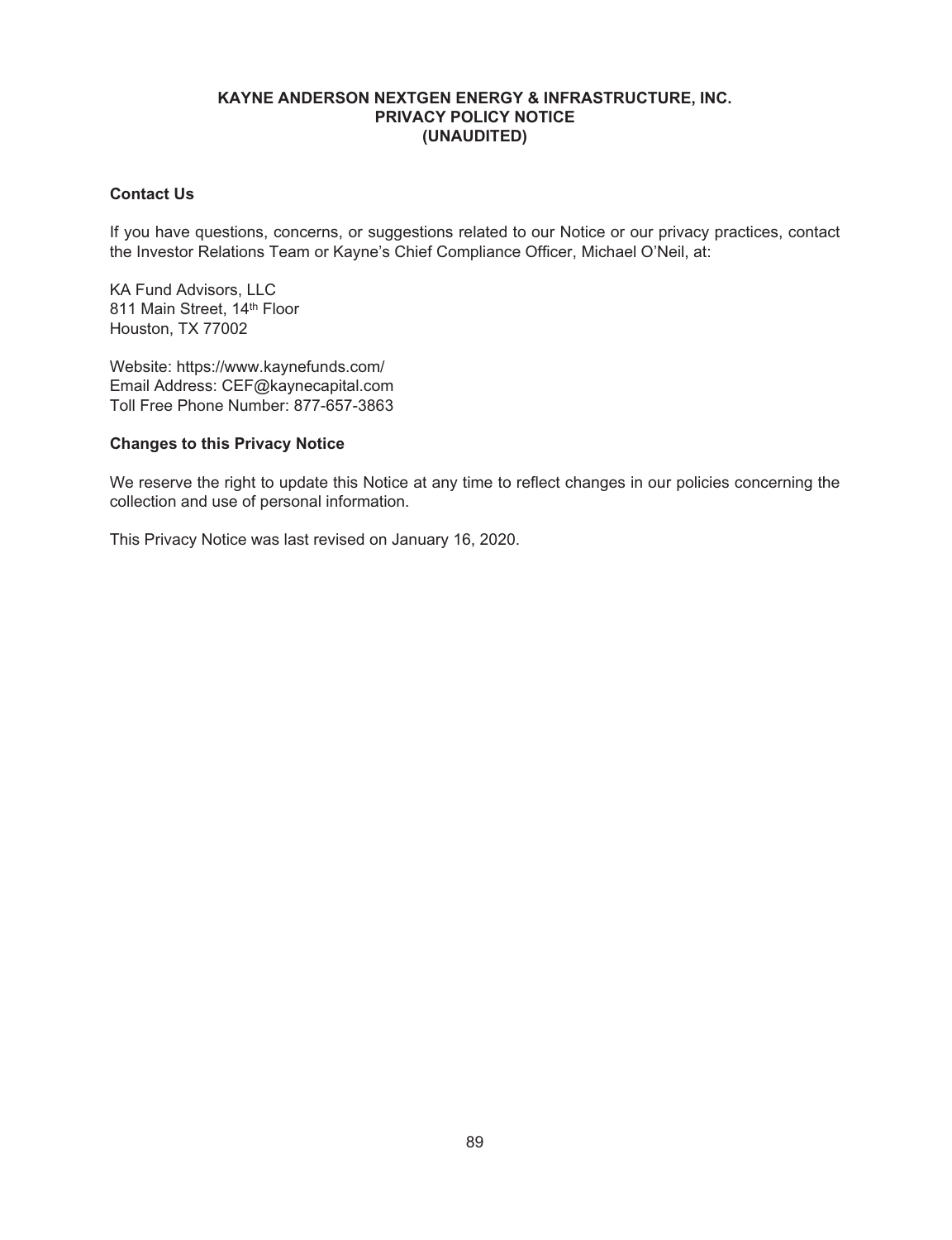**KAYNE ANDERSON NEXTGEN ENERGY & INFRASTRUCTURE, INC.**
**PRIVACY POLICY NOTICE**
**(UNAUDITED)**

### Contact Us

If you have questions, concerns, or suggestions related to our Notice or our privacy practices, contact the Investor Relations Team or Kayne's Chief Compliance Officer, Michael O'Neil, at:

KA Fund Advisors, LLC
811 Main Street, 14th Floor
Houston, TX 77002

Website: https://www.kaynefunds.com/
Email Address: CEF@kaynecapital.com
Toll Free Phone Number: 877-657-3863

### Changes to this Privacy Notice

We reserve the right to update this Notice at any time to reflect changes in our policies concerning the collection and use of personal information.

This Privacy Notice was last revised on January 16, 2020.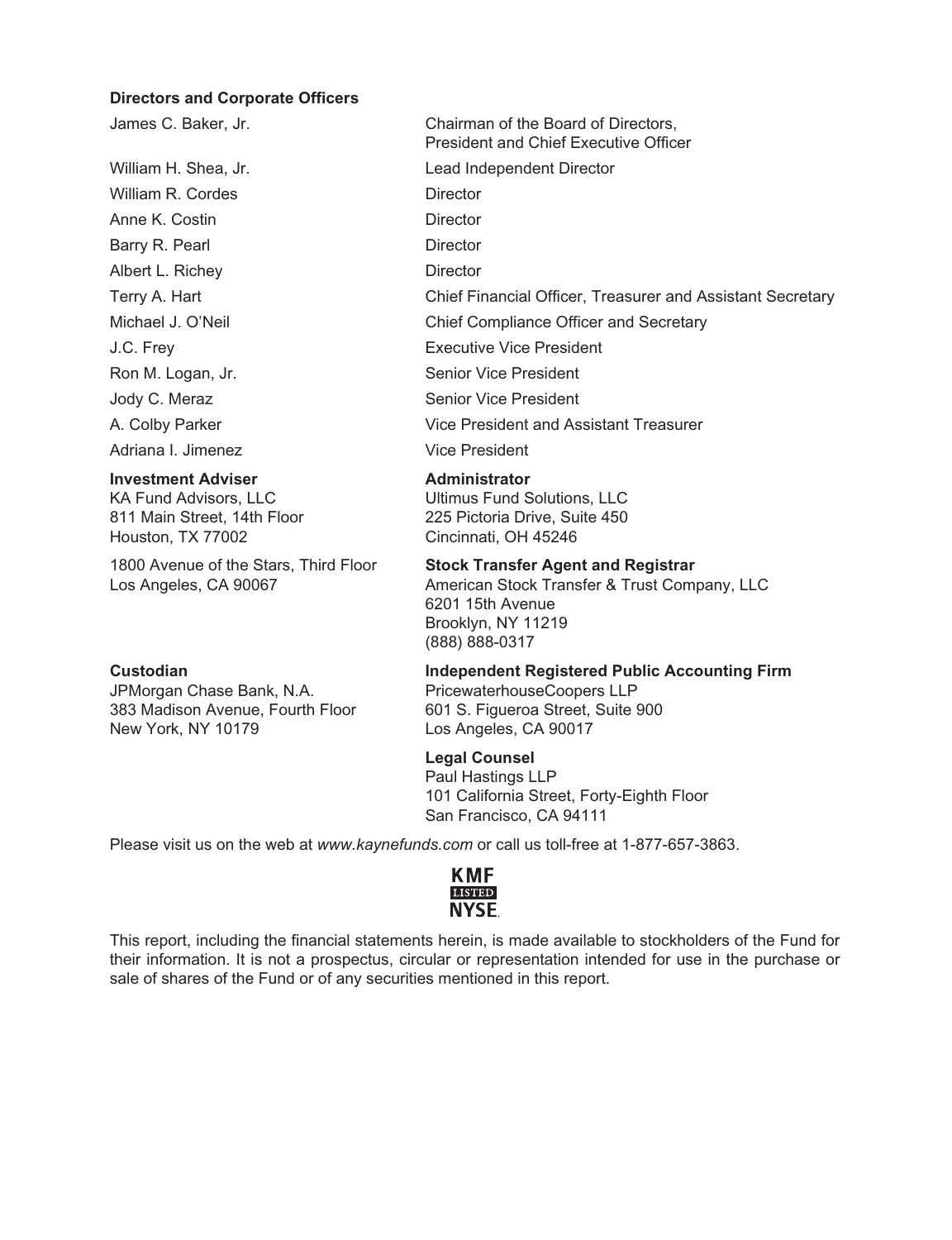**Directors and Corporate Officers**

| | |
|---|---|
| James C. Baker, Jr. | Chairman of the Board of Directors, President and Chief Executive Officer |
| William H. Shea, Jr. | Lead Independent Director |
| William R. Cordes | Director |
| Anne K. Costin | Director |
| Barry R. Pearl | Director |
| Albert L. Richey | Director |
| Terry A. Hart | Chief Financial Officer, Treasurer and Assistant Secretary |
| Michael J. O'Neil | Chief Compliance Officer and Secretary |
| J.C. Frey | Executive Vice President |
| Ron M. Logan, Jr. | Senior Vice President |
| Jody C. Meraz | Senior Vice President |
| A. Colby Parker | Vice President and Assistant Treasurer |
| Adriana I. Jimenez | Vice President |

**Investment Adviser**
KA Fund Advisors, LLC
811 Main Street, 14th Floor
Houston, TX 77002

1800 Avenue of the Stars, Third Floor
Los Angeles, CA 90067

**Custodian**
JPMorgan Chase Bank, N.A.
383 Madison Avenue, Fourth Floor
New York, NY 10179

**Administrator**
Ultimus Fund Solutions, LLC
225 Pictoria Drive, Suite 450
Cincinnati, OH 45246

**Stock Transfer Agent and Registrar**
American Stock Transfer & Trust Company, LLC
6201 15th Avenue
Brooklyn, NY 11219
(888) 888-0317

**Independent Registered Public Accounting Firm**
PricewaterhouseCoopers LLP
601 S. Figueroa Street, Suite 900
Los Angeles, CA 90017

**Legal Counsel**
Paul Hastings LLP
101 California Street, Forty-Eighth Floor
San Francisco, CA 94111

Please visit us on the web at *www.kaynefunds.com* or call us toll-free at 1-877-657-3863.

KMF
LISTED
NYSE.

This report, including the financial statements herein, is made available to stockholders of the Fund for their information. It is not a prospectus, circular or representation intended for use in the purchase or sale of shares of the Fund or of any securities mentioned in this report.